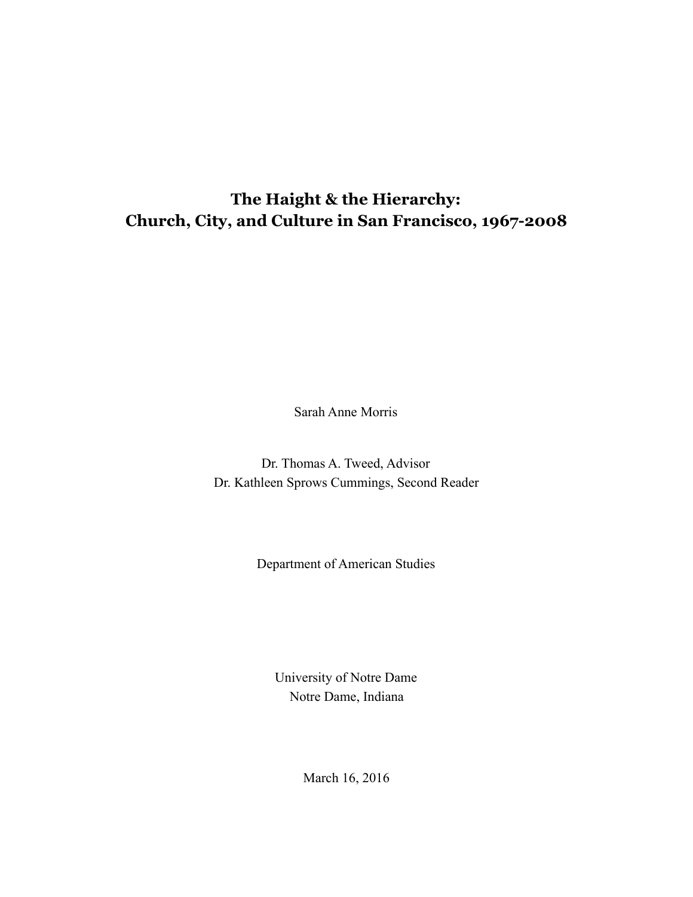# The Haight & the Hierarchy:
# Church, City, and Culture in San Francisco, 1967-2008

Sarah Anne Morris

Dr. Thomas A. Tweed, Advisor
Dr. Kathleen Sprows Cummings, Second Reader

Department of American Studies

University of Notre Dame
Notre Dame, Indiana

March 16, 2016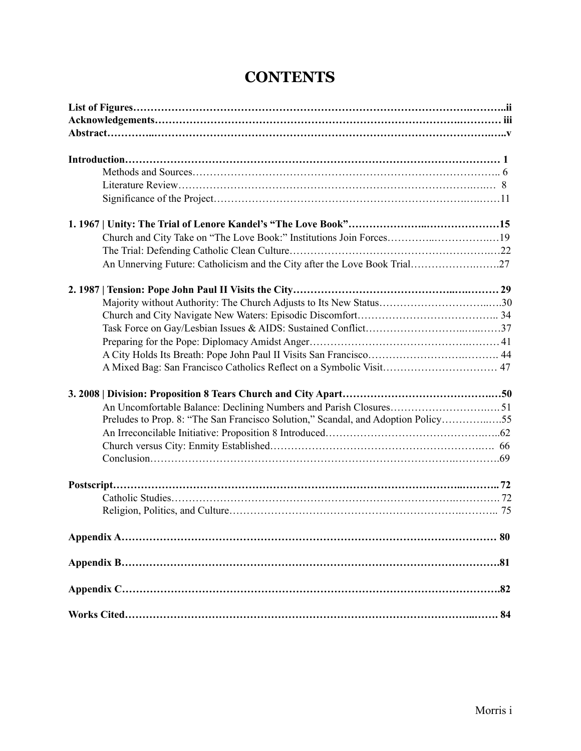# CONTENTS

**List of Figures……………………………………………………………………………………….………..ii**
**Acknowledgements…………………………………………………………………………….………… iii**
**Abstract………….……………………………………………………………………………….……….....v**

**Introduction…………………………………………………………………………………………… 1**
- Methods and Sources……………………………………………………………………………….. 6
- Literature Review………………………………………………………………………….…… 8
- Significance of the Project……………………………………………………………….….……11

**1. 1967 | Unity: The Trial of Lenore Kandel's "The Love Book"…………………..…………………15**
- Church and City Take on "The Love Book:" Institutions Join Forces…………..……………..…19
- The Trial: Defending Catholic Clean Culture…………………………………………………….…22
- An Unnerving Future: Catholicism and the City after the Love Book Trial……………….…….27

**2. 1987 | Tension: Pope John Paul II Visits the City…………………………………….…..……… 29**
- Majority without Authority: The Church Adjusts to Its New Status…………………………...….30
- Church and City Navigate New Waters: Episodic Discomfort………………………………….. 34
- Task Force on Gay/Lesbian Issues & AIDS: Sustained Conflict……………………..…...……37
- Preparing for the Pope: Diplomacy Amidst Anger…………………………………….……… 41
- A City Holds Its Breath: Pope John Paul II Visits San Francisco……………………….………. 44
- A Mixed Bag: San Francisco Catholics Reflect on a Symbolic Visit…………………………… 47

**3. 2008 | Division: Proposition 8 Tears Church and City Apart………………………………….…50**
- An Uncomfortable Balance: Declining Numbers and Parish Closures……………………….… 51
- Preludes to Prop. 8: "The San Francisco Solution," Scandal, and Adoption Policy…………..….55
- An Irreconcilable Initiative: Proposition 8 Introduced……………………………………..…..62
- Church versus City: Enmity Established…………………………………………………..…. 66
- Conclusion………………………………………………………………………….………….69

**Postscript…………………………………………………………………………………..………..72**
- Catholic Studies…………………………………………………………………….………. 72
- Religion, Politics, and Culture…………………………………………………….……….. 75

**Appendix A…………………………………………………………………………………………… 80**

**Appendix B……………………………………………………………………………………………81**

**Appendix C……………………………………………………………………………………………82**

**Works Cited……………………………………………………………………………………..……. 84**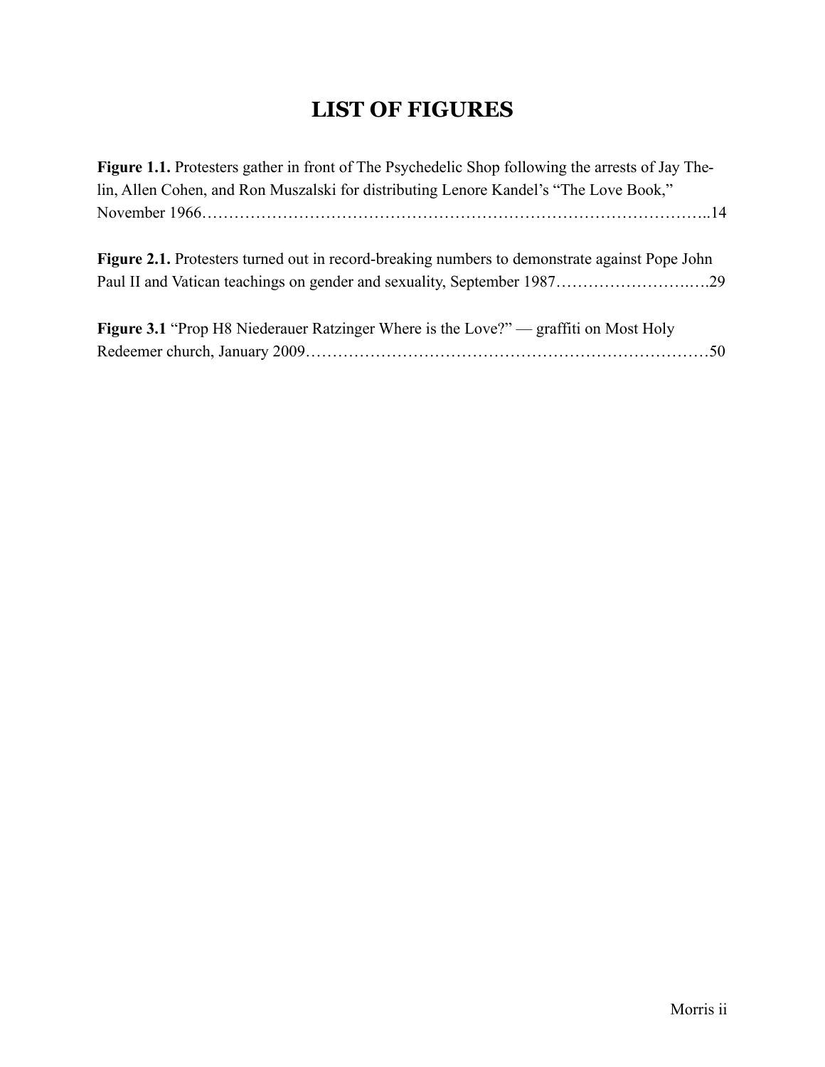# LIST OF FIGURES

**Figure 1.1.** Protesters gather in front of The Psychedelic Shop following the arrests of Jay Thelin, Allen Cohen, and Ron Muszalski for distributing Lenore Kandel's "The Love Book," November 1966…………………………………………………………………………………..14

**Figure 2.1.** Protesters turned out in record-breaking numbers to demonstrate against Pope John Paul II and Vatican teachings on gender and sexuality, September 1987…………………….….29

**Figure 3.1** "Prop H8 Niederauer Ratzinger Where is the Love?" — graffiti on Most Holy Redeemer church, January 2009…………………………………………………………………50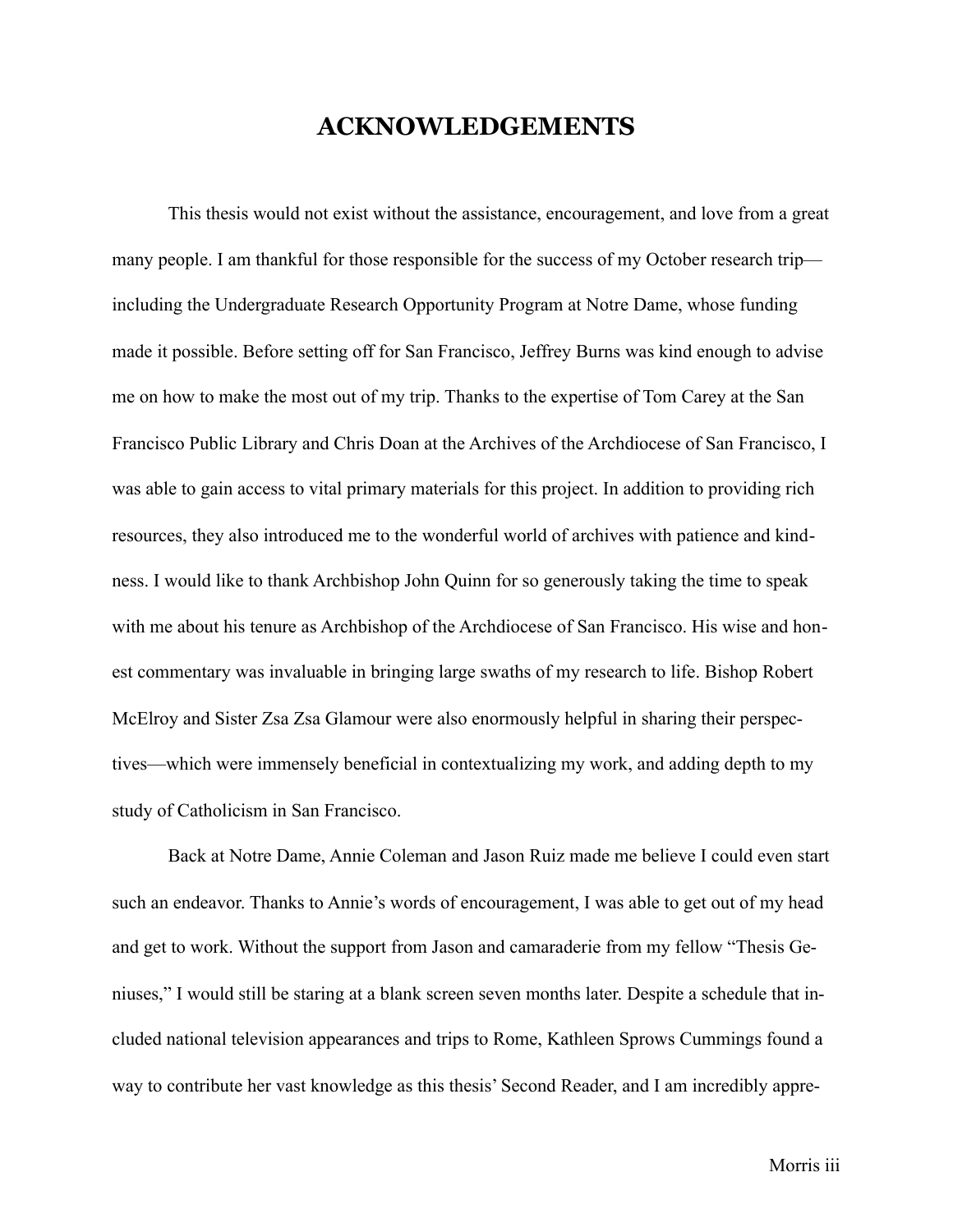# ACKNOWLEDGEMENTS

This thesis would not exist without the assistance, encouragement, and love from a great many people. I am thankful for those responsible for the success of my October research trip—including the Undergraduate Research Opportunity Program at Notre Dame, whose funding made it possible. Before setting off for San Francisco, Jeffrey Burns was kind enough to advise me on how to make the most out of my trip. Thanks to the expertise of Tom Carey at the San Francisco Public Library and Chris Doan at the Archives of the Archdiocese of San Francisco, I was able to gain access to vital primary materials for this project. In addition to providing rich resources, they also introduced me to the wonderful world of archives with patience and kindness. I would like to thank Archbishop John Quinn for so generously taking the time to speak with me about his tenure as Archbishop of the Archdiocese of San Francisco. His wise and honest commentary was invaluable in bringing large swaths of my research to life. Bishop Robert McElroy and Sister Zsa Zsa Glamour were also enormously helpful in sharing their perspectives—which were immensely beneficial in contextualizing my work, and adding depth to my study of Catholicism in San Francisco.

Back at Notre Dame, Annie Coleman and Jason Ruiz made me believe I could even start such an endeavor. Thanks to Annie's words of encouragement, I was able to get out of my head and get to work. Without the support from Jason and camaraderie from my fellow "Thesis Geniuses," I would still be staring at a blank screen seven months later. Despite a schedule that included national television appearances and trips to Rome, Kathleen Sprows Cummings found a way to contribute her vast knowledge as this thesis' Second Reader, and I am incredibly appre-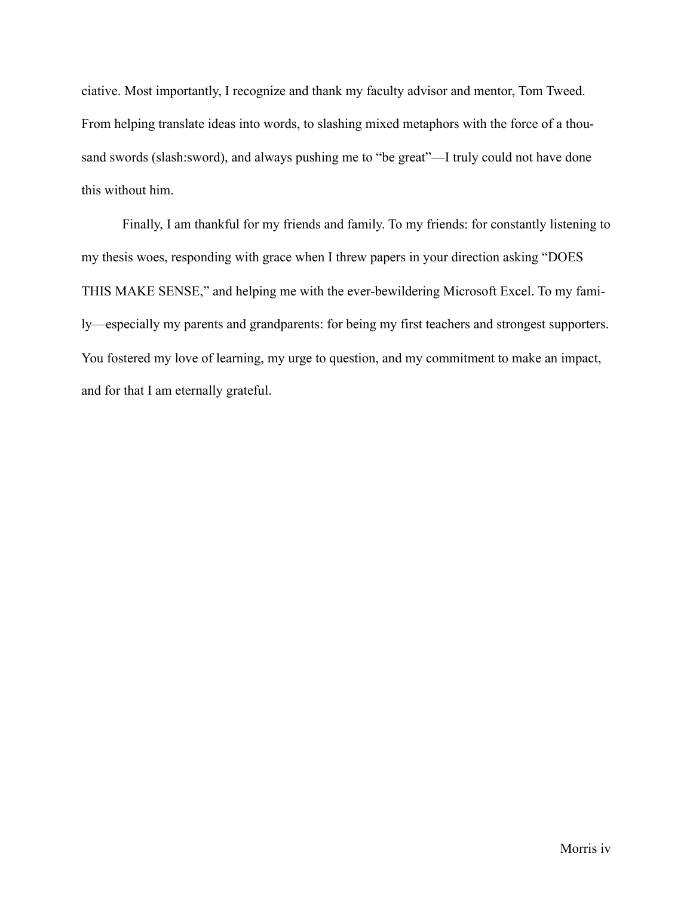ciative. Most importantly, I recognize and thank my faculty advisor and mentor, Tom Tweed. From helping translate ideas into words, to slashing mixed metaphors with the force of a thousand swords (slash:sword), and always pushing me to "be great"—I truly could not have done this without him.

Finally, I am thankful for my friends and family. To my friends: for constantly listening to my thesis woes, responding with grace when I threw papers in your direction asking "DOES THIS MAKE SENSE," and helping me with the ever-bewildering Microsoft Excel. To my family—especially my parents and grandparents: for being my first teachers and strongest supporters. You fostered my love of learning, my urge to question, and my commitment to make an impact, and for that I am eternally grateful.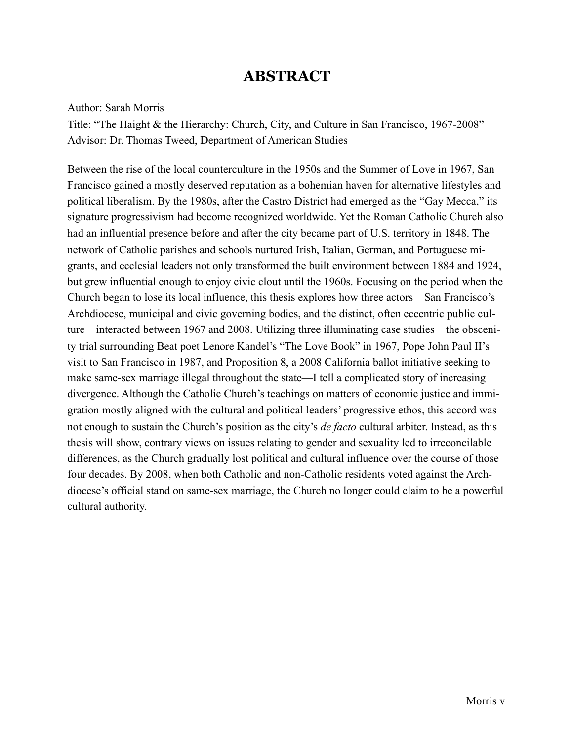# ABSTRACT

Author: Sarah Morris
Title: "The Haight & the Hierarchy: Church, City, and Culture in San Francisco, 1967-2008"
Advisor: Dr. Thomas Tweed, Department of American Studies

Between the rise of the local counterculture in the 1950s and the Summer of Love in 1967, San Francisco gained a mostly deserved reputation as a bohemian haven for alternative lifestyles and political liberalism. By the 1980s, after the Castro District had emerged as the "Gay Mecca," its signature progressivism had become recognized worldwide. Yet the Roman Catholic Church also had an influential presence before and after the city became part of U.S. territory in 1848. The network of Catholic parishes and schools nurtured Irish, Italian, German, and Portuguese migrants, and ecclesial leaders not only transformed the built environment between 1884 and 1924, but grew influential enough to enjoy civic clout until the 1960s. Focusing on the period when the Church began to lose its local influence, this thesis explores how three actors—San Francisco's Archdiocese, municipal and civic governing bodies, and the distinct, often eccentric public culture—interacted between 1967 and 2008. Utilizing three illuminating case studies—the obscenity trial surrounding Beat poet Lenore Kandel's "The Love Book" in 1967, Pope John Paul II's visit to San Francisco in 1987, and Proposition 8, a 2008 California ballot initiative seeking to make same-sex marriage illegal throughout the state—I tell a complicated story of increasing divergence. Although the Catholic Church's teachings on matters of economic justice and immigration mostly aligned with the cultural and political leaders' progressive ethos, this accord was not enough to sustain the Church's position as the city's *de facto* cultural arbiter. Instead, as this thesis will show, contrary views on issues relating to gender and sexuality led to irreconcilable differences, as the Church gradually lost political and cultural influence over the course of those four decades. By 2008, when both Catholic and non-Catholic residents voted against the Archdiocese's official stand on same-sex marriage, the Church no longer could claim to be a powerful cultural authority.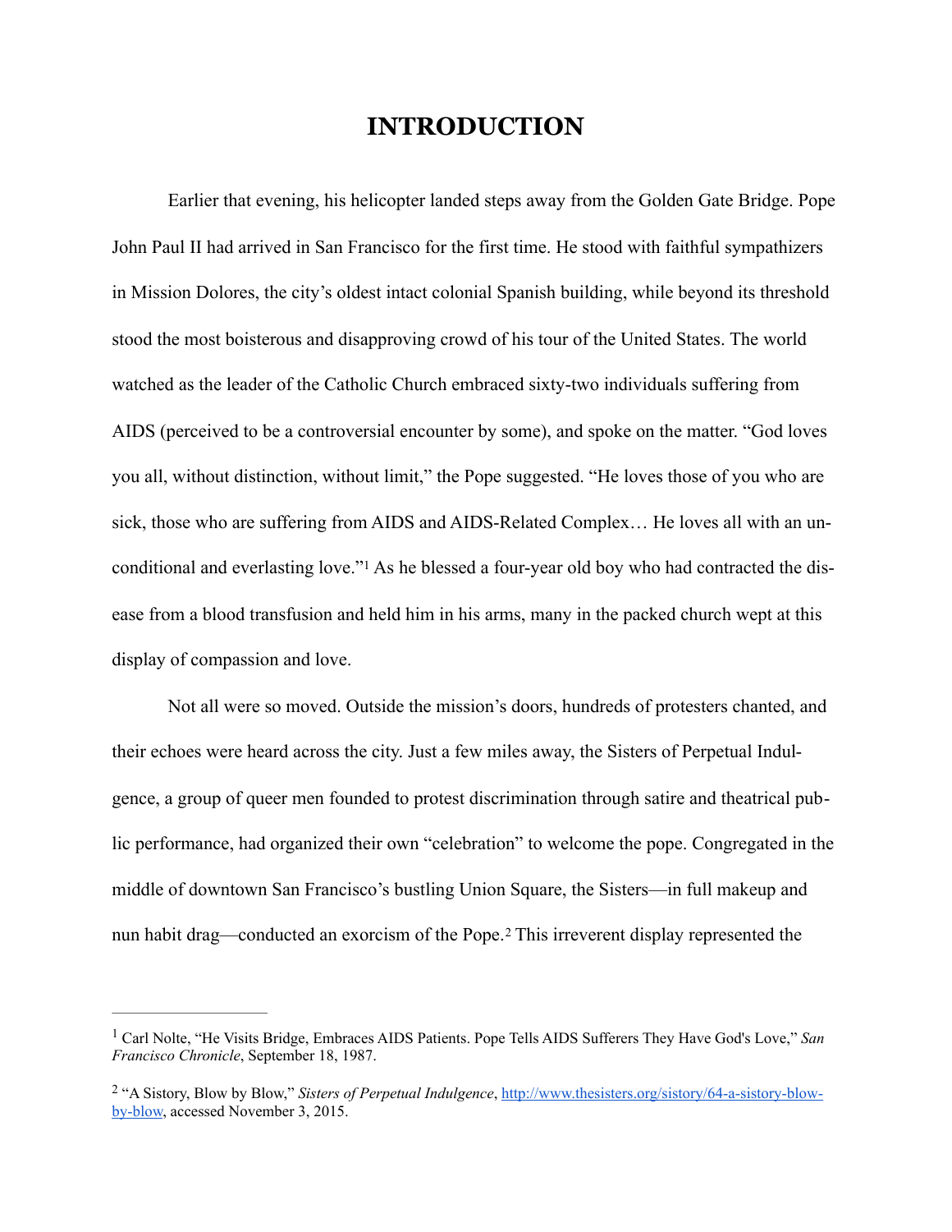# INTRODUCTION

Earlier that evening, his helicopter landed steps away from the Golden Gate Bridge. Pope John Paul II had arrived in San Francisco for the first time. He stood with faithful sympathizers in Mission Dolores, the city's oldest intact colonial Spanish building, while beyond its threshold stood the most boisterous and disapproving crowd of his tour of the United States. The world watched as the leader of the Catholic Church embraced sixty-two individuals suffering from AIDS (perceived to be a controversial encounter by some), and spoke on the matter. "God loves you all, without distinction, without limit," the Pope suggested. "He loves those of you who are sick, those who are suffering from AIDS and AIDS-Related Complex… He loves all with an unconditional and everlasting love."[1] As he blessed a four-year old boy who had contracted the disease from a blood transfusion and held him in his arms, many in the packed church wept at this display of compassion and love.

Not all were so moved. Outside the mission's doors, hundreds of protesters chanted, and their echoes were heard across the city. Just a few miles away, the Sisters of Perpetual Indulgence, a group of queer men founded to protest discrimination through satire and theatrical public performance, had organized their own "celebration" to welcome the pope. Congregated in the middle of downtown San Francisco's bustling Union Square, the Sisters—in full makeup and nun habit drag—conducted an exorcism of the Pope.[2] This irreverent display represented the

---

[1] Carl Nolte, "He Visits Bridge, Embraces AIDS Patients. Pope Tells AIDS Sufferers They Have God's Love," *San Francisco Chronicle*, September 18, 1987.

[2] "A Sistory, Blow by Blow," *Sisters of Perpetual Indulgence*, http://www.thesisters.org/sistory/64-a-sistory-blow-by-blow, accessed November 3, 2015.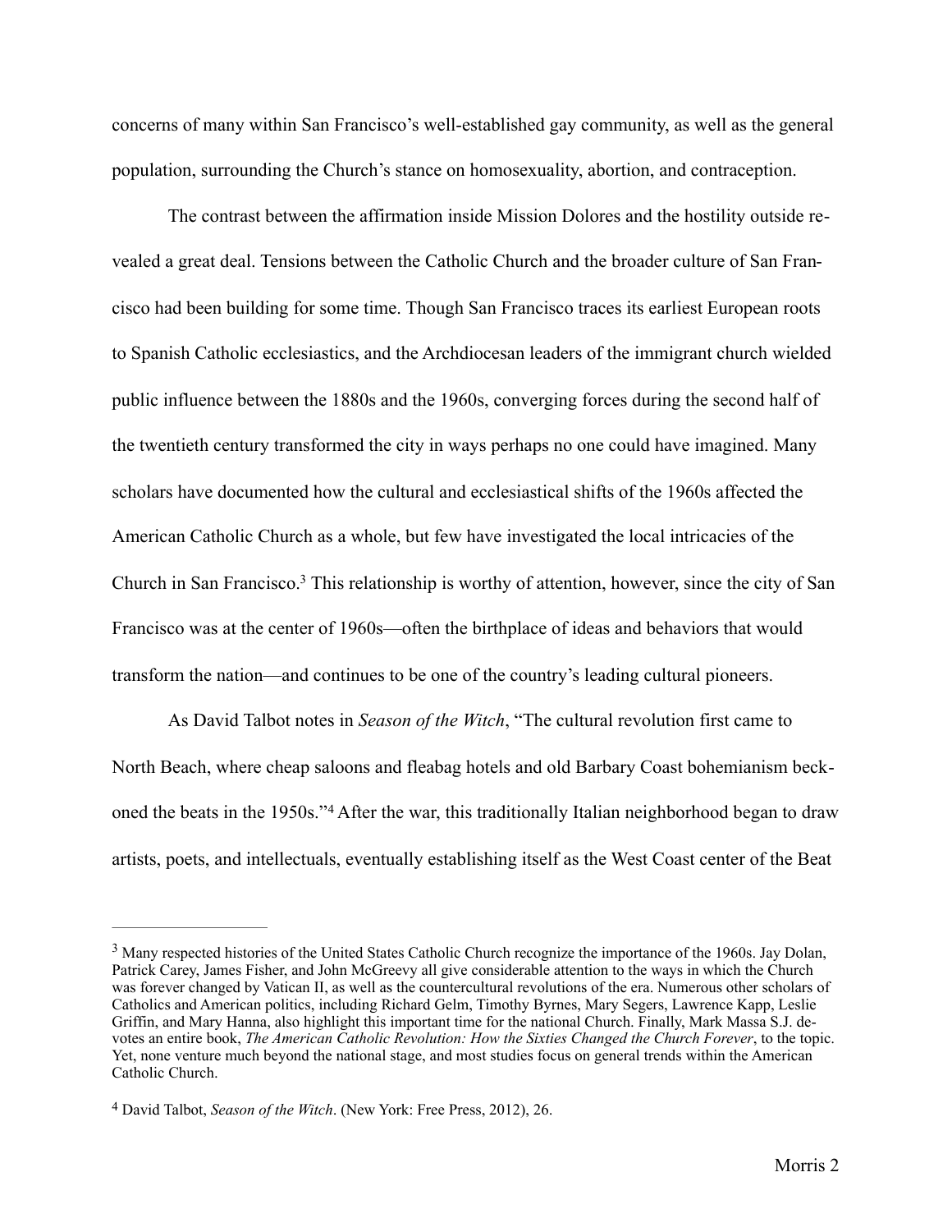concerns of many within San Francisco's well-established gay community, as well as the general population, surrounding the Church's stance on homosexuality, abortion, and contraception.

The contrast between the affirmation inside Mission Dolores and the hostility outside revealed a great deal. Tensions between the Catholic Church and the broader culture of San Francisco had been building for some time. Though San Francisco traces its earliest European roots to Spanish Catholic ecclesiastics, and the Archdiocesan leaders of the immigrant church wielded public influence between the 1880s and the 1960s, converging forces during the second half of the twentieth century transformed the city in ways perhaps no one could have imagined. Many scholars have documented how the cultural and ecclesiastical shifts of the 1960s affected the American Catholic Church as a whole, but few have investigated the local intricacies of the Church in San Francisco.[3] This relationship is worthy of attention, however, since the city of San Francisco was at the center of 1960s—often the birthplace of ideas and behaviors that would transform the nation—and continues to be one of the country's leading cultural pioneers.

As David Talbot notes in *Season of the Witch*, "The cultural revolution first came to North Beach, where cheap saloons and fleabag hotels and old Barbary Coast bohemianism beckoned the beats in the 1950s."[4] After the war, this traditionally Italian neighborhood began to draw artists, poets, and intellectuals, eventually establishing itself as the West Coast center of the Beat

---

[3] Many respected histories of the United States Catholic Church recognize the importance of the 1960s. Jay Dolan, Patrick Carey, James Fisher, and John McGreevy all give considerable attention to the ways in which the Church was forever changed by Vatican II, as well as the countercultural revolutions of the era. Numerous other scholars of Catholics and American politics, including Richard Gelm, Timothy Byrnes, Mary Segers, Lawrence Kapp, Leslie Griffin, and Mary Hanna, also highlight this important time for the national Church. Finally, Mark Massa S.J. devotes an entire book, *The American Catholic Revolution: How the Sixties Changed the Church Forever*, to the topic. Yet, none venture much beyond the national stage, and most studies focus on general trends within the American Catholic Church.

[4] David Talbot, *Season of the Witch*. (New York: Free Press, 2012), 26.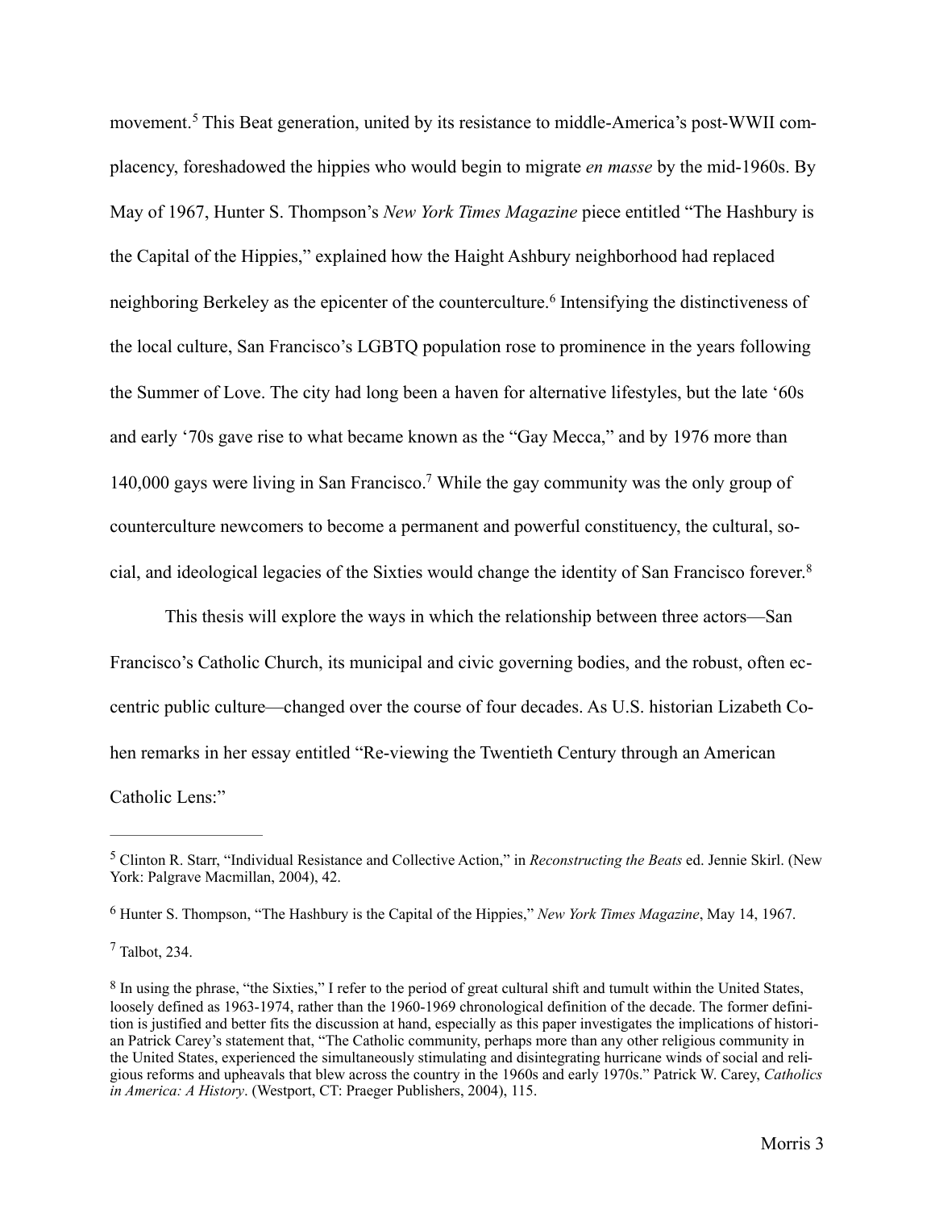movement.[5] This Beat generation, united by its resistance to middle-America's post-WWII complacency, foreshadowed the hippies who would begin to migrate *en masse* by the mid-1960s. By May of 1967, Hunter S. Thompson's *New York Times Magazine* piece entitled "The Hashbury is the Capital of the Hippies," explained how the Haight Ashbury neighborhood had replaced neighboring Berkeley as the epicenter of the counterculture.[6] Intensifying the distinctiveness of the local culture, San Francisco's LGBTQ population rose to prominence in the years following the Summer of Love. The city had long been a haven for alternative lifestyles, but the late '60s and early '70s gave rise to what became known as the "Gay Mecca," and by 1976 more than 140,000 gays were living in San Francisco.[7] While the gay community was the only group of counterculture newcomers to become a permanent and powerful constituency, the cultural, social, and ideological legacies of the Sixties would change the identity of San Francisco forever.[8]

This thesis will explore the ways in which the relationship between three actors—San Francisco's Catholic Church, its municipal and civic governing bodies, and the robust, often eccentric public culture—changed over the course of four decades. As U.S. historian Lizabeth Cohen remarks in her essay entitled "Re-viewing the Twentieth Century through an American Catholic Lens:"

---

[5] Clinton R. Starr, "Individual Resistance and Collective Action," in *Reconstructing the Beats* ed. Jennie Skirl. (New York: Palgrave Macmillan, 2004), 42.

[6] Hunter S. Thompson, "The Hashbury is the Capital of the Hippies," *New York Times Magazine*, May 14, 1967.

[7] Talbot, 234.

[8] In using the phrase, "the Sixties," I refer to the period of great cultural shift and tumult within the United States, loosely defined as 1963-1974, rather than the 1960-1969 chronological definition of the decade. The former definition is justified and better fits the discussion at hand, especially as this paper investigates the implications of historian Patrick Carey's statement that, "The Catholic community, perhaps more than any other religious community in the United States, experienced the simultaneously stimulating and disintegrating hurricane winds of social and religious reforms and upheavals that blew across the country in the 1960s and early 1970s." Patrick W. Carey, *Catholics in America: A History*. (Westport, CT: Praeger Publishers, 2004), 115.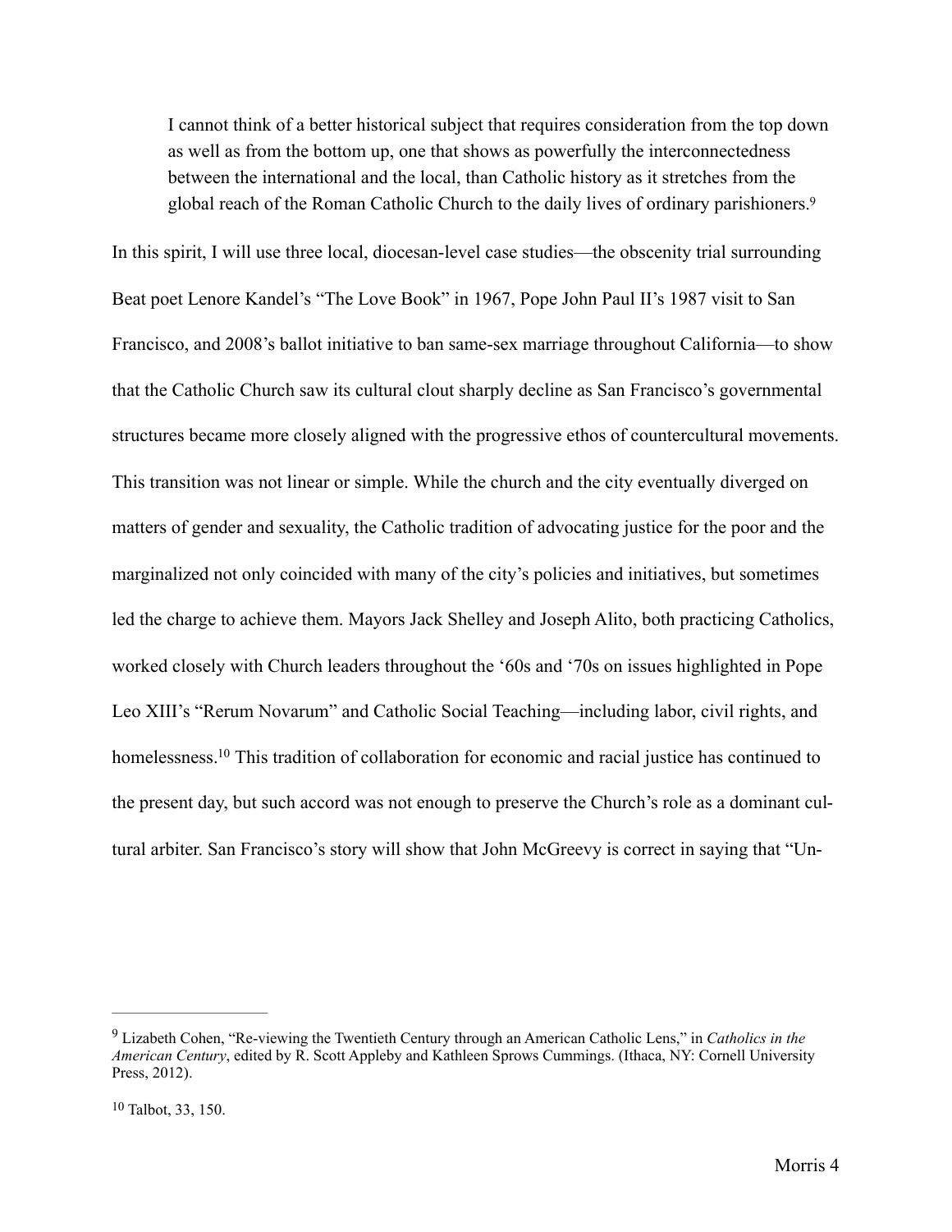> I cannot think of a better historical subject that requires consideration from the top down as well as from the bottom up, one that shows as powerfully the interconnectedness between the international and the local, than Catholic history as it stretches from the global reach of the Roman Catholic Church to the daily lives of ordinary parishioners.[9]

In this spirit, I will use three local, diocesan-level case studies—the obscenity trial surrounding Beat poet Lenore Kandel's "The Love Book" in 1967, Pope John Paul II's 1987 visit to San Francisco, and 2008's ballot initiative to ban same-sex marriage throughout California—to show that the Catholic Church saw its cultural clout sharply decline as San Francisco's governmental structures became more closely aligned with the progressive ethos of countercultural movements. This transition was not linear or simple. While the church and the city eventually diverged on matters of gender and sexuality, the Catholic tradition of advocating justice for the poor and the marginalized not only coincided with many of the city's policies and initiatives, but sometimes led the charge to achieve them. Mayors Jack Shelley and Joseph Alito, both practicing Catholics, worked closely with Church leaders throughout the '60s and '70s on issues highlighted in Pope Leo XIII's "Rerum Novarum" and Catholic Social Teaching—including labor, civil rights, and homelessness.[10] This tradition of collaboration for economic and racial justice has continued to the present day, but such accord was not enough to preserve the Church's role as a dominant cultural arbiter. San Francisco's story will show that John McGreevy is correct in saying that "Un-

---

[9] Lizabeth Cohen, "Re-viewing the Twentieth Century through an American Catholic Lens," in *Catholics in the American Century*, edited by R. Scott Appleby and Kathleen Sprows Cummings. (Ithaca, NY: Cornell University Press, 2012).

[10] Talbot, 33, 150.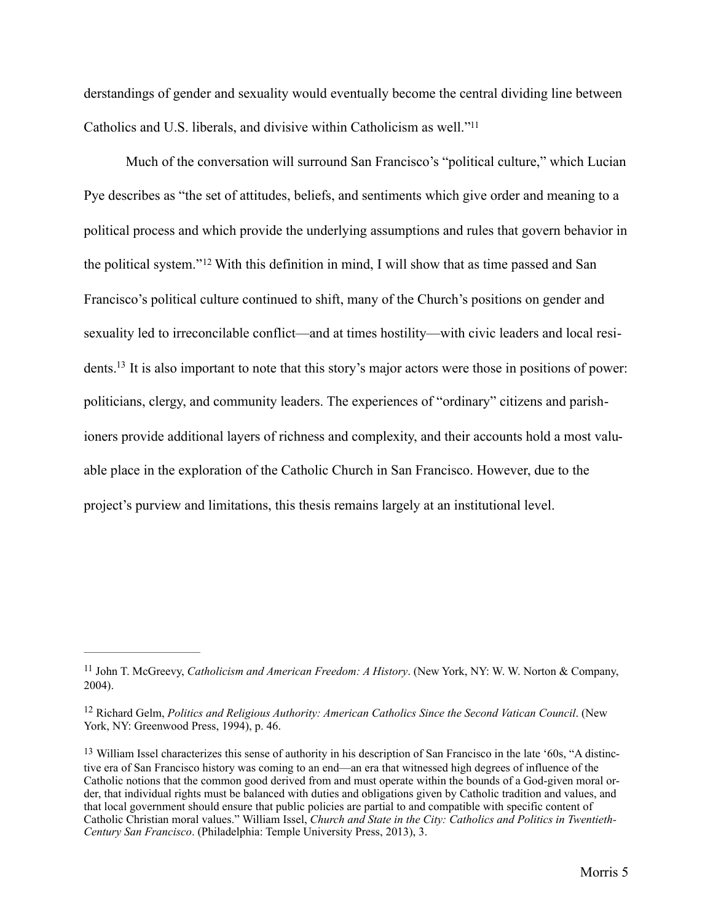derstandings of gender and sexuality would eventually become the central dividing line between Catholics and U.S. liberals, and divisive within Catholicism as well."[11]

Much of the conversation will surround San Francisco's "political culture," which Lucian Pye describes as "the set of attitudes, beliefs, and sentiments which give order and meaning to a political process and which provide the underlying assumptions and rules that govern behavior in the political system."[12] With this definition in mind, I will show that as time passed and San Francisco's political culture continued to shift, many of the Church's positions on gender and sexuality led to irreconcilable conflict—and at times hostility—with civic leaders and local residents.[13] It is also important to note that this story's major actors were those in positions of power: politicians, clergy, and community leaders. The experiences of "ordinary" citizens and parishioners provide additional layers of richness and complexity, and their accounts hold a most valuable place in the exploration of the Catholic Church in San Francisco. However, due to the project's purview and limitations, this thesis remains largely at an institutional level.

---

[11] John T. McGreevy, *Catholicism and American Freedom: A History*. (New York, NY: W. W. Norton & Company, 2004).

[12] Richard Gelm, *Politics and Religious Authority: American Catholics Since the Second Vatican Council*. (New York, NY: Greenwood Press, 1994), p. 46.

[13] William Issel characterizes this sense of authority in his description of San Francisco in the late '60s, "A distinctive era of San Francisco history was coming to an end—an era that witnessed high degrees of influence of the Catholic notions that the common good derived from and must operate within the bounds of a God-given moral order, that individual rights must be balanced with duties and obligations given by Catholic tradition and values, and that local government should ensure that public policies are partial to and compatible with specific content of Catholic Christian moral values." William Issel, *Church and State in the City: Catholics and Politics in Twentieth-Century San Francisco*. (Philadelphia: Temple University Press, 2013), 3.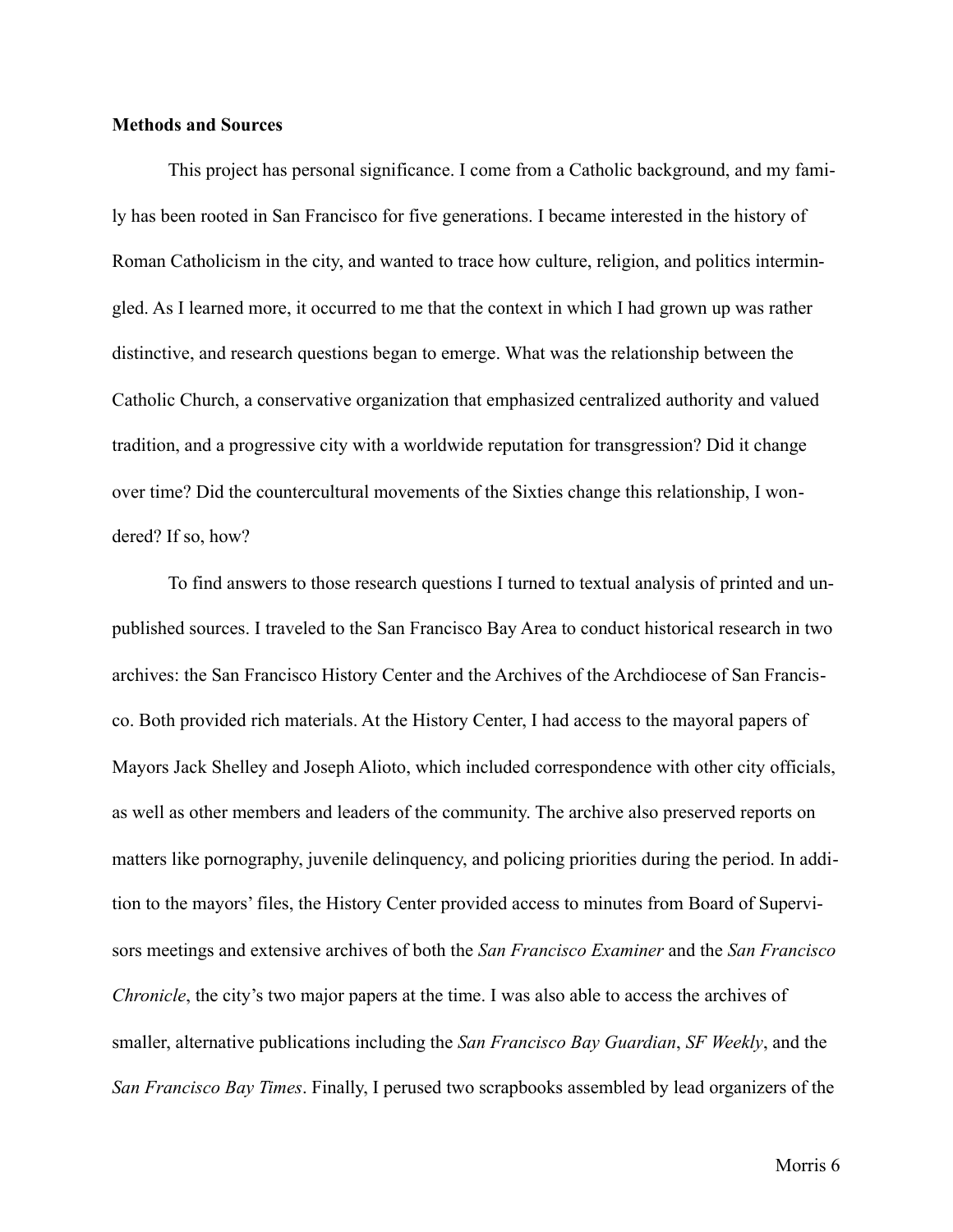**Methods and Sources**

This project has personal significance. I come from a Catholic background, and my family has been rooted in San Francisco for five generations. I became interested in the history of Roman Catholicism in the city, and wanted to trace how culture, religion, and politics intermingled. As I learned more, it occurred to me that the context in which I had grown up was rather distinctive, and research questions began to emerge. What was the relationship between the Catholic Church, a conservative organization that emphasized centralized authority and valued tradition, and a progressive city with a worldwide reputation for transgression? Did it change over time? Did the countercultural movements of the Sixties change this relationship, I wondered? If so, how?

To find answers to those research questions I turned to textual analysis of printed and unpublished sources. I traveled to the San Francisco Bay Area to conduct historical research in two archives: the San Francisco History Center and the Archives of the Archdiocese of San Francisco. Both provided rich materials. At the History Center, I had access to the mayoral papers of Mayors Jack Shelley and Joseph Alioto, which included correspondence with other city officials, as well as other members and leaders of the community. The archive also preserved reports on matters like pornography, juvenile delinquency, and policing priorities during the period. In addition to the mayors' files, the History Center provided access to minutes from Board of Supervisors meetings and extensive archives of both the *San Francisco Examiner* and the *San Francisco Chronicle*, the city's two major papers at the time. I was also able to access the archives of smaller, alternative publications including the *San Francisco Bay Guardian*, *SF Weekly*, and the *San Francisco Bay Times*. Finally, I perused two scrapbooks assembled by lead organizers of the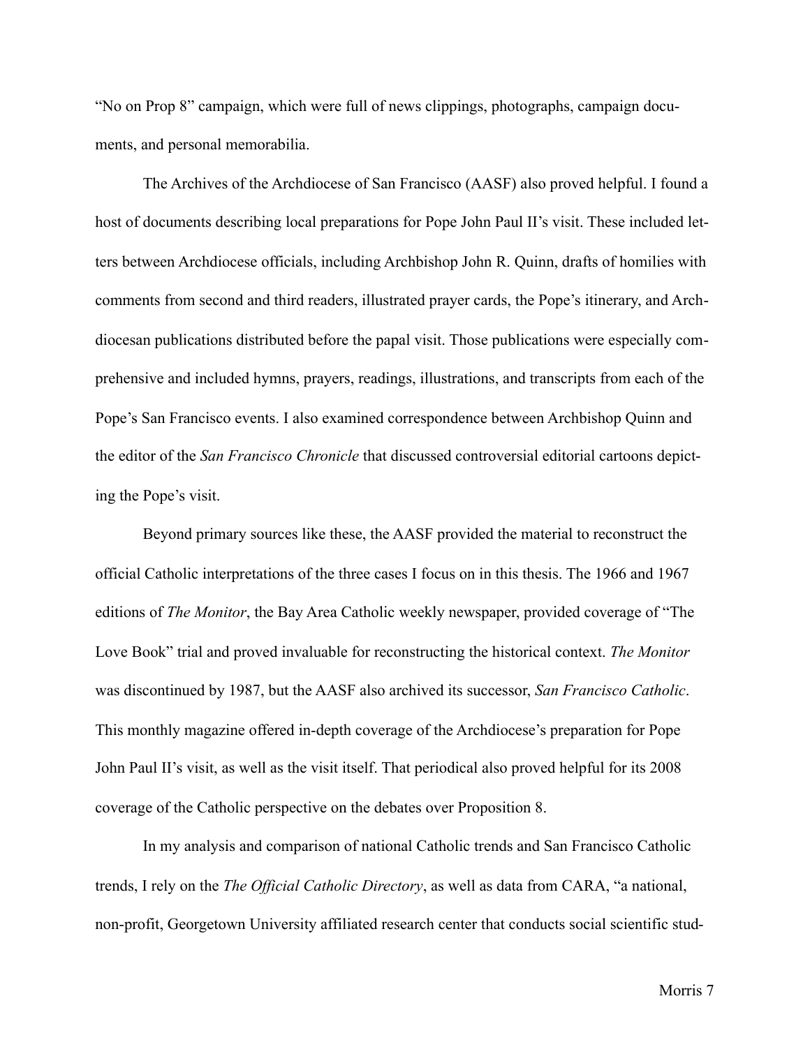"No on Prop 8" campaign, which were full of news clippings, photographs, campaign documents, and personal memorabilia.

The Archives of the Archdiocese of San Francisco (AASF) also proved helpful. I found a host of documents describing local preparations for Pope John Paul II's visit. These included letters between Archdiocese officials, including Archbishop John R. Quinn, drafts of homilies with comments from second and third readers, illustrated prayer cards, the Pope's itinerary, and Archdiocesan publications distributed before the papal visit. Those publications were especially comprehensive and included hymns, prayers, readings, illustrations, and transcripts from each of the Pope's San Francisco events. I also examined correspondence between Archbishop Quinn and the editor of the *San Francisco Chronicle* that discussed controversial editorial cartoons depicting the Pope's visit.

Beyond primary sources like these, the AASF provided the material to reconstruct the official Catholic interpretations of the three cases I focus on in this thesis. The 1966 and 1967 editions of *The Monitor*, the Bay Area Catholic weekly newspaper, provided coverage of "The Love Book" trial and proved invaluable for reconstructing the historical context. *The Monitor* was discontinued by 1987, but the AASF also archived its successor, *San Francisco Catholic*. This monthly magazine offered in-depth coverage of the Archdiocese's preparation for Pope John Paul II's visit, as well as the visit itself. That periodical also proved helpful for its 2008 coverage of the Catholic perspective on the debates over Proposition 8.

In my analysis and comparison of national Catholic trends and San Francisco Catholic trends, I rely on the *The Official Catholic Directory*, as well as data from CARA, "a national, non-profit, Georgetown University affiliated research center that conducts social scientific stud-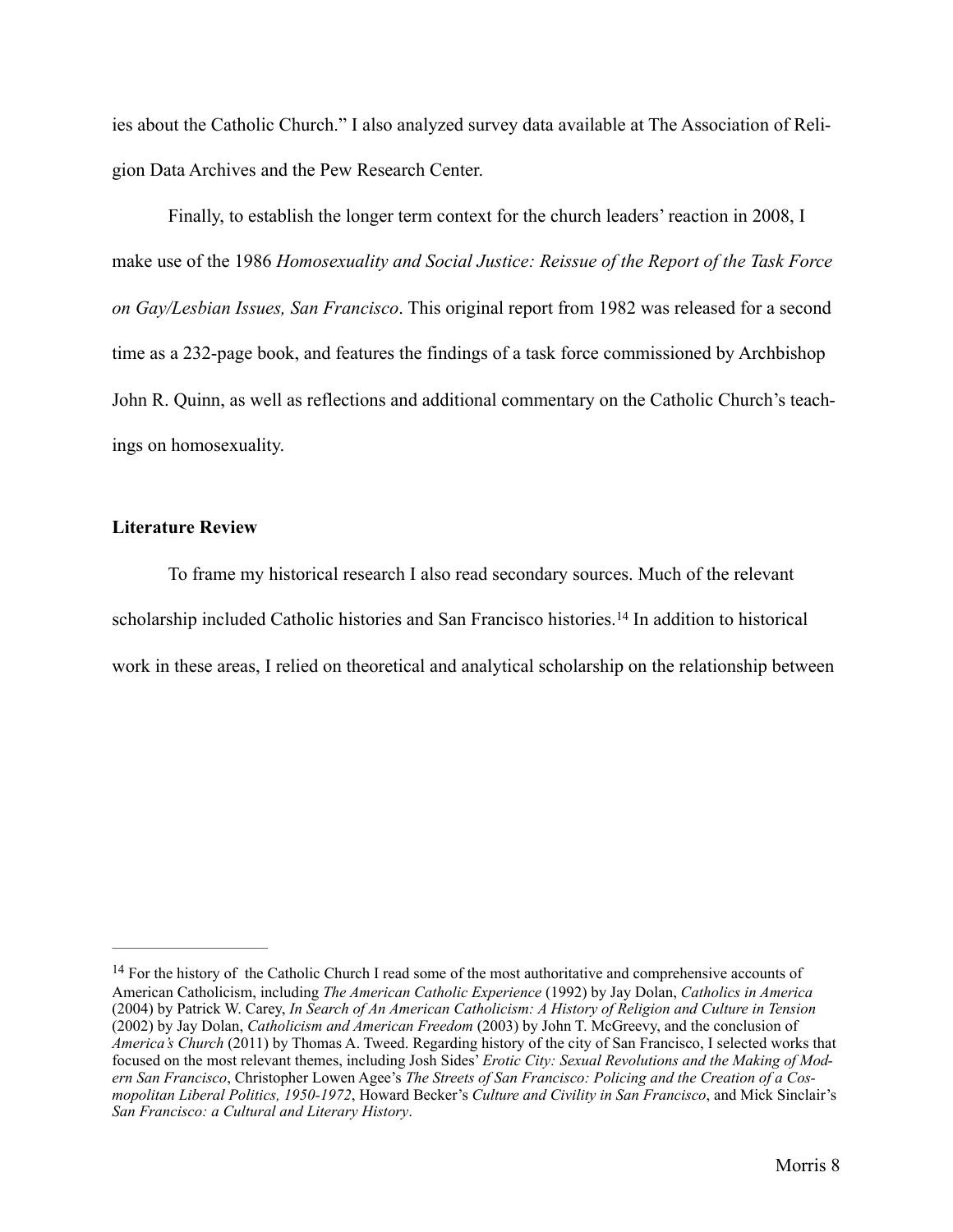ies about the Catholic Church." I also analyzed survey data available at The Association of Religion Data Archives and the Pew Research Center.

Finally, to establish the longer term context for the church leaders' reaction in 2008, I make use of the 1986 *Homosexuality and Social Justice: Reissue of the Report of the Task Force on Gay/Lesbian Issues, San Francisco*. This original report from 1982 was released for a second time as a 232-page book, and features the findings of a task force commissioned by Archbishop John R. Quinn, as well as reflections and additional commentary on the Catholic Church's teachings on homosexuality.

**Literature Review**

To frame my historical research I also read secondary sources. Much of the relevant scholarship included Catholic histories and San Francisco histories.[14] In addition to historical work in these areas, I relied on theoretical and analytical scholarship on the relationship between

---

[14] For the history of the Catholic Church I read some of the most authoritative and comprehensive accounts of American Catholicism, including *The American Catholic Experience* (1992) by Jay Dolan, *Catholics in America* (2004) by Patrick W. Carey, *In Search of An American Catholicism: A History of Religion and Culture in Tension* (2002) by Jay Dolan, *Catholicism and American Freedom* (2003) by John T. McGreevy, and the conclusion of *America's Church* (2011) by Thomas A. Tweed. Regarding history of the city of San Francisco, I selected works that focused on the most relevant themes, including Josh Sides' *Erotic City: Sexual Revolutions and the Making of Modern San Francisco*, Christopher Lowen Agee's *The Streets of San Francisco: Policing and the Creation of a Cosmopolitan Liberal Politics, 1950-1972*, Howard Becker's *Culture and Civility in San Francisco*, and Mick Sinclair's *San Francisco: a Cultural and Literary History*.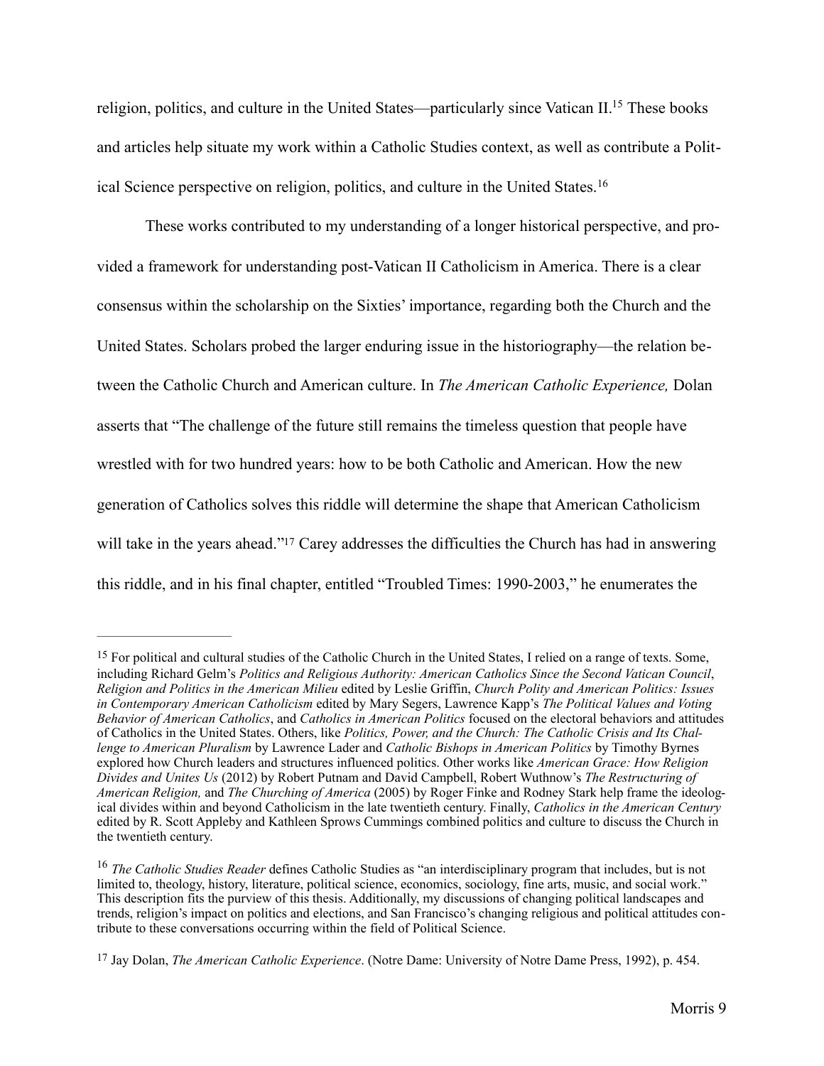religion, politics, and culture in the United States—particularly since Vatican II.[15] These books and articles help situate my work within a Catholic Studies context, as well as contribute a Political Science perspective on religion, politics, and culture in the United States.[16]

These works contributed to my understanding of a longer historical perspective, and provided a framework for understanding post-Vatican II Catholicism in America. There is a clear consensus within the scholarship on the Sixties' importance, regarding both the Church and the United States. Scholars probed the larger enduring issue in the historiography—the relation between the Catholic Church and American culture. In *The American Catholic Experience,* Dolan asserts that "The challenge of the future still remains the timeless question that people have wrestled with for two hundred years: how to be both Catholic and American. How the new generation of Catholics solves this riddle will determine the shape that American Catholicism will take in the years ahead."[17] Carey addresses the difficulties the Church has had in answering this riddle, and in his final chapter, entitled "Troubled Times: 1990-2003," he enumerates the

---

[15] For political and cultural studies of the Catholic Church in the United States, I relied on a range of texts. Some, including Richard Gelm's *Politics and Religious Authority: American Catholics Since the Second Vatican Council*, *Religion and Politics in the American Milieu* edited by Leslie Griffin, *Church Polity and American Politics: Issues in Contemporary American Catholicism* edited by Mary Segers, Lawrence Kapp's *The Political Values and Voting Behavior of American Catholics*, and *Catholics in American Politics* focused on the electoral behaviors and attitudes of Catholics in the United States. Others, like *Politics, Power, and the Church: The Catholic Crisis and Its Challenge to American Pluralism* by Lawrence Lader and *Catholic Bishops in American Politics* by Timothy Byrnes explored how Church leaders and structures influenced politics. Other works like *American Grace: How Religion Divides and Unites Us* (2012) by Robert Putnam and David Campbell, Robert Wuthnow's *The Restructuring of American Religion,* and *The Churching of America* (2005) by Roger Finke and Rodney Stark help frame the ideological divides within and beyond Catholicism in the late twentieth century. Finally, *Catholics in the American Century* edited by R. Scott Appleby and Kathleen Sprows Cummings combined politics and culture to discuss the Church in the twentieth century.

[16] *The Catholic Studies Reader* defines Catholic Studies as "an interdisciplinary program that includes, but is not limited to, theology, history, literature, political science, economics, sociology, fine arts, music, and social work." This description fits the purview of this thesis. Additionally, my discussions of changing political landscapes and trends, religion's impact on politics and elections, and San Francisco's changing religious and political attitudes contribute to these conversations occurring within the field of Political Science.

[17] Jay Dolan, *The American Catholic Experience*. (Notre Dame: University of Notre Dame Press, 1992), p. 454.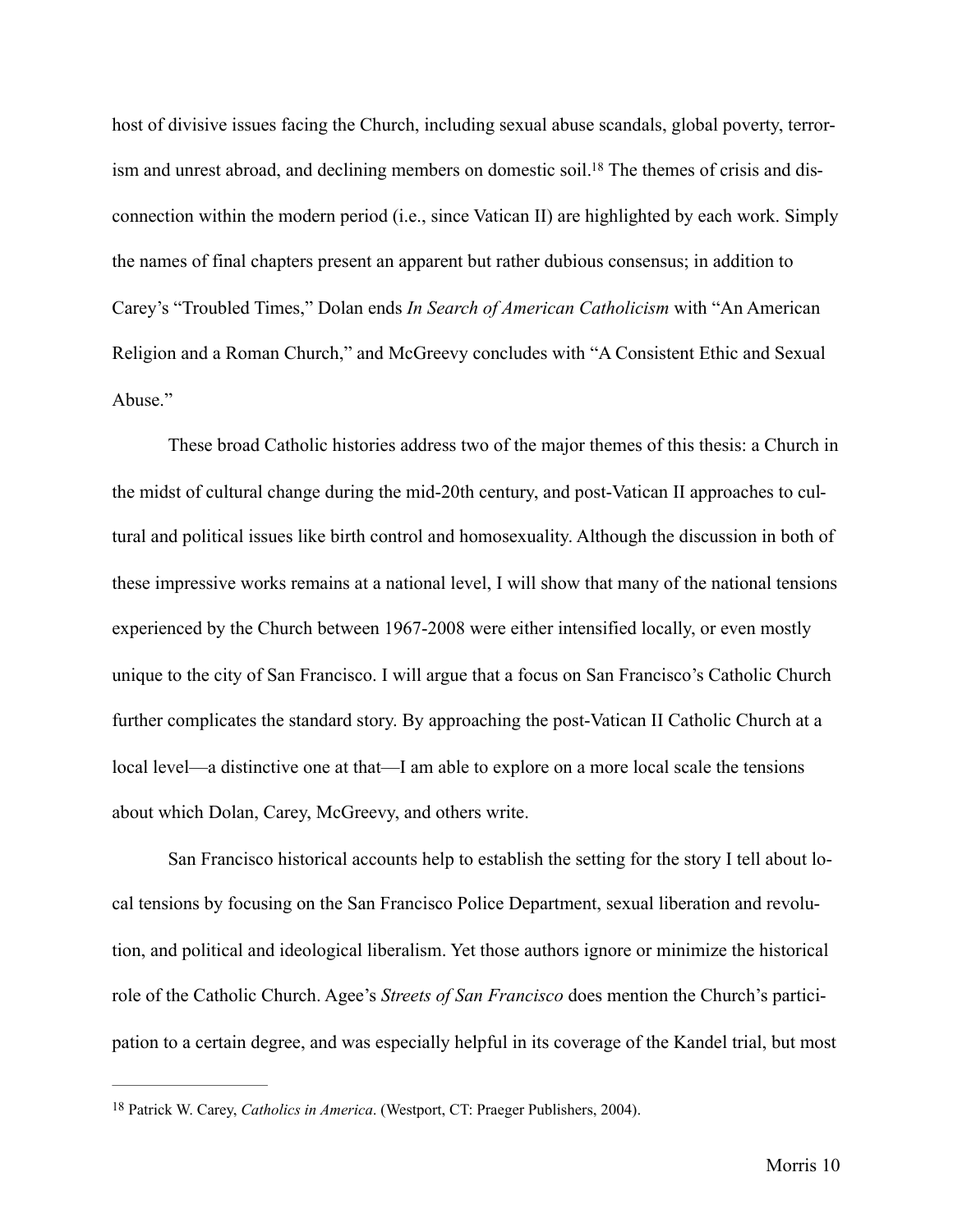host of divisive issues facing the Church, including sexual abuse scandals, global poverty, terrorism and unrest abroad, and declining members on domestic soil.[18] The themes of crisis and disconnection within the modern period (i.e., since Vatican II) are highlighted by each work. Simply the names of final chapters present an apparent but rather dubious consensus; in addition to Carey's "Troubled Times," Dolan ends *In Search of American Catholicism* with "An American Religion and a Roman Church," and McGreevy concludes with "A Consistent Ethic and Sexual Abuse."

These broad Catholic histories address two of the major themes of this thesis: a Church in the midst of cultural change during the mid-20th century, and post-Vatican II approaches to cultural and political issues like birth control and homosexuality. Although the discussion in both of these impressive works remains at a national level, I will show that many of the national tensions experienced by the Church between 1967-2008 were either intensified locally, or even mostly unique to the city of San Francisco. I will argue that a focus on San Francisco's Catholic Church further complicates the standard story. By approaching the post-Vatican II Catholic Church at a local level—a distinctive one at that—I am able to explore on a more local scale the tensions about which Dolan, Carey, McGreevy, and others write.

San Francisco historical accounts help to establish the setting for the story I tell about local tensions by focusing on the San Francisco Police Department, sexual liberation and revolution, and political and ideological liberalism. Yet those authors ignore or minimize the historical role of the Catholic Church. Agee's *Streets of San Francisco* does mention the Church's participation to a certain degree, and was especially helpful in its coverage of the Kandel trial, but most

[18] Patrick W. Carey, *Catholics in America*. (Westport, CT: Praeger Publishers, 2004).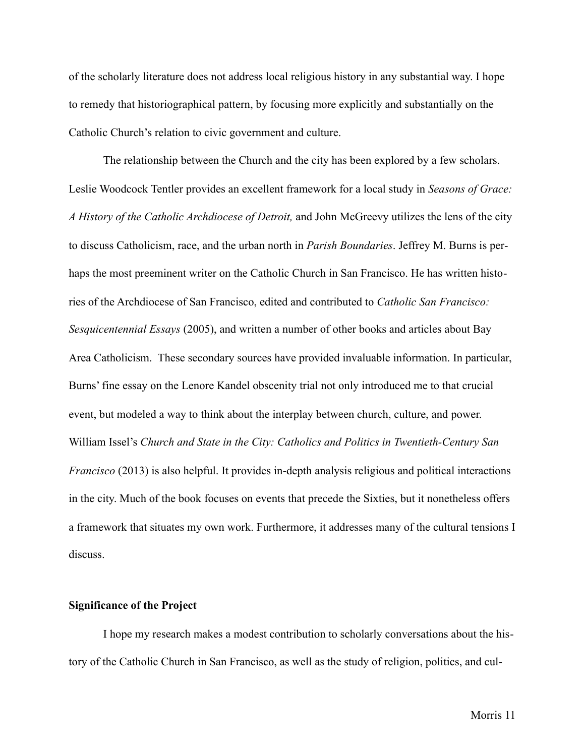of the scholarly literature does not address local religious history in any substantial way. I hope to remedy that historiographical pattern, by focusing more explicitly and substantially on the Catholic Church's relation to civic government and culture.

The relationship between the Church and the city has been explored by a few scholars. Leslie Woodcock Tentler provides an excellent framework for a local study in *Seasons of Grace: A History of the Catholic Archdiocese of Detroit,* and John McGreevy utilizes the lens of the city to discuss Catholicism, race, and the urban north in *Parish Boundaries*. Jeffrey M. Burns is perhaps the most preeminent writer on the Catholic Church in San Francisco. He has written histories of the Archdiocese of San Francisco, edited and contributed to *Catholic San Francisco: Sesquicentennial Essays* (2005), and written a number of other books and articles about Bay Area Catholicism. These secondary sources have provided invaluable information. In particular, Burns' fine essay on the Lenore Kandel obscenity trial not only introduced me to that crucial event, but modeled a way to think about the interplay between church, culture, and power. William Issel's *Church and State in the City: Catholics and Politics in Twentieth-Century San Francisco* (2013) is also helpful. It provides in-depth analysis religious and political interactions in the city. Much of the book focuses on events that precede the Sixties, but it nonetheless offers a framework that situates my own work. Furthermore, it addresses many of the cultural tensions I discuss.

**Significance of the Project**

I hope my research makes a modest contribution to scholarly conversations about the history of the Catholic Church in San Francisco, as well as the study of religion, politics, and cul-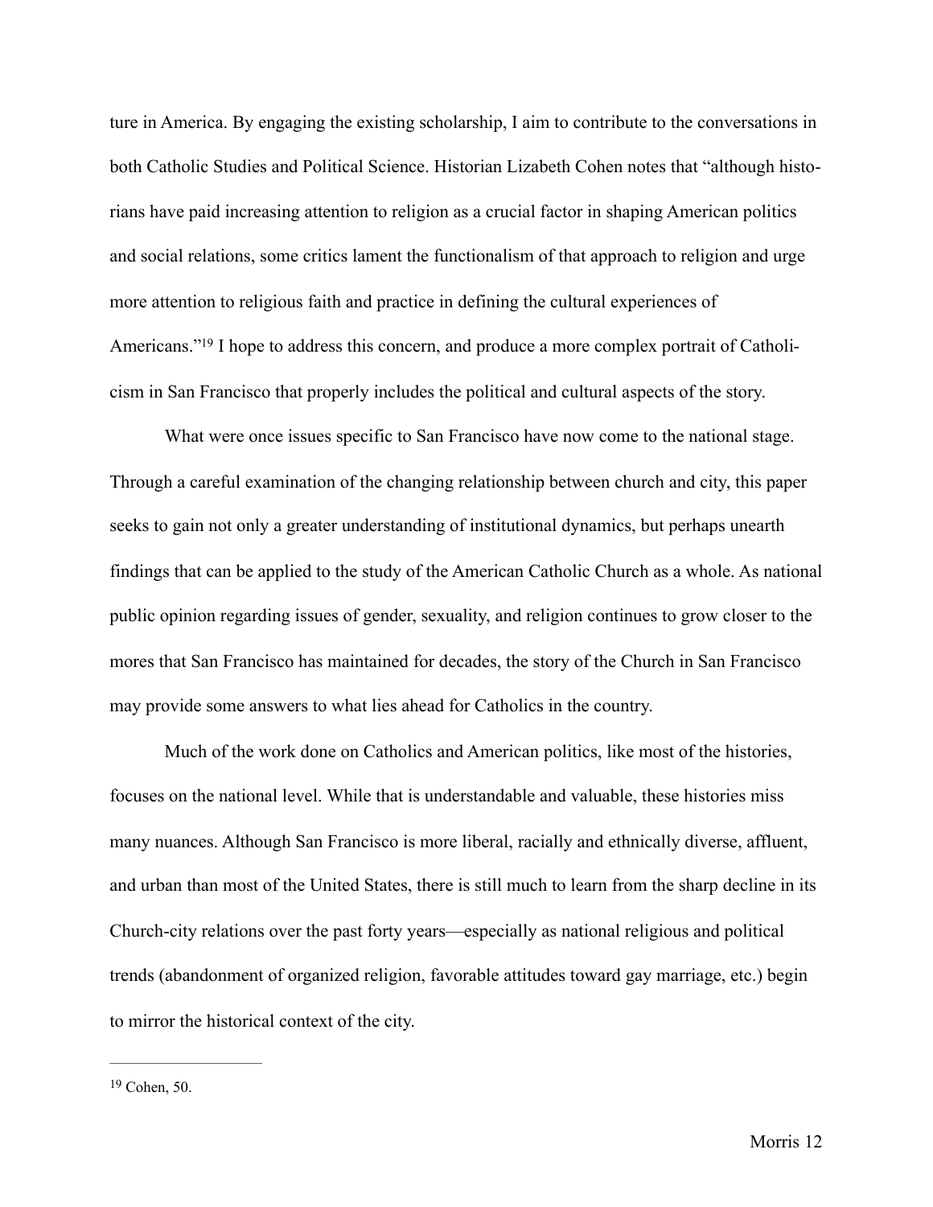ture in America. By engaging the existing scholarship, I aim to contribute to the conversations in both Catholic Studies and Political Science. Historian Lizabeth Cohen notes that "although historians have paid increasing attention to religion as a crucial factor in shaping American politics and social relations, some critics lament the functionalism of that approach to religion and urge more attention to religious faith and practice in defining the cultural experiences of Americans."[19] I hope to address this concern, and produce a more complex portrait of Catholicism in San Francisco that properly includes the political and cultural aspects of the story.

What were once issues specific to San Francisco have now come to the national stage. Through a careful examination of the changing relationship between church and city, this paper seeks to gain not only a greater understanding of institutional dynamics, but perhaps unearth findings that can be applied to the study of the American Catholic Church as a whole. As national public opinion regarding issues of gender, sexuality, and religion continues to grow closer to the mores that San Francisco has maintained for decades, the story of the Church in San Francisco may provide some answers to what lies ahead for Catholics in the country.

Much of the work done on Catholics and American politics, like most of the histories, focuses on the national level. While that is understandable and valuable, these histories miss many nuances. Although San Francisco is more liberal, racially and ethnically diverse, affluent, and urban than most of the United States, there is still much to learn from the sharp decline in its Church-city relations over the past forty years—especially as national religious and political trends (abandonment of organized religion, favorable attitudes toward gay marriage, etc.) begin to mirror the historical context of the city.

---

[19] Cohen, 50.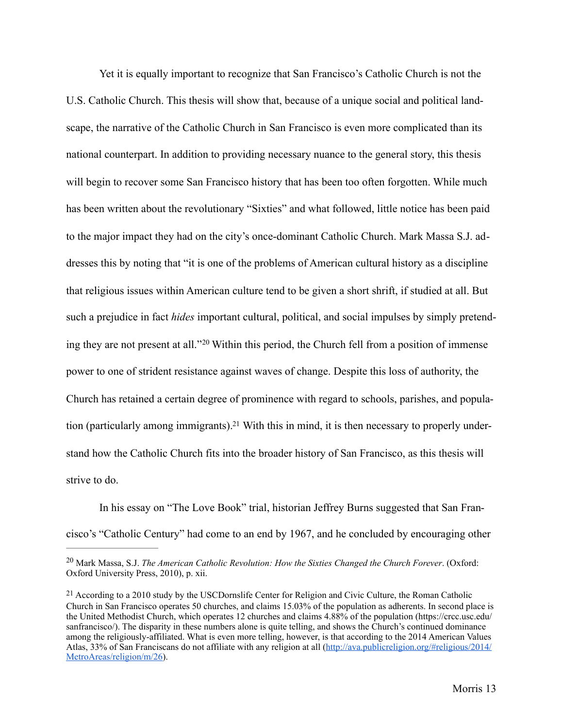Yet it is equally important to recognize that San Francisco's Catholic Church is not the U.S. Catholic Church. This thesis will show that, because of a unique social and political landscape, the narrative of the Catholic Church in San Francisco is even more complicated than its national counterpart. In addition to providing necessary nuance to the general story, this thesis will begin to recover some San Francisco history that has been too often forgotten. While much has been written about the revolutionary "Sixties" and what followed, little notice has been paid to the major impact they had on the city's once-dominant Catholic Church. Mark Massa S.J. addresses this by noting that "it is one of the problems of American cultural history as a discipline that religious issues within American culture tend to be given a short shrift, if studied at all. But such a prejudice in fact *hides* important cultural, political, and social impulses by simply pretending they are not present at all."[20] Within this period, the Church fell from a position of immense power to one of strident resistance against waves of change. Despite this loss of authority, the Church has retained a certain degree of prominence with regard to schools, parishes, and population (particularly among immigrants).[21] With this in mind, it is then necessary to properly understand how the Catholic Church fits into the broader history of San Francisco, as this thesis will strive to do.

In his essay on "The Love Book" trial, historian Jeffrey Burns suggested that San Francisco's "Catholic Century" had come to an end by 1967, and he concluded by encouraging other

---

[20] Mark Massa, S.J. *The American Catholic Revolution: How the Sixties Changed the Church Forever*. (Oxford: Oxford University Press, 2010), p. xii.

[21] According to a 2010 study by the USCDornslife Center for Religion and Civic Culture, the Roman Catholic Church in San Francisco operates 50 churches, and claims 15.03% of the population as adherents. In second place is the United Methodist Church, which operates 12 churches and claims 4.88% of the population (https://crcc.usc.edu/sanfrancisco/). The disparity in these numbers alone is quite telling, and shows the Church's continued dominance among the religiously-affiliated. What is even more telling, however, is that according to the 2014 American Values Atlas, 33% of San Franciscans do not affiliate with any religion at all (http://ava.publicreligion.org/#religious/2014/MetroAreas/religion/m/26).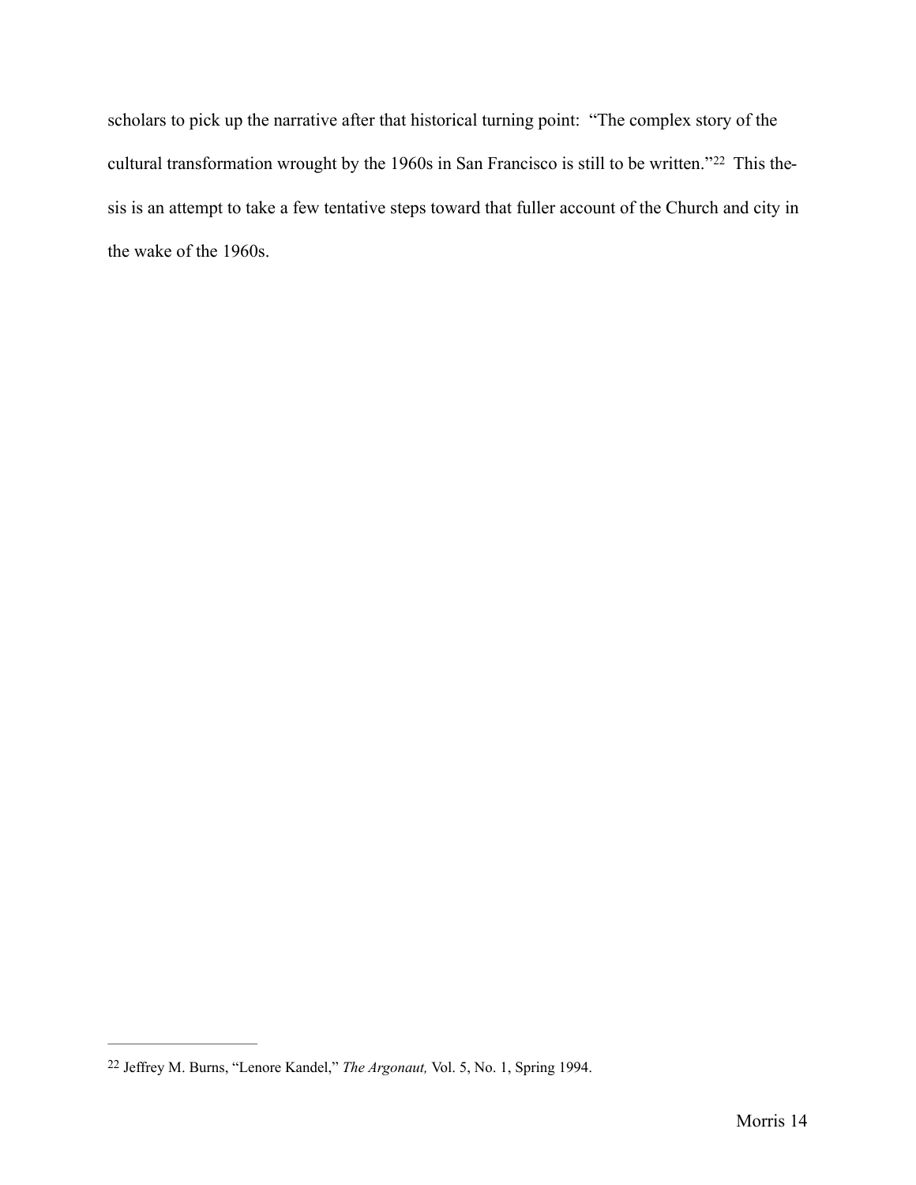scholars to pick up the narrative after that historical turning point: "The complex story of the cultural transformation wrought by the 1960s in San Francisco is still to be written."[22] This thesis is an attempt to take a few tentative steps toward that fuller account of the Church and city in the wake of the 1960s.

---

[22] Jeffrey M. Burns, "Lenore Kandel," *The Argonaut,* Vol. 5, No. 1, Spring 1994.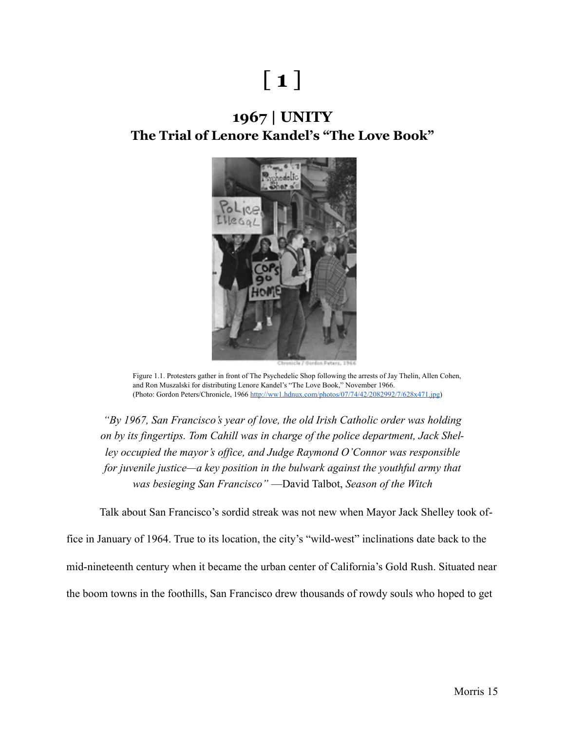# [ 1 ]

## 1967 | UNITY
## The Trial of Lenore Kandel's "The Love Book"

Figure 1.1. Protesters gather in front of The Psychedelic Shop following the arrests of Jay Thelin, Allen Cohen, and Ron Muszalski for distributing Lenore Kandel's "The Love Book," November 1966.
(Photo: Gordon Peters/Chronicle, 1966 http://ww1.hdnux.com/photos/07/74/42/2082992/7/628x471.jpg)

> *"By 1967, San Francisco's year of love, the old Irish Catholic order was holding on by its fingertips. Tom Cahill was in charge of the police department, Jack Shelley occupied the mayor's office, and Judge Raymond O'Connor was responsible for juvenile justice—a key position in the bulwark against the youthful army that was besieging San Francisco"* —David Talbot, *Season of the Witch*

Talk about San Francisco's sordid streak was not new when Mayor Jack Shelley took office in January of 1964. True to its location, the city's "wild-west" inclinations date back to the mid-nineteenth century when it became the urban center of California's Gold Rush. Situated near the boom towns in the foothills, San Francisco drew thousands of rowdy souls who hoped to get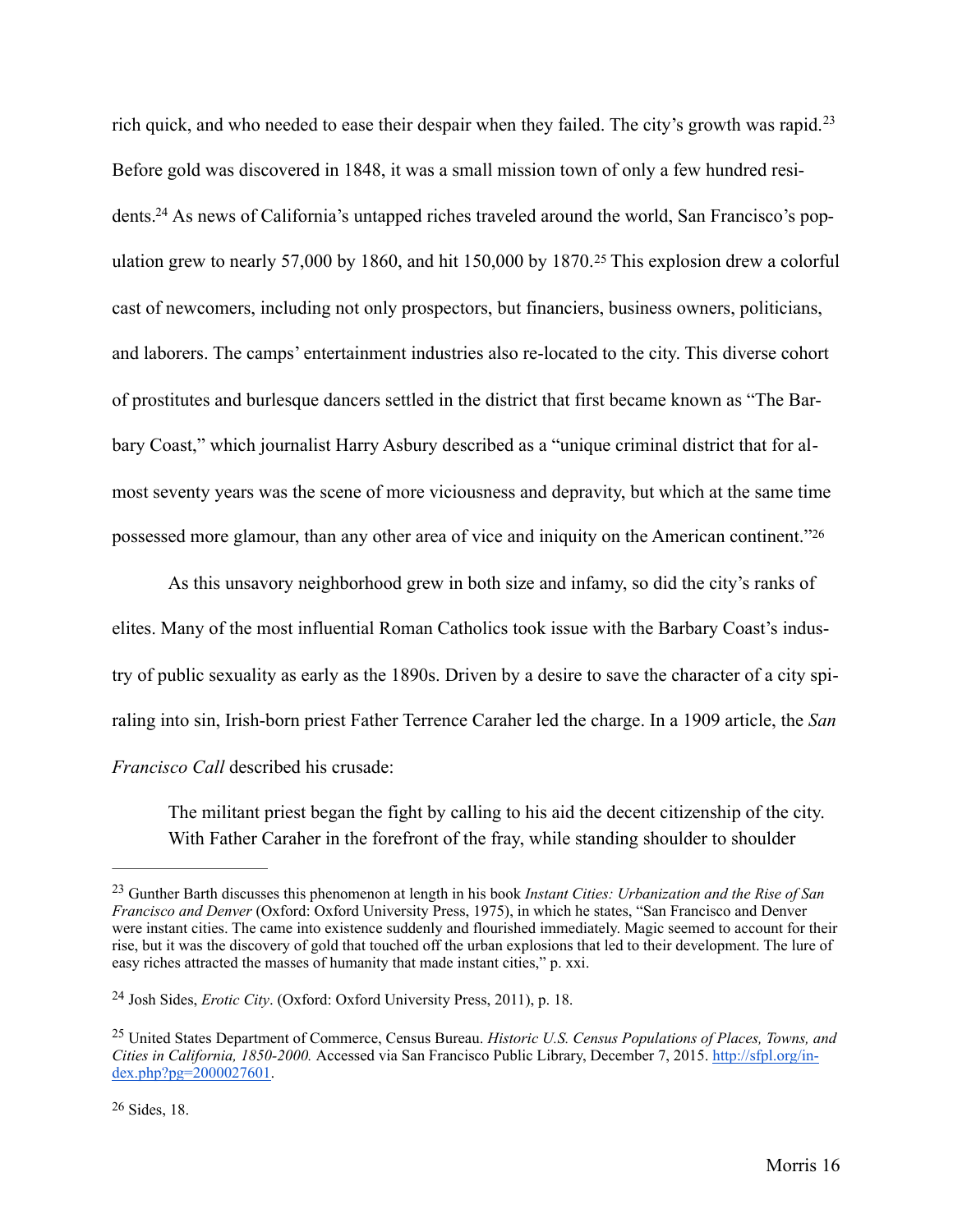rich quick, and who needed to ease their despair when they failed. The city's growth was rapid.[23] Before gold was discovered in 1848, it was a small mission town of only a few hundred residents.[24] As news of California's untapped riches traveled around the world, San Francisco's population grew to nearly 57,000 by 1860, and hit 150,000 by 1870.[25] This explosion drew a colorful cast of newcomers, including not only prospectors, but financiers, business owners, politicians, and laborers. The camps' entertainment industries also re-located to the city. This diverse cohort of prostitutes and burlesque dancers settled in the district that first became known as "The Barbary Coast," which journalist Harry Asbury described as a "unique criminal district that for almost seventy years was the scene of more viciousness and depravity, but which at the same time possessed more glamour, than any other area of vice and iniquity on the American continent."[26]

As this unsavory neighborhood grew in both size and infamy, so did the city's ranks of elites. Many of the most influential Roman Catholics took issue with the Barbary Coast's industry of public sexuality as early as the 1890s. Driven by a desire to save the character of a city spiraling into sin, Irish-born priest Father Terrence Caraher led the charge. In a 1909 article, the *San Francisco Call* described his crusade:

> The militant priest began the fight by calling to his aid the decent citizenship of the city. With Father Caraher in the forefront of the fray, while standing shoulder to shoulder

---

[23] Gunther Barth discusses this phenomenon at length in his book *Instant Cities: Urbanization and the Rise of San Francisco and Denver* (Oxford: Oxford University Press, 1975), in which he states, "San Francisco and Denver were instant cities. The came into existence suddenly and flourished immediately. Magic seemed to account for their rise, but it was the discovery of gold that touched off the urban explosions that led to their development. The lure of easy riches attracted the masses of humanity that made instant cities," p. xxi.

[24] Josh Sides, *Erotic City*. (Oxford: Oxford University Press, 2011), p. 18.

[25] United States Department of Commerce, Census Bureau. *Historic U.S. Census Populations of Places, Towns, and Cities in California, 1850-2000.* Accessed via San Francisco Public Library, December 7, 2015. http://sfpl.org/index.php?pg=2000027601.

[26] Sides, 18.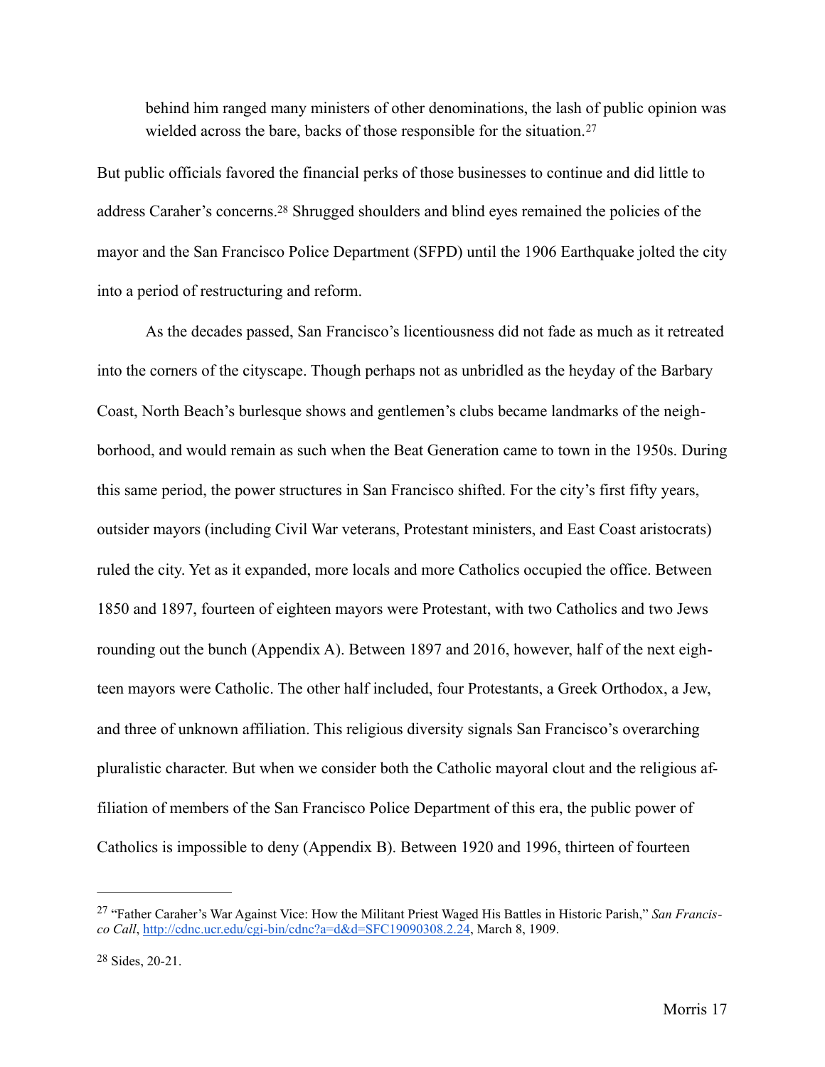> behind him ranged many ministers of other denominations, the lash of public opinion was wielded across the bare, backs of those responsible for the situation.[27]

But public officials favored the financial perks of those businesses to continue and did little to address Caraher's concerns.[28] Shrugged shoulders and blind eyes remained the policies of the mayor and the San Francisco Police Department (SFPD) until the 1906 Earthquake jolted the city into a period of restructuring and reform.

As the decades passed, San Francisco's licentiousness did not fade as much as it retreated into the corners of the cityscape. Though perhaps not as unbridled as the heyday of the Barbary Coast, North Beach's burlesque shows and gentlemen's clubs became landmarks of the neighborhood, and would remain as such when the Beat Generation came to town in the 1950s. During this same period, the power structures in San Francisco shifted. For the city's first fifty years, outsider mayors (including Civil War veterans, Protestant ministers, and East Coast aristocrats) ruled the city. Yet as it expanded, more locals and more Catholics occupied the office. Between 1850 and 1897, fourteen of eighteen mayors were Protestant, with two Catholics and two Jews rounding out the bunch (Appendix A). Between 1897 and 2016, however, half of the next eighteen mayors were Catholic. The other half included, four Protestants, a Greek Orthodox, a Jew, and three of unknown affiliation. This religious diversity signals San Francisco's overarching pluralistic character. But when we consider both the Catholic mayoral clout and the religious affiliation of members of the San Francisco Police Department of this era, the public power of Catholics is impossible to deny (Appendix B). Between 1920 and 1996, thirteen of fourteen

---

[27] "Father Caraher's War Against Vice: How the Militant Priest Waged His Battles in Historic Parish," *San Francisco Call*, http://cdnc.ucr.edu/cgi-bin/cdnc?a=d&d=SFC19090308.2.24, March 8, 1909.

[28] Sides, 20-21.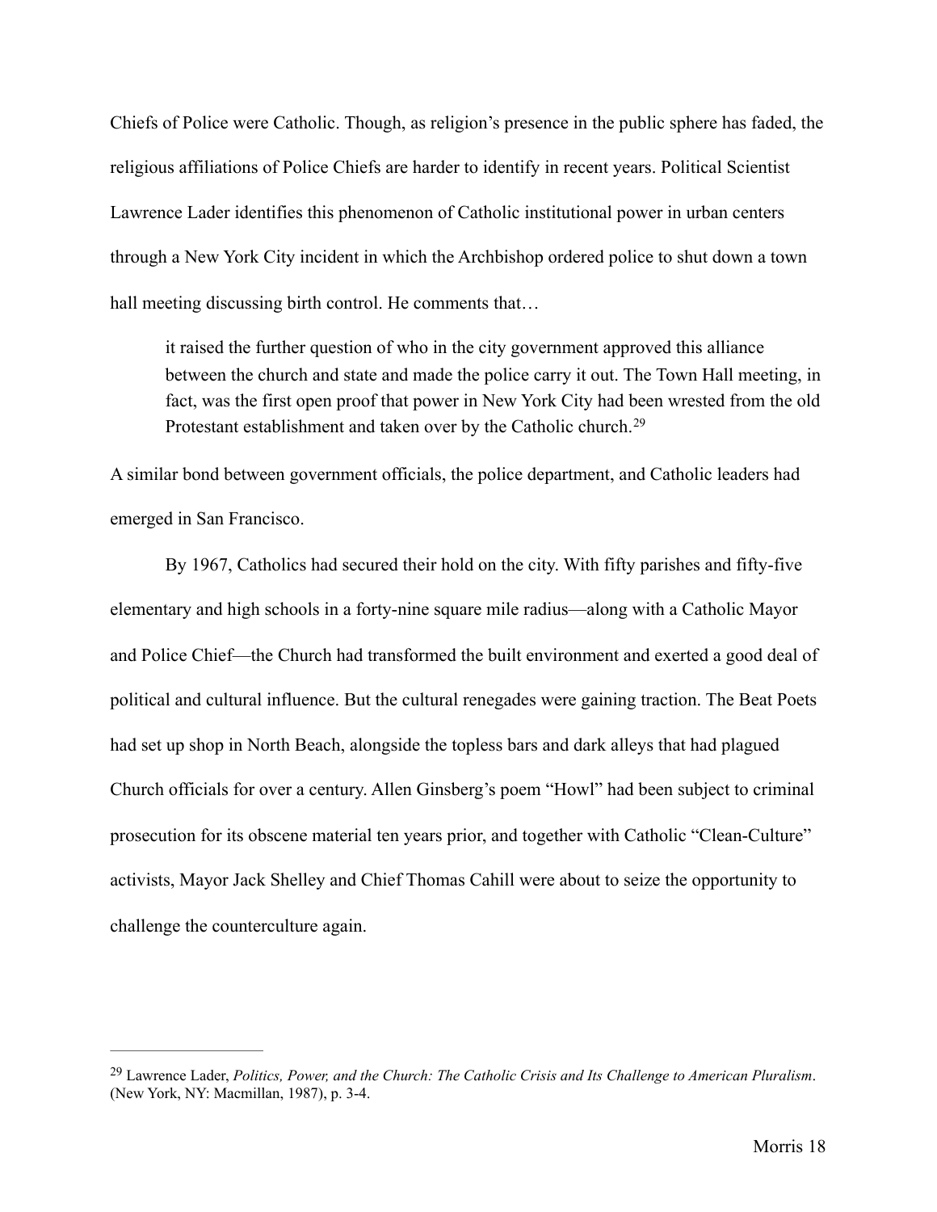Chiefs of Police were Catholic. Though, as religion's presence in the public sphere has faded, the religious affiliations of Police Chiefs are harder to identify in recent years. Political Scientist Lawrence Lader identifies this phenomenon of Catholic institutional power in urban centers through a New York City incident in which the Archbishop ordered police to shut down a town hall meeting discussing birth control. He comments that…

> it raised the further question of who in the city government approved this alliance between the church and state and made the police carry it out. The Town Hall meeting, in fact, was the first open proof that power in New York City had been wrested from the old Protestant establishment and taken over by the Catholic church.[29]

A similar bond between government officials, the police department, and Catholic leaders had emerged in San Francisco.

By 1967, Catholics had secured their hold on the city. With fifty parishes and fifty-five elementary and high schools in a forty-nine square mile radius—along with a Catholic Mayor and Police Chief—the Church had transformed the built environment and exerted a good deal of political and cultural influence. But the cultural renegades were gaining traction. The Beat Poets had set up shop in North Beach, alongside the topless bars and dark alleys that had plagued Church officials for over a century. Allen Ginsberg's poem "Howl" had been subject to criminal prosecution for its obscene material ten years prior, and together with Catholic "Clean-Culture" activists, Mayor Jack Shelley and Chief Thomas Cahill were about to seize the opportunity to challenge the counterculture again.

---

[29] Lawrence Lader, *Politics, Power, and the Church: The Catholic Crisis and Its Challenge to American Pluralism*. (New York, NY: Macmillan, 1987), p. 3-4.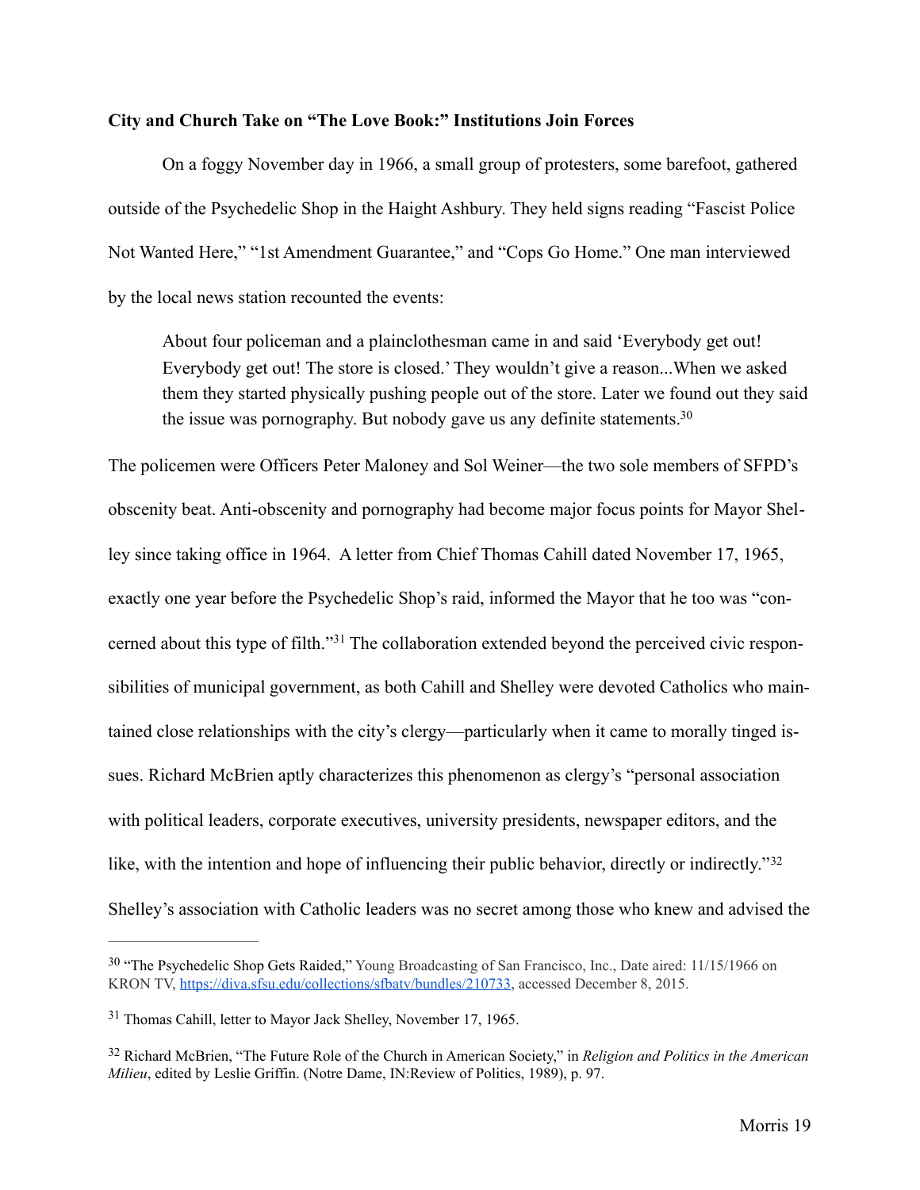**City and Church Take on "The Love Book:" Institutions Join Forces**

On a foggy November day in 1966, a small group of protesters, some barefoot, gathered outside of the Psychedelic Shop in the Haight Ashbury. They held signs reading "Fascist Police Not Wanted Here," "1st Amendment Guarantee," and "Cops Go Home." One man interviewed by the local news station recounted the events:

> About four policeman and a plainclothesman came in and said 'Everybody get out! Everybody get out! The store is closed.' They wouldn't give a reason...When we asked them they started physically pushing people out of the store. Later we found out they said the issue was pornography. But nobody gave us any definite statements.[30]

The policemen were Officers Peter Maloney and Sol Weiner—the two sole members of SFPD's obscenity beat. Anti-obscenity and pornography had become major focus points for Mayor Shelley since taking office in 1964. A letter from Chief Thomas Cahill dated November 17, 1965, exactly one year before the Psychedelic Shop's raid, informed the Mayor that he too was "concerned about this type of filth."[31] The collaboration extended beyond the perceived civic responsibilities of municipal government, as both Cahill and Shelley were devoted Catholics who maintained close relationships with the city's clergy—particularly when it came to morally tinged issues. Richard McBrien aptly characterizes this phenomenon as clergy's "personal association with political leaders, corporate executives, university presidents, newspaper editors, and the like, with the intention and hope of influencing their public behavior, directly or indirectly."[32] Shelley's association with Catholic leaders was no secret among those who knew and advised the

---

[30] "The Psychedelic Shop Gets Raided," Young Broadcasting of San Francisco, Inc., Date aired: 11/15/1966 on KRON TV, https://diva.sfsu.edu/collections/sfbatv/bundles/210733, accessed December 8, 2015.

[31] Thomas Cahill, letter to Mayor Jack Shelley, November 17, 1965.

[32] Richard McBrien, "The Future Role of the Church in American Society," in *Religion and Politics in the American Milieu*, edited by Leslie Griffin. (Notre Dame, IN:Review of Politics, 1989), p. 97.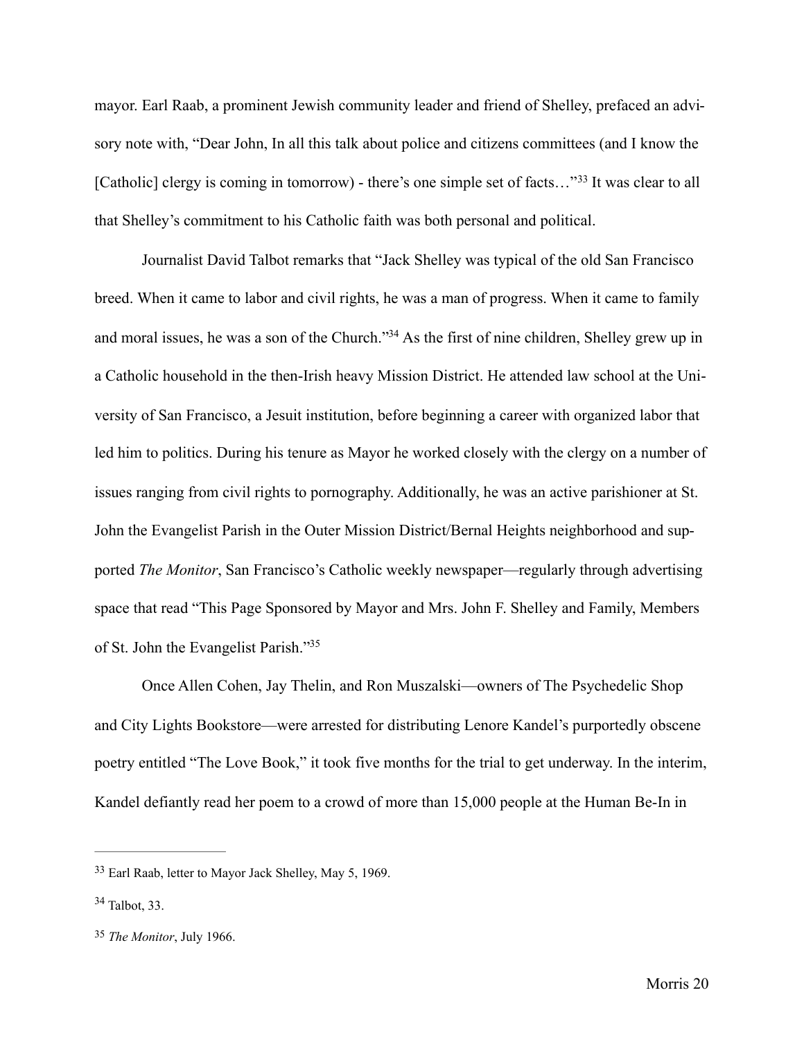mayor. Earl Raab, a prominent Jewish community leader and friend of Shelley, prefaced an advisory note with, "Dear John, In all this talk about police and citizens committees (and I know the [Catholic] clergy is coming in tomorrow) - there's one simple set of facts…"[33] It was clear to all that Shelley's commitment to his Catholic faith was both personal and political.

Journalist David Talbot remarks that "Jack Shelley was typical of the old San Francisco breed. When it came to labor and civil rights, he was a man of progress. When it came to family and moral issues, he was a son of the Church."[34] As the first of nine children, Shelley grew up in a Catholic household in the then-Irish heavy Mission District. He attended law school at the University of San Francisco, a Jesuit institution, before beginning a career with organized labor that led him to politics. During his tenure as Mayor he worked closely with the clergy on a number of issues ranging from civil rights to pornography. Additionally, he was an active parishioner at St. John the Evangelist Parish in the Outer Mission District/Bernal Heights neighborhood and supported *The Monitor*, San Francisco's Catholic weekly newspaper—regularly through advertising space that read "This Page Sponsored by Mayor and Mrs. John F. Shelley and Family, Members of St. John the Evangelist Parish."[35]

Once Allen Cohen, Jay Thelin, and Ron Muszalski—owners of The Psychedelic Shop and City Lights Bookstore—were arrested for distributing Lenore Kandel's purportedly obscene poetry entitled "The Love Book," it took five months for the trial to get underway. In the interim, Kandel defiantly read her poem to a crowd of more than 15,000 people at the Human Be-In in

---

[33] Earl Raab, letter to Mayor Jack Shelley, May 5, 1969.

[34] Talbot, 33.

[35] *The Monitor*, July 1966.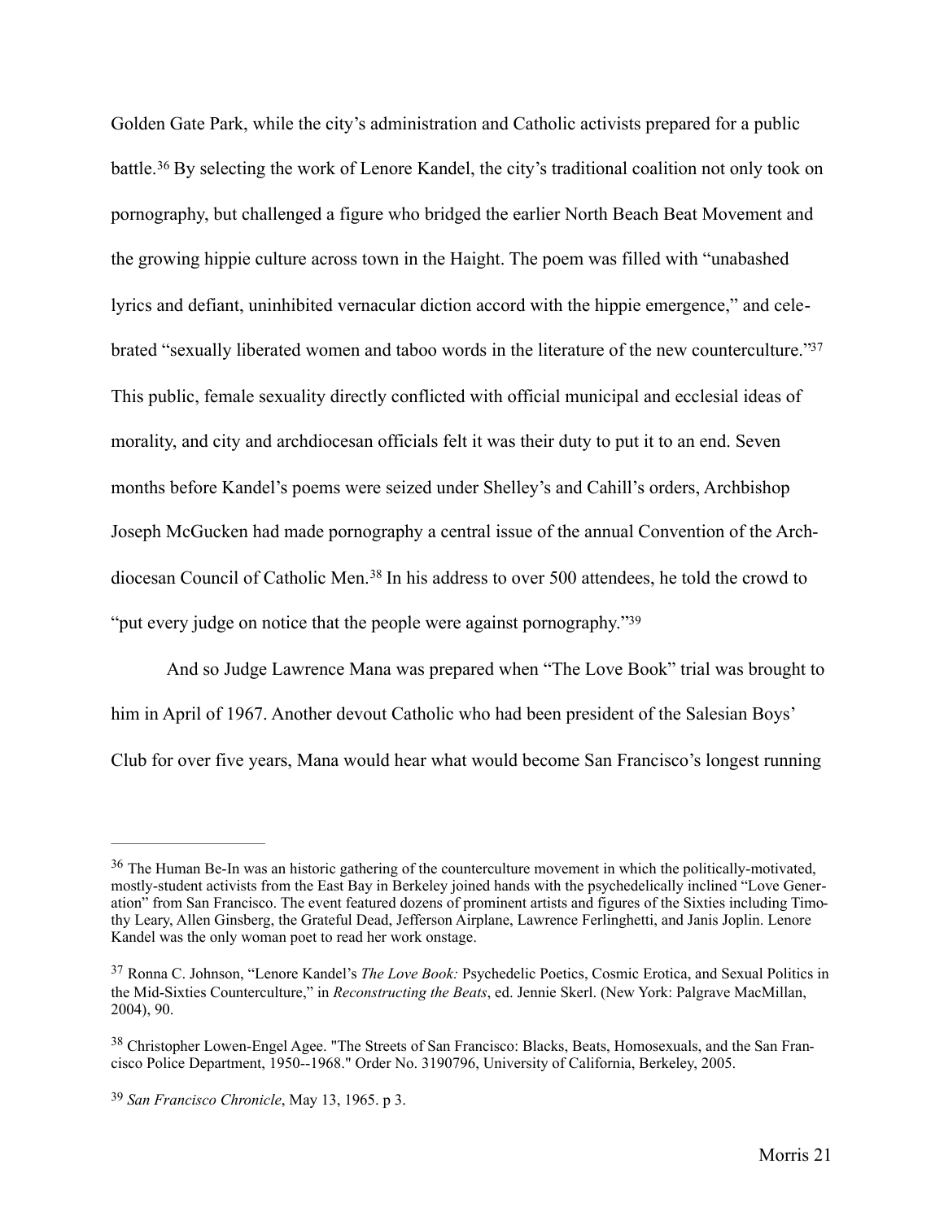Golden Gate Park, while the city's administration and Catholic activists prepared for a public battle.[36] By selecting the work of Lenore Kandel, the city's traditional coalition not only took on pornography, but challenged a figure who bridged the earlier North Beach Beat Movement and the growing hippie culture across town in the Haight. The poem was filled with "unabashed lyrics and defiant, uninhibited vernacular diction accord with the hippie emergence," and celebrated "sexually liberated women and taboo words in the literature of the new counterculture."[37] This public, female sexuality directly conflicted with official municipal and ecclesial ideas of morality, and city and archdiocesan officials felt it was their duty to put it to an end. Seven months before Kandel's poems were seized under Shelley's and Cahill's orders, Archbishop Joseph McGucken had made pornography a central issue of the annual Convention of the Archdiocesan Council of Catholic Men.[38] In his address to over 500 attendees, he told the crowd to "put every judge on notice that the people were against pornography."[39]

And so Judge Lawrence Mana was prepared when "The Love Book" trial was brought to him in April of 1967. Another devout Catholic who had been president of the Salesian Boys' Club for over five years, Mana would hear what would become San Francisco's longest running

---

[36] The Human Be-In was an historic gathering of the counterculture movement in which the politically-motivated, mostly-student activists from the East Bay in Berkeley joined hands with the psychedelically inclined "Love Generation" from San Francisco. The event featured dozens of prominent artists and figures of the Sixties including Timothy Leary, Allen Ginsberg, the Grateful Dead, Jefferson Airplane, Lawrence Ferlinghetti, and Janis Joplin. Lenore Kandel was the only woman poet to read her work onstage.

[37] Ronna C. Johnson, "Lenore Kandel's *The Love Book:* Psychedelic Poetics, Cosmic Erotica, and Sexual Politics in the Mid-Sixties Counterculture," in *Reconstructing the Beats*, ed. Jennie Skerl. (New York: Palgrave MacMillan, 2004), 90.

[38] Christopher Lowen-Engel Agee. "The Streets of San Francisco: Blacks, Beats, Homosexuals, and the San Francisco Police Department, 1950--1968." Order No. 3190796, University of California, Berkeley, 2005.

[39] *San Francisco Chronicle*, May 13, 1965. p 3.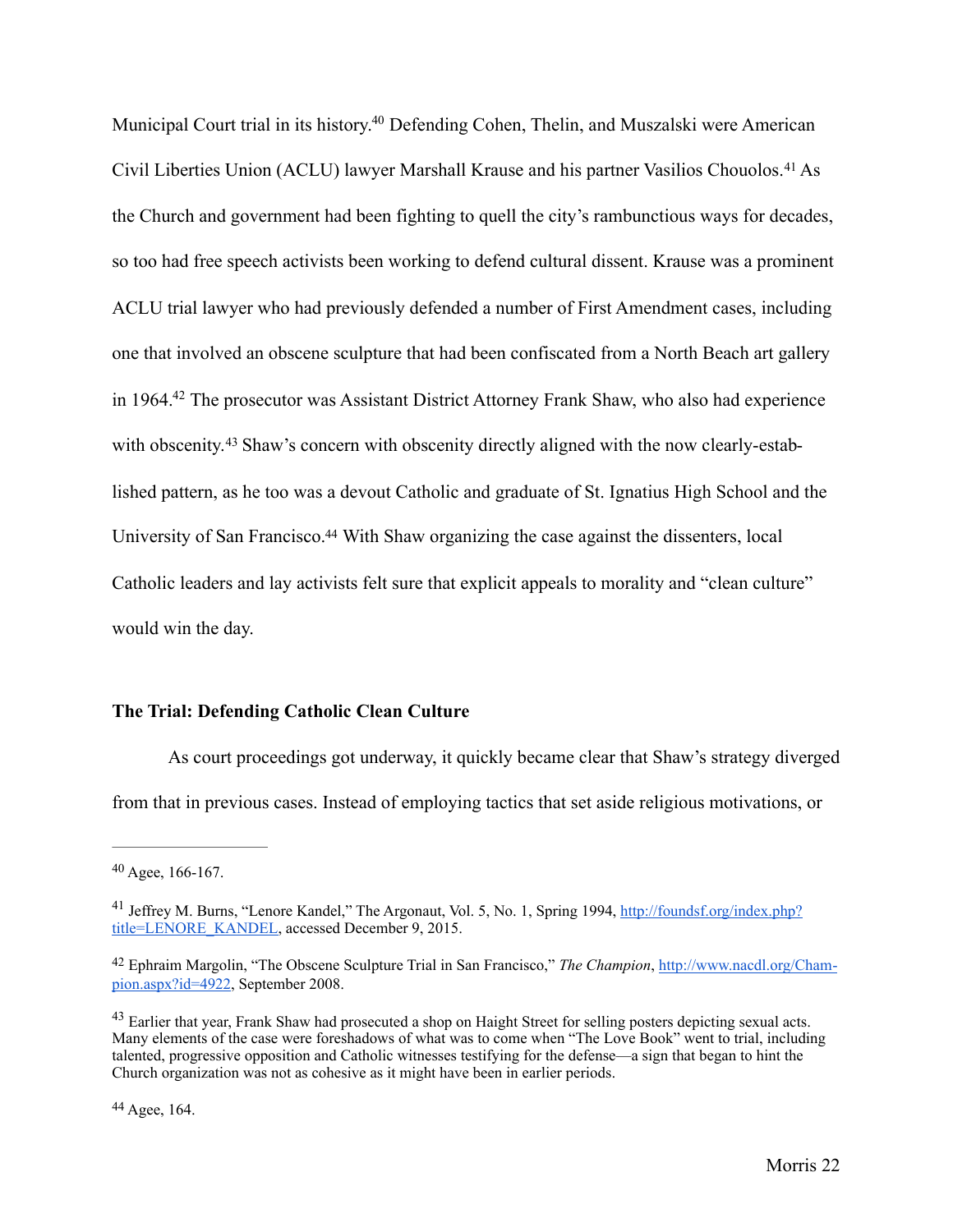Municipal Court trial in its history.[40] Defending Cohen, Thelin, and Muszalski were American Civil Liberties Union (ACLU) lawyer Marshall Krause and his partner Vasilios Chouolos.[41] As the Church and government had been fighting to quell the city's rambunctious ways for decades, so too had free speech activists been working to defend cultural dissent. Krause was a prominent ACLU trial lawyer who had previously defended a number of First Amendment cases, including one that involved an obscene sculpture that had been confiscated from a North Beach art gallery in 1964.[42] The prosecutor was Assistant District Attorney Frank Shaw, who also had experience with obscenity.[43] Shaw's concern with obscenity directly aligned with the now clearly-established pattern, as he too was a devout Catholic and graduate of St. Ignatius High School and the University of San Francisco.[44] With Shaw organizing the case against the dissenters, local Catholic leaders and lay activists felt sure that explicit appeals to morality and "clean culture" would win the day.

### The Trial: Defending Catholic Clean Culture

As court proceedings got underway, it quickly became clear that Shaw's strategy diverged from that in previous cases. Instead of employing tactics that set aside religious motivations, or

---

[40] Agee, 166-167.

[41] Jeffrey M. Burns, "Lenore Kandel," The Argonaut, Vol. 5, No. 1, Spring 1994, http://foundsf.org/index.php?title=LENORE_KANDEL, accessed December 9, 2015.

[42] Ephraim Margolin, "The Obscene Sculpture Trial in San Francisco," *The Champion*, http://www.nacdl.org/Champion.aspx?id=4922, September 2008.

[43] Earlier that year, Frank Shaw had prosecuted a shop on Haight Street for selling posters depicting sexual acts. Many elements of the case were foreshadows of what was to come when "The Love Book" went to trial, including talented, progressive opposition and Catholic witnesses testifying for the defense—a sign that began to hint the Church organization was not as cohesive as it might have been in earlier periods.

[44] Agee, 164.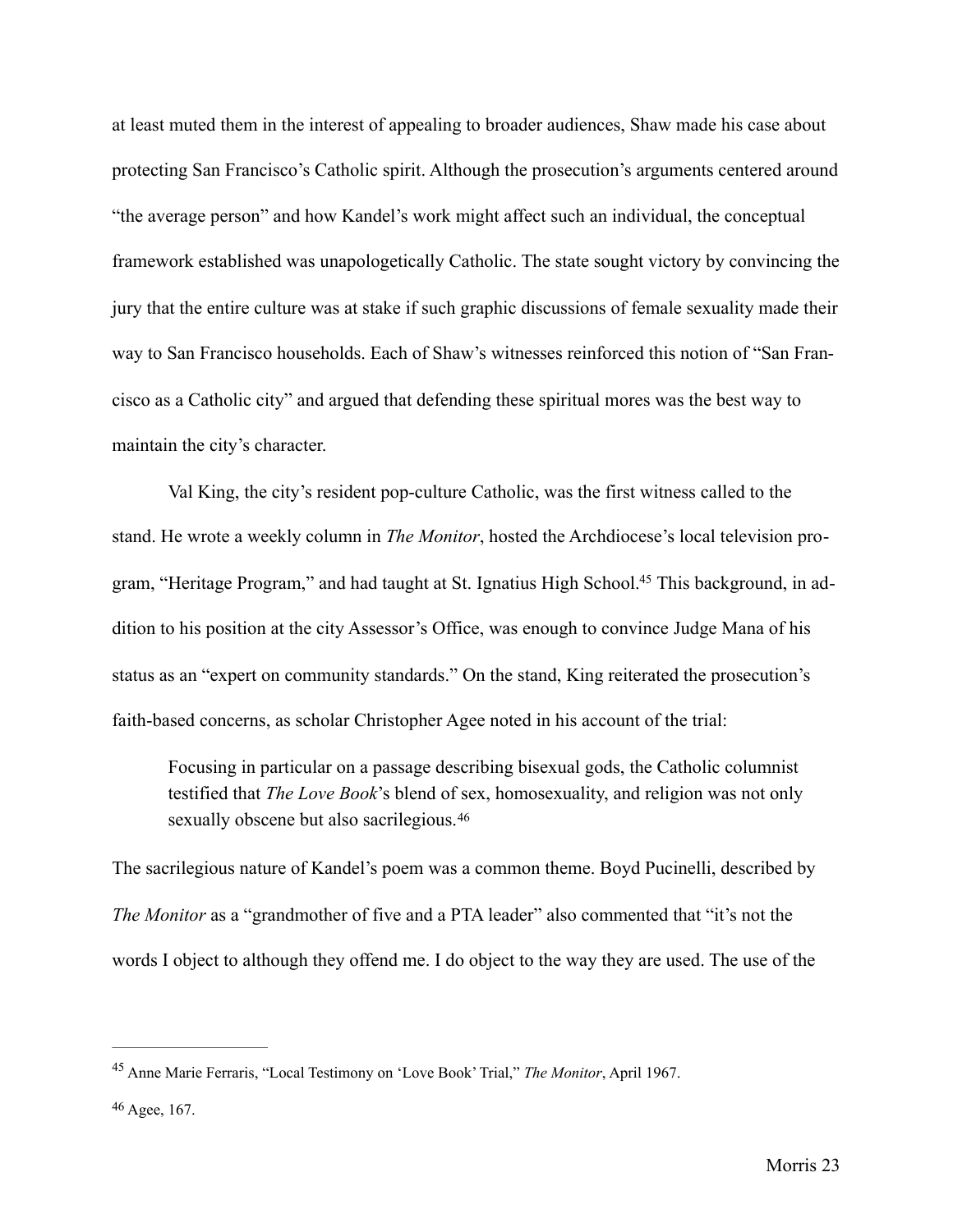at least muted them in the interest of appealing to broader audiences, Shaw made his case about protecting San Francisco's Catholic spirit. Although the prosecution's arguments centered around "the average person" and how Kandel's work might affect such an individual, the conceptual framework established was unapologetically Catholic. The state sought victory by convincing the jury that the entire culture was at stake if such graphic discussions of female sexuality made their way to San Francisco households. Each of Shaw's witnesses reinforced this notion of "San Francisco as a Catholic city" and argued that defending these spiritual mores was the best way to maintain the city's character.

Val King, the city's resident pop-culture Catholic, was the first witness called to the stand. He wrote a weekly column in *The Monitor*, hosted the Archdiocese's local television program, "Heritage Program," and had taught at St. Ignatius High School.[45] This background, in addition to his position at the city Assessor's Office, was enough to convince Judge Mana of his status as an "expert on community standards." On the stand, King reiterated the prosecution's faith-based concerns, as scholar Christopher Agee noted in his account of the trial:

> Focusing in particular on a passage describing bisexual gods, the Catholic columnist testified that *The Love Book*'s blend of sex, homosexuality, and religion was not only sexually obscene but also sacrilegious.[46]

The sacrilegious nature of Kandel's poem was a common theme. Boyd Pucinelli, described by *The Monitor* as a "grandmother of five and a PTA leader" also commented that "it's not the words I object to although they offend me. I do object to the way they are used. The use of the

---

[45] Anne Marie Ferraris, "Local Testimony on 'Love Book' Trial," *The Monitor*, April 1967.

[46] Agee, 167.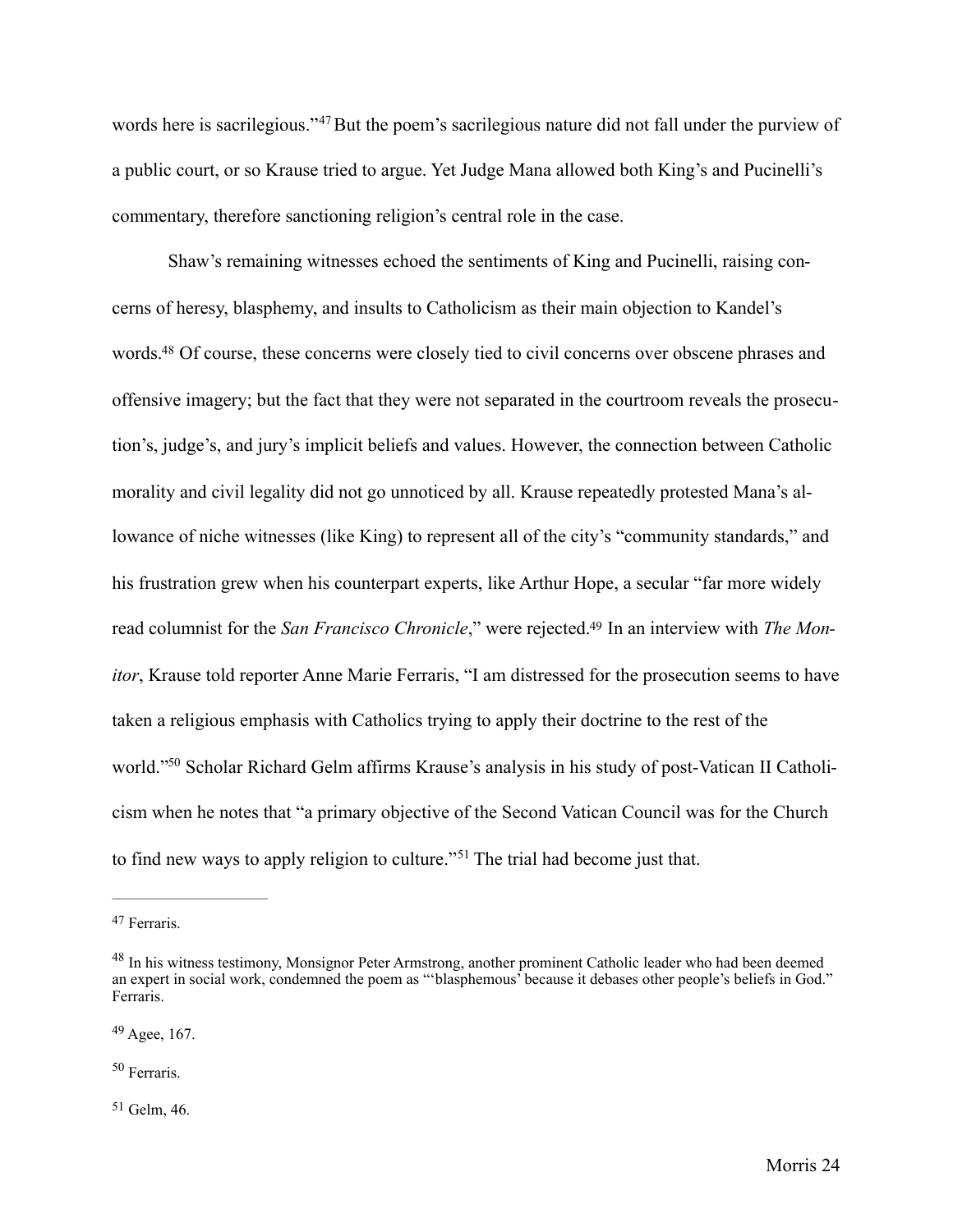words here is sacrilegious."[47] But the poem's sacrilegious nature did not fall under the purview of a public court, or so Krause tried to argue. Yet Judge Mana allowed both King's and Pucinelli's commentary, therefore sanctioning religion's central role in the case.

Shaw's remaining witnesses echoed the sentiments of King and Pucinelli, raising concerns of heresy, blasphemy, and insults to Catholicism as their main objection to Kandel's words.[48] Of course, these concerns were closely tied to civil concerns over obscene phrases and offensive imagery; but the fact that they were not separated in the courtroom reveals the prosecution's, judge's, and jury's implicit beliefs and values. However, the connection between Catholic morality and civil legality did not go unnoticed by all. Krause repeatedly protested Mana's allowance of niche witnesses (like King) to represent all of the city's "community standards," and his frustration grew when his counterpart experts, like Arthur Hope, a secular "far more widely read columnist for the *San Francisco Chronicle*," were rejected.[49] In an interview with *The Monitor*, Krause told reporter Anne Marie Ferraris, "I am distressed for the prosecution seems to have taken a religious emphasis with Catholics trying to apply their doctrine to the rest of the world."[50] Scholar Richard Gelm affirms Krause's analysis in his study of post-Vatican II Catholicism when he notes that "a primary objective of the Second Vatican Council was for the Church to find new ways to apply religion to culture."[51] The trial had become just that.

---

[47] Ferraris.

[48] In his witness testimony, Monsignor Peter Armstrong, another prominent Catholic leader who had been deemed an expert in social work, condemned the poem as "'blasphemous' because it debases other people's beliefs in God." Ferraris.

[49] Agee, 167.

[50] Ferraris.

[51] Gelm, 46.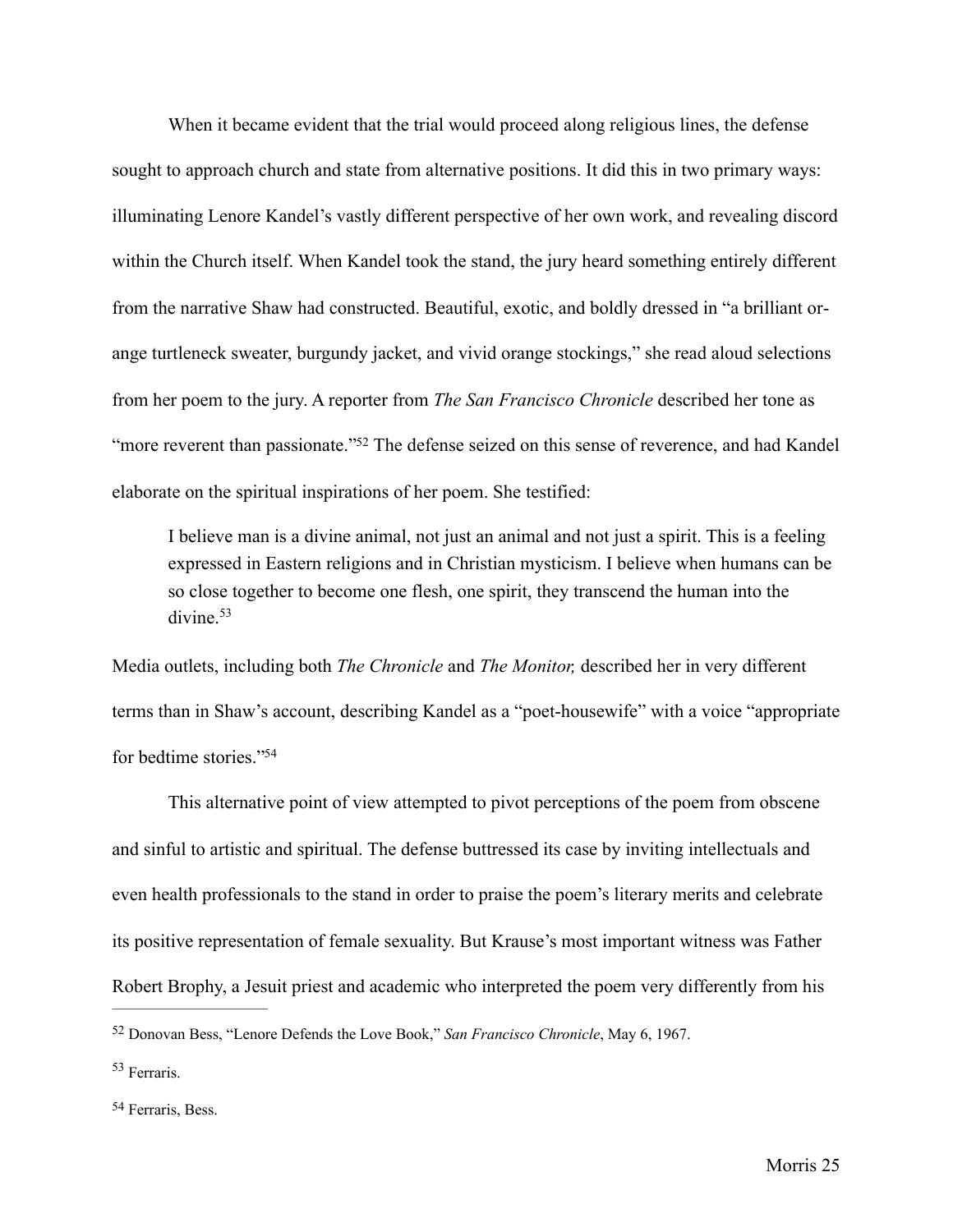When it became evident that the trial would proceed along religious lines, the defense sought to approach church and state from alternative positions. It did this in two primary ways: illuminating Lenore Kandel's vastly different perspective of her own work, and revealing discord within the Church itself. When Kandel took the stand, the jury heard something entirely different from the narrative Shaw had constructed. Beautiful, exotic, and boldly dressed in "a brilliant orange turtleneck sweater, burgundy jacket, and vivid orange stockings," she read aloud selections from her poem to the jury. A reporter from *The San Francisco Chronicle* described her tone as "more reverent than passionate."[52] The defense seized on this sense of reverence, and had Kandel elaborate on the spiritual inspirations of her poem. She testified:

> I believe man is a divine animal, not just an animal and not just a spirit. This is a feeling expressed in Eastern religions and in Christian mysticism. I believe when humans can be so close together to become one flesh, one spirit, they transcend the human into the divine.[53]

Media outlets, including both *The Chronicle* and *The Monitor,* described her in very different terms than in Shaw's account, describing Kandel as a "poet-housewife" with a voice "appropriate for bedtime stories."[54]

This alternative point of view attempted to pivot perceptions of the poem from obscene and sinful to artistic and spiritual. The defense buttressed its case by inviting intellectuals and even health professionals to the stand in order to praise the poem's literary merits and celebrate its positive representation of female sexuality. But Krause's most important witness was Father Robert Brophy, a Jesuit priest and academic who interpreted the poem very differently from his

---

[52] Donovan Bess, "Lenore Defends the Love Book," *San Francisco Chronicle*, May 6, 1967.

[53] Ferraris.

[54] Ferraris, Bess.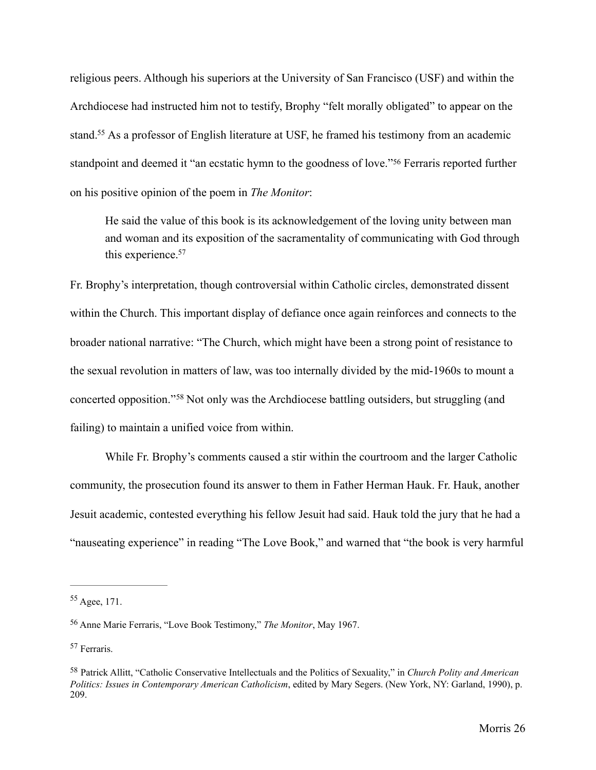religious peers. Although his superiors at the University of San Francisco (USF) and within the Archdiocese had instructed him not to testify, Brophy "felt morally obligated" to appear on the stand.[55] As a professor of English literature at USF, he framed his testimony from an academic standpoint and deemed it "an ecstatic hymn to the goodness of love."[56] Ferraris reported further on his positive opinion of the poem in *The Monitor*:

> He said the value of this book is its acknowledgement of the loving unity between man and woman and its exposition of the sacramentality of communicating with God through this experience.[57]

Fr. Brophy's interpretation, though controversial within Catholic circles, demonstrated dissent within the Church. This important display of defiance once again reinforces and connects to the broader national narrative: "The Church, which might have been a strong point of resistance to the sexual revolution in matters of law, was too internally divided by the mid-1960s to mount a concerted opposition."[58] Not only was the Archdiocese battling outsiders, but struggling (and failing) to maintain a unified voice from within.

While Fr. Brophy's comments caused a stir within the courtroom and the larger Catholic community, the prosecution found its answer to them in Father Herman Hauk. Fr. Hauk, another Jesuit academic, contested everything his fellow Jesuit had said. Hauk told the jury that he had a "nauseating experience" in reading "The Love Book," and warned that "the book is very harmful

---

[55] Agee, 171.

[56] Anne Marie Ferraris, "Love Book Testimony," *The Monitor*, May 1967.

[57] Ferraris.

[58] Patrick Allitt, "Catholic Conservative Intellectuals and the Politics of Sexuality," in *Church Polity and American Politics: Issues in Contemporary American Catholicism*, edited by Mary Segers. (New York, NY: Garland, 1990), p. 209.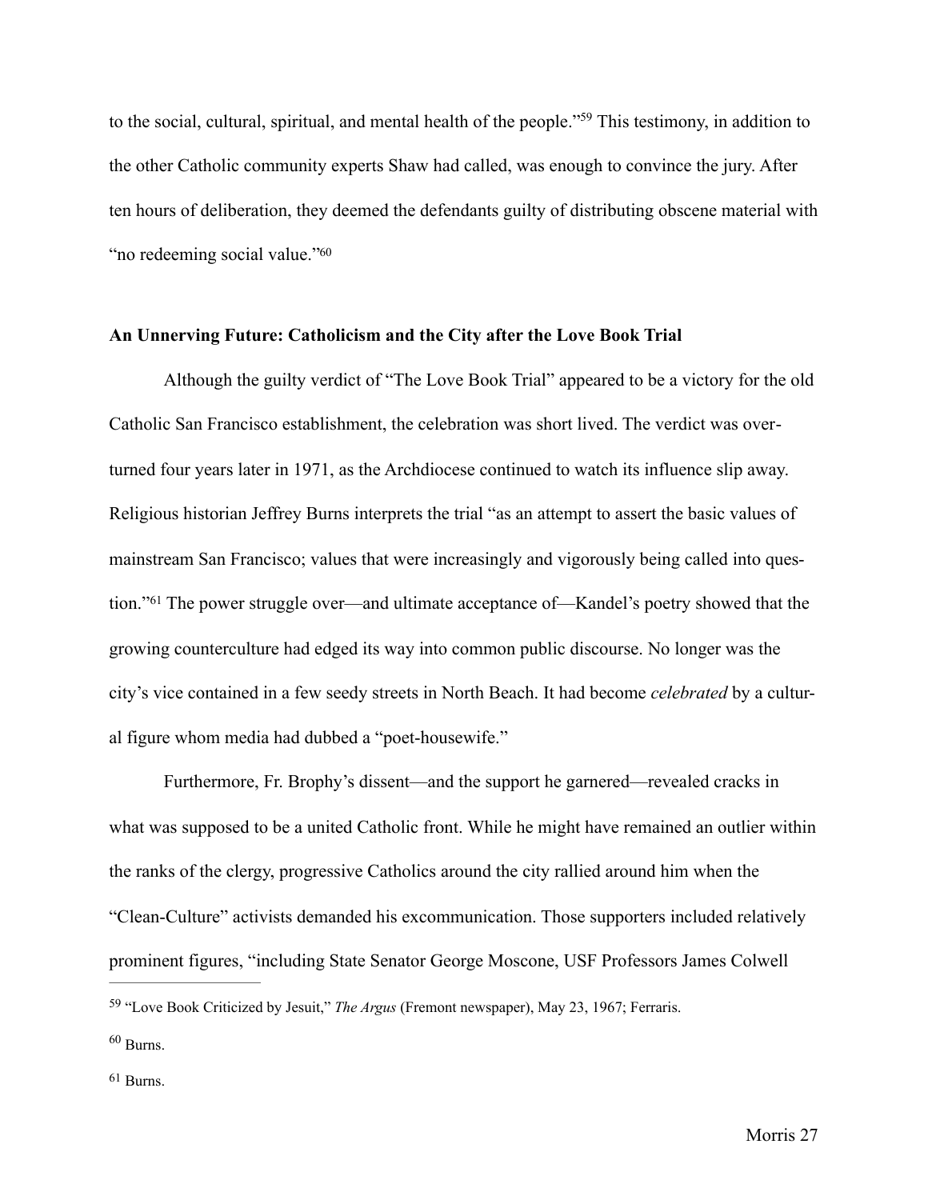to the social, cultural, spiritual, and mental health of the people."[59] This testimony, in addition to the other Catholic community experts Shaw had called, was enough to convince the jury. After ten hours of deliberation, they deemed the defendants guilty of distributing obscene material with "no redeeming social value."[60]

### An Unnerving Future: Catholicism and the City after the Love Book Trial

Although the guilty verdict of "The Love Book Trial" appeared to be a victory for the old Catholic San Francisco establishment, the celebration was short lived. The verdict was overturned four years later in 1971, as the Archdiocese continued to watch its influence slip away. Religious historian Jeffrey Burns interprets the trial "as an attempt to assert the basic values of mainstream San Francisco; values that were increasingly and vigorously being called into question."[61] The power struggle over—and ultimate acceptance of—Kandel's poetry showed that the growing counterculture had edged its way into common public discourse. No longer was the city's vice contained in a few seedy streets in North Beach. It had become *celebrated* by a cultural figure whom media had dubbed a "poet-housewife."

Furthermore, Fr. Brophy's dissent—and the support he garnered—revealed cracks in what was supposed to be a united Catholic front. While he might have remained an outlier within the ranks of the clergy, progressive Catholics around the city rallied around him when the "Clean-Culture" activists demanded his excommunication. Those supporters included relatively prominent figures, "including State Senator George Moscone, USF Professors James Colwell

---

[59] "Love Book Criticized by Jesuit," *The Argus* (Fremont newspaper), May 23, 1967; Ferraris.

[60] Burns.

[61] Burns.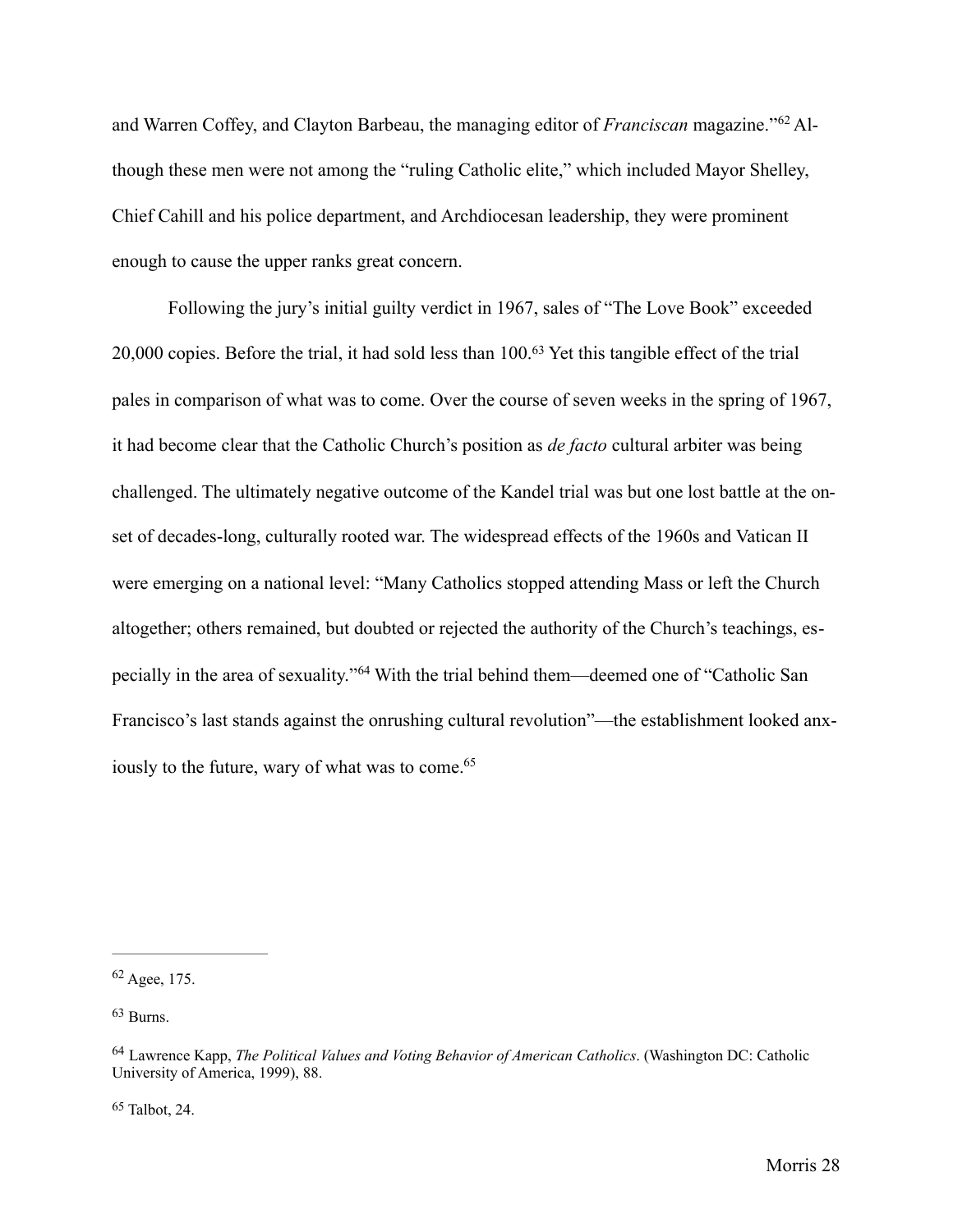and Warren Coffey, and Clayton Barbeau, the managing editor of *Franciscan* magazine."[62] Although these men were not among the "ruling Catholic elite," which included Mayor Shelley, Chief Cahill and his police department, and Archdiocesan leadership, they were prominent enough to cause the upper ranks great concern.

Following the jury's initial guilty verdict in 1967, sales of "The Love Book" exceeded 20,000 copies. Before the trial, it had sold less than 100.[63] Yet this tangible effect of the trial pales in comparison of what was to come. Over the course of seven weeks in the spring of 1967, it had become clear that the Catholic Church's position as *de facto* cultural arbiter was being challenged. The ultimately negative outcome of the Kandel trial was but one lost battle at the onset of decades-long, culturally rooted war. The widespread effects of the 1960s and Vatican II were emerging on a national level: "Many Catholics stopped attending Mass or left the Church altogether; others remained, but doubted or rejected the authority of the Church's teachings, especially in the area of sexuality."[64] With the trial behind them—deemed one of "Catholic San Francisco's last stands against the onrushing cultural revolution"—the establishment looked anxiously to the future, wary of what was to come.[65]

---

[62] Agee, 175.

[63] Burns.

[64] Lawrence Kapp, *The Political Values and Voting Behavior of American Catholics*. (Washington DC: Catholic University of America, 1999), 88.

[65] Talbot, 24.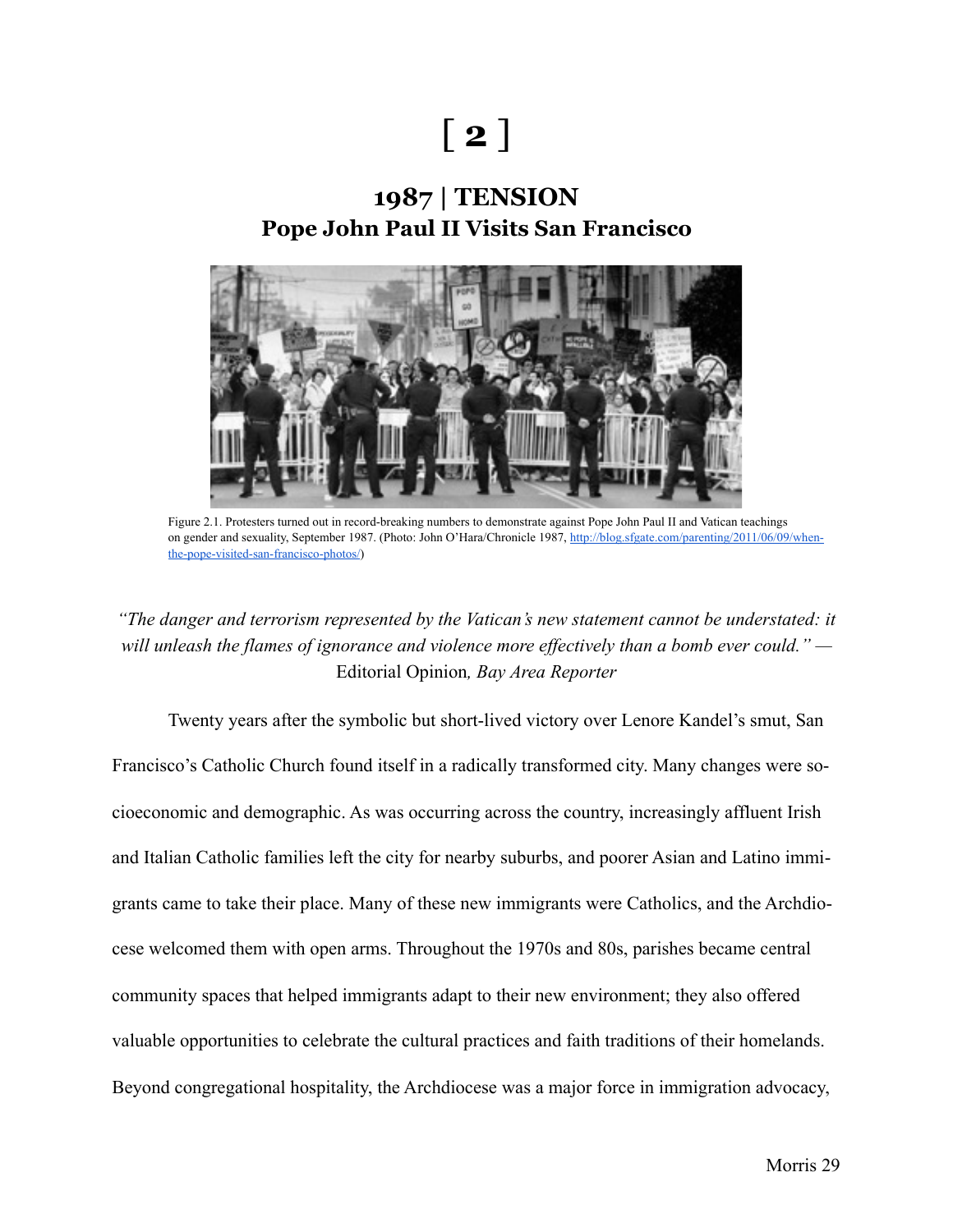# [ 2 ]

## 1987 | TENSION
## Pope John Paul II Visits San Francisco

Figure 2.1. Protesters turned out in record-breaking numbers to demonstrate against Pope John Paul II and Vatican teachings on gender and sexuality, September 1987. (Photo: John O'Hara/Chronicle 1987, http://blog.sfgate.com/parenting/2011/06/09/when-the-pope-visited-san-francisco-photos/)

*"The danger and terrorism represented by the Vatican's new statement cannot be understated: it will unleash the flames of ignorance and violence more effectively than a bomb ever could."* — Editorial Opinion, *Bay Area Reporter*

Twenty years after the symbolic but short-lived victory over Lenore Kandel's smut, San Francisco's Catholic Church found itself in a radically transformed city. Many changes were socioeconomic and demographic. As was occurring across the country, increasingly affluent Irish and Italian Catholic families left the city for nearby suburbs, and poorer Asian and Latino immigrants came to take their place. Many of these new immigrants were Catholics, and the Archdiocese welcomed them with open arms. Throughout the 1970s and 80s, parishes became central community spaces that helped immigrants adapt to their new environment; they also offered valuable opportunities to celebrate the cultural practices and faith traditions of their homelands. Beyond congregational hospitality, the Archdiocese was a major force in immigration advocacy,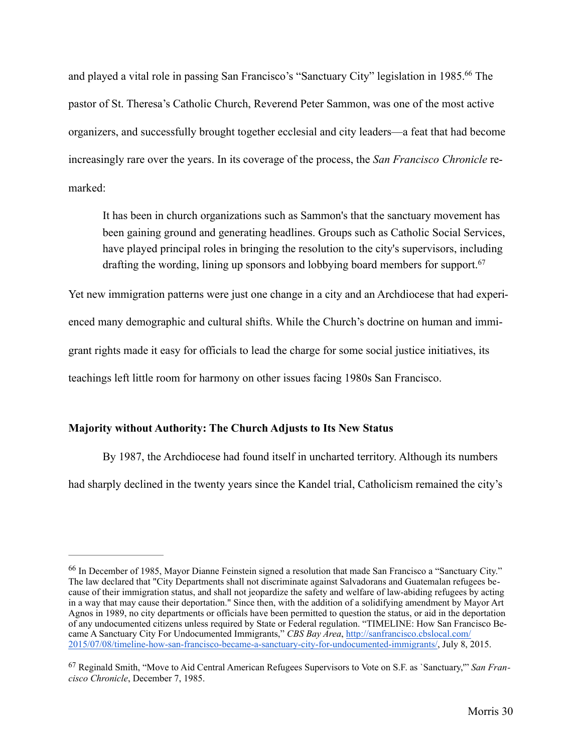and played a vital role in passing San Francisco's "Sanctuary City" legislation in 1985.[66] The pastor of St. Theresa's Catholic Church, Reverend Peter Sammon, was one of the most active organizers, and successfully brought together ecclesial and city leaders—a feat that had become increasingly rare over the years. In its coverage of the process, the *San Francisco Chronicle* remarked:

> It has been in church organizations such as Sammon's that the sanctuary movement has been gaining ground and generating headlines. Groups such as Catholic Social Services, have played principal roles in bringing the resolution to the city's supervisors, including drafting the wording, lining up sponsors and lobbying board members for support.[67]

Yet new immigration patterns were just one change in a city and an Archdiocese that had experienced many demographic and cultural shifts. While the Church's doctrine on human and immigrant rights made it easy for officials to lead the charge for some social justice initiatives, its teachings left little room for harmony on other issues facing 1980s San Francisco.

**Majority without Authority: The Church Adjusts to Its New Status**

By 1987, the Archdiocese had found itself in uncharted territory. Although its numbers had sharply declined in the twenty years since the Kandel trial, Catholicism remained the city's

---

[66] In December of 1985, Mayor Dianne Feinstein signed a resolution that made San Francisco a "Sanctuary City." The law declared that "City Departments shall not discriminate against Salvadorans and Guatemalan refugees because of their immigration status, and shall not jeopardize the safety and welfare of law-abiding refugees by acting in a way that may cause their deportation." Since then, with the addition of a solidifying amendment by Mayor Art Agnos in 1989, no city departments or officials have been permitted to question the status, or aid in the deportation of any undocumented citizens unless required by State or Federal regulation. "TIMELINE: How San Francisco Became A Sanctuary City For Undocumented Immigrants," *CBS Bay Area*, http://sanfrancisco.cbslocal.com/2015/07/08/timeline-how-san-francisco-became-a-sanctuary-city-for-undocumented-immigrants/, July 8, 2015.

[67] Reginald Smith, "Move to Aid Central American Refugees Supervisors to Vote on S.F. as `Sanctuary,'" *San Francisco Chronicle*, December 7, 1985.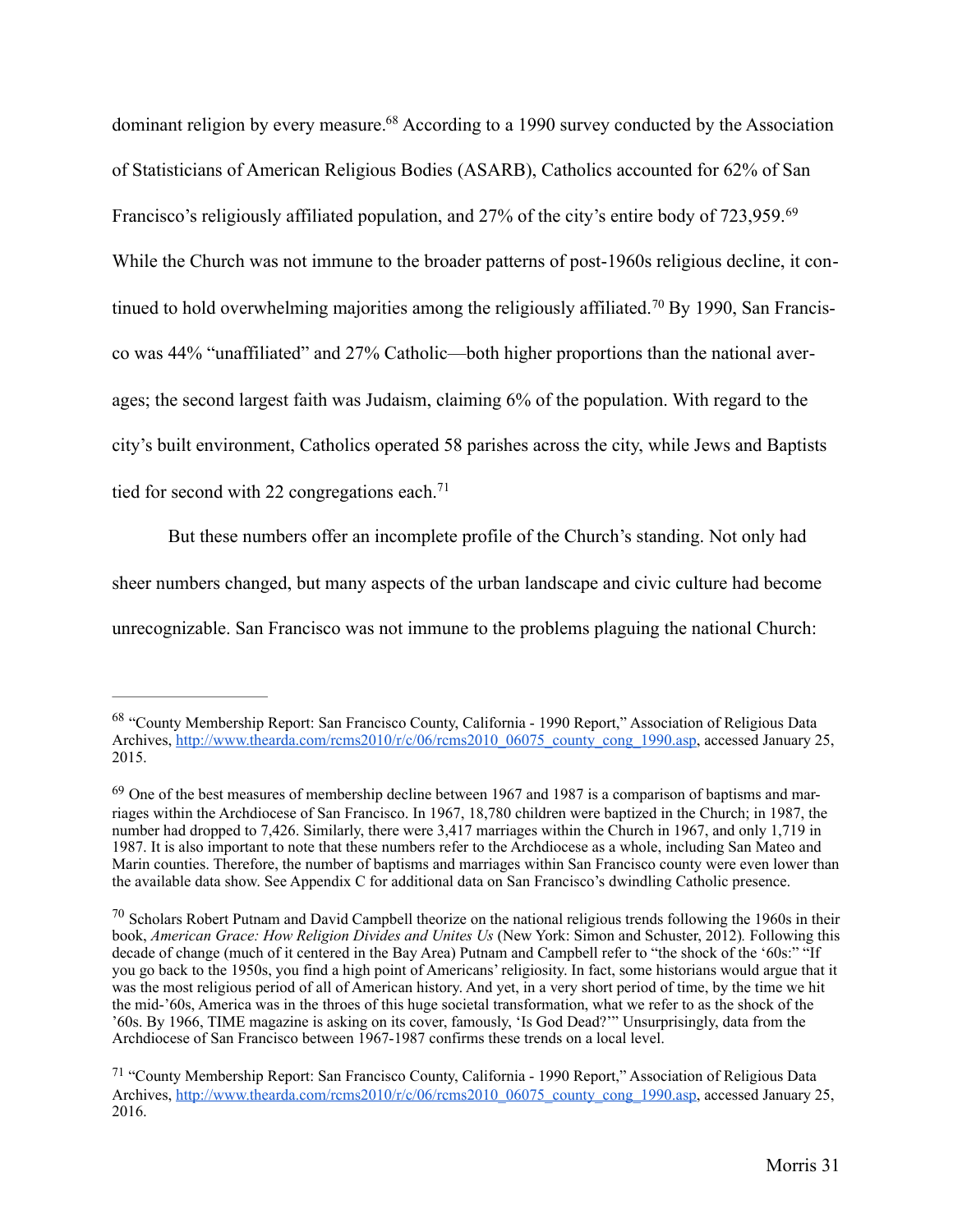dominant religion by every measure.[68] According to a 1990 survey conducted by the Association of Statisticians of American Religious Bodies (ASARB), Catholics accounted for 62% of San Francisco's religiously affiliated population, and 27% of the city's entire body of 723,959.[69] While the Church was not immune to the broader patterns of post-1960s religious decline, it continued to hold overwhelming majorities among the religiously affiliated.[70] By 1990, San Francisco was 44% "unaffiliated" and 27% Catholic—both higher proportions than the national averages; the second largest faith was Judaism, claiming 6% of the population. With regard to the city's built environment, Catholics operated 58 parishes across the city, while Jews and Baptists tied for second with 22 congregations each.[71]

But these numbers offer an incomplete profile of the Church's standing. Not only had sheer numbers changed, but many aspects of the urban landscape and civic culture had become unrecognizable. San Francisco was not immune to the problems plaguing the national Church:

---

[68] "County Membership Report: San Francisco County, California - 1990 Report," Association of Religious Data Archives, http://www.thearda.com/rcms2010/r/c/06/rcms2010_06075_county_cong_1990.asp, accessed January 25, 2015.

[69] One of the best measures of membership decline between 1967 and 1987 is a comparison of baptisms and marriages within the Archdiocese of San Francisco. In 1967, 18,780 children were baptized in the Church; in 1987, the number had dropped to 7,426. Similarly, there were 3,417 marriages within the Church in 1967, and only 1,719 in 1987. It is also important to note that these numbers refer to the Archdiocese as a whole, including San Mateo and Marin counties. Therefore, the number of baptisms and marriages within San Francisco county were even lower than the available data show. See Appendix C for additional data on San Francisco's dwindling Catholic presence.

[70] Scholars Robert Putnam and David Campbell theorize on the national religious trends following the 1960s in their book, *American Grace: How Religion Divides and Unites Us* (New York: Simon and Schuster, 2012). Following this decade of change (much of it centered in the Bay Area) Putnam and Campbell refer to "the shock of the '60s:" "If you go back to the 1950s, you find a high point of Americans' religiosity. In fact, some historians would argue that it was the most religious period of all of American history. And yet, in a very short period of time, by the time we hit the mid-'60s, America was in the throes of this huge societal transformation, what we refer to as the shock of the '60s. By 1966, TIME magazine is asking on its cover, famously, 'Is God Dead?'" Unsurprisingly, data from the Archdiocese of San Francisco between 1967-1987 confirms these trends on a local level.

[71] "County Membership Report: San Francisco County, California - 1990 Report," Association of Religious Data Archives, http://www.thearda.com/rcms2010/r/c/06/rcms2010_06075_county_cong_1990.asp, accessed January 25, 2016.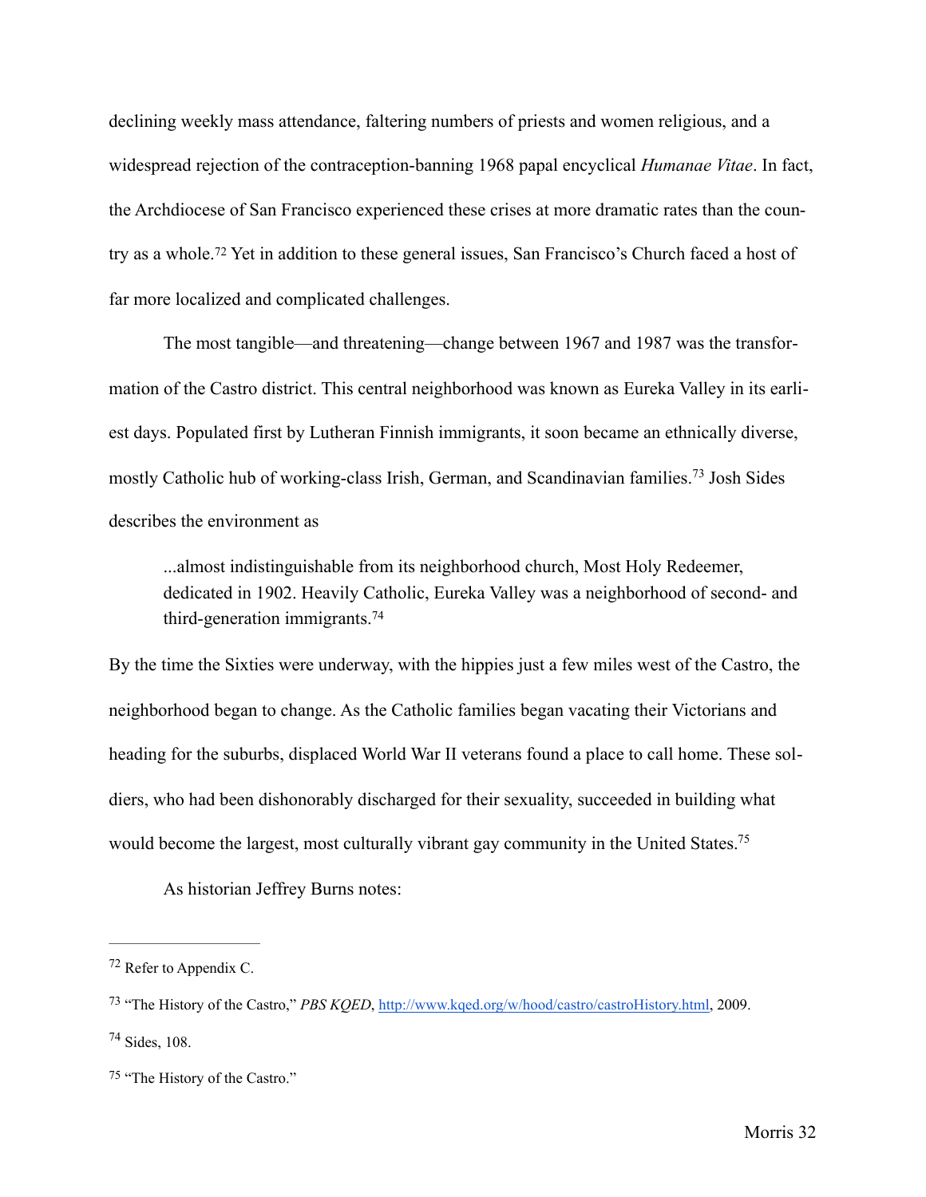declining weekly mass attendance, faltering numbers of priests and women religious, and a widespread rejection of the contraception-banning 1968 papal encyclical *Humanae Vitae*. In fact, the Archdiocese of San Francisco experienced these crises at more dramatic rates than the country as a whole.[72] Yet in addition to these general issues, San Francisco's Church faced a host of far more localized and complicated challenges.

The most tangible—and threatening—change between 1967 and 1987 was the transformation of the Castro district. This central neighborhood was known as Eureka Valley in its earliest days. Populated first by Lutheran Finnish immigrants, it soon became an ethnically diverse, mostly Catholic hub of working-class Irish, German, and Scandinavian families.[73] Josh Sides describes the environment as

> ...almost indistinguishable from its neighborhood church, Most Holy Redeemer, dedicated in 1902. Heavily Catholic, Eureka Valley was a neighborhood of second- and third-generation immigrants.[74]

By the time the Sixties were underway, with the hippies just a few miles west of the Castro, the neighborhood began to change. As the Catholic families began vacating their Victorians and heading for the suburbs, displaced World War II veterans found a place to call home. These soldiers, who had been dishonorably discharged for their sexuality, succeeded in building what would become the largest, most culturally vibrant gay community in the United States.[75]

As historian Jeffrey Burns notes:

---

[72] Refer to Appendix C.

[73] "The History of the Castro," *PBS KQED*, http://www.kqed.org/w/hood/castro/castroHistory.html, 2009.

[74] Sides, 108.

[75] "The History of the Castro."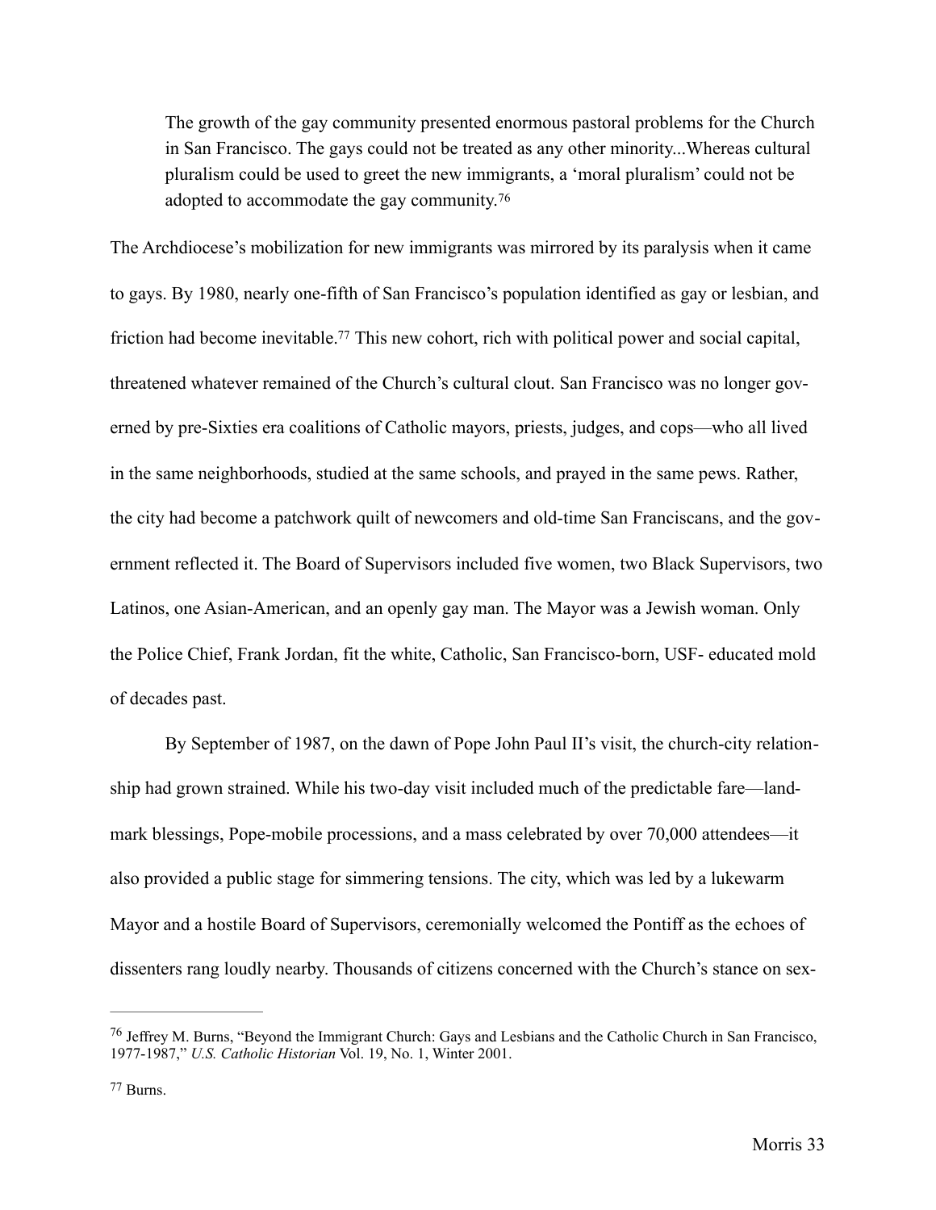> The growth of the gay community presented enormous pastoral problems for the Church in San Francisco. The gays could not be treated as any other minority...Whereas cultural pluralism could be used to greet the new immigrants, a 'moral pluralism' could not be adopted to accommodate the gay community.[76]

The Archdiocese's mobilization for new immigrants was mirrored by its paralysis when it came to gays. By 1980, nearly one-fifth of San Francisco's population identified as gay or lesbian, and friction had become inevitable.[77] This new cohort, rich with political power and social capital, threatened whatever remained of the Church's cultural clout. San Francisco was no longer governed by pre-Sixties era coalitions of Catholic mayors, priests, judges, and cops—who all lived in the same neighborhoods, studied at the same schools, and prayed in the same pews. Rather, the city had become a patchwork quilt of newcomers and old-time San Franciscans, and the government reflected it. The Board of Supervisors included five women, two Black Supervisors, two Latinos, one Asian-American, and an openly gay man. The Mayor was a Jewish woman. Only the Police Chief, Frank Jordan, fit the white, Catholic, San Francisco-born, USF- educated mold of decades past.

By September of 1987, on the dawn of Pope John Paul II's visit, the church-city relationship had grown strained. While his two-day visit included much of the predictable fare—landmark blessings, Pope-mobile processions, and a mass celebrated by over 70,000 attendees—it also provided a public stage for simmering tensions. The city, which was led by a lukewarm Mayor and a hostile Board of Supervisors, ceremonially welcomed the Pontiff as the echoes of dissenters rang loudly nearby. Thousands of citizens concerned with the Church's stance on sex-

---

[76] Jeffrey M. Burns, "Beyond the Immigrant Church: Gays and Lesbians and the Catholic Church in San Francisco, 1977-1987," *U.S. Catholic Historian* Vol. 19, No. 1, Winter 2001.

[77] Burns.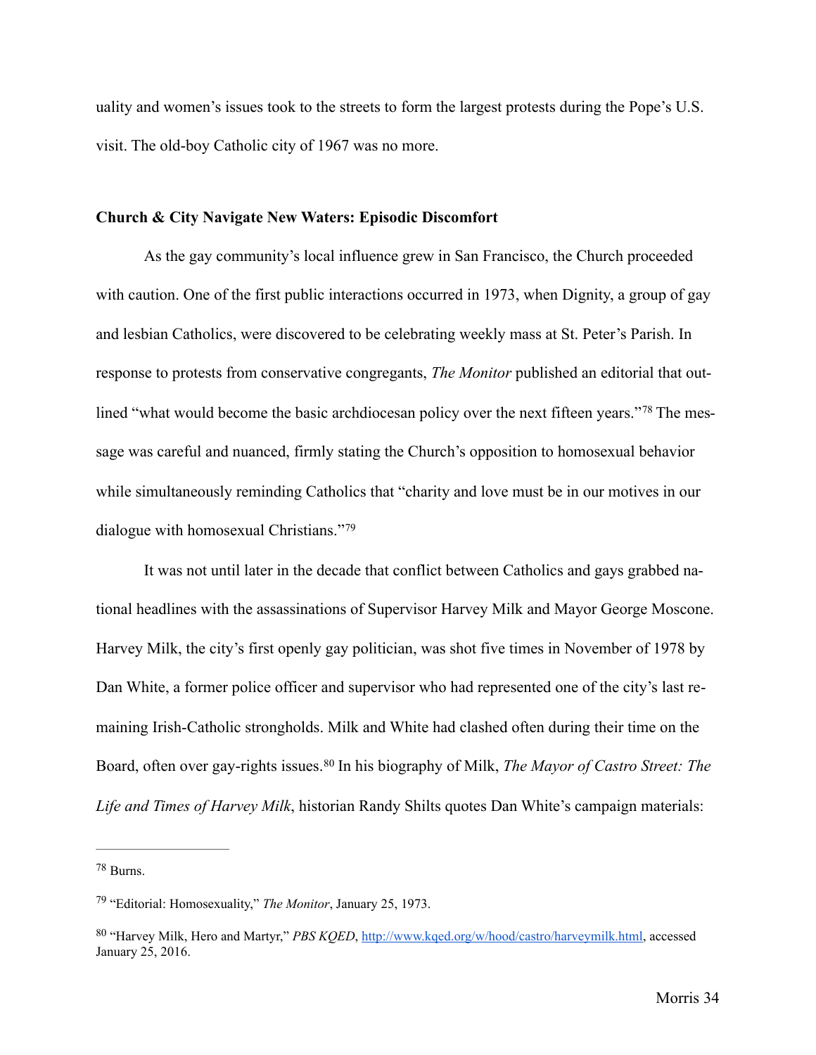uality and women's issues took to the streets to form the largest protests during the Pope's U.S. visit. The old-boy Catholic city of 1967 was no more.

### Church & City Navigate New Waters: Episodic Discomfort

As the gay community's local influence grew in San Francisco, the Church proceeded with caution. One of the first public interactions occurred in 1973, when Dignity, a group of gay and lesbian Catholics, were discovered to be celebrating weekly mass at St. Peter's Parish. In response to protests from conservative congregants, *The Monitor* published an editorial that outlined "what would become the basic archdiocesan policy over the next fifteen years."[78] The message was careful and nuanced, firmly stating the Church's opposition to homosexual behavior while simultaneously reminding Catholics that "charity and love must be in our motives in our dialogue with homosexual Christians."[79]

It was not until later in the decade that conflict between Catholics and gays grabbed national headlines with the assassinations of Supervisor Harvey Milk and Mayor George Moscone. Harvey Milk, the city's first openly gay politician, was shot five times in November of 1978 by Dan White, a former police officer and supervisor who had represented one of the city's last remaining Irish-Catholic strongholds. Milk and White had clashed often during their time on the Board, often over gay-rights issues.[80] In his biography of Milk, *The Mayor of Castro Street: The Life and Times of Harvey Milk*, historian Randy Shilts quotes Dan White's campaign materials:

---

[78] Burns.

[79] "Editorial: Homosexuality," *The Monitor*, January 25, 1973.

[80] "Harvey Milk, Hero and Martyr," *PBS KQED*, http://www.kqed.org/w/hood/castro/harveymilk.html, accessed January 25, 2016.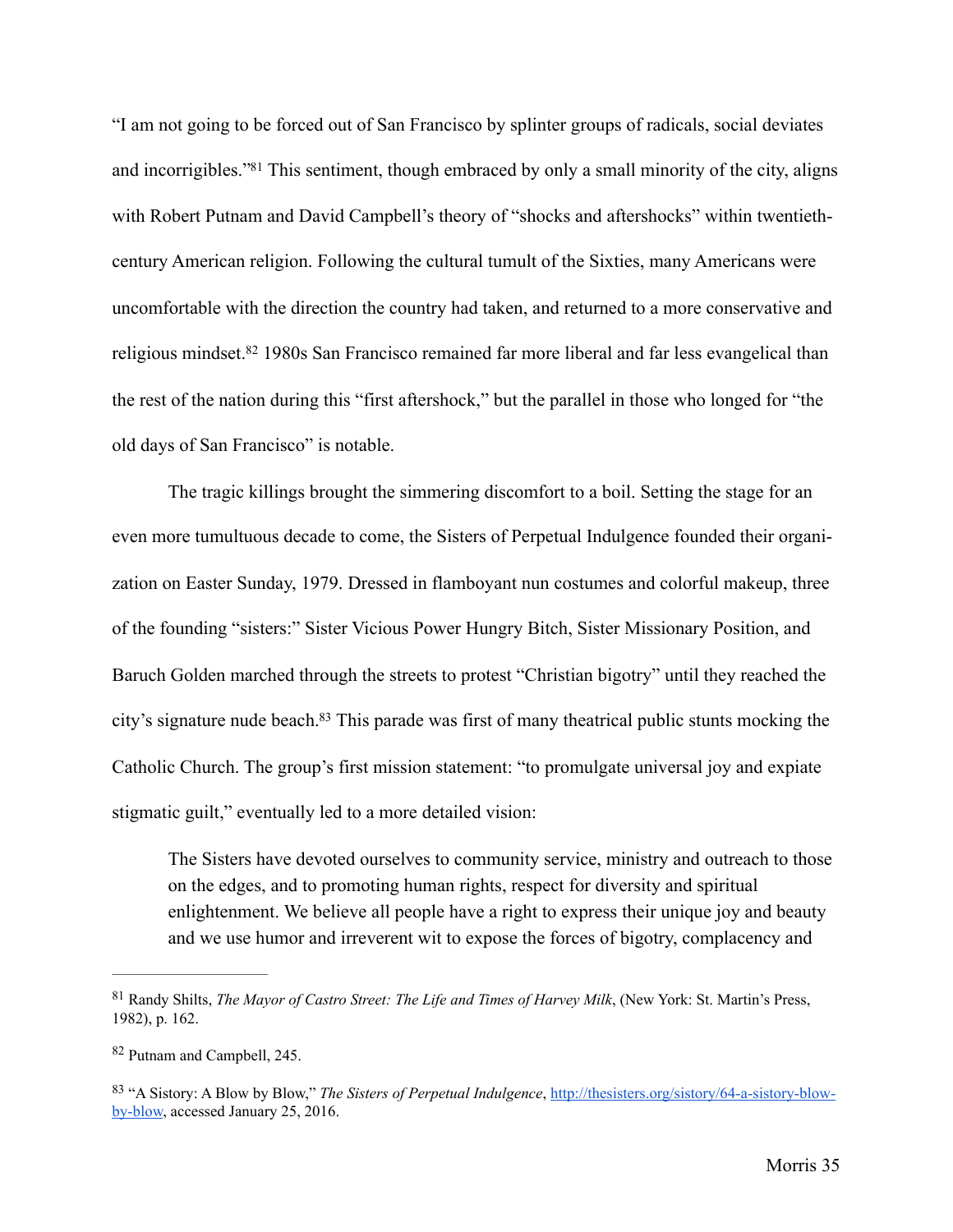"I am not going to be forced out of San Francisco by splinter groups of radicals, social deviates and incorrigibles."[81] This sentiment, though embraced by only a small minority of the city, aligns with Robert Putnam and David Campbell's theory of "shocks and aftershocks" within twentieth-century American religion. Following the cultural tumult of the Sixties, many Americans were uncomfortable with the direction the country had taken, and returned to a more conservative and religious mindset.[82] 1980s San Francisco remained far more liberal and far less evangelical than the rest of the nation during this "first aftershock," but the parallel in those who longed for "the old days of San Francisco" is notable.

The tragic killings brought the simmering discomfort to a boil. Setting the stage for an even more tumultuous decade to come, the Sisters of Perpetual Indulgence founded their organization on Easter Sunday, 1979. Dressed in flamboyant nun costumes and colorful makeup, three of the founding "sisters:" Sister Vicious Power Hungry Bitch, Sister Missionary Position, and Baruch Golden marched through the streets to protest "Christian bigotry" until they reached the city's signature nude beach.[83] This parade was first of many theatrical public stunts mocking the Catholic Church. The group's first mission statement: "to promulgate universal joy and expiate stigmatic guilt," eventually led to a more detailed vision:

> The Sisters have devoted ourselves to community service, ministry and outreach to those on the edges, and to promoting human rights, respect for diversity and spiritual enlightenment. We believe all people have a right to express their unique joy and beauty and we use humor and irreverent wit to expose the forces of bigotry, complacency and

---

[81] Randy Shilts, *The Mayor of Castro Street: The Life and Times of Harvey Milk*, (New York: St. Martin's Press, 1982), p. 162.

[82] Putnam and Campbell, 245.

[83] "A Sistory: A Blow by Blow," *The Sisters of Perpetual Indulgence*, http://thesisters.org/sistory/64-a-sistory-blow-by-blow, accessed January 25, 2016.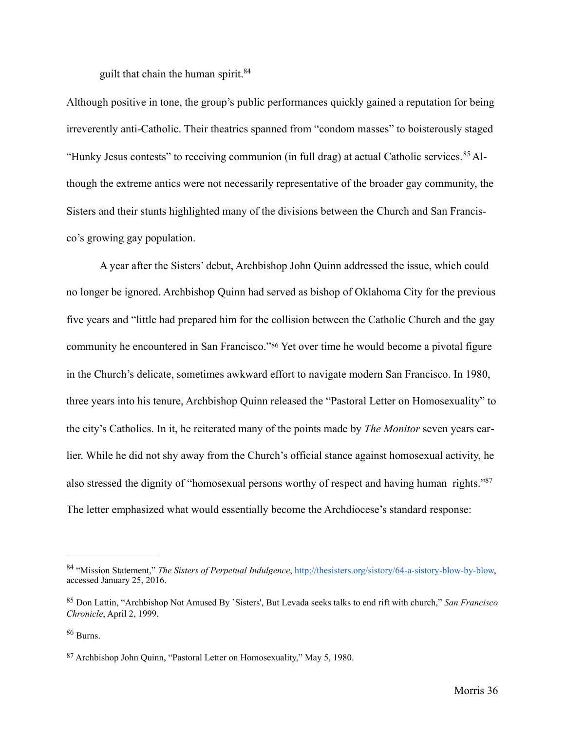guilt that chain the human spirit.[84]

Although positive in tone, the group's public performances quickly gained a reputation for being irreverently anti-Catholic. Their theatrics spanned from "condom masses" to boisterously staged "Hunky Jesus contests" to receiving communion (in full drag) at actual Catholic services.[85] Although the extreme antics were not necessarily representative of the broader gay community, the Sisters and their stunts highlighted many of the divisions between the Church and San Francisco's growing gay population.

A year after the Sisters' debut, Archbishop John Quinn addressed the issue, which could no longer be ignored. Archbishop Quinn had served as bishop of Oklahoma City for the previous five years and "little had prepared him for the collision between the Catholic Church and the gay community he encountered in San Francisco."[86] Yet over time he would become a pivotal figure in the Church's delicate, sometimes awkward effort to navigate modern San Francisco. In 1980, three years into his tenure, Archbishop Quinn released the "Pastoral Letter on Homosexuality" to the city's Catholics. In it, he reiterated many of the points made by *The Monitor* seven years earlier. While he did not shy away from the Church's official stance against homosexual activity, he also stressed the dignity of "homosexual persons worthy of respect and having human rights."[87] The letter emphasized what would essentially become the Archdiocese's standard response:

---

[84] "Mission Statement," *The Sisters of Perpetual Indulgence*, http://thesisters.org/sistory/64-a-sistory-blow-by-blow, accessed January 25, 2016.

[85] Don Lattin, "Archbishop Not Amused By `Sisters', But Levada seeks talks to end rift with church," *San Francisco Chronicle*, April 2, 1999.

[86] Burns.

[87] Archbishop John Quinn, "Pastoral Letter on Homosexuality," May 5, 1980.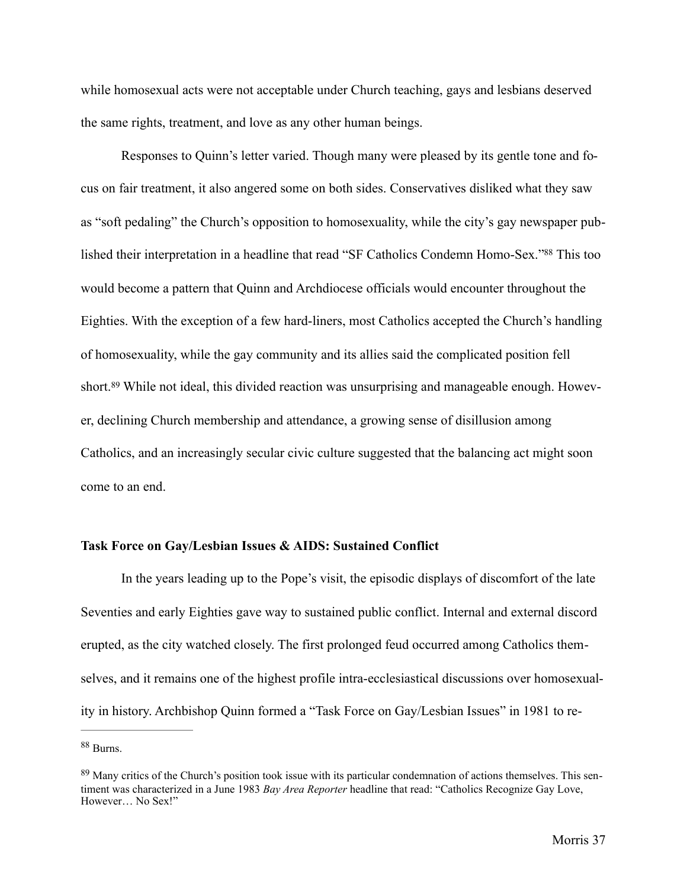while homosexual acts were not acceptable under Church teaching, gays and lesbians deserved the same rights, treatment, and love as any other human beings.

Responses to Quinn's letter varied. Though many were pleased by its gentle tone and focus on fair treatment, it also angered some on both sides. Conservatives disliked what they saw as "soft pedaling" the Church's opposition to homosexuality, while the city's gay newspaper published their interpretation in a headline that read "SF Catholics Condemn Homo-Sex."[88] This too would become a pattern that Quinn and Archdiocese officials would encounter throughout the Eighties. With the exception of a few hard-liners, most Catholics accepted the Church's handling of homosexuality, while the gay community and its allies said the complicated position fell short.[89] While not ideal, this divided reaction was unsurprising and manageable enough. However, declining Church membership and attendance, a growing sense of disillusion among Catholics, and an increasingly secular civic culture suggested that the balancing act might soon come to an end.

**Task Force on Gay/Lesbian Issues & AIDS: Sustained Conflict**

In the years leading up to the Pope's visit, the episodic displays of discomfort of the late Seventies and early Eighties gave way to sustained public conflict. Internal and external discord erupted, as the city watched closely. The first prolonged feud occurred among Catholics themselves, and it remains one of the highest profile intra-ecclesiastical discussions over homosexuality in history. Archbishop Quinn formed a "Task Force on Gay/Lesbian Issues" in 1981 to re-

---

[88] Burns.

[89] Many critics of the Church's position took issue with its particular condemnation of actions themselves. This sentiment was characterized in a June 1983 *Bay Area Reporter* headline that read: "Catholics Recognize Gay Love, However… No Sex!"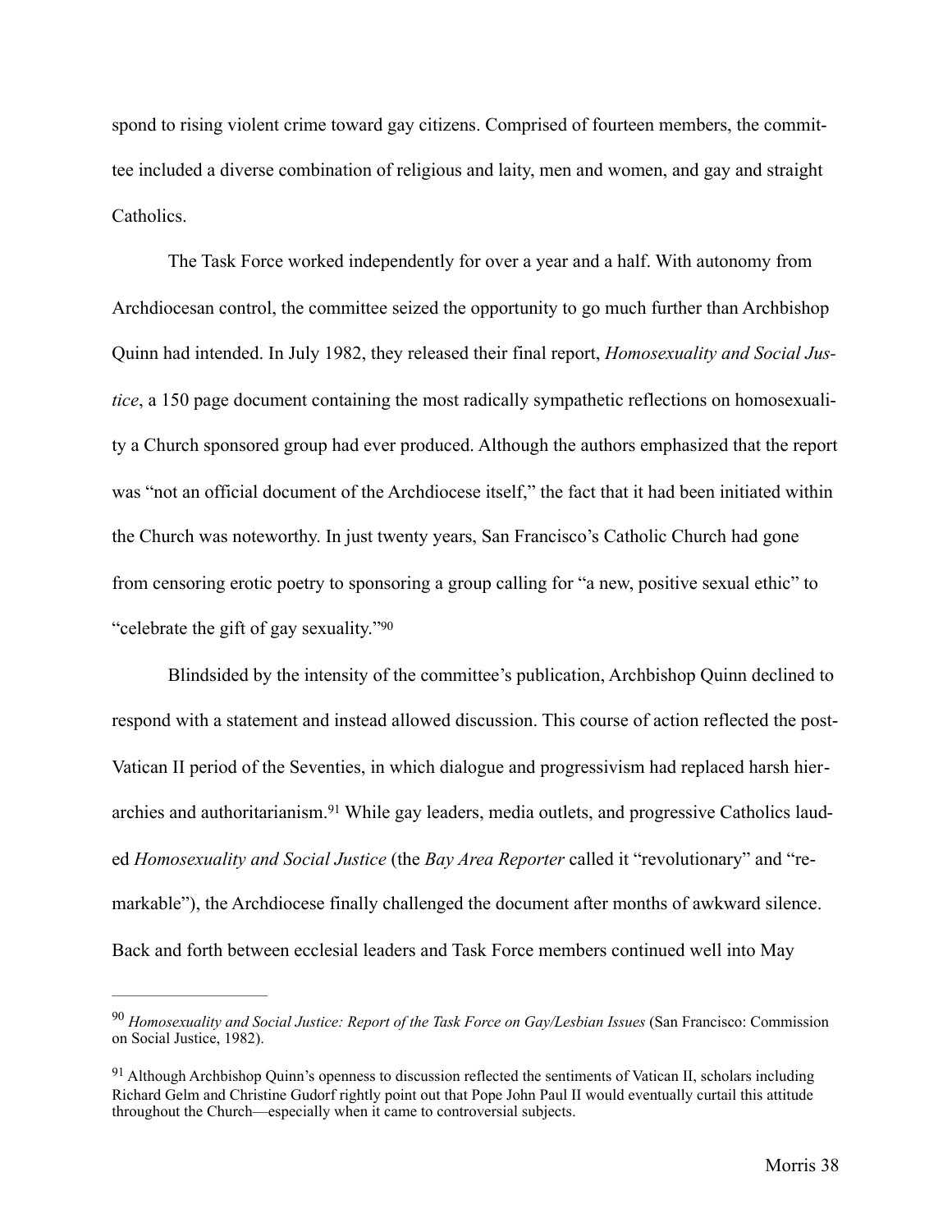spond to rising violent crime toward gay citizens. Comprised of fourteen members, the committee included a diverse combination of religious and laity, men and women, and gay and straight Catholics.

The Task Force worked independently for over a year and a half. With autonomy from Archdiocesan control, the committee seized the opportunity to go much further than Archbishop Quinn had intended. In July 1982, they released their final report, *Homosexuality and Social Justice*, a 150 page document containing the most radically sympathetic reflections on homosexuality a Church sponsored group had ever produced. Although the authors emphasized that the report was "not an official document of the Archdiocese itself," the fact that it had been initiated within the Church was noteworthy. In just twenty years, San Francisco's Catholic Church had gone from censoring erotic poetry to sponsoring a group calling for "a new, positive sexual ethic" to "celebrate the gift of gay sexuality."[90]

Blindsided by the intensity of the committee's publication, Archbishop Quinn declined to respond with a statement and instead allowed discussion. This course of action reflected the post-Vatican II period of the Seventies, in which dialogue and progressivism had replaced harsh hierarchies and authoritarianism.[91] While gay leaders, media outlets, and progressive Catholics lauded *Homosexuality and Social Justice* (the *Bay Area Reporter* called it "revolutionary" and "remarkable"), the Archdiocese finally challenged the document after months of awkward silence. Back and forth between ecclesial leaders and Task Force members continued well into May

---

[90] *Homosexuality and Social Justice: Report of the Task Force on Gay/Lesbian Issues* (San Francisco: Commission on Social Justice, 1982).

[91] Although Archbishop Quinn's openness to discussion reflected the sentiments of Vatican II, scholars including Richard Gelm and Christine Gudorf rightly point out that Pope John Paul II would eventually curtail this attitude throughout the Church—especially when it came to controversial subjects.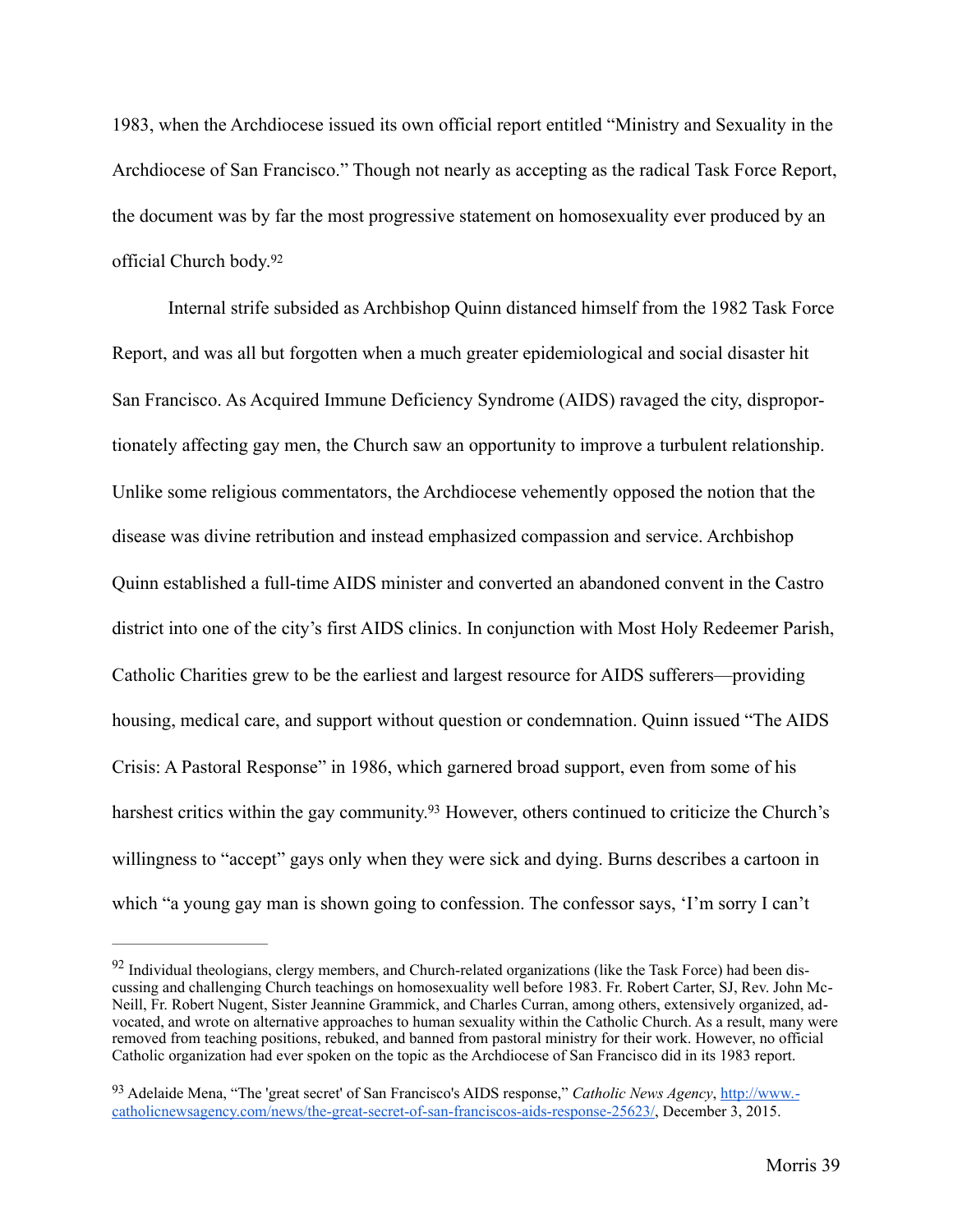1983, when the Archdiocese issued its own official report entitled "Ministry and Sexuality in the Archdiocese of San Francisco." Though not nearly as accepting as the radical Task Force Report, the document was by far the most progressive statement on homosexuality ever produced by an official Church body.[92]

Internal strife subsided as Archbishop Quinn distanced himself from the 1982 Task Force Report, and was all but forgotten when a much greater epidemiological and social disaster hit San Francisco. As Acquired Immune Deficiency Syndrome (AIDS) ravaged the city, disproportionately affecting gay men, the Church saw an opportunity to improve a turbulent relationship. Unlike some religious commentators, the Archdiocese vehemently opposed the notion that the disease was divine retribution and instead emphasized compassion and service. Archbishop Quinn established a full-time AIDS minister and converted an abandoned convent in the Castro district into one of the city's first AIDS clinics. In conjunction with Most Holy Redeemer Parish, Catholic Charities grew to be the earliest and largest resource for AIDS sufferers—providing housing, medical care, and support without question or condemnation. Quinn issued "The AIDS Crisis: A Pastoral Response" in 1986, which garnered broad support, even from some of his harshest critics within the gay community.[93] However, others continued to criticize the Church's willingness to "accept" gays only when they were sick and dying. Burns describes a cartoon in which "a young gay man is shown going to confession. The confessor says, 'I'm sorry I can't

---

[92] Individual theologians, clergy members, and Church-related organizations (like the Task Force) had been discussing and challenging Church teachings on homosexuality well before 1983. Fr. Robert Carter, SJ, Rev. John McNeill, Fr. Robert Nugent, Sister Jeannine Grammick, and Charles Curran, among others, extensively organized, advocated, and wrote on alternative approaches to human sexuality within the Catholic Church. As a result, many were removed from teaching positions, rebuked, and banned from pastoral ministry for their work. However, no official Catholic organization had ever spoken on the topic as the Archdiocese of San Francisco did in its 1983 report.

[93] Adelaide Mena, "The 'great secret' of San Francisco's AIDS response," *Catholic News Agency*, http://www.catholicnewsagency.com/news/the-great-secret-of-san-franciscos-aids-response-25623/, December 3, 2015.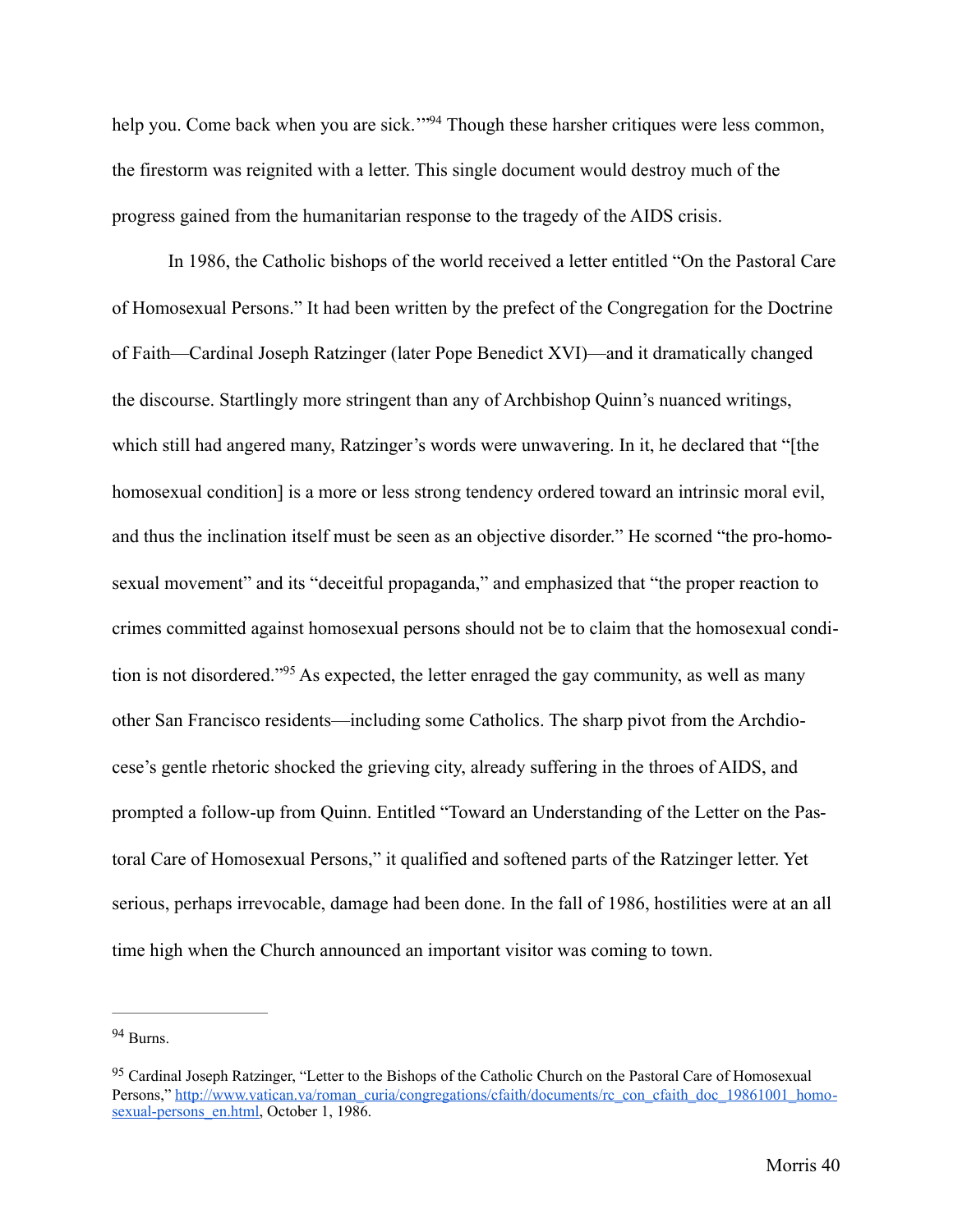help you. Come back when you are sick.'"[94] Though these harsher critiques were less common, the firestorm was reignited with a letter. This single document would destroy much of the progress gained from the humanitarian response to the tragedy of the AIDS crisis.

In 1986, the Catholic bishops of the world received a letter entitled "On the Pastoral Care of Homosexual Persons." It had been written by the prefect of the Congregation for the Doctrine of Faith—Cardinal Joseph Ratzinger (later Pope Benedict XVI)—and it dramatically changed the discourse. Startlingly more stringent than any of Archbishop Quinn's nuanced writings, which still had angered many, Ratzinger's words were unwavering. In it, he declared that "[the homosexual condition] is a more or less strong tendency ordered toward an intrinsic moral evil, and thus the inclination itself must be seen as an objective disorder." He scorned "the pro-homosexual movement" and its "deceitful propaganda," and emphasized that "the proper reaction to crimes committed against homosexual persons should not be to claim that the homosexual condition is not disordered."[95] As expected, the letter enraged the gay community, as well as many other San Francisco residents—including some Catholics. The sharp pivot from the Archdiocese's gentle rhetoric shocked the grieving city, already suffering in the throes of AIDS, and prompted a follow-up from Quinn. Entitled "Toward an Understanding of the Letter on the Pastoral Care of Homosexual Persons," it qualified and softened parts of the Ratzinger letter. Yet serious, perhaps irrevocable, damage had been done. In the fall of 1986, hostilities were at an all time high when the Church announced an important visitor was coming to town.

---

[94] Burns.

[95] Cardinal Joseph Ratzinger, "Letter to the Bishops of the Catholic Church on the Pastoral Care of Homosexual Persons," http://www.vatican.va/roman_curia/congregations/cfaith/documents/rc_con_cfaith_doc_19861001_homosexual-persons_en.html, October 1, 1986.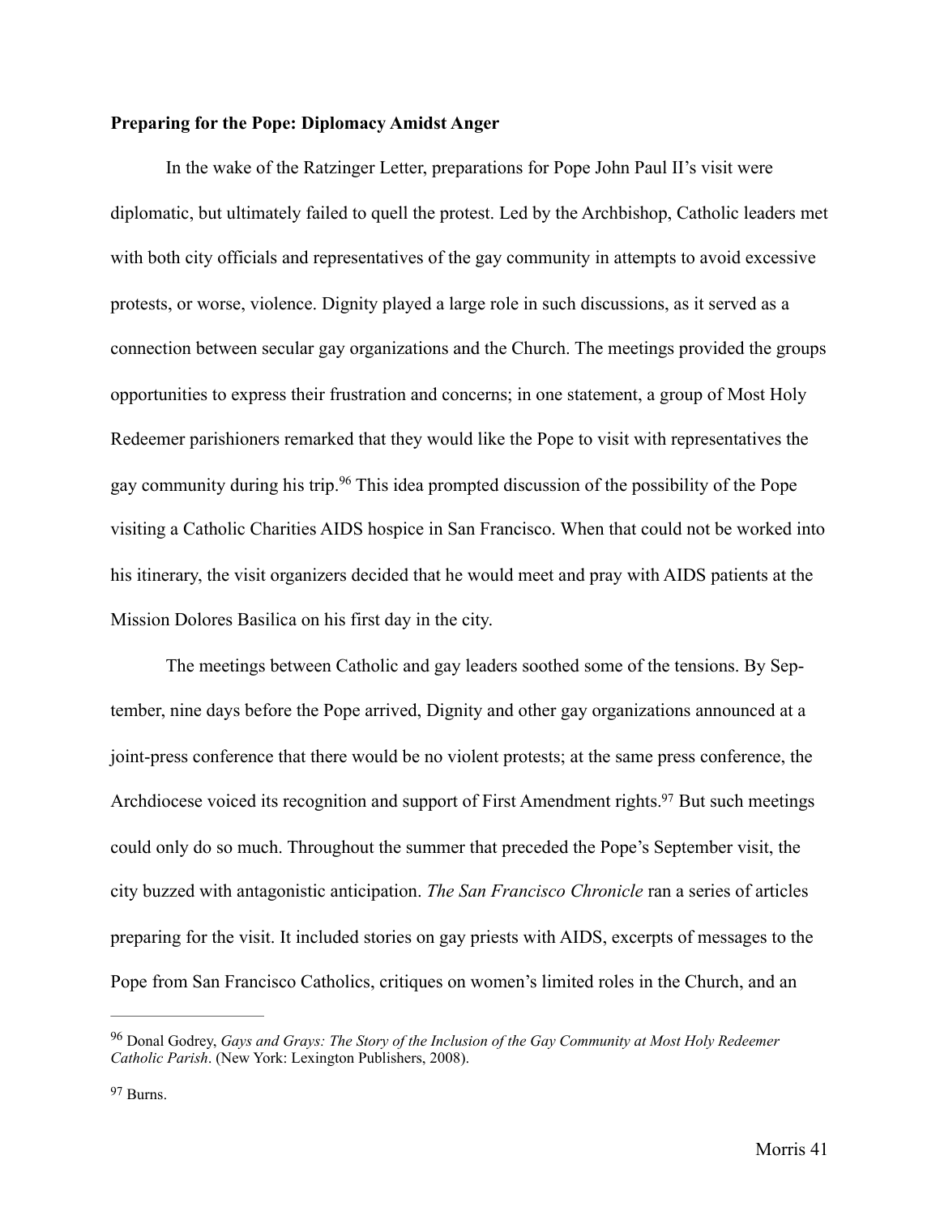**Preparing for the Pope: Diplomacy Amidst Anger**

In the wake of the Ratzinger Letter, preparations for Pope John Paul II's visit were diplomatic, but ultimately failed to quell the protest. Led by the Archbishop, Catholic leaders met with both city officials and representatives of the gay community in attempts to avoid excessive protests, or worse, violence. Dignity played a large role in such discussions, as it served as a connection between secular gay organizations and the Church. The meetings provided the groups opportunities to express their frustration and concerns; in one statement, a group of Most Holy Redeemer parishioners remarked that they would like the Pope to visit with representatives the gay community during his trip.[96] This idea prompted discussion of the possibility of the Pope visiting a Catholic Charities AIDS hospice in San Francisco. When that could not be worked into his itinerary, the visit organizers decided that he would meet and pray with AIDS patients at the Mission Dolores Basilica on his first day in the city.

The meetings between Catholic and gay leaders soothed some of the tensions. By September, nine days before the Pope arrived, Dignity and other gay organizations announced at a joint-press conference that there would be no violent protests; at the same press conference, the Archdiocese voiced its recognition and support of First Amendment rights.[97] But such meetings could only do so much. Throughout the summer that preceded the Pope's September visit, the city buzzed with antagonistic anticipation. *The San Francisco Chronicle* ran a series of articles preparing for the visit. It included stories on gay priests with AIDS, excerpts of messages to the Pope from San Francisco Catholics, critiques on women's limited roles in the Church, and an

---

[96] Donal Godrey, *Gays and Grays: The Story of the Inclusion of the Gay Community at Most Holy Redeemer Catholic Parish*. (New York: Lexington Publishers, 2008).

[97] Burns.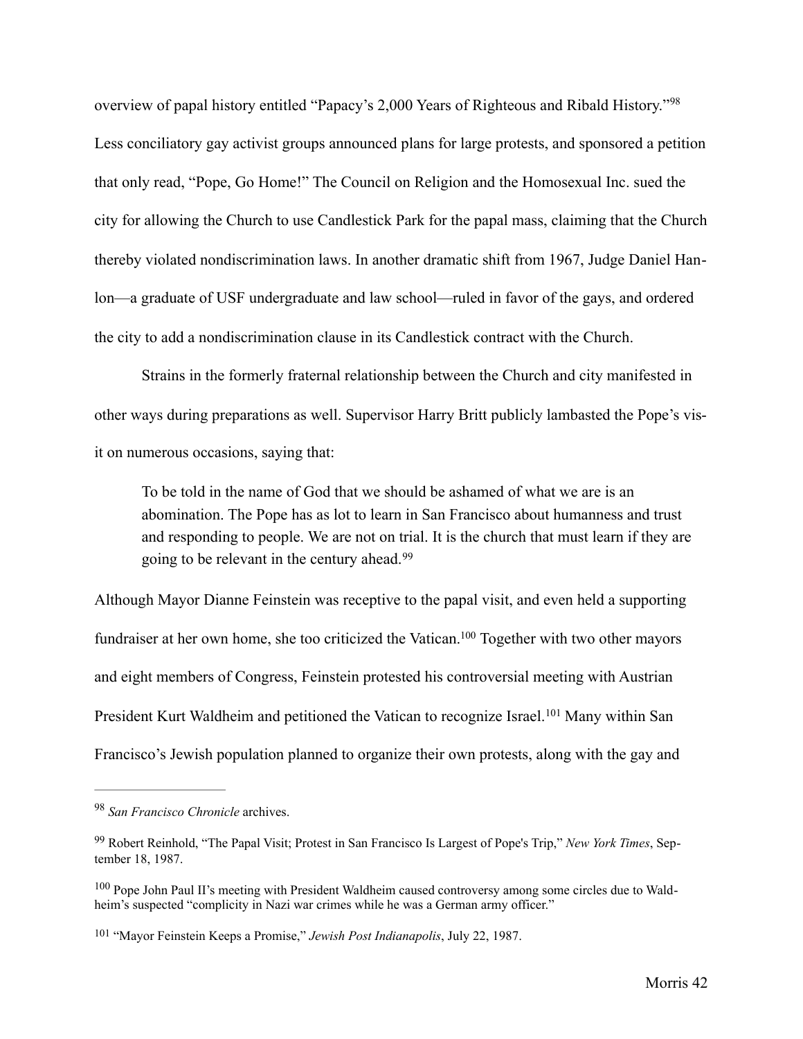overview of papal history entitled "Papacy's 2,000 Years of Righteous and Ribald History."[98] Less conciliatory gay activist groups announced plans for large protests, and sponsored a petition that only read, "Pope, Go Home!" The Council on Religion and the Homosexual Inc. sued the city for allowing the Church to use Candlestick Park for the papal mass, claiming that the Church thereby violated nondiscrimination laws. In another dramatic shift from 1967, Judge Daniel Hanlon—a graduate of USF undergraduate and law school—ruled in favor of the gays, and ordered the city to add a nondiscrimination clause in its Candlestick contract with the Church.

Strains in the formerly fraternal relationship between the Church and city manifested in other ways during preparations as well. Supervisor Harry Britt publicly lambasted the Pope's visit on numerous occasions, saying that:

> To be told in the name of God that we should be ashamed of what we are is an abomination. The Pope has as lot to learn in San Francisco about humanness and trust and responding to people. We are not on trial. It is the church that must learn if they are going to be relevant in the century ahead.[99]

Although Mayor Dianne Feinstein was receptive to the papal visit, and even held a supporting fundraiser at her own home, she too criticized the Vatican.[100] Together with two other mayors and eight members of Congress, Feinstein protested his controversial meeting with Austrian President Kurt Waldheim and petitioned the Vatican to recognize Israel.[101] Many within San Francisco's Jewish population planned to organize their own protests, along with the gay and

---

[98] *San Francisco Chronicle* archives.

[99] Robert Reinhold, "The Papal Visit; Protest in San Francisco Is Largest of Pope's Trip," *New York Times*, September 18, 1987.

[100] Pope John Paul II's meeting with President Waldheim caused controversy among some circles due to Waldheim's suspected "complicity in Nazi war crimes while he was a German army officer."

[101] "Mayor Feinstein Keeps a Promise," *Jewish Post Indianapolis*, July 22, 1987.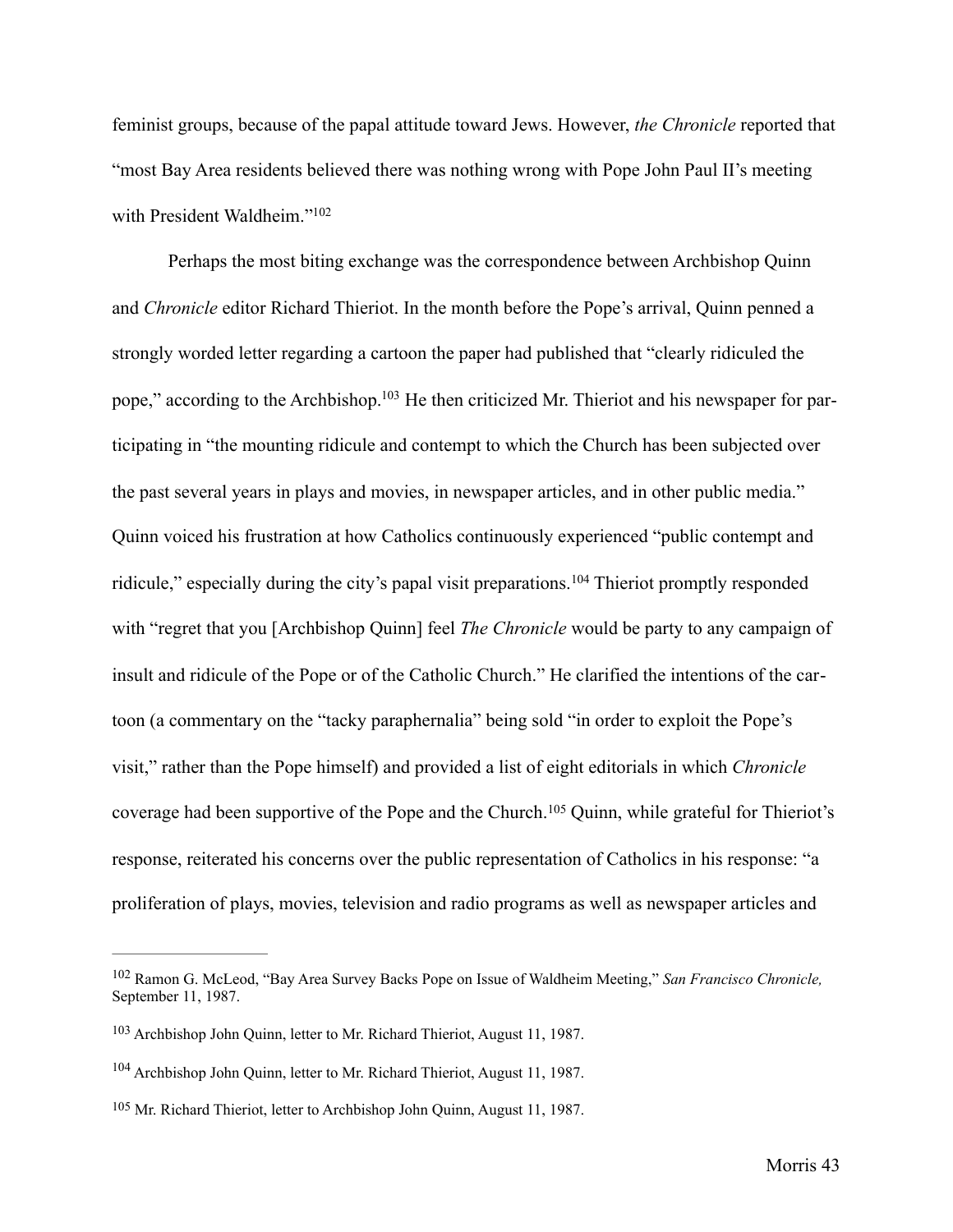feminist groups, because of the papal attitude toward Jews. However, *the Chronicle* reported that "most Bay Area residents believed there was nothing wrong with Pope John Paul II's meeting with President Waldheim."[102]

Perhaps the most biting exchange was the correspondence between Archbishop Quinn and *Chronicle* editor Richard Thieriot. In the month before the Pope's arrival, Quinn penned a strongly worded letter regarding a cartoon the paper had published that "clearly ridiculed the pope," according to the Archbishop.[103] He then criticized Mr. Thieriot and his newspaper for participating in "the mounting ridicule and contempt to which the Church has been subjected over the past several years in plays and movies, in newspaper articles, and in other public media." Quinn voiced his frustration at how Catholics continuously experienced "public contempt and ridicule," especially during the city's papal visit preparations.[104] Thieriot promptly responded with "regret that you [Archbishop Quinn] feel *The Chronicle* would be party to any campaign of insult and ridicule of the Pope or of the Catholic Church." He clarified the intentions of the cartoon (a commentary on the "tacky paraphernalia" being sold "in order to exploit the Pope's visit," rather than the Pope himself) and provided a list of eight editorials in which *Chronicle* coverage had been supportive of the Pope and the Church.[105] Quinn, while grateful for Thieriot's response, reiterated his concerns over the public representation of Catholics in his response: "a proliferation of plays, movies, television and radio programs as well as newspaper articles and

---

[102] Ramon G. McLeod, "Bay Area Survey Backs Pope on Issue of Waldheim Meeting," *San Francisco Chronicle,* September 11, 1987.

[103] Archbishop John Quinn, letter to Mr. Richard Thieriot, August 11, 1987.

[104] Archbishop John Quinn, letter to Mr. Richard Thieriot, August 11, 1987.

[105] Mr. Richard Thieriot, letter to Archbishop John Quinn, August 11, 1987.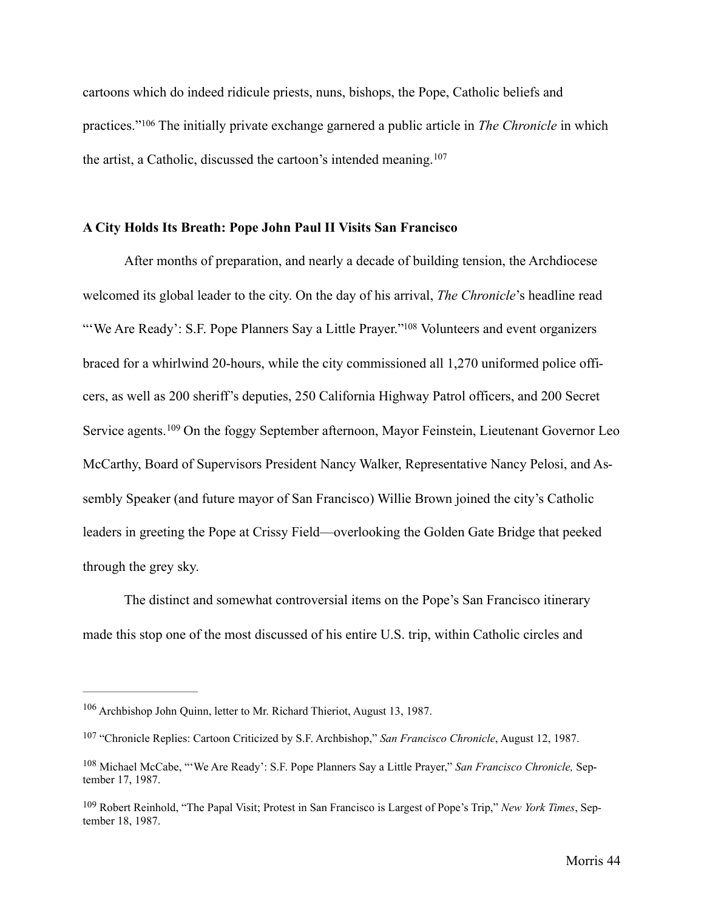cartoons which do indeed ridicule priests, nuns, bishops, the Pope, Catholic beliefs and practices."[106] The initially private exchange garnered a public article in *The Chronicle* in which the artist, a Catholic, discussed the cartoon's intended meaning.[107]

**A City Holds Its Breath: Pope John Paul II Visits San Francisco**

After months of preparation, and nearly a decade of building tension, the Archdiocese welcomed its global leader to the city. On the day of his arrival, *The Chronicle*'s headline read "'We Are Ready': S.F. Pope Planners Say a Little Prayer."[108] Volunteers and event organizers braced for a whirlwind 20-hours, while the city commissioned all 1,270 uniformed police officers, as well as 200 sheriff's deputies, 250 California Highway Patrol officers, and 200 Secret Service agents.[109] On the foggy September afternoon, Mayor Feinstein, Lieutenant Governor Leo McCarthy, Board of Supervisors President Nancy Walker, Representative Nancy Pelosi, and Assembly Speaker (and future mayor of San Francisco) Willie Brown joined the city's Catholic leaders in greeting the Pope at Crissy Field—overlooking the Golden Gate Bridge that peeked through the grey sky.

The distinct and somewhat controversial items on the Pope's San Francisco itinerary made this stop one of the most discussed of his entire U.S. trip, within Catholic circles and

---

[106] Archbishop John Quinn, letter to Mr. Richard Thieriot, August 13, 1987.

[107] "Chronicle Replies: Cartoon Criticized by S.F. Archbishop," *San Francisco Chronicle*, August 12, 1987.

[108] Michael McCabe, "'We Are Ready': S.F. Pope Planners Say a Little Prayer," *San Francisco Chronicle,* September 17, 1987.

[109] Robert Reinhold, "The Papal Visit; Protest in San Francisco is Largest of Pope's Trip," *New York Times*, September 18, 1987.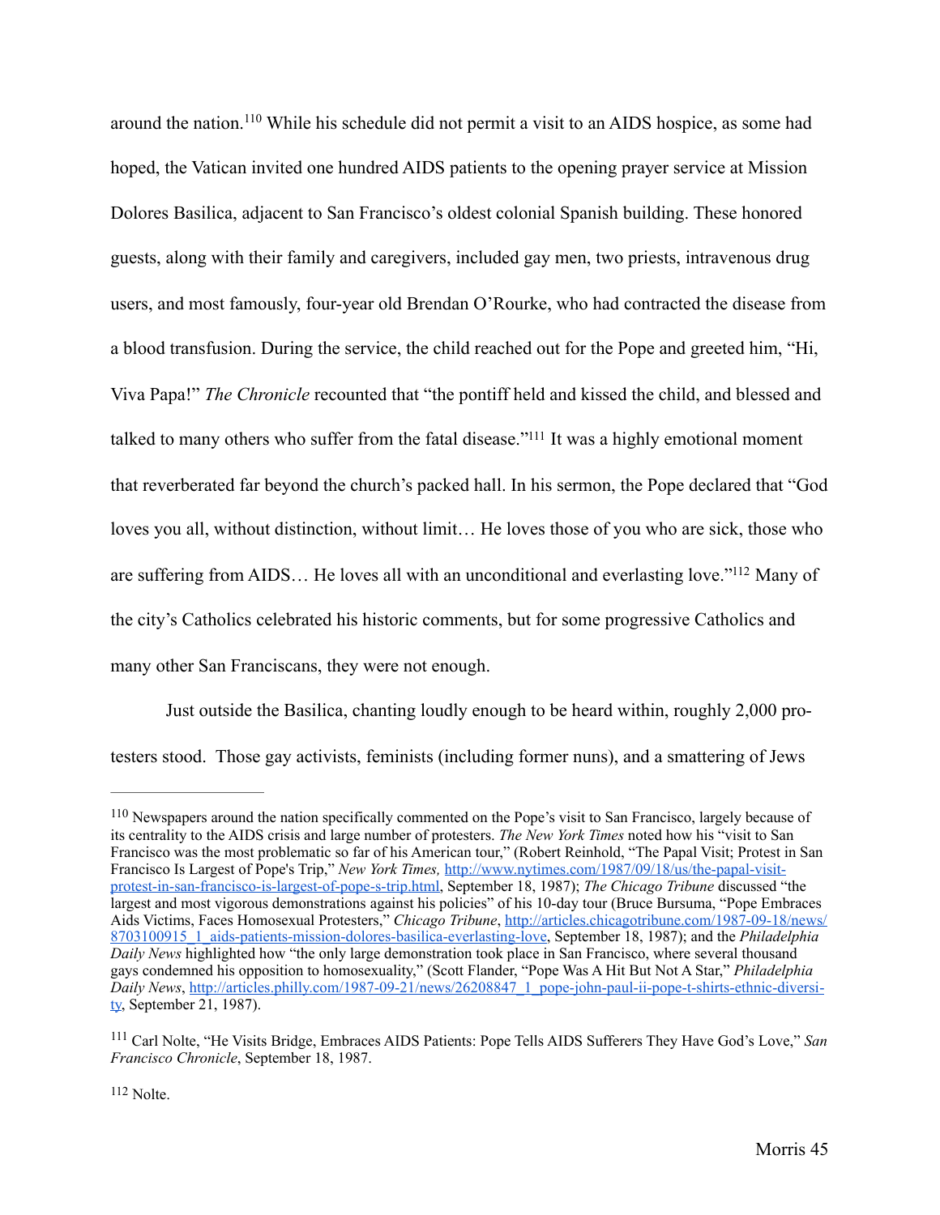around the nation.[110] While his schedule did not permit a visit to an AIDS hospice, as some had hoped, the Vatican invited one hundred AIDS patients to the opening prayer service at Mission Dolores Basilica, adjacent to San Francisco's oldest colonial Spanish building. These honored guests, along with their family and caregivers, included gay men, two priests, intravenous drug users, and most famously, four-year old Brendan O'Rourke, who had contracted the disease from a blood transfusion. During the service, the child reached out for the Pope and greeted him, "Hi, Viva Papa!" *The Chronicle* recounted that "the pontiff held and kissed the child, and blessed and talked to many others who suffer from the fatal disease."[111] It was a highly emotional moment that reverberated far beyond the church's packed hall. In his sermon, the Pope declared that "God loves you all, without distinction, without limit… He loves those of you who are sick, those who are suffering from AIDS… He loves all with an unconditional and everlasting love."[112] Many of the city's Catholics celebrated his historic comments, but for some progressive Catholics and many other San Franciscans, they were not enough.

Just outside the Basilica, chanting loudly enough to be heard within, roughly 2,000 protesters stood. Those gay activists, feminists (including former nuns), and a smattering of Jews

---

[110] Newspapers around the nation specifically commented on the Pope's visit to San Francisco, largely because of its centrality to the AIDS crisis and large number of protesters. *The New York Times* noted how his "visit to San Francisco was the most problematic so far of his American tour," (Robert Reinhold, "The Papal Visit; Protest in San Francisco Is Largest of Pope's Trip," *New York Times,* http://www.nytimes.com/1987/09/18/us/the-papal-visit-protest-in-san-francisco-is-largest-of-pope-s-trip.html, September 18, 1987); *The Chicago Tribune* discussed "the largest and most vigorous demonstrations against his policies" of his 10-day tour (Bruce Bursuma, "Pope Embraces Aids Victims, Faces Homosexual Protesters," *Chicago Tribune*, http://articles.chicagotribune.com/1987-09-18/news/8703100915_1_aids-patients-mission-dolores-basilica-everlasting-love, September 18, 1987); and the *Philadelphia Daily News* highlighted how "the only large demonstration took place in San Francisco, where several thousand gays condemned his opposition to homosexuality," (Scott Flander, "Pope Was A Hit But Not A Star," *Philadelphia Daily News*, http://articles.philly.com/1987-09-21/news/26208847_1_pope-john-paul-ii-pope-t-shirts-ethnic-diversity, September 21, 1987).

[111] Carl Nolte, "He Visits Bridge, Embraces AIDS Patients: Pope Tells AIDS Sufferers They Have God's Love," *San Francisco Chronicle*, September 18, 1987.

[112] Nolte.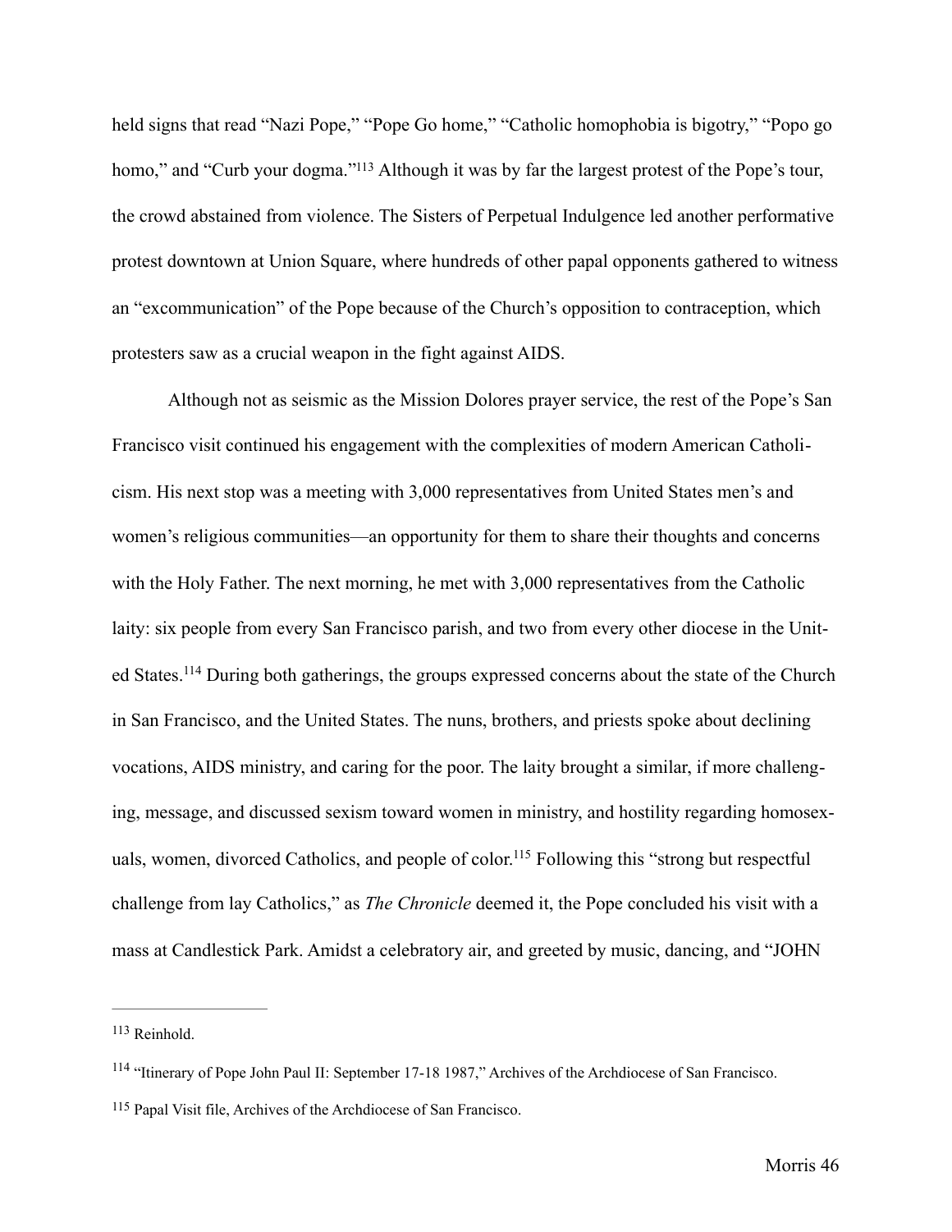held signs that read "Nazi Pope," "Pope Go home," "Catholic homophobia is bigotry," "Popo go homo," and "Curb your dogma."[113] Although it was by far the largest protest of the Pope's tour, the crowd abstained from violence. The Sisters of Perpetual Indulgence led another performative protest downtown at Union Square, where hundreds of other papal opponents gathered to witness an "excommunication" of the Pope because of the Church's opposition to contraception, which protesters saw as a crucial weapon in the fight against AIDS.

Although not as seismic as the Mission Dolores prayer service, the rest of the Pope's San Francisco visit continued his engagement with the complexities of modern American Catholicism. His next stop was a meeting with 3,000 representatives from United States men's and women's religious communities—an opportunity for them to share their thoughts and concerns with the Holy Father. The next morning, he met with 3,000 representatives from the Catholic laity: six people from every San Francisco parish, and two from every other diocese in the United States.[114] During both gatherings, the groups expressed concerns about the state of the Church in San Francisco, and the United States. The nuns, brothers, and priests spoke about declining vocations, AIDS ministry, and caring for the poor. The laity brought a similar, if more challenging, message, and discussed sexism toward women in ministry, and hostility regarding homosexuals, women, divorced Catholics, and people of color.[115] Following this "strong but respectful challenge from lay Catholics," as *The Chronicle* deemed it, the Pope concluded his visit with a mass at Candlestick Park. Amidst a celebratory air, and greeted by music, dancing, and "JOHN

---

[113] Reinhold.

[114] "Itinerary of Pope John Paul II: September 17-18 1987," Archives of the Archdiocese of San Francisco.

[115] Papal Visit file, Archives of the Archdiocese of San Francisco.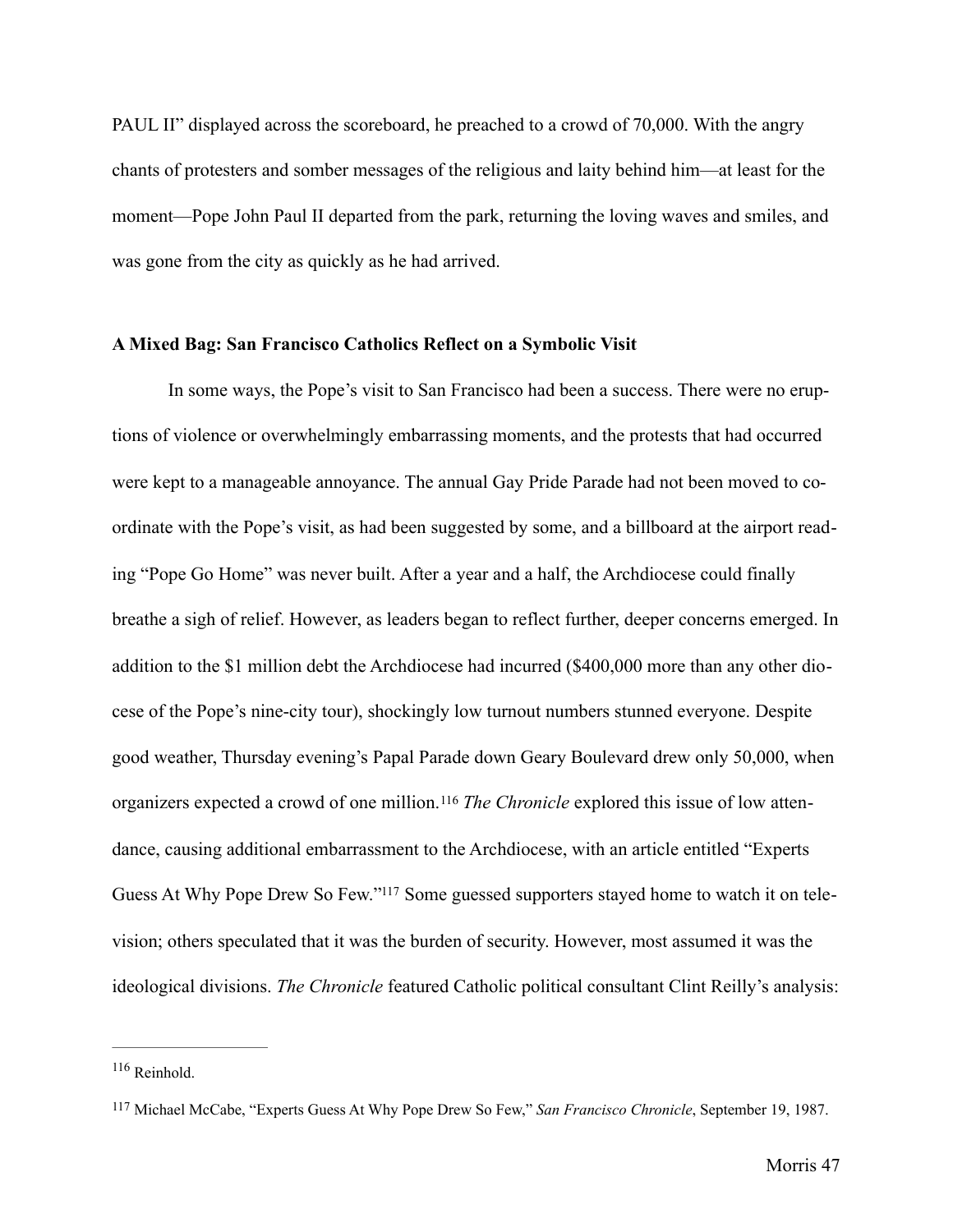PAUL II" displayed across the scoreboard, he preached to a crowd of 70,000. With the angry chants of protesters and somber messages of the religious and laity behind him—at least for the moment—Pope John Paul II departed from the park, returning the loving waves and smiles, and was gone from the city as quickly as he had arrived.

**A Mixed Bag: San Francisco Catholics Reflect on a Symbolic Visit**

In some ways, the Pope's visit to San Francisco had been a success. There were no eruptions of violence or overwhelmingly embarrassing moments, and the protests that had occurred were kept to a manageable annoyance. The annual Gay Pride Parade had not been moved to coordinate with the Pope's visit, as had been suggested by some, and a billboard at the airport reading "Pope Go Home" was never built. After a year and a half, the Archdiocese could finally breathe a sigh of relief. However, as leaders began to reflect further, deeper concerns emerged. In addition to the $1 million debt the Archdiocese had incurred ($400,000 more than any other diocese of the Pope's nine-city tour), shockingly low turnout numbers stunned everyone. Despite good weather, Thursday evening's Papal Parade down Geary Boulevard drew only 50,000, when organizers expected a crowd of one million.[116] *The Chronicle* explored this issue of low attendance, causing additional embarrassment to the Archdiocese, with an article entitled "Experts Guess At Why Pope Drew So Few."[117] Some guessed supporters stayed home to watch it on television; others speculated that it was the burden of security. However, most assumed it was the ideological divisions. *The Chronicle* featured Catholic political consultant Clint Reilly's analysis:

---

[116] Reinhold.

[117] Michael McCabe, "Experts Guess At Why Pope Drew So Few," *San Francisco Chronicle*, September 19, 1987.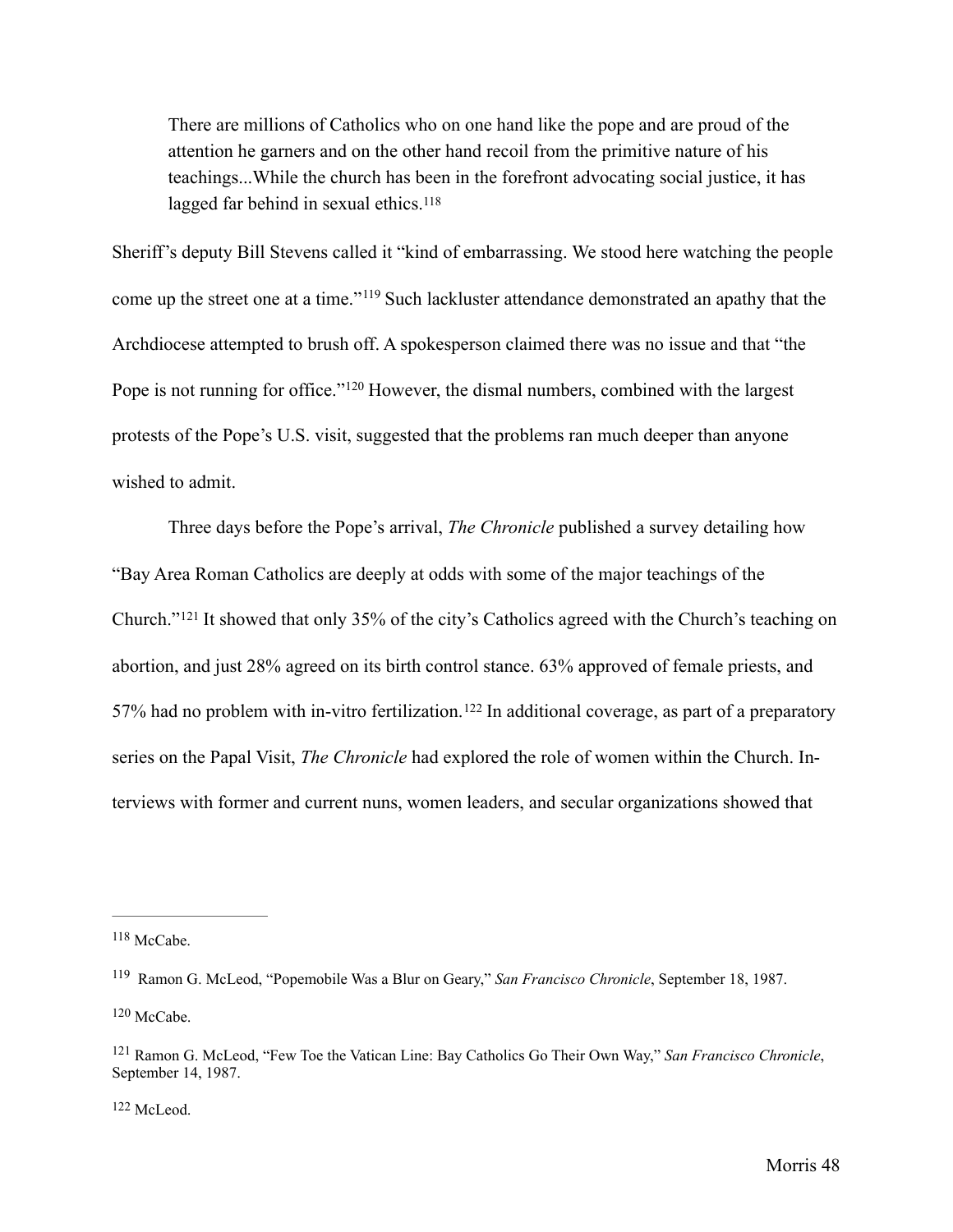> There are millions of Catholics who on one hand like the pope and are proud of the attention he garners and on the other hand recoil from the primitive nature of his teachings...While the church has been in the forefront advocating social justice, it has lagged far behind in sexual ethics.[118]

Sheriff's deputy Bill Stevens called it "kind of embarrassing. We stood here watching the people come up the street one at a time."[119] Such lackluster attendance demonstrated an apathy that the Archdiocese attempted to brush off. A spokesperson claimed there was no issue and that "the Pope is not running for office."[120] However, the dismal numbers, combined with the largest protests of the Pope's U.S. visit, suggested that the problems ran much deeper than anyone wished to admit.

Three days before the Pope's arrival, *The Chronicle* published a survey detailing how "Bay Area Roman Catholics are deeply at odds with some of the major teachings of the Church."[121] It showed that only 35% of the city's Catholics agreed with the Church's teaching on abortion, and just 28% agreed on its birth control stance. 63% approved of female priests, and 57% had no problem with in-vitro fertilization.[122] In additional coverage, as part of a preparatory series on the Papal Visit, *The Chronicle* had explored the role of women within the Church. Interviews with former and current nuns, women leaders, and secular organizations showed that

---

[118] McCabe.

[119] Ramon G. McLeod, "Popemobile Was a Blur on Geary," *San Francisco Chronicle*, September 18, 1987.

[120] McCabe.

[121] Ramon G. McLeod, "Few Toe the Vatican Line: Bay Catholics Go Their Own Way," *San Francisco Chronicle*, September 14, 1987.

[122] McLeod.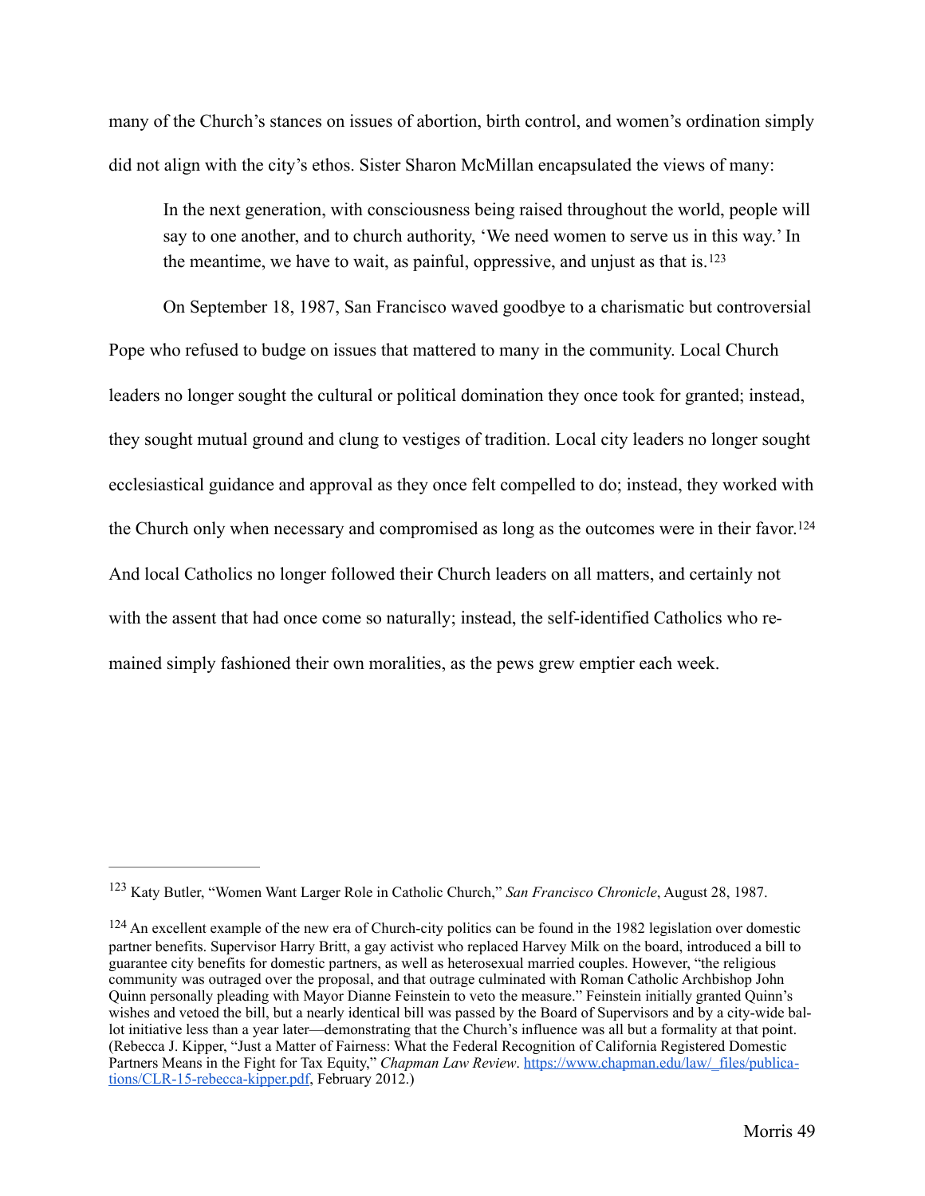many of the Church's stances on issues of abortion, birth control, and women's ordination simply did not align with the city's ethos. Sister Sharon McMillan encapsulated the views of many:

> In the next generation, with consciousness being raised throughout the world, people will say to one another, and to church authority, 'We need women to serve us in this way.' In the meantime, we have to wait, as painful, oppressive, and unjust as that is.[123]

On September 18, 1987, San Francisco waved goodbye to a charismatic but controversial Pope who refused to budge on issues that mattered to many in the community. Local Church leaders no longer sought the cultural or political domination they once took for granted; instead, they sought mutual ground and clung to vestiges of tradition. Local city leaders no longer sought ecclesiastical guidance and approval as they once felt compelled to do; instead, they worked with the Church only when necessary and compromised as long as the outcomes were in their favor.[124] And local Catholics no longer followed their Church leaders on all matters, and certainly not with the assent that had once come so naturally; instead, the self-identified Catholics who remained simply fashioned their own moralities, as the pews grew emptier each week.

---

[123] Katy Butler, "Women Want Larger Role in Catholic Church," *San Francisco Chronicle*, August 28, 1987.

[124] An excellent example of the new era of Church-city politics can be found in the 1982 legislation over domestic partner benefits. Supervisor Harry Britt, a gay activist who replaced Harvey Milk on the board, introduced a bill to guarantee city benefits for domestic partners, as well as heterosexual married couples. However, "the religious community was outraged over the proposal, and that outrage culminated with Roman Catholic Archbishop John Quinn personally pleading with Mayor Dianne Feinstein to veto the measure." Feinstein initially granted Quinn's wishes and vetoed the bill, but a nearly identical bill was passed by the Board of Supervisors and by a city-wide ballot initiative less than a year later—demonstrating that the Church's influence was all but a formality at that point. (Rebecca J. Kipper, "Just a Matter of Fairness: What the Federal Recognition of California Registered Domestic Partners Means in the Fight for Tax Equity," *Chapman Law Review*. https://www.chapman.edu/law/_files/publications/CLR-15-rebecca-kipper.pdf, February 2012.)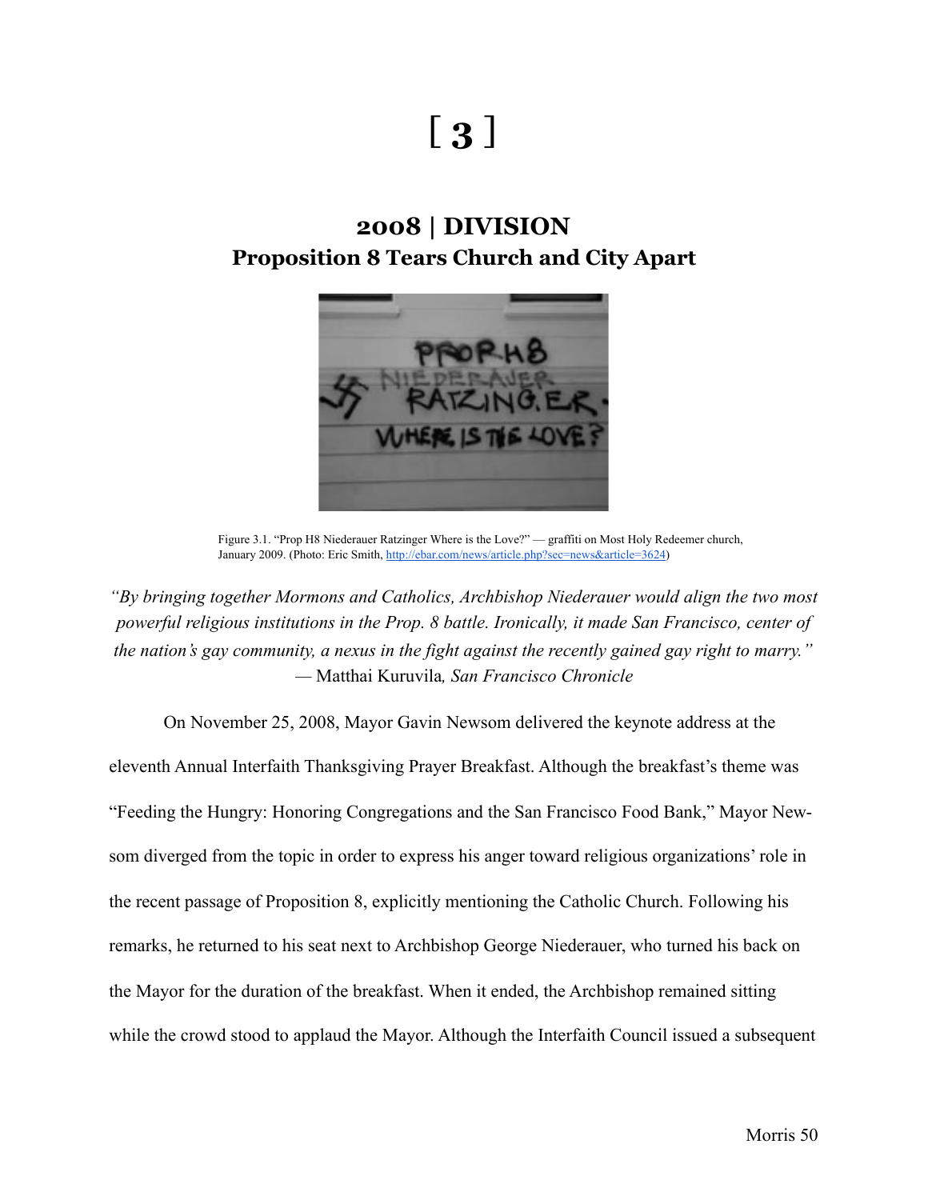# [ 3 ]

## 2008 | DIVISION
### Proposition 8 Tears Church and City Apart

Figure 3.1. "Prop H8 Niederauer Ratzinger Where is the Love?" — graffiti on Most Holy Redeemer church, January 2009. (Photo: Eric Smith, http://ebar.com/news/article.php?sec=news&article=3624)

*"By bringing together Mormons and Catholics, Archbishop Niederauer would align the two most powerful religious institutions in the Prop. 8 battle. Ironically, it made San Francisco, center of the nation's gay community, a nexus in the fight against the recently gained gay right to marry."*
— Matthai Kuruvila*, San Francisco Chronicle*

On November 25, 2008, Mayor Gavin Newsom delivered the keynote address at the eleventh Annual Interfaith Thanksgiving Prayer Breakfast. Although the breakfast's theme was "Feeding the Hungry: Honoring Congregations and the San Francisco Food Bank," Mayor Newsom diverged from the topic in order to express his anger toward religious organizations' role in the recent passage of Proposition 8, explicitly mentioning the Catholic Church. Following his remarks, he returned to his seat next to Archbishop George Niederauer, who turned his back on the Mayor for the duration of the breakfast. When it ended, the Archbishop remained sitting while the crowd stood to applaud the Mayor. Although the Interfaith Council issued a subsequent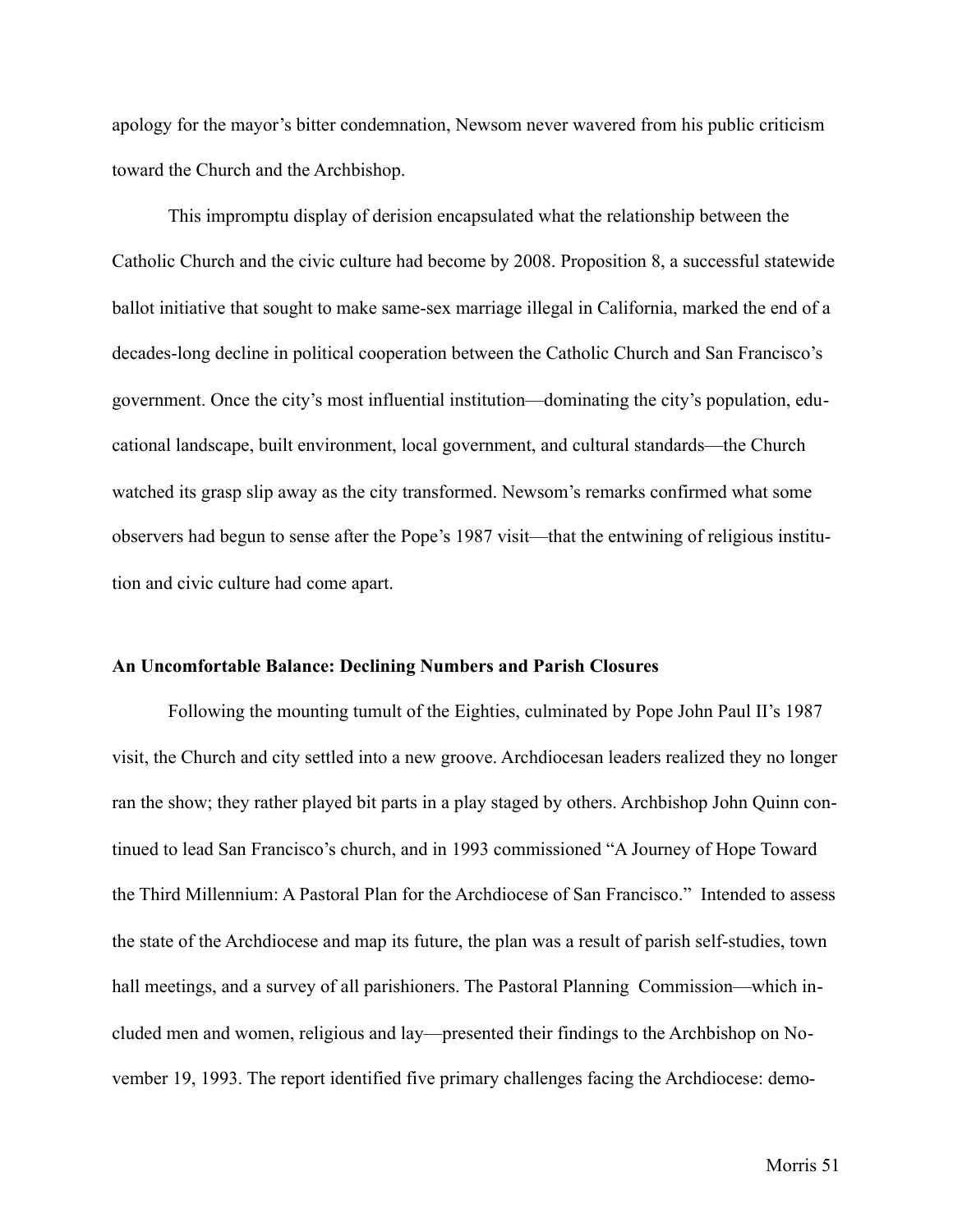apology for the mayor's bitter condemnation, Newsom never wavered from his public criticism toward the Church and the Archbishop.

This impromptu display of derision encapsulated what the relationship between the Catholic Church and the civic culture had become by 2008. Proposition 8, a successful statewide ballot initiative that sought to make same-sex marriage illegal in California, marked the end of a decades-long decline in political cooperation between the Catholic Church and San Francisco's government. Once the city's most influential institution—dominating the city's population, educational landscape, built environment, local government, and cultural standards—the Church watched its grasp slip away as the city transformed. Newsom's remarks confirmed what some observers had begun to sense after the Pope's 1987 visit—that the entwining of religious institution and civic culture had come apart.

### An Uncomfortable Balance: Declining Numbers and Parish Closures

Following the mounting tumult of the Eighties, culminated by Pope John Paul II's 1987 visit, the Church and city settled into a new groove. Archdiocesan leaders realized they no longer ran the show; they rather played bit parts in a play staged by others. Archbishop John Quinn continued to lead San Francisco's church, and in 1993 commissioned "A Journey of Hope Toward the Third Millennium: A Pastoral Plan for the Archdiocese of San Francisco." Intended to assess the state of the Archdiocese and map its future, the plan was a result of parish self-studies, town hall meetings, and a survey of all parishioners. The Pastoral Planning Commission—which included men and women, religious and lay—presented their findings to the Archbishop on November 19, 1993. The report identified five primary challenges facing the Archdiocese: demo-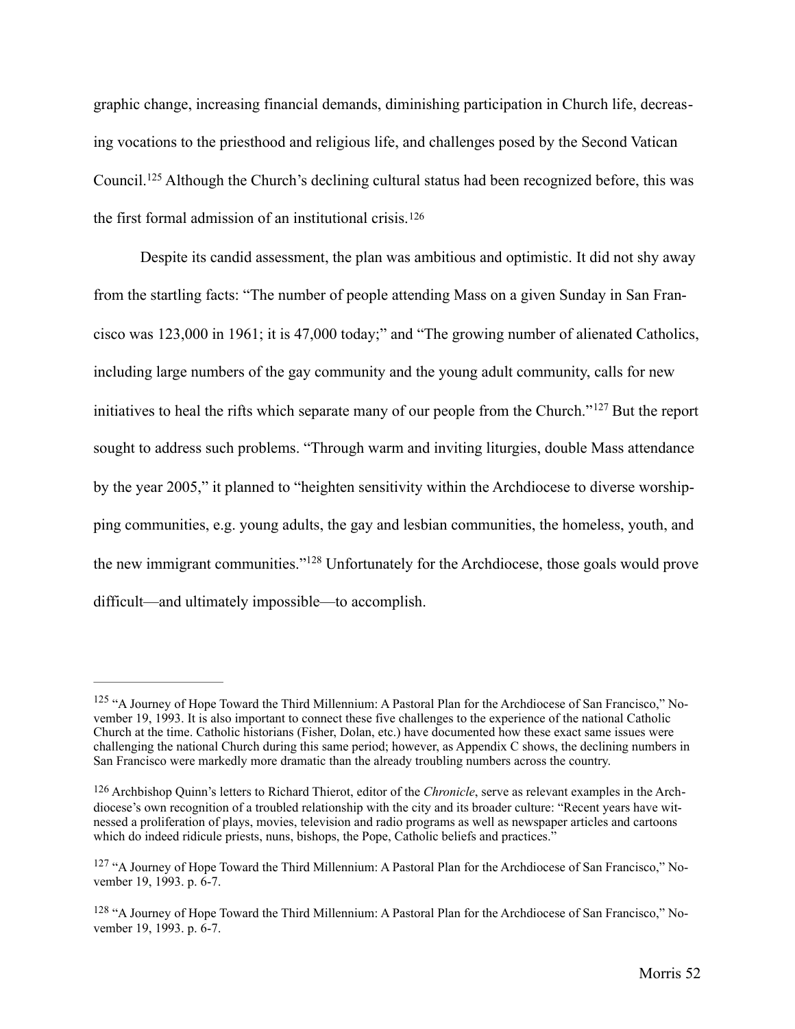graphic change, increasing financial demands, diminishing participation in Church life, decreasing vocations to the priesthood and religious life, and challenges posed by the Second Vatican Council.[125] Although the Church's declining cultural status had been recognized before, this was the first formal admission of an institutional crisis.[126]

Despite its candid assessment, the plan was ambitious and optimistic. It did not shy away from the startling facts: "The number of people attending Mass on a given Sunday in San Francisco was 123,000 in 1961; it is 47,000 today;" and "The growing number of alienated Catholics, including large numbers of the gay community and the young adult community, calls for new initiatives to heal the rifts which separate many of our people from the Church."[127] But the report sought to address such problems. "Through warm and inviting liturgies, double Mass attendance by the year 2005," it planned to "heighten sensitivity within the Archdiocese to diverse worshipping communities, e.g. young adults, the gay and lesbian communities, the homeless, youth, and the new immigrant communities."[128] Unfortunately for the Archdiocese, those goals would prove difficult—and ultimately impossible—to accomplish.

---

[125] "A Journey of Hope Toward the Third Millennium: A Pastoral Plan for the Archdiocese of San Francisco," November 19, 1993. It is also important to connect these five challenges to the experience of the national Catholic Church at the time. Catholic historians (Fisher, Dolan, etc.) have documented how these exact same issues were challenging the national Church during this same period; however, as Appendix C shows, the declining numbers in San Francisco were markedly more dramatic than the already troubling numbers across the country.

[126] Archbishop Quinn's letters to Richard Thierot, editor of the *Chronicle*, serve as relevant examples in the Archdiocese's own recognition of a troubled relationship with the city and its broader culture: "Recent years have witnessed a proliferation of plays, movies, television and radio programs as well as newspaper articles and cartoons which do indeed ridicule priests, nuns, bishops, the Pope, Catholic beliefs and practices."

[127] "A Journey of Hope Toward the Third Millennium: A Pastoral Plan for the Archdiocese of San Francisco," November 19, 1993. p. 6-7.

[128] "A Journey of Hope Toward the Third Millennium: A Pastoral Plan for the Archdiocese of San Francisco," November 19, 1993. p. 6-7.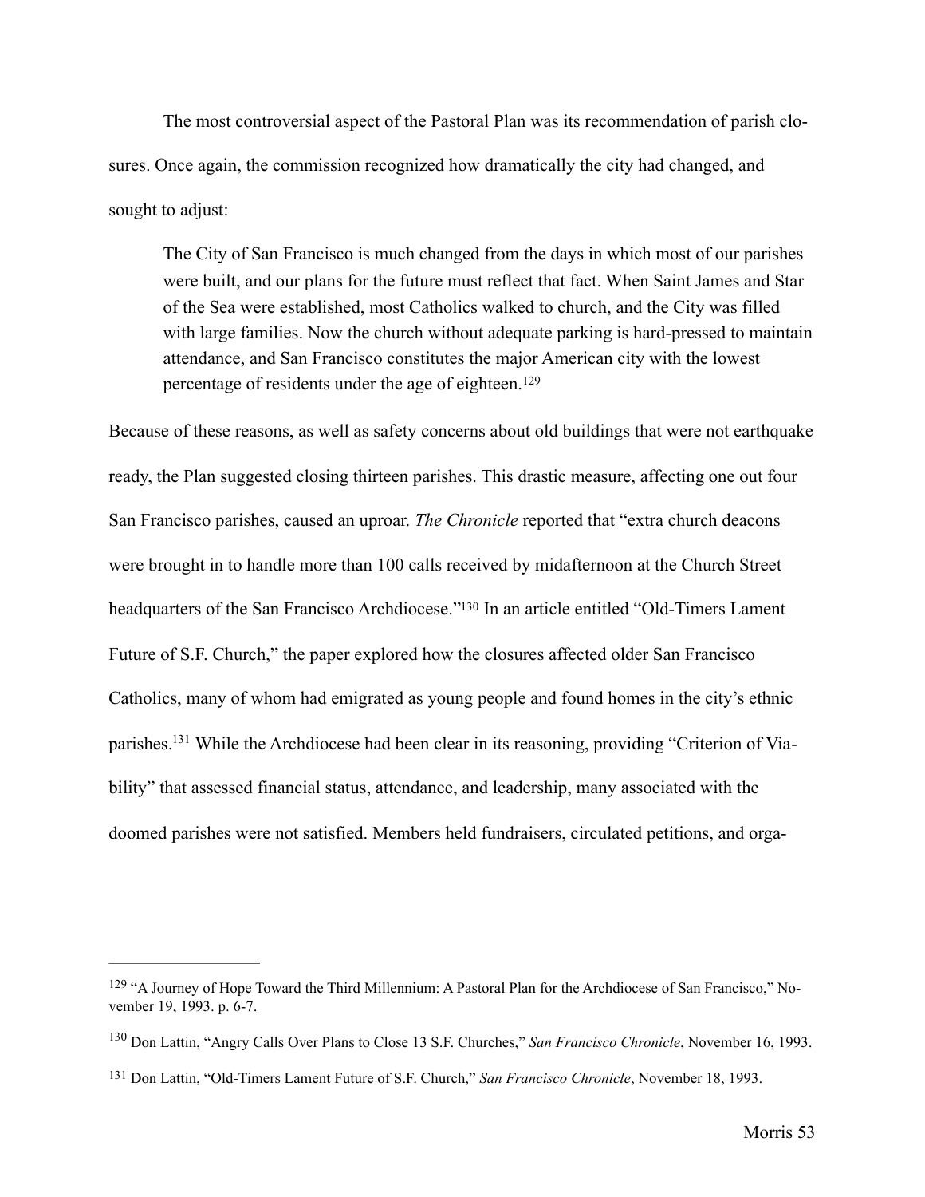The most controversial aspect of the Pastoral Plan was its recommendation of parish closures. Once again, the commission recognized how dramatically the city had changed, and sought to adjust:

> The City of San Francisco is much changed from the days in which most of our parishes were built, and our plans for the future must reflect that fact. When Saint James and Star of the Sea were established, most Catholics walked to church, and the City was filled with large families. Now the church without adequate parking is hard-pressed to maintain attendance, and San Francisco constitutes the major American city with the lowest percentage of residents under the age of eighteen.[129]

Because of these reasons, as well as safety concerns about old buildings that were not earthquake ready, the Plan suggested closing thirteen parishes. This drastic measure, affecting one out four San Francisco parishes, caused an uproar. *The Chronicle* reported that "extra church deacons were brought in to handle more than 100 calls received by midafternoon at the Church Street headquarters of the San Francisco Archdiocese."[130] In an article entitled "Old-Timers Lament Future of S.F. Church," the paper explored how the closures affected older San Francisco Catholics, many of whom had emigrated as young people and found homes in the city's ethnic parishes.[131] While the Archdiocese had been clear in its reasoning, providing "Criterion of Viability" that assessed financial status, attendance, and leadership, many associated with the doomed parishes were not satisfied. Members held fundraisers, circulated petitions, and orga-

---

[129] "A Journey of Hope Toward the Third Millennium: A Pastoral Plan for the Archdiocese of San Francisco," November 19, 1993. p. 6-7.

[130] Don Lattin, "Angry Calls Over Plans to Close 13 S.F. Churches," *San Francisco Chronicle*, November 16, 1993.

[131] Don Lattin, "Old-Timers Lament Future of S.F. Church," *San Francisco Chronicle*, November 18, 1993.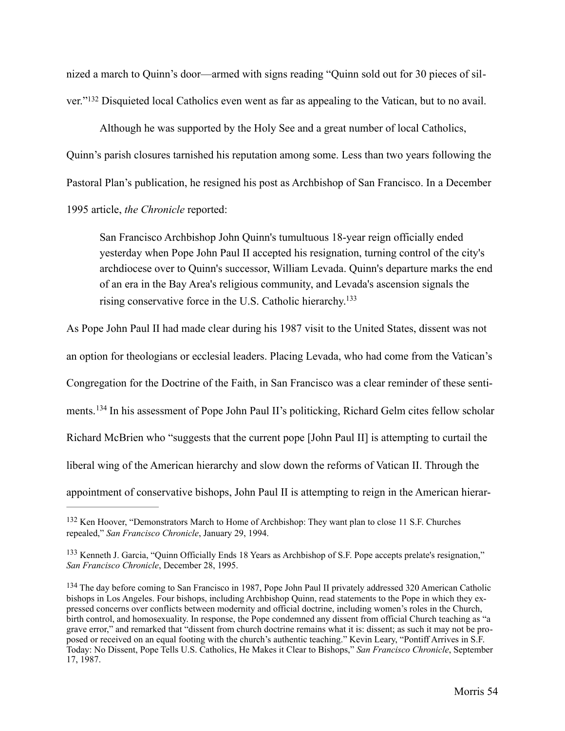nized a march to Quinn's door—armed with signs reading "Quinn sold out for 30 pieces of silver."[132] Disquieted local Catholics even went as far as appealing to the Vatican, but to no avail.

Although he was supported by the Holy See and a great number of local Catholics, Quinn's parish closures tarnished his reputation among some. Less than two years following the Pastoral Plan's publication, he resigned his post as Archbishop of San Francisco. In a December 1995 article, *the Chronicle* reported:

> San Francisco Archbishop John Quinn's tumultuous 18-year reign officially ended yesterday when Pope John Paul II accepted his resignation, turning control of the city's archdiocese over to Quinn's successor, William Levada. Quinn's departure marks the end of an era in the Bay Area's religious community, and Levada's ascension signals the rising conservative force in the U.S. Catholic hierarchy.[133]

As Pope John Paul II had made clear during his 1987 visit to the United States, dissent was not an option for theologians or ecclesial leaders. Placing Levada, who had come from the Vatican's Congregation for the Doctrine of the Faith, in San Francisco was a clear reminder of these sentiments.[134] In his assessment of Pope John Paul II's politicking, Richard Gelm cites fellow scholar Richard McBrien who "suggests that the current pope [John Paul II] is attempting to curtail the liberal wing of the American hierarchy and slow down the reforms of Vatican II. Through the appointment of conservative bishops, John Paul II is attempting to reign in the American hierar-

---

[132] Ken Hoover, "Demonstrators March to Home of Archbishop: They want plan to close 11 S.F. Churches repealed," *San Francisco Chronicle*, January 29, 1994.

[133] Kenneth J. Garcia, "Quinn Officially Ends 18 Years as Archbishop of S.F. Pope accepts prelate's resignation," *San Francisco Chronicle*, December 28, 1995.

[134] The day before coming to San Francisco in 1987, Pope John Paul II privately addressed 320 American Catholic bishops in Los Angeles. Four bishops, including Archbishop Quinn, read statements to the Pope in which they expressed concerns over conflicts between modernity and official doctrine, including women's roles in the Church, birth control, and homosexuality. In response, the Pope condemned any dissent from official Church teaching as "a grave error," and remarked that "dissent from church doctrine remains what it is: dissent; as such it may not be proposed or received on an equal footing with the church's authentic teaching." Kevin Leary, "Pontiff Arrives in S.F. Today: No Dissent, Pope Tells U.S. Catholics, He Makes it Clear to Bishops," *San Francisco Chronicle*, September 17, 1987.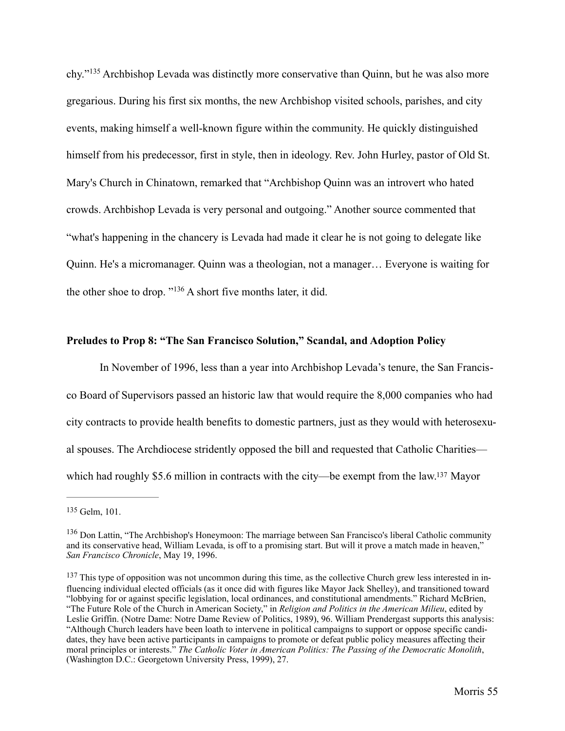chy."[135] Archbishop Levada was distinctly more conservative than Quinn, but he was also more gregarious. During his first six months, the new Archbishop visited schools, parishes, and city events, making himself a well-known figure within the community. He quickly distinguished himself from his predecessor, first in style, then in ideology. Rev. John Hurley, pastor of Old St. Mary's Church in Chinatown, remarked that "Archbishop Quinn was an introvert who hated crowds. Archbishop Levada is very personal and outgoing." Another source commented that "what's happening in the chancery is Levada had made it clear he is not going to delegate like Quinn. He's a micromanager. Quinn was a theologian, not a manager… Everyone is waiting for the other shoe to drop. "[136] A short five months later, it did.

**Preludes to Prop 8: "The San Francisco Solution," Scandal, and Adoption Policy**

In November of 1996, less than a year into Archbishop Levada's tenure, the San Francisco Board of Supervisors passed an historic law that would require the 8,000 companies who had city contracts to provide health benefits to domestic partners, just as they would with heterosexual spouses. The Archdiocese stridently opposed the bill and requested that Catholic Charities—which had roughly $5.6 million in contracts with the city—be exempt from the law.[137] Mayor

---

[135] Gelm, 101.

[136] Don Lattin, "The Archbishop's Honeymoon: The marriage between San Francisco's liberal Catholic community and its conservative head, William Levada, is off to a promising start. But will it prove a match made in heaven," *San Francisco Chronicle*, May 19, 1996.

[137] This type of opposition was not uncommon during this time, as the collective Church grew less interested in influencing individual elected officials (as it once did with figures like Mayor Jack Shelley), and transitioned toward "lobbying for or against specific legislation, local ordinances, and constitutional amendments." Richard McBrien, "The Future Role of the Church in American Society," in *Religion and Politics in the American Milieu*, edited by Leslie Griffin. (Notre Dame: Notre Dame Review of Politics, 1989), 96. William Prendergast supports this analysis: "Although Church leaders have been loath to intervene in political campaigns to support or oppose specific candidates, they have been active participants in campaigns to promote or defeat public policy measures affecting their moral principles or interests." *The Catholic Voter in American Politics: The Passing of the Democratic Monolith*, (Washington D.C.: Georgetown University Press, 1999), 27.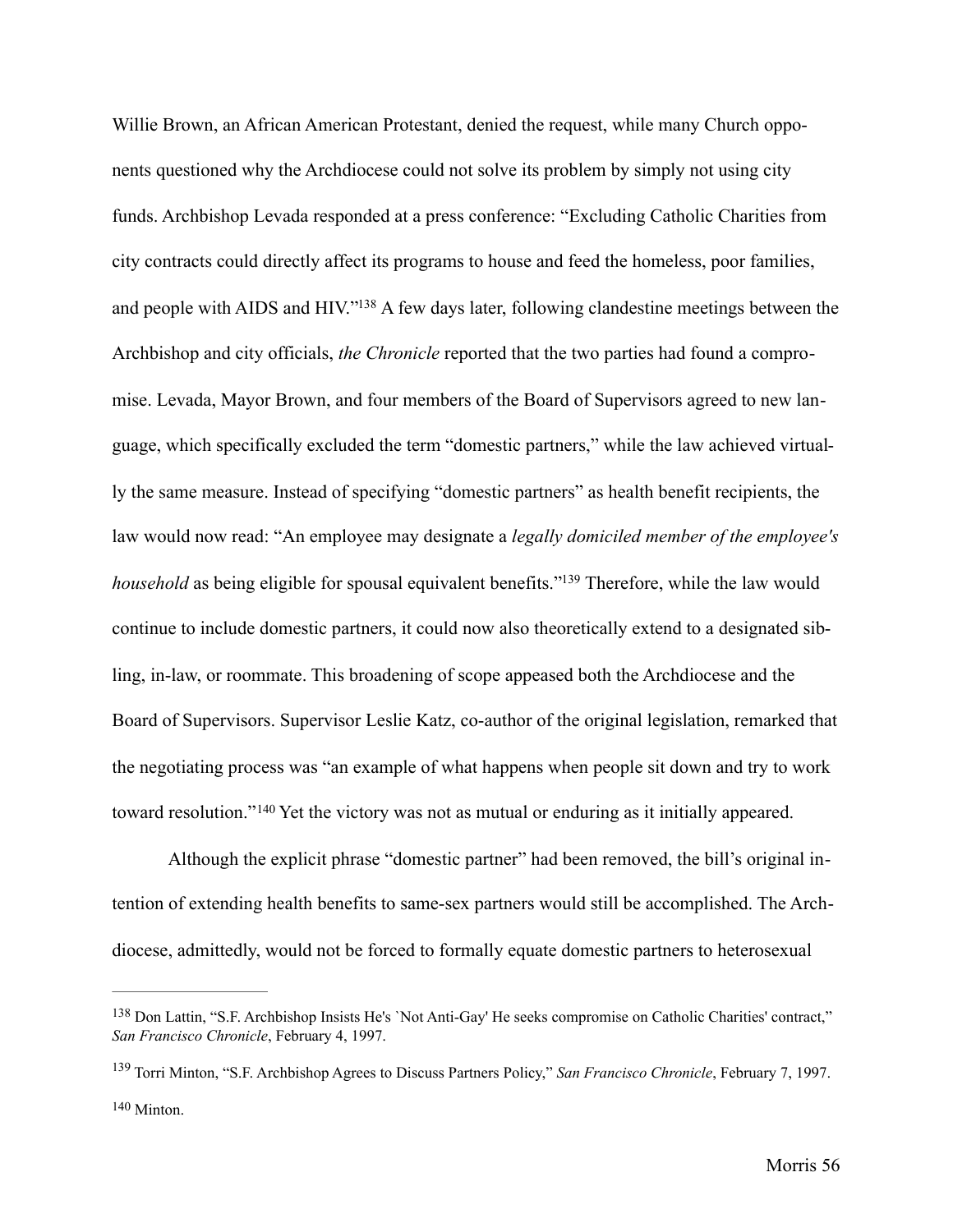Willie Brown, an African American Protestant, denied the request, while many Church opponents questioned why the Archdiocese could not solve its problem by simply not using city funds. Archbishop Levada responded at a press conference: "Excluding Catholic Charities from city contracts could directly affect its programs to house and feed the homeless, poor families, and people with AIDS and HIV."[138] A few days later, following clandestine meetings between the Archbishop and city officials, *the Chronicle* reported that the two parties had found a compromise. Levada, Mayor Brown, and four members of the Board of Supervisors agreed to new language, which specifically excluded the term "domestic partners," while the law achieved virtually the same measure. Instead of specifying "domestic partners" as health benefit recipients, the law would now read: "An employee may designate a *legally domiciled member of the employee's household* as being eligible for spousal equivalent benefits."[139] Therefore, while the law would continue to include domestic partners, it could now also theoretically extend to a designated sibling, in-law, or roommate. This broadening of scope appeased both the Archdiocese and the Board of Supervisors. Supervisor Leslie Katz, co-author of the original legislation, remarked that the negotiating process was "an example of what happens when people sit down and try to work toward resolution."[140] Yet the victory was not as mutual or enduring as it initially appeared.

Although the explicit phrase "domestic partner" had been removed, the bill's original intention of extending health benefits to same-sex partners would still be accomplished. The Archdiocese, admittedly, would not be forced to formally equate domestic partners to heterosexual

---

[138] Don Lattin, "S.F. Archbishop Insists He's `Not Anti-Gay' He seeks compromise on Catholic Charities' contract," *San Francisco Chronicle*, February 4, 1997.

[139] Torri Minton, "S.F. Archbishop Agrees to Discuss Partners Policy," *San Francisco Chronicle*, February 7, 1997.

[140] Minton.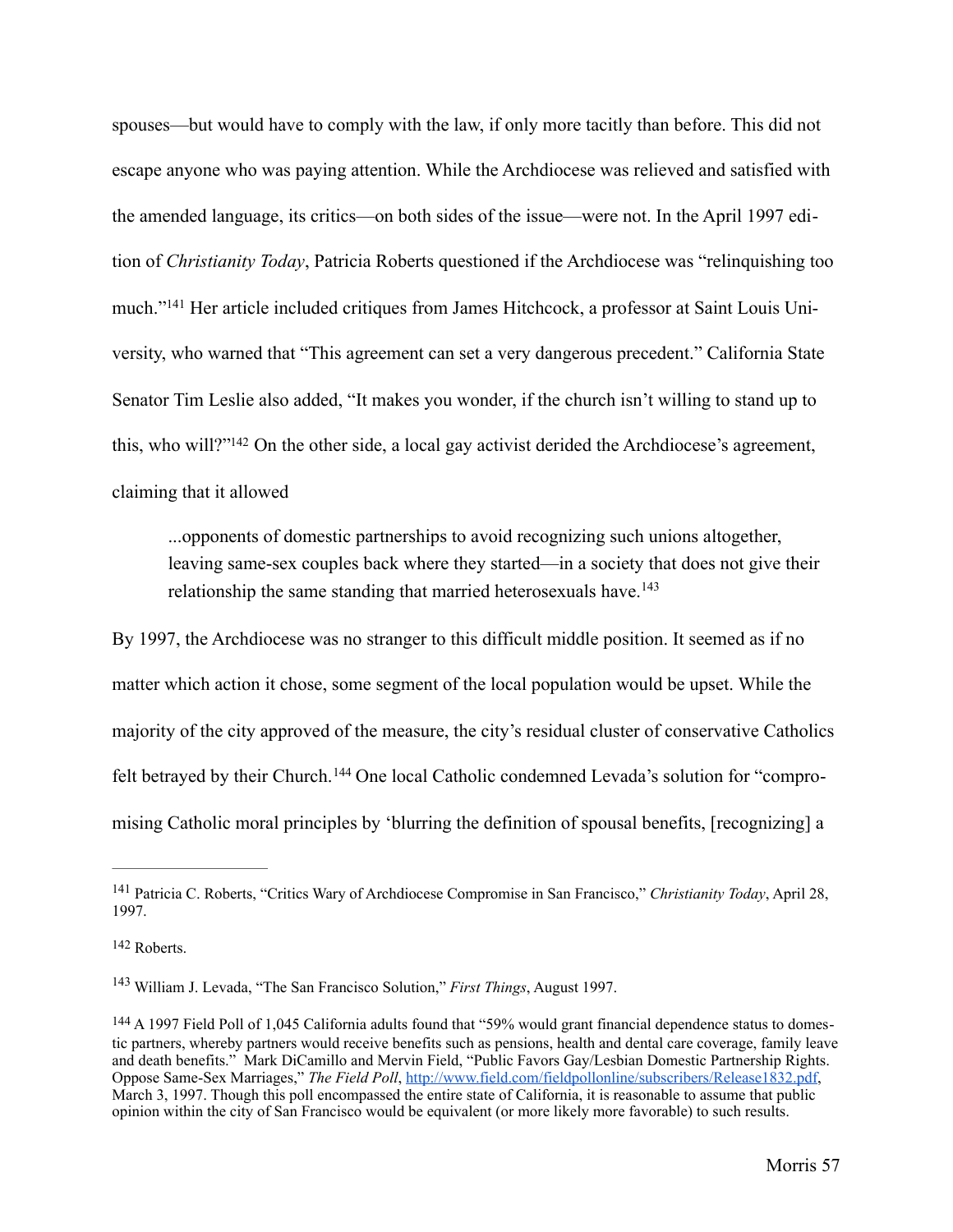spouses—but would have to comply with the law, if only more tacitly than before. This did not escape anyone who was paying attention. While the Archdiocese was relieved and satisfied with the amended language, its critics—on both sides of the issue—were not. In the April 1997 edition of *Christianity Today*, Patricia Roberts questioned if the Archdiocese was "relinquishing too much."[141] Her article included critiques from James Hitchcock, a professor at Saint Louis University, who warned that "This agreement can set a very dangerous precedent." California State Senator Tim Leslie also added, "It makes you wonder, if the church isn't willing to stand up to this, who will?"[142] On the other side, a local gay activist derided the Archdiocese's agreement, claiming that it allowed

> ...opponents of domestic partnerships to avoid recognizing such unions altogether, leaving same-sex couples back where they started—in a society that does not give their relationship the same standing that married heterosexuals have.[143]

By 1997, the Archdiocese was no stranger to this difficult middle position. It seemed as if no matter which action it chose, some segment of the local population would be upset. While the majority of the city approved of the measure, the city's residual cluster of conservative Catholics felt betrayed by their Church.[144] One local Catholic condemned Levada's solution for "compromising Catholic moral principles by 'blurring the definition of spousal benefits, [recognizing] a

---

[141] Patricia C. Roberts, "Critics Wary of Archdiocese Compromise in San Francisco," *Christianity Today*, April 28, 1997.

[142] Roberts.

[143] William J. Levada, "The San Francisco Solution," *First Things*, August 1997.

[144] A 1997 Field Poll of 1,045 California adults found that "59% would grant financial dependence status to domestic partners, whereby partners would receive benefits such as pensions, health and dental care coverage, family leave and death benefits." Mark DiCamillo and Mervin Field, "Public Favors Gay/Lesbian Domestic Partnership Rights. Oppose Same-Sex Marriages," *The Field Poll*, http://www.field.com/fieldpollonline/subscribers/Release1832.pdf, March 3, 1997. Though this poll encompassed the entire state of California, it is reasonable to assume that public opinion within the city of San Francisco would be equivalent (or more likely more favorable) to such results.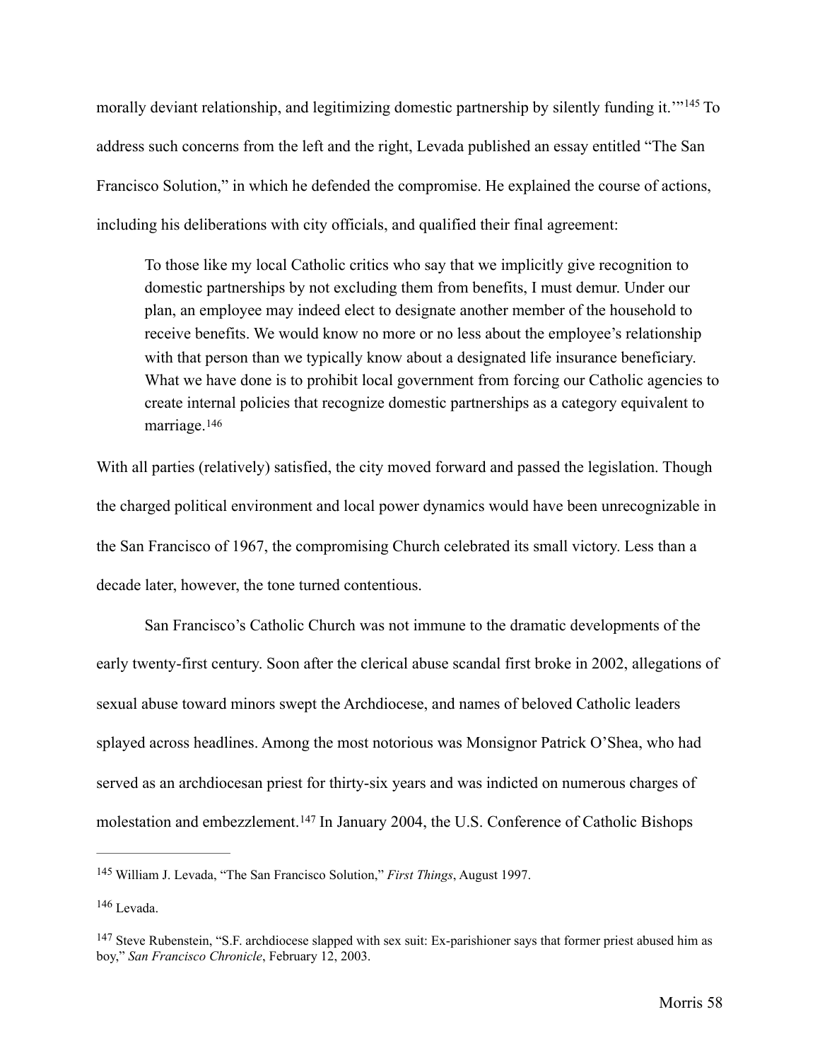morally deviant relationship, and legitimizing domestic partnership by silently funding it.'"[145] To address such concerns from the left and the right, Levada published an essay entitled "The San Francisco Solution," in which he defended the compromise. He explained the course of actions, including his deliberations with city officials, and qualified their final agreement:

> To those like my local Catholic critics who say that we implicitly give recognition to domestic partnerships by not excluding them from benefits, I must demur. Under our plan, an employee may indeed elect to designate another member of the household to receive benefits. We would know no more or no less about the employee's relationship with that person than we typically know about a designated life insurance beneficiary. What we have done is to prohibit local government from forcing our Catholic agencies to create internal policies that recognize domestic partnerships as a category equivalent to marriage.[146]

With all parties (relatively) satisfied, the city moved forward and passed the legislation. Though the charged political environment and local power dynamics would have been unrecognizable in the San Francisco of 1967, the compromising Church celebrated its small victory. Less than a decade later, however, the tone turned contentious.

San Francisco's Catholic Church was not immune to the dramatic developments of the early twenty-first century. Soon after the clerical abuse scandal first broke in 2002, allegations of sexual abuse toward minors swept the Archdiocese, and names of beloved Catholic leaders splayed across headlines. Among the most notorious was Monsignor Patrick O'Shea, who had served as an archdiocesan priest for thirty-six years and was indicted on numerous charges of molestation and embezzlement.[147] In January 2004, the U.S. Conference of Catholic Bishops

---

[145] William J. Levada, "The San Francisco Solution," *First Things*, August 1997.

[146] Levada.

[147] Steve Rubenstein, "S.F. archdiocese slapped with sex suit: Ex-parishioner says that former priest abused him as boy," *San Francisco Chronicle*, February 12, 2003.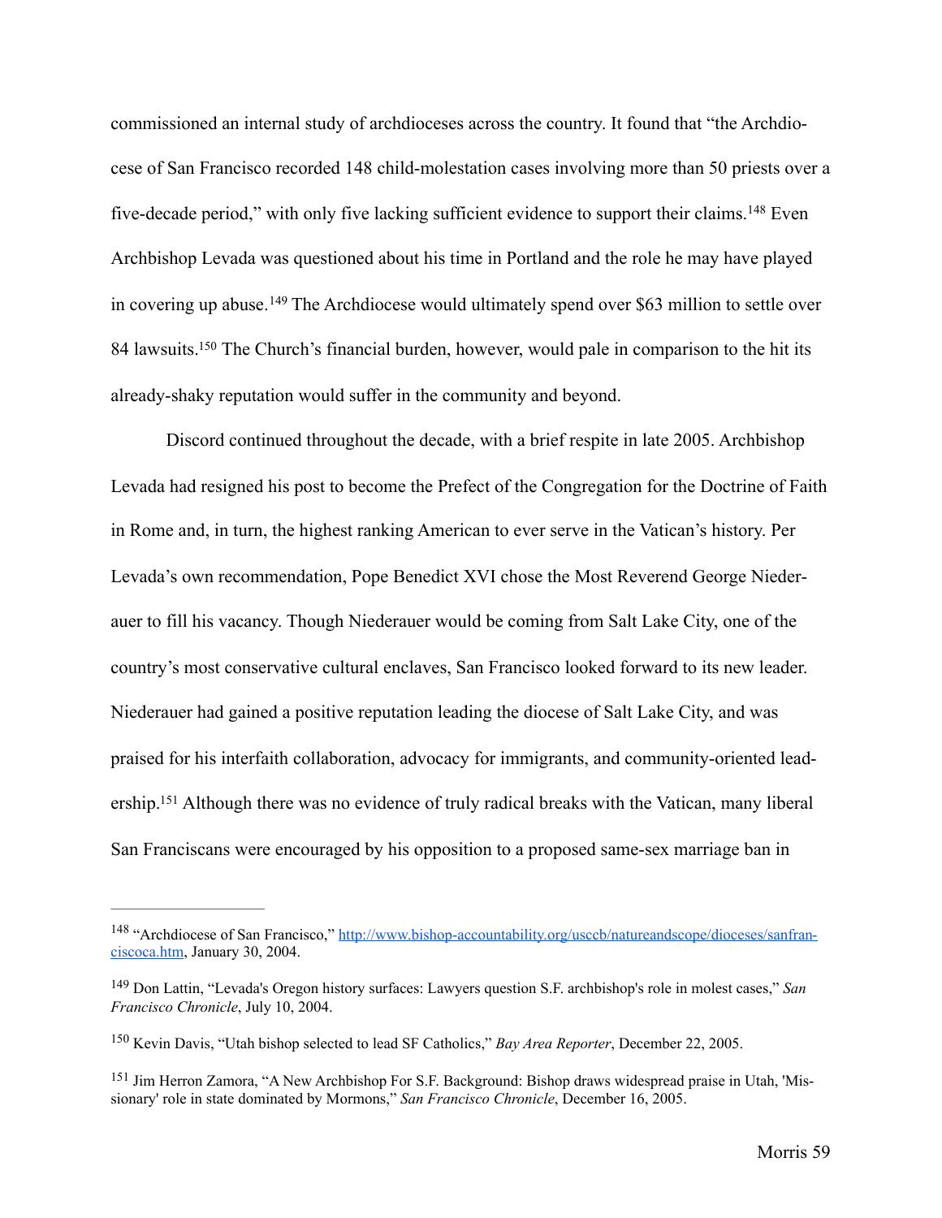commissioned an internal study of archdioceses across the country. It found that "the Archdiocese of San Francisco recorded 148 child-molestation cases involving more than 50 priests over a five-decade period," with only five lacking sufficient evidence to support their claims.[148] Even Archbishop Levada was questioned about his time in Portland and the role he may have played in covering up abuse.[149] The Archdiocese would ultimately spend over $63 million to settle over 84 lawsuits.[150] The Church's financial burden, however, would pale in comparison to the hit its already-shaky reputation would suffer in the community and beyond.

Discord continued throughout the decade, with a brief respite in late 2005. Archbishop Levada had resigned his post to become the Prefect of the Congregation for the Doctrine of Faith in Rome and, in turn, the highest ranking American to ever serve in the Vatican's history. Per Levada's own recommendation, Pope Benedict XVI chose the Most Reverend George Niederauer to fill his vacancy. Though Niederauer would be coming from Salt Lake City, one of the country's most conservative cultural enclaves, San Francisco looked forward to its new leader. Niederauer had gained a positive reputation leading the diocese of Salt Lake City, and was praised for his interfaith collaboration, advocacy for immigrants, and community-oriented leadership.[151] Although there was no evidence of truly radical breaks with the Vatican, many liberal San Franciscans were encouraged by his opposition to a proposed same-sex marriage ban in

---

[148] "Archdiocese of San Francisco," http://www.bishop-accountability.org/usccb/natureandscope/dioceses/sanfranciscoca.htm, January 30, 2004.

[149] Don Lattin, "Levada's Oregon history surfaces: Lawyers question S.F. archbishop's role in molest cases," *San Francisco Chronicle*, July 10, 2004.

[150] Kevin Davis, "Utah bishop selected to lead SF Catholics," *Bay Area Reporter*, December 22, 2005.

[151] Jim Herron Zamora, "A New Archbishop For S.F. Background: Bishop draws widespread praise in Utah, 'Missionary' role in state dominated by Mormons," *San Francisco Chronicle*, December 16, 2005.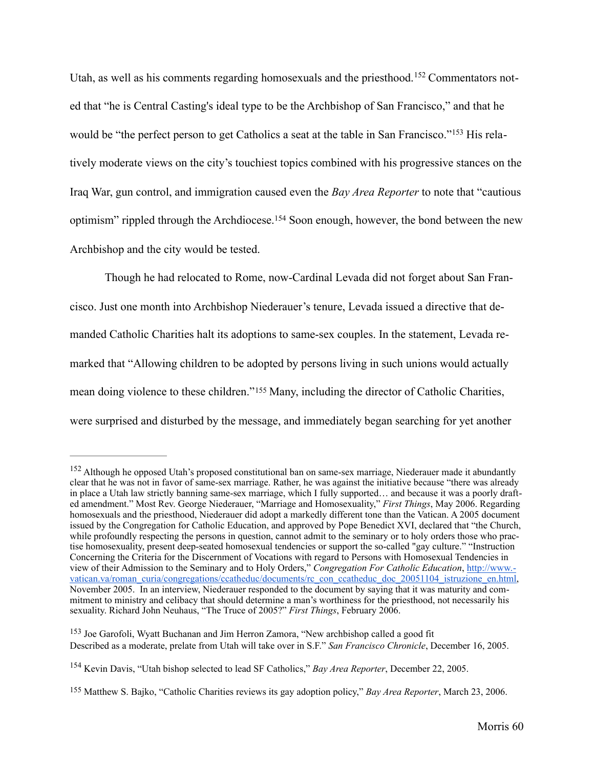Utah, as well as his comments regarding homosexuals and the priesthood.[152] Commentators noted that "he is Central Casting's ideal type to be the Archbishop of San Francisco," and that he would be "the perfect person to get Catholics a seat at the table in San Francisco."[153] His relatively moderate views on the city's touchiest topics combined with his progressive stances on the Iraq War, gun control, and immigration caused even the *Bay Area Reporter* to note that "cautious optimism" rippled through the Archdiocese.[154] Soon enough, however, the bond between the new Archbishop and the city would be tested.

Though he had relocated to Rome, now-Cardinal Levada did not forget about San Francisco. Just one month into Archbishop Niederauer's tenure, Levada issued a directive that demanded Catholic Charities halt its adoptions to same-sex couples. In the statement, Levada remarked that "Allowing children to be adopted by persons living in such unions would actually mean doing violence to these children."[155] Many, including the director of Catholic Charities, were surprised and disturbed by the message, and immediately began searching for yet another

---

[152] Although he opposed Utah's proposed constitutional ban on same-sex marriage, Niederauer made it abundantly clear that he was not in favor of same-sex marriage. Rather, he was against the initiative because "there was already in place a Utah law strictly banning same-sex marriage, which I fully supported… and because it was a poorly drafted amendment." Most Rev. George Niederauer, "Marriage and Homosexuality," *First Things*, May 2006. Regarding homosexuals and the priesthood, Niederauer did adopt a markedly different tone than the Vatican. A 2005 document issued by the Congregation for Catholic Education, and approved by Pope Benedict XVI, declared that "the Church, while profoundly respecting the persons in question, cannot admit to the seminary or to holy orders those who practise homosexuality, present deep-seated homosexual tendencies or support the so-called "gay culture." "Instruction Concerning the Criteria for the Discernment of Vocations with regard to Persons with Homosexual Tendencies in view of their Admission to the Seminary and to Holy Orders," *Congregation For Catholic Education*, http://www.vatican.va/roman_curia/congregations/ccatheduc/documents/rc_con_ccatheduc_doc_20051104_istruzione_en.html, November 2005. In an interview, Niederauer responded to the document by saying that it was maturity and commitment to ministry and celibacy that should determine a man's worthiness for the priesthood, not necessarily his sexuality. Richard John Neuhaus, "The Truce of 2005?" *First Things*, February 2006.

[153] Joe Garofoli, Wyatt Buchanan and Jim Herron Zamora, "New archbishop called a good fit Described as a moderate, prelate from Utah will take over in S.F." *San Francisco Chronicle*, December 16, 2005.

[154] Kevin Davis, "Utah bishop selected to lead SF Catholics," *Bay Area Reporter*, December 22, 2005.

[155] Matthew S. Bajko, "Catholic Charities reviews its gay adoption policy," *Bay Area Reporter*, March 23, 2006.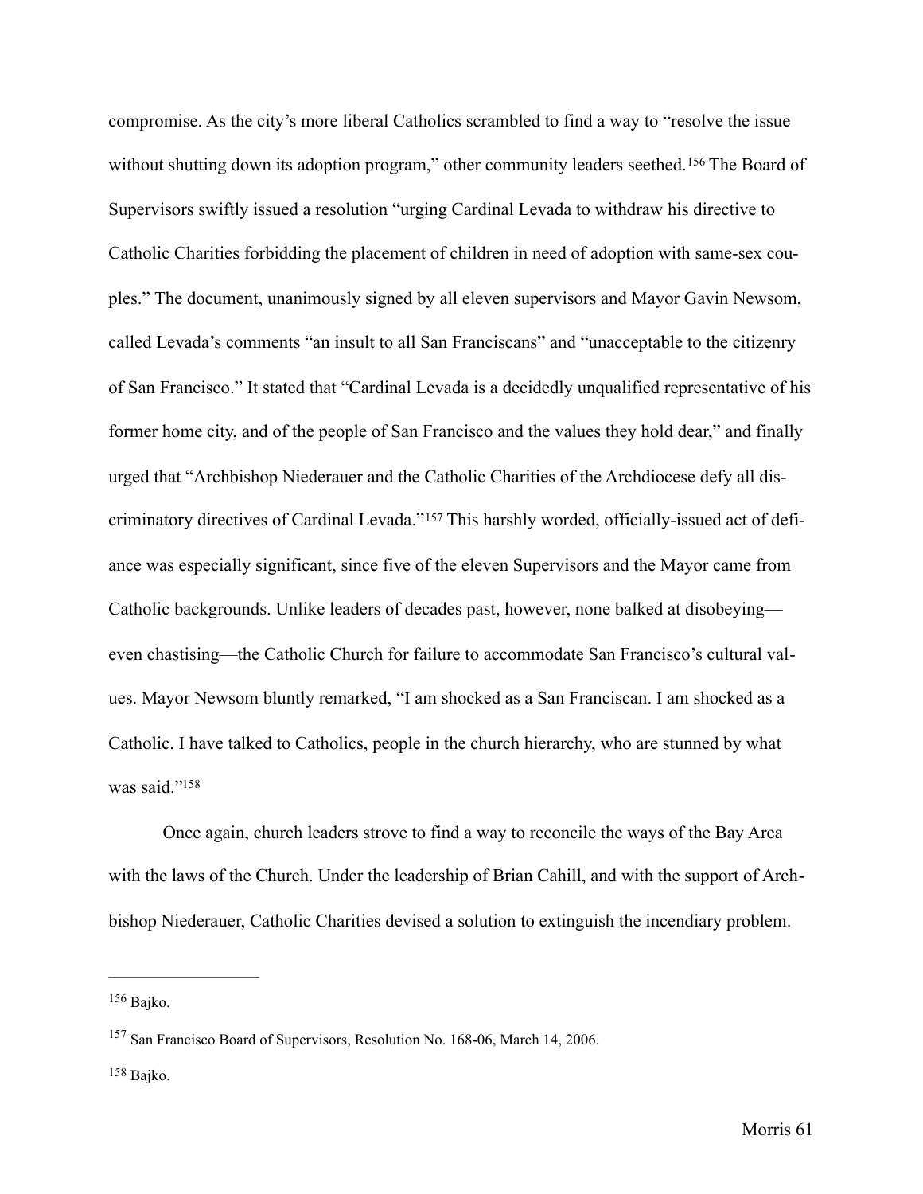compromise. As the city's more liberal Catholics scrambled to find a way to "resolve the issue without shutting down its adoption program," other community leaders seethed.[156] The Board of Supervisors swiftly issued a resolution "urging Cardinal Levada to withdraw his directive to Catholic Charities forbidding the placement of children in need of adoption with same-sex couples." The document, unanimously signed by all eleven supervisors and Mayor Gavin Newsom, called Levada's comments "an insult to all San Franciscans" and "unacceptable to the citizenry of San Francisco." It stated that "Cardinal Levada is a decidedly unqualified representative of his former home city, and of the people of San Francisco and the values they hold dear," and finally urged that "Archbishop Niederauer and the Catholic Charities of the Archdiocese defy all discriminatory directives of Cardinal Levada."[157] This harshly worded, officially-issued act of defiance was especially significant, since five of the eleven Supervisors and the Mayor came from Catholic backgrounds. Unlike leaders of decades past, however, none balked at disobeying—even chastising—the Catholic Church for failure to accommodate San Francisco's cultural values. Mayor Newsom bluntly remarked, "I am shocked as a San Franciscan. I am shocked as a Catholic. I have talked to Catholics, people in the church hierarchy, who are stunned by what was said."[158]

Once again, church leaders strove to find a way to reconcile the ways of the Bay Area with the laws of the Church. Under the leadership of Brian Cahill, and with the support of Archbishop Niederauer, Catholic Charities devised a solution to extinguish the incendiary problem.

---

[156] Bajko.

[157] San Francisco Board of Supervisors, Resolution No. 168-06, March 14, 2006.

[158] Bajko.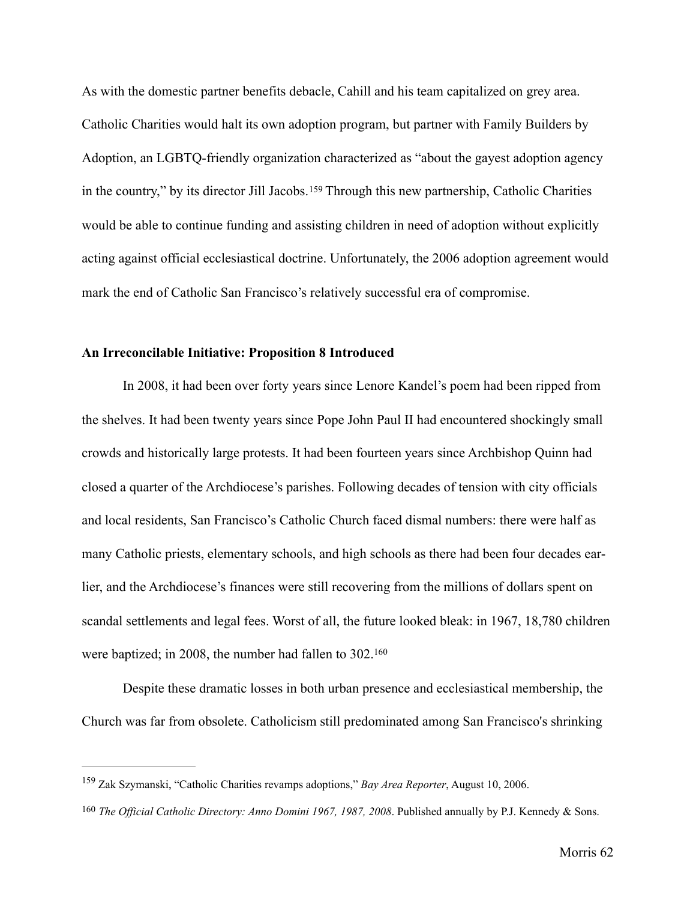As with the domestic partner benefits debacle, Cahill and his team capitalized on grey area. Catholic Charities would halt its own adoption program, but partner with Family Builders by Adoption, an LGBTQ-friendly organization characterized as "about the gayest adoption agency in the country," by its director Jill Jacobs.[159] Through this new partnership, Catholic Charities would be able to continue funding and assisting children in need of adoption without explicitly acting against official ecclesiastical doctrine. Unfortunately, the 2006 adoption agreement would mark the end of Catholic San Francisco's relatively successful era of compromise.

**An Irreconcilable Initiative: Proposition 8 Introduced**

In 2008, it had been over forty years since Lenore Kandel's poem had been ripped from the shelves. It had been twenty years since Pope John Paul II had encountered shockingly small crowds and historically large protests. It had been fourteen years since Archbishop Quinn had closed a quarter of the Archdiocese's parishes. Following decades of tension with city officials and local residents, San Francisco's Catholic Church faced dismal numbers: there were half as many Catholic priests, elementary schools, and high schools as there had been four decades earlier, and the Archdiocese's finances were still recovering from the millions of dollars spent on scandal settlements and legal fees. Worst of all, the future looked bleak: in 1967, 18,780 children were baptized; in 2008, the number had fallen to 302.[160]

Despite these dramatic losses in both urban presence and ecclesiastical membership, the Church was far from obsolete. Catholicism still predominated among San Francisco's shrinking

---

[159] Zak Szymanski, "Catholic Charities revamps adoptions," *Bay Area Reporter*, August 10, 2006.

[160] *The Official Catholic Directory: Anno Domini 1967, 1987, 2008*. Published annually by P.J. Kennedy & Sons.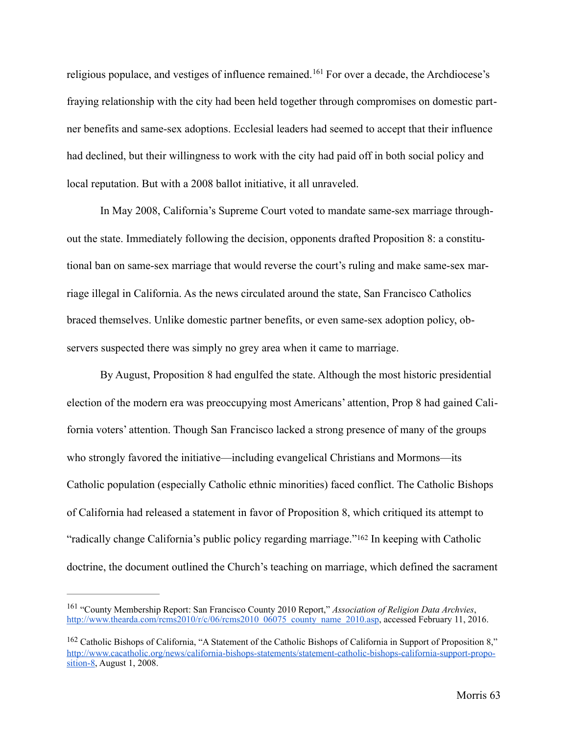religious populace, and vestiges of influence remained.[161] For over a decade, the Archdiocese's fraying relationship with the city had been held together through compromises on domestic partner benefits and same-sex adoptions. Ecclesial leaders had seemed to accept that their influence had declined, but their willingness to work with the city had paid off in both social policy and local reputation. But with a 2008 ballot initiative, it all unraveled.

In May 2008, California's Supreme Court voted to mandate same-sex marriage throughout the state. Immediately following the decision, opponents drafted Proposition 8: a constitutional ban on same-sex marriage that would reverse the court's ruling and make same-sex marriage illegal in California. As the news circulated around the state, San Francisco Catholics braced themselves. Unlike domestic partner benefits, or even same-sex adoption policy, observers suspected there was simply no grey area when it came to marriage.

By August, Proposition 8 had engulfed the state. Although the most historic presidential election of the modern era was preoccupying most Americans' attention, Prop 8 had gained California voters' attention. Though San Francisco lacked a strong presence of many of the groups who strongly favored the initiative—including evangelical Christians and Mormons—its Catholic population (especially Catholic ethnic minorities) faced conflict. The Catholic Bishops of California had released a statement in favor of Proposition 8, which critiqued its attempt to "radically change California's public policy regarding marriage."[162] In keeping with Catholic doctrine, the document outlined the Church's teaching on marriage, which defined the sacrament

---

[161] "County Membership Report: San Francisco County 2010 Report," *Association of Religion Data Archvies*, http://www.thearda.com/rcms2010/r/c/06/rcms2010_06075_county_name_2010.asp, accessed February 11, 2016.

[162] Catholic Bishops of California, "A Statement of the Catholic Bishops of California in Support of Proposition 8," http://www.cacatholic.org/news/california-bishops-statements/statement-catholic-bishops-california-support-proposition-8, August 1, 2008.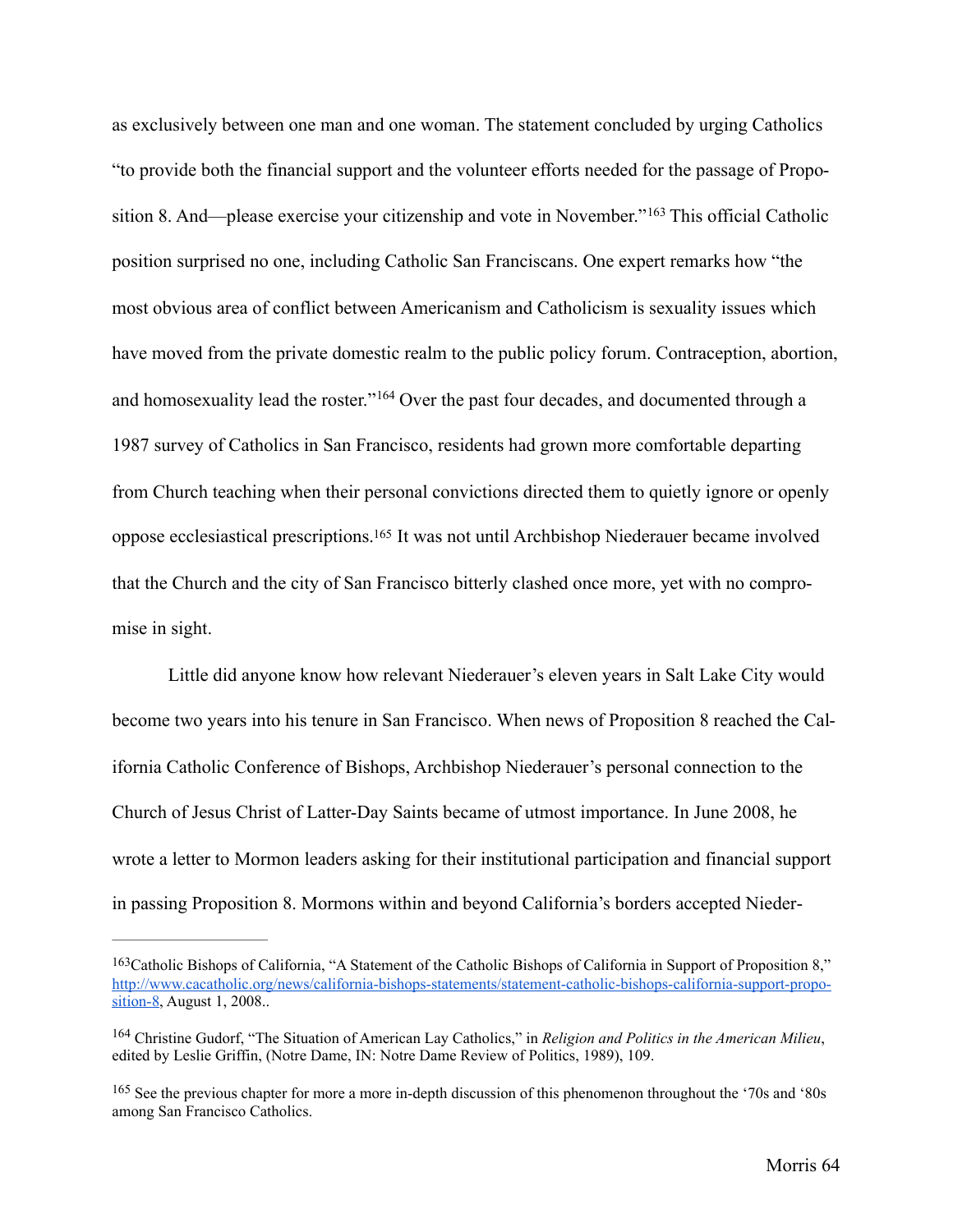as exclusively between one man and one woman. The statement concluded by urging Catholics "to provide both the financial support and the volunteer efforts needed for the passage of Proposition 8. And—please exercise your citizenship and vote in November."[163] This official Catholic position surprised no one, including Catholic San Franciscans. One expert remarks how "the most obvious area of conflict between Americanism and Catholicism is sexuality issues which have moved from the private domestic realm to the public policy forum. Contraception, abortion, and homosexuality lead the roster."[164] Over the past four decades, and documented through a 1987 survey of Catholics in San Francisco, residents had grown more comfortable departing from Church teaching when their personal convictions directed them to quietly ignore or openly oppose ecclesiastical prescriptions.[165] It was not until Archbishop Niederauer became involved that the Church and the city of San Francisco bitterly clashed once more, yet with no compromise in sight.

Little did anyone know how relevant Niederauer's eleven years in Salt Lake City would become two years into his tenure in San Francisco. When news of Proposition 8 reached the California Catholic Conference of Bishops, Archbishop Niederauer's personal connection to the Church of Jesus Christ of Latter-Day Saints became of utmost importance. In June 2008, he wrote a letter to Mormon leaders asking for their institutional participation and financial support in passing Proposition 8. Mormons within and beyond California's borders accepted Nieder-

---

[163] Catholic Bishops of California, "A Statement of the Catholic Bishops of California in Support of Proposition 8," http://www.cacatholic.org/news/california-bishops-statements/statement-catholic-bishops-california-support-proposition-8, August 1, 2008..

[164] Christine Gudorf, "The Situation of American Lay Catholics," in *Religion and Politics in the American Milieu*, edited by Leslie Griffin, (Notre Dame, IN: Notre Dame Review of Politics, 1989), 109.

[165] See the previous chapter for more a more in-depth discussion of this phenomenon throughout the '70s and '80s among San Francisco Catholics.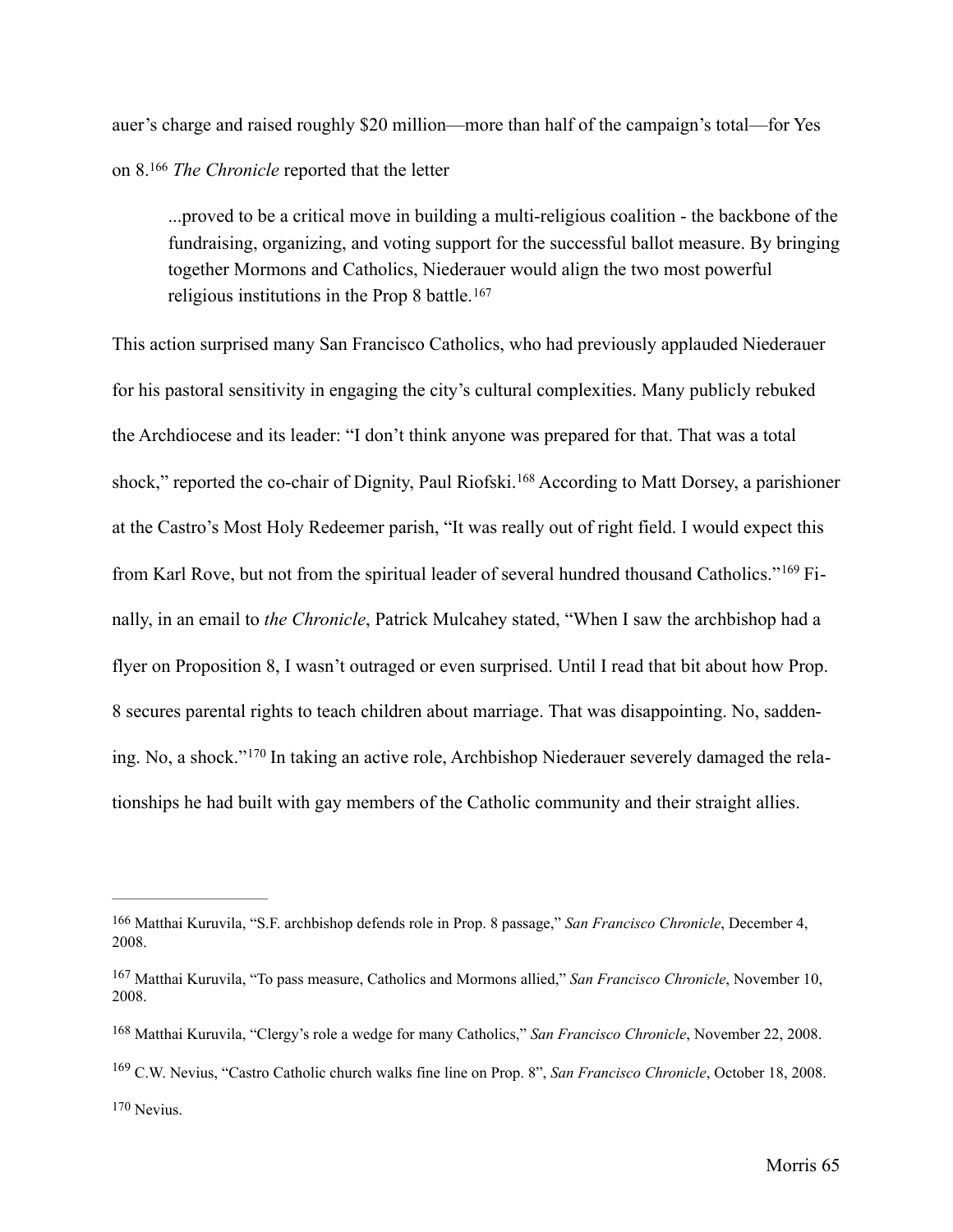auer's charge and raised roughly $20 million—more than half of the campaign's total—for Yes on 8.[166] *The Chronicle* reported that the letter

> ...proved to be a critical move in building a multi-religious coalition - the backbone of the fundraising, organizing, and voting support for the successful ballot measure. By bringing together Mormons and Catholics, Niederauer would align the two most powerful religious institutions in the Prop 8 battle.[167]

This action surprised many San Francisco Catholics, who had previously applauded Niederauer for his pastoral sensitivity in engaging the city's cultural complexities. Many publicly rebuked the Archdiocese and its leader: "I don't think anyone was prepared for that. That was a total shock," reported the co-chair of Dignity, Paul Riofski.[168] According to Matt Dorsey, a parishioner at the Castro's Most Holy Redeemer parish, "It was really out of right field. I would expect this from Karl Rove, but not from the spiritual leader of several hundred thousand Catholics."[169] Finally, in an email to *the Chronicle*, Patrick Mulcahey stated, "When I saw the archbishop had a flyer on Proposition 8, I wasn't outraged or even surprised. Until I read that bit about how Prop. 8 secures parental rights to teach children about marriage. That was disappointing. No, saddening. No, a shock."[170] In taking an active role, Archbishop Niederauer severely damaged the relationships he had built with gay members of the Catholic community and their straight allies.

---

[166] Matthai Kuruvila, "S.F. archbishop defends role in Prop. 8 passage," *San Francisco Chronicle*, December 4, 2008.

[167] Matthai Kuruvila, "To pass measure, Catholics and Mormons allied," *San Francisco Chronicle*, November 10, 2008.

[168] Matthai Kuruvila, "Clergy's role a wedge for many Catholics," *San Francisco Chronicle*, November 22, 2008.

[169] C.W. Nevius, "Castro Catholic church walks fine line on Prop. 8", *San Francisco Chronicle*, October 18, 2008.

[170] Nevius.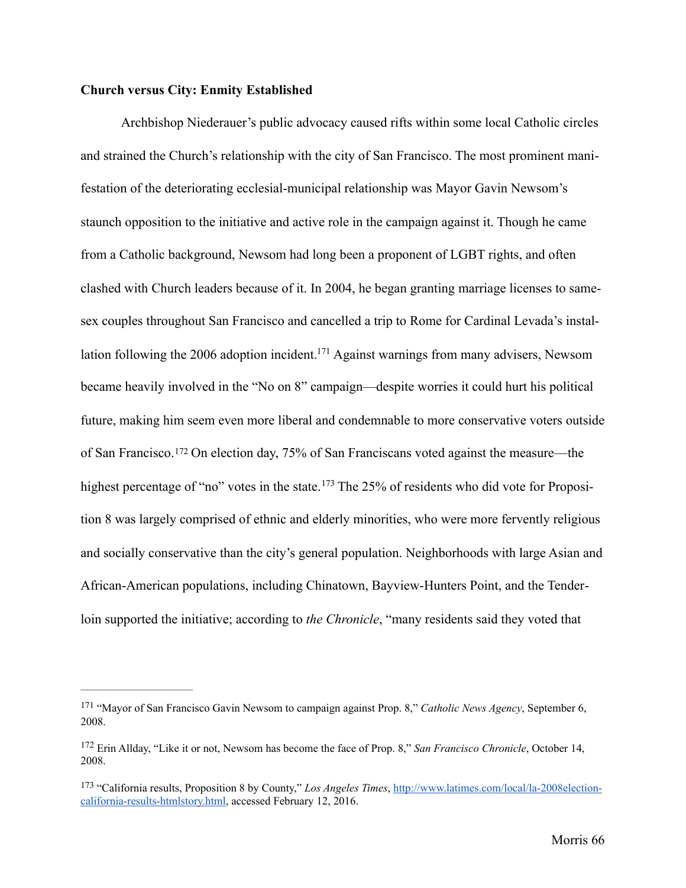**Church versus City: Enmity Established**

Archbishop Niederauer's public advocacy caused rifts within some local Catholic circles and strained the Church's relationship with the city of San Francisco. The most prominent manifestation of the deteriorating ecclesial-municipal relationship was Mayor Gavin Newsom's staunch opposition to the initiative and active role in the campaign against it. Though he came from a Catholic background, Newsom had long been a proponent of LGBT rights, and often clashed with Church leaders because of it. In 2004, he began granting marriage licenses to same-sex couples throughout San Francisco and cancelled a trip to Rome for Cardinal Levada's installation following the 2006 adoption incident.[171] Against warnings from many advisers, Newsom became heavily involved in the "No on 8" campaign—despite worries it could hurt his political future, making him seem even more liberal and condemnable to more conservative voters outside of San Francisco.[172] On election day, 75% of San Franciscans voted against the measure—the highest percentage of "no" votes in the state.[173] The 25% of residents who did vote for Proposition 8 was largely comprised of ethnic and elderly minorities, who were more fervently religious and socially conservative than the city's general population. Neighborhoods with large Asian and African-American populations, including Chinatown, Bayview-Hunters Point, and the Tenderloin supported the initiative; according to *the Chronicle*, "many residents said they voted that

---

[171] "Mayor of San Francisco Gavin Newsom to campaign against Prop. 8," *Catholic News Agency*, September 6, 2008.

[172] Erin Allday, "Like it or not, Newsom has become the face of Prop. 8," *San Francisco Chronicle*, October 14, 2008.

[173] "California results, Proposition 8 by County," *Los Angeles Times*, http://www.latimes.com/local/la-2008election-california-results-htmlstory.html, accessed February 12, 2016.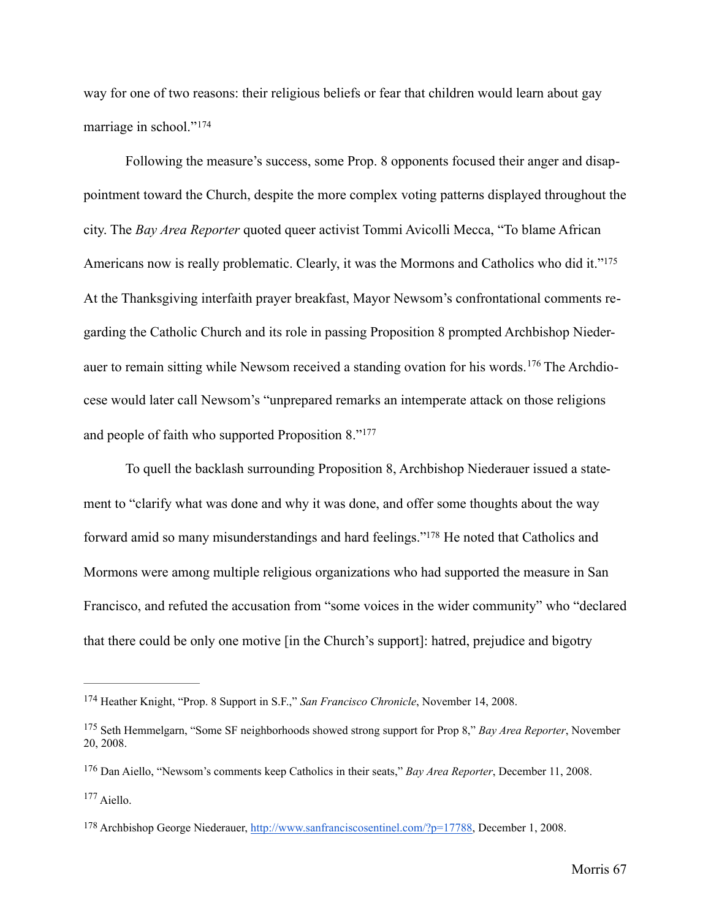way for one of two reasons: their religious beliefs or fear that children would learn about gay marriage in school."[174]

Following the measure's success, some Prop. 8 opponents focused their anger and disappointment toward the Church, despite the more complex voting patterns displayed throughout the city. The *Bay Area Reporter* quoted queer activist Tommi Avicolli Mecca, "To blame African Americans now is really problematic. Clearly, it was the Mormons and Catholics who did it."[175] At the Thanksgiving interfaith prayer breakfast, Mayor Newsom's confrontational comments regarding the Catholic Church and its role in passing Proposition 8 prompted Archbishop Niederauer to remain sitting while Newsom received a standing ovation for his words.[176] The Archdiocese would later call Newsom's "unprepared remarks an intemperate attack on those religions and people of faith who supported Proposition 8."[177]

To quell the backlash surrounding Proposition 8, Archbishop Niederauer issued a statement to "clarify what was done and why it was done, and offer some thoughts about the way forward amid so many misunderstandings and hard feelings."[178] He noted that Catholics and Mormons were among multiple religious organizations who had supported the measure in San Francisco, and refuted the accusation from "some voices in the wider community" who "declared that there could be only one motive [in the Church's support]: hatred, prejudice and bigotry

---

[174] Heather Knight, "Prop. 8 Support in S.F.," *San Francisco Chronicle*, November 14, 2008.

[175] Seth Hemmelgarn, "Some SF neighborhoods showed strong support for Prop 8," *Bay Area Reporter*, November 20, 2008.

[176] Dan Aiello, "Newsom's comments keep Catholics in their seats," *Bay Area Reporter*, December 11, 2008.

[177] Aiello.

[178] Archbishop George Niederauer, http://www.sanfranciscosentinel.com/?p=17788, December 1, 2008.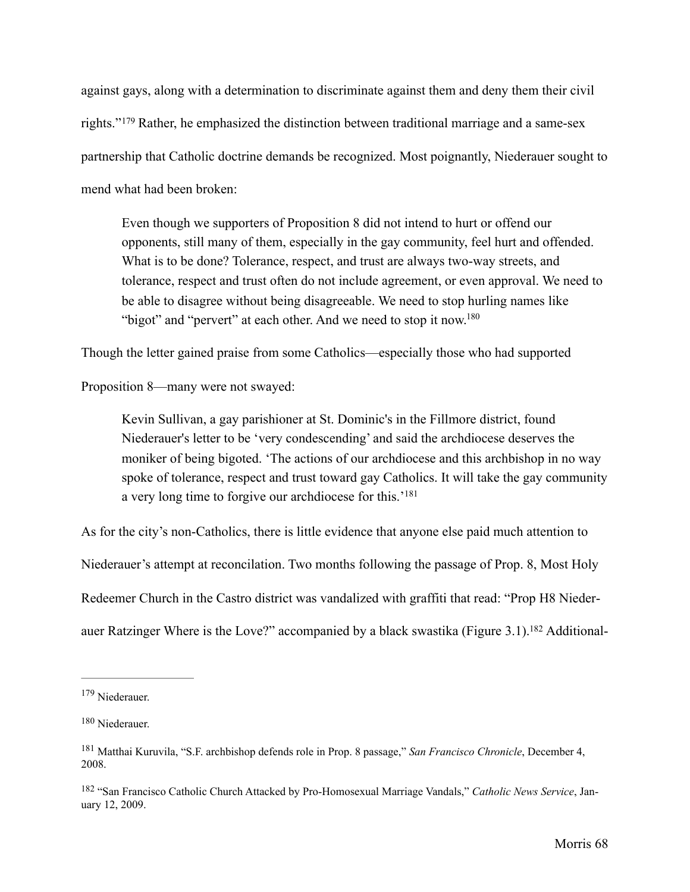against gays, along with a determination to discriminate against them and deny them their civil rights."[179] Rather, he emphasized the distinction between traditional marriage and a same-sex partnership that Catholic doctrine demands be recognized. Most poignantly, Niederauer sought to mend what had been broken:

> Even though we supporters of Proposition 8 did not intend to hurt or offend our opponents, still many of them, especially in the gay community, feel hurt and offended. What is to be done? Tolerance, respect, and trust are always two-way streets, and tolerance, respect and trust often do not include agreement, or even approval. We need to be able to disagree without being disagreeable. We need to stop hurling names like "bigot" and "pervert" at each other. And we need to stop it now.[180]

Though the letter gained praise from some Catholics—especially those who had supported Proposition 8—many were not swayed:

> Kevin Sullivan, a gay parishioner at St. Dominic's in the Fillmore district, found Niederauer's letter to be 'very condescending' and said the archdiocese deserves the moniker of being bigoted. 'The actions of our archdiocese and this archbishop in no way spoke of tolerance, respect and trust toward gay Catholics. It will take the gay community a very long time to forgive our archdiocese for this.'[181]

As for the city's non-Catholics, there is little evidence that anyone else paid much attention to Niederauer's attempt at reconcilation. Two months following the passage of Prop. 8, Most Holy Redeemer Church in the Castro district was vandalized with graffiti that read: "Prop H8 Niederauer Ratzinger Where is the Love?" accompanied by a black swastika (Figure 3.1).[182] Additional-

---

[179] Niederauer.

[180] Niederauer.

[181] Matthai Kuruvila, "S.F. archbishop defends role in Prop. 8 passage," *San Francisco Chronicle*, December 4, 2008.

[182] "San Francisco Catholic Church Attacked by Pro-Homosexual Marriage Vandals," *Catholic News Service*, January 12, 2009.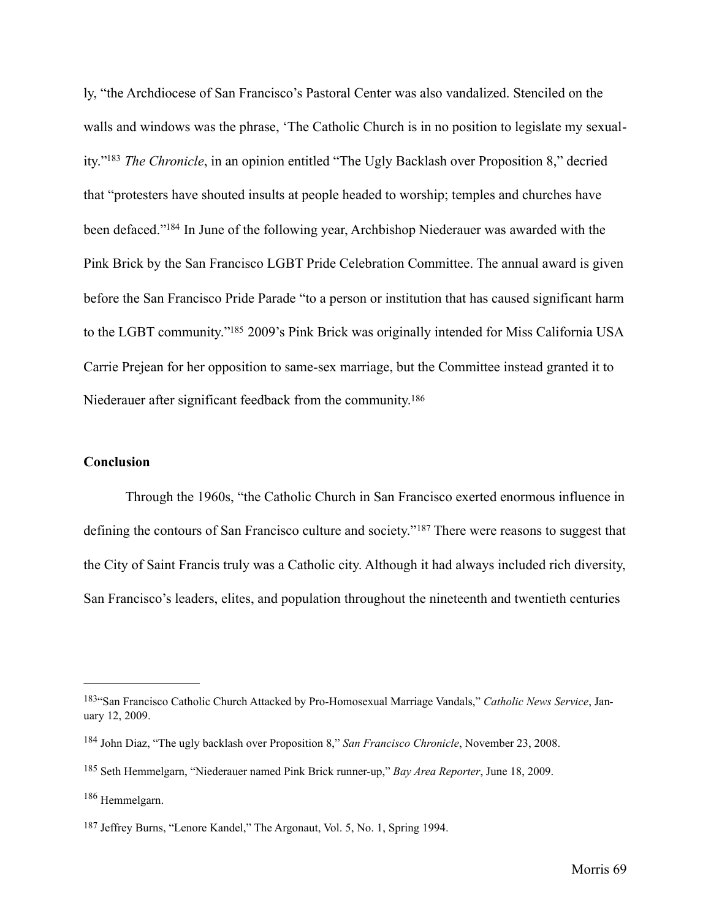ly, "the Archdiocese of San Francisco's Pastoral Center was also vandalized. Stenciled on the walls and windows was the phrase, 'The Catholic Church is in no position to legislate my sexuality.'"[183] *The Chronicle*, in an opinion entitled "The Ugly Backlash over Proposition 8," decried that "protesters have shouted insults at people headed to worship; temples and churches have been defaced."[184] In June of the following year, Archbishop Niederauer was awarded with the Pink Brick by the San Francisco LGBT Pride Celebration Committee. The annual award is given before the San Francisco Pride Parade "to a person or institution that has caused significant harm to the LGBT community."[185] 2009's Pink Brick was originally intended for Miss California USA Carrie Prejean for her opposition to same-sex marriage, but the Committee instead granted it to Niederauer after significant feedback from the community.[186]

**Conclusion**

Through the 1960s, "the Catholic Church in San Francisco exerted enormous influence in defining the contours of San Francisco culture and society."[187] There were reasons to suggest that the City of Saint Francis truly was a Catholic city. Although it had always included rich diversity, San Francisco's leaders, elites, and population throughout the nineteenth and twentieth centuries

---

[183] "San Francisco Catholic Church Attacked by Pro-Homosexual Marriage Vandals," *Catholic News Service*, January 12, 2009.

[184] John Diaz, "The ugly backlash over Proposition 8," *San Francisco Chronicle*, November 23, 2008.

[185] Seth Hemmelgarn, "Niederauer named Pink Brick runner-up," *Bay Area Reporter*, June 18, 2009.

[186] Hemmelgarn.

[187] Jeffrey Burns, "Lenore Kandel," The Argonaut, Vol. 5, No. 1, Spring 1994.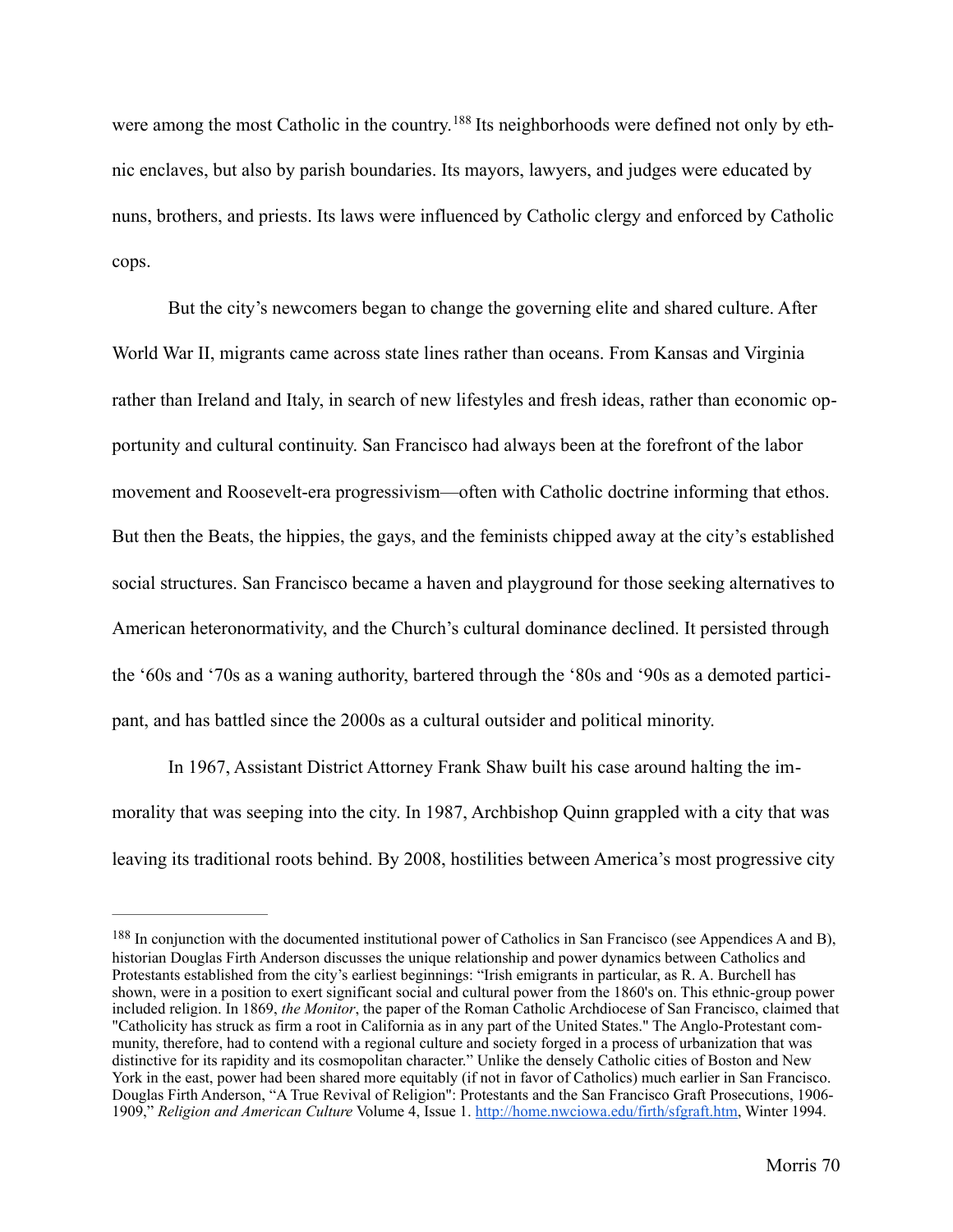were among the most Catholic in the country.[188] Its neighborhoods were defined not only by ethnic enclaves, but also by parish boundaries. Its mayors, lawyers, and judges were educated by nuns, brothers, and priests. Its laws were influenced by Catholic clergy and enforced by Catholic cops.

But the city's newcomers began to change the governing elite and shared culture. After World War II, migrants came across state lines rather than oceans. From Kansas and Virginia rather than Ireland and Italy, in search of new lifestyles and fresh ideas, rather than economic opportunity and cultural continuity. San Francisco had always been at the forefront of the labor movement and Roosevelt-era progressivism—often with Catholic doctrine informing that ethos. But then the Beats, the hippies, the gays, and the feminists chipped away at the city's established social structures. San Francisco became a haven and playground for those seeking alternatives to American heteronormativity, and the Church's cultural dominance declined. It persisted through the '60s and '70s as a waning authority, bartered through the '80s and '90s as a demoted participant, and has battled since the 2000s as a cultural outsider and political minority.

In 1967, Assistant District Attorney Frank Shaw built his case around halting the immorality that was seeping into the city. In 1987, Archbishop Quinn grappled with a city that was leaving its traditional roots behind. By 2008, hostilities between America's most progressive city

---

[188] In conjunction with the documented institutional power of Catholics in San Francisco (see Appendices A and B), historian Douglas Firth Anderson discusses the unique relationship and power dynamics between Catholics and Protestants established from the city's earliest beginnings: "Irish emigrants in particular, as R. A. Burchell has shown, were in a position to exert significant social and cultural power from the 1860's on. This ethnic-group power included religion. In 1869, *the Monitor*, the paper of the Roman Catholic Archdiocese of San Francisco, claimed that "Catholicity has struck as firm a root in California as in any part of the United States." The Anglo-Protestant community, therefore, had to contend with a regional culture and society forged in a process of urbanization that was distinctive for its rapidity and its cosmopolitan character." Unlike the densely Catholic cities of Boston and New York in the east, power had been shared more equitably (if not in favor of Catholics) much earlier in San Francisco. Douglas Firth Anderson, "A True Revival of Religion": Protestants and the San Francisco Graft Prosecutions, 1906-1909," *Religion and American Culture* Volume 4, Issue 1. http://home.nwciowa.edu/firth/sfgraft.htm, Winter 1994.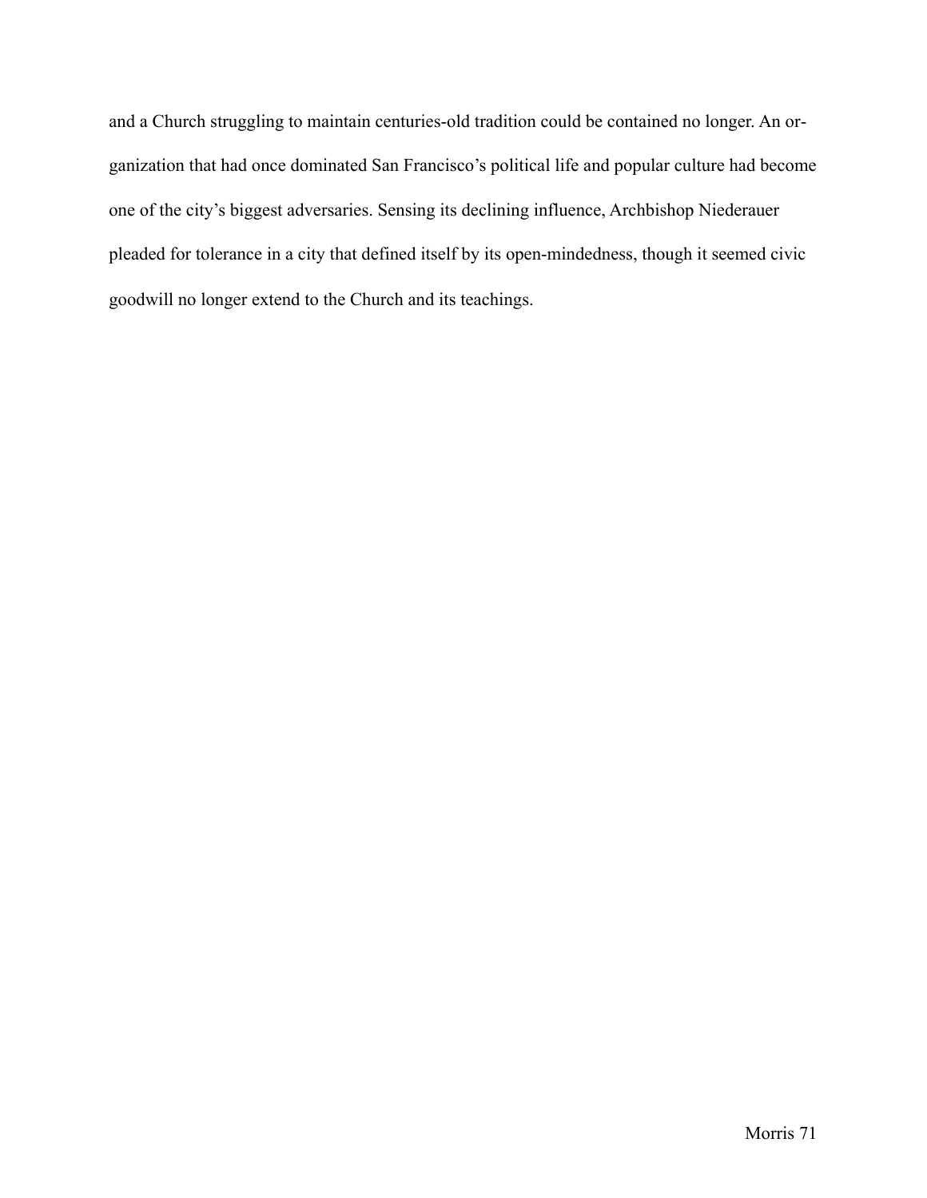and a Church struggling to maintain centuries-old tradition could be contained no longer. An organization that had once dominated San Francisco's political life and popular culture had become one of the city's biggest adversaries. Sensing its declining influence, Archbishop Niederauer pleaded for tolerance in a city that defined itself by its open-mindedness, though it seemed civic goodwill no longer extend to the Church and its teachings.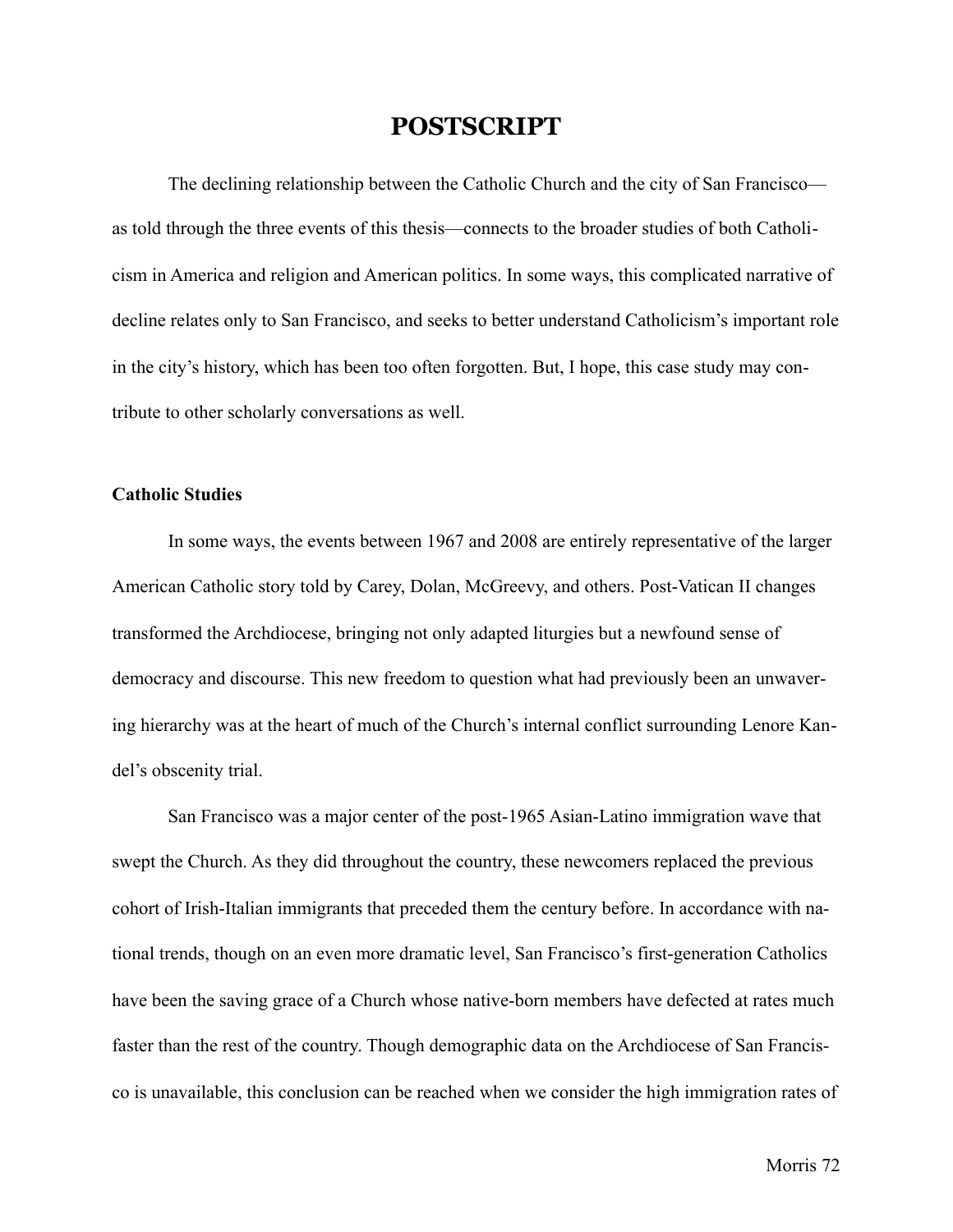# POSTSCRIPT

The declining relationship between the Catholic Church and the city of San Francisco—as told through the three events of this thesis—connects to the broader studies of both Catholicism in America and religion and American politics. In some ways, this complicated narrative of decline relates only to San Francisco, and seeks to better understand Catholicism's important role in the city's history, which has been too often forgotten. But, I hope, this case study may contribute to other scholarly conversations as well.

**Catholic Studies**

In some ways, the events between 1967 and 2008 are entirely representative of the larger American Catholic story told by Carey, Dolan, McGreevy, and others. Post-Vatican II changes transformed the Archdiocese, bringing not only adapted liturgies but a newfound sense of democracy and discourse. This new freedom to question what had previously been an unwavering hierarchy was at the heart of much of the Church's internal conflict surrounding Lenore Kandel's obscenity trial.

San Francisco was a major center of the post-1965 Asian-Latino immigration wave that swept the Church. As they did throughout the country, these newcomers replaced the previous cohort of Irish-Italian immigrants that preceded them the century before. In accordance with national trends, though on an even more dramatic level, San Francisco's first-generation Catholics have been the saving grace of a Church whose native-born members have defected at rates much faster than the rest of the country. Though demographic data on the Archdiocese of San Francisco is unavailable, this conclusion can be reached when we consider the high immigration rates of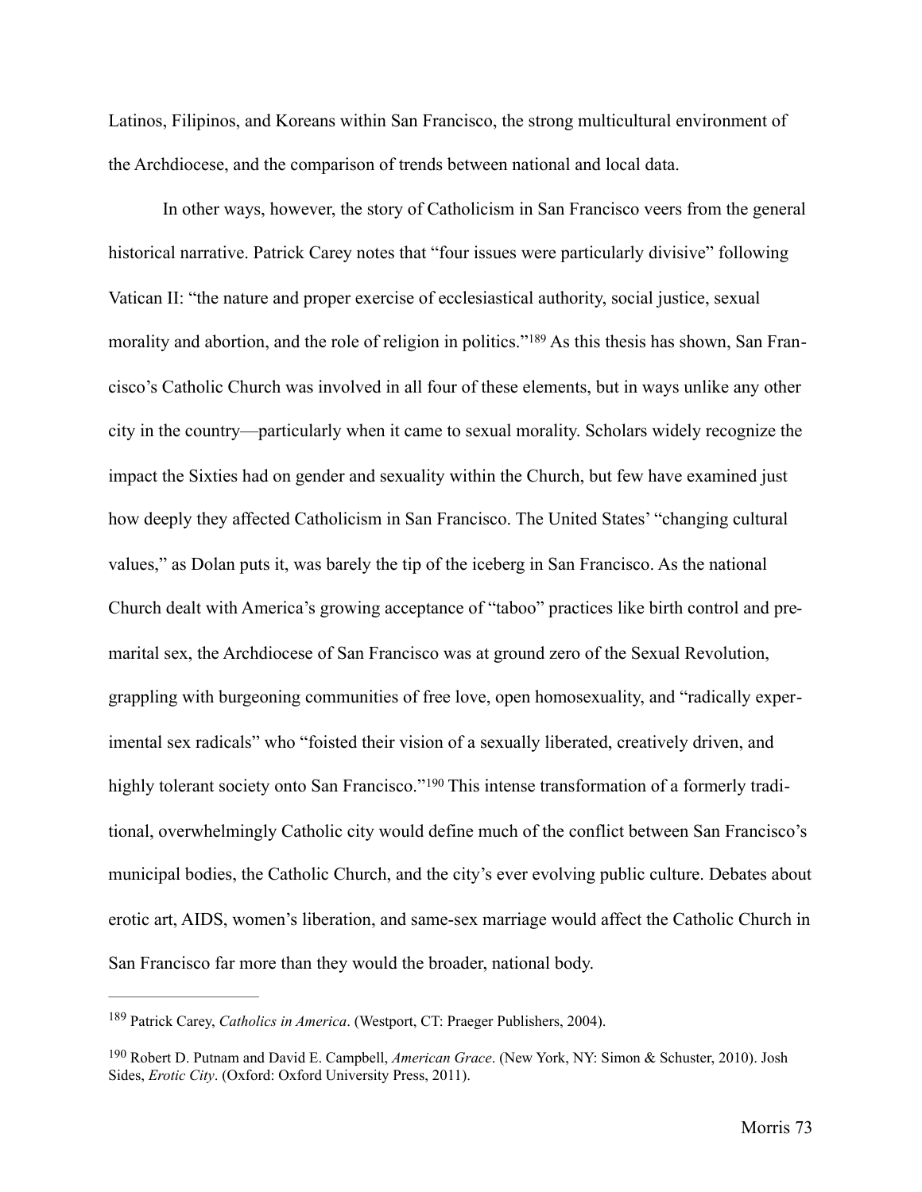Latinos, Filipinos, and Koreans within San Francisco, the strong multicultural environment of the Archdiocese, and the comparison of trends between national and local data.

In other ways, however, the story of Catholicism in San Francisco veers from the general historical narrative. Patrick Carey notes that "four issues were particularly divisive" following Vatican II: "the nature and proper exercise of ecclesiastical authority, social justice, sexual morality and abortion, and the role of religion in politics."[189] As this thesis has shown, San Francisco's Catholic Church was involved in all four of these elements, but in ways unlike any other city in the country—particularly when it came to sexual morality. Scholars widely recognize the impact the Sixties had on gender and sexuality within the Church, but few have examined just how deeply they affected Catholicism in San Francisco. The United States' "changing cultural values," as Dolan puts it, was barely the tip of the iceberg in San Francisco. As the national Church dealt with America's growing acceptance of "taboo" practices like birth control and premarital sex, the Archdiocese of San Francisco was at ground zero of the Sexual Revolution, grappling with burgeoning communities of free love, open homosexuality, and "radically experimental sex radicals" who "foisted their vision of a sexually liberated, creatively driven, and highly tolerant society onto San Francisco."[190] This intense transformation of a formerly traditional, overwhelmingly Catholic city would define much of the conflict between San Francisco's municipal bodies, the Catholic Church, and the city's ever evolving public culture. Debates about erotic art, AIDS, women's liberation, and same-sex marriage would affect the Catholic Church in San Francisco far more than they would the broader, national body.

---

[189] Patrick Carey, *Catholics in America*. (Westport, CT: Praeger Publishers, 2004).

[190] Robert D. Putnam and David E. Campbell, *American Grace*. (New York, NY: Simon & Schuster, 2010). Josh Sides, *Erotic City*. (Oxford: Oxford University Press, 2011).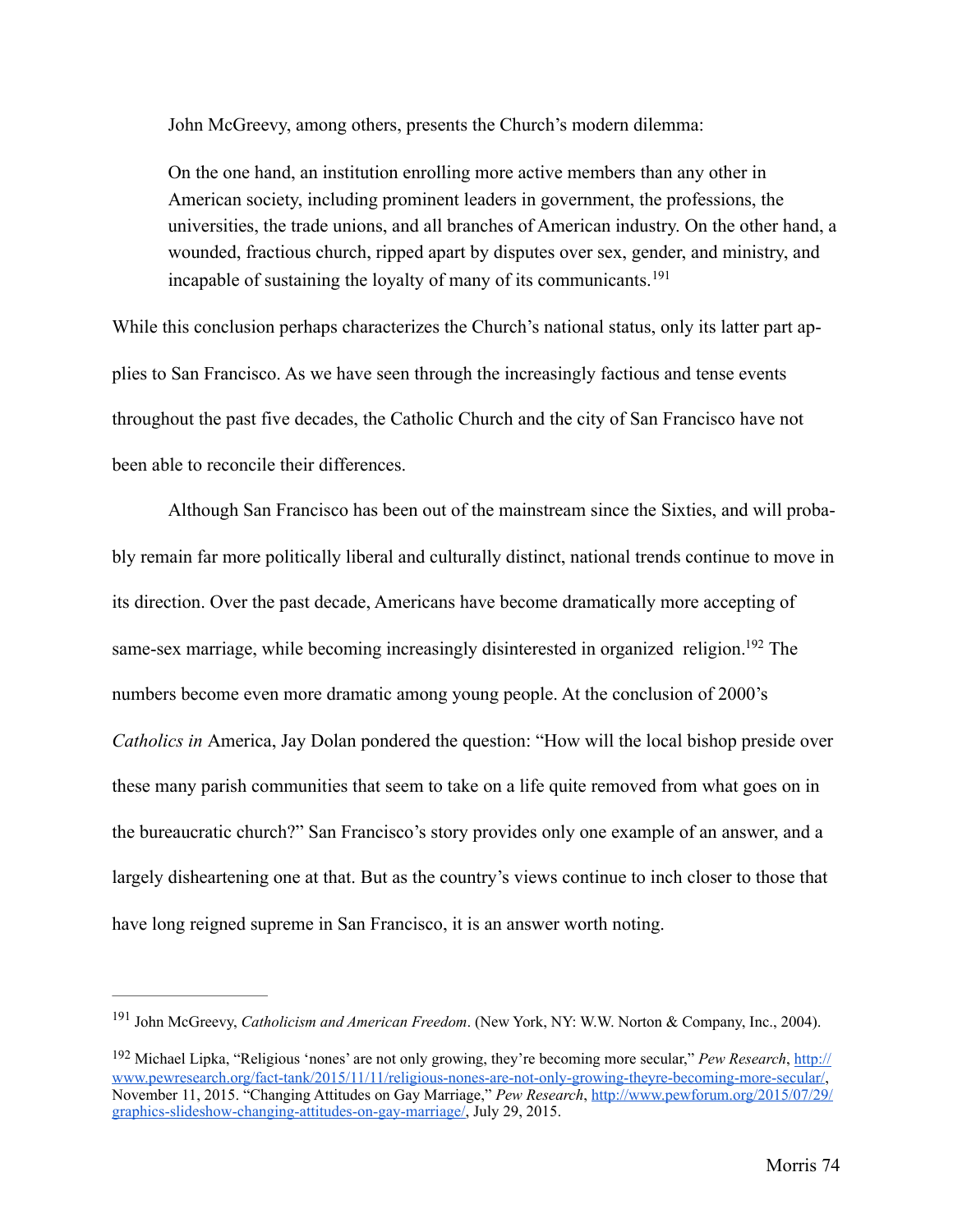John McGreevy, among others, presents the Church's modern dilemma:

> On the one hand, an institution enrolling more active members than any other in American society, including prominent leaders in government, the professions, the universities, the trade unions, and all branches of American industry. On the other hand, a wounded, fractious church, ripped apart by disputes over sex, gender, and ministry, and incapable of sustaining the loyalty of many of its communicants.[191]

While this conclusion perhaps characterizes the Church's national status, only its latter part applies to San Francisco. As we have seen through the increasingly factious and tense events throughout the past five decades, the Catholic Church and the city of San Francisco have not been able to reconcile their differences.

Although San Francisco has been out of the mainstream since the Sixties, and will probably remain far more politically liberal and culturally distinct, national trends continue to move in its direction. Over the past decade, Americans have become dramatically more accepting of same-sex marriage, while becoming increasingly disinterested in organized religion.[192] The numbers become even more dramatic among young people. At the conclusion of 2000's *Catholics in* America, Jay Dolan pondered the question: "How will the local bishop preside over these many parish communities that seem to take on a life quite removed from what goes on in the bureaucratic church?" San Francisco's story provides only one example of an answer, and a largely disheartening one at that. But as the country's views continue to inch closer to those that have long reigned supreme in San Francisco, it is an answer worth noting.

---

[191] John McGreevy, *Catholicism and American Freedom*. (New York, NY: W.W. Norton & Company, Inc., 2004).

[192] Michael Lipka, "Religious 'nones' are not only growing, they're becoming more secular," *Pew Research*, http://www.pewresearch.org/fact-tank/2015/11/11/religious-nones-are-not-only-growing-theyre-becoming-more-secular/, November 11, 2015. "Changing Attitudes on Gay Marriage," *Pew Research*, http://www.pewforum.org/2015/07/29/graphics-slideshow-changing-attitudes-on-gay-marriage/, July 29, 2015.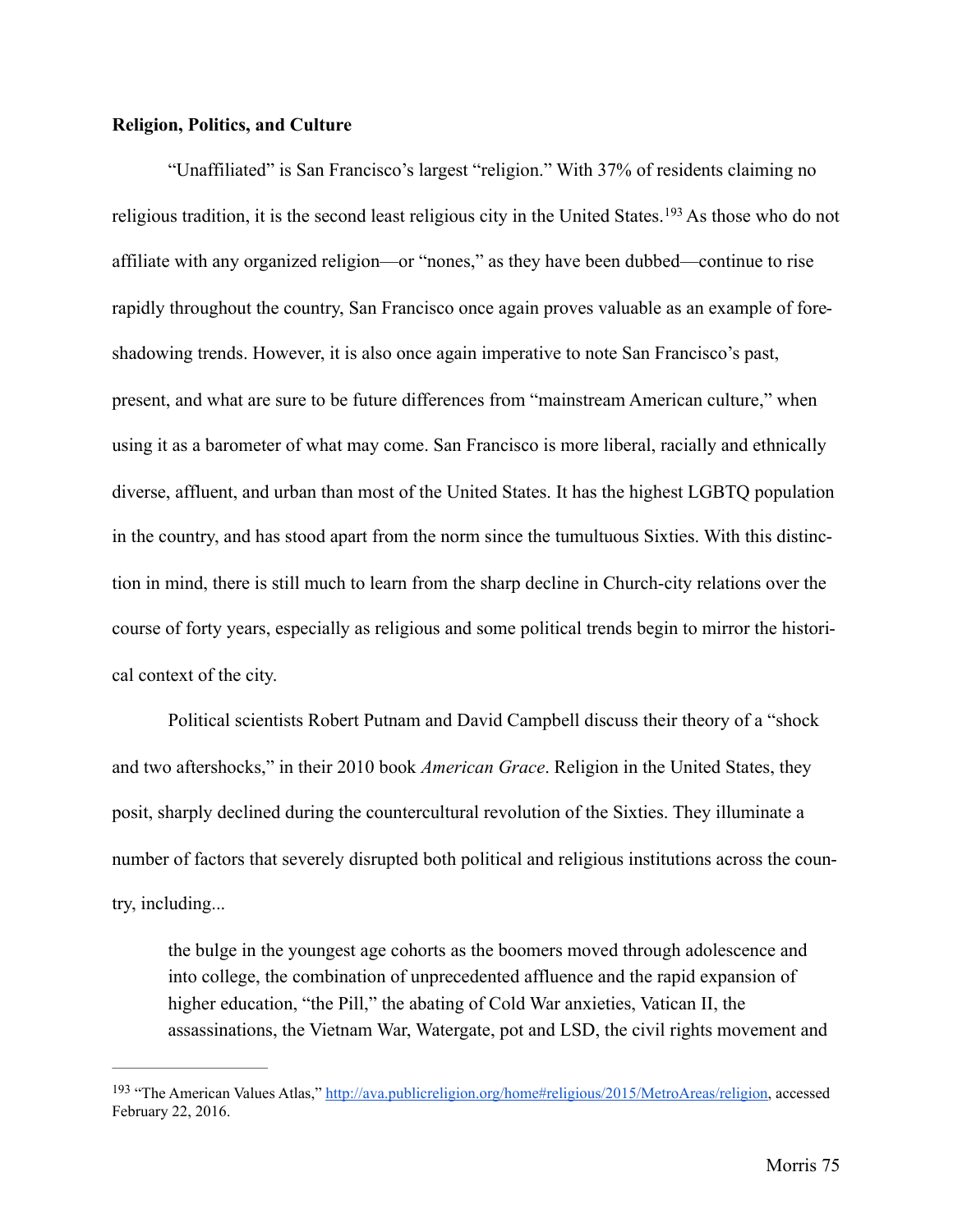**Religion, Politics, and Culture**

"Unaffiliated" is San Francisco's largest "religion." With 37% of residents claiming no religious tradition, it is the second least religious city in the United States.[193] As those who do not affiliate with any organized religion—or "nones," as they have been dubbed—continue to rise rapidly throughout the country, San Francisco once again proves valuable as an example of foreshadowing trends. However, it is also once again imperative to note San Francisco's past, present, and what are sure to be future differences from "mainstream American culture," when using it as a barometer of what may come. San Francisco is more liberal, racially and ethnically diverse, affluent, and urban than most of the United States. It has the highest LGBTQ population in the country, and has stood apart from the norm since the tumultuous Sixties. With this distinction in mind, there is still much to learn from the sharp decline in Church-city relations over the course of forty years, especially as religious and some political trends begin to mirror the historical context of the city.

Political scientists Robert Putnam and David Campbell discuss their theory of a "shock and two aftershocks," in their 2010 book *American Grace*. Religion in the United States, they posit, sharply declined during the countercultural revolution of the Sixties. They illuminate a number of factors that severely disrupted both political and religious institutions across the country, including...

> the bulge in the youngest age cohorts as the boomers moved through adolescence and into college, the combination of unprecedented affluence and the rapid expansion of higher education, "the Pill," the abating of Cold War anxieties, Vatican II, the assassinations, the Vietnam War, Watergate, pot and LSD, the civil rights movement and

---

[193] "The American Values Atlas," http://ava.publicreligion.org/home#religious/2015/MetroAreas/religion, accessed February 22, 2016.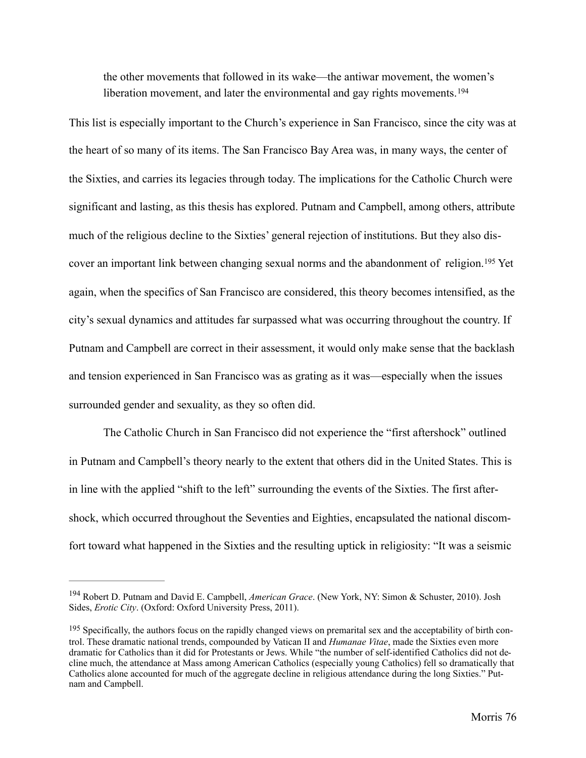> the other movements that followed in its wake—the antiwar movement, the women's liberation movement, and later the environmental and gay rights movements.[194]

This list is especially important to the Church's experience in San Francisco, since the city was at the heart of so many of its items. The San Francisco Bay Area was, in many ways, the center of the Sixties, and carries its legacies through today. The implications for the Catholic Church were significant and lasting, as this thesis has explored. Putnam and Campbell, among others, attribute much of the religious decline to the Sixties' general rejection of institutions. But they also discover an important link between changing sexual norms and the abandonment of religion.[195] Yet again, when the specifics of San Francisco are considered, this theory becomes intensified, as the city's sexual dynamics and attitudes far surpassed what was occurring throughout the country. If Putnam and Campbell are correct in their assessment, it would only make sense that the backlash and tension experienced in San Francisco was as grating as it was—especially when the issues surrounded gender and sexuality, as they so often did.

The Catholic Church in San Francisco did not experience the "first aftershock" outlined in Putnam and Campbell's theory nearly to the extent that others did in the United States. This is in line with the applied "shift to the left" surrounding the events of the Sixties. The first aftershock, which occurred throughout the Seventies and Eighties, encapsulated the national discomfort toward what happened in the Sixties and the resulting uptick in religiosity: "It was a seismic

---

[194] Robert D. Putnam and David E. Campbell, *American Grace*. (New York, NY: Simon & Schuster, 2010). Josh Sides, *Erotic City*. (Oxford: Oxford University Press, 2011).

[195] Specifically, the authors focus on the rapidly changed views on premarital sex and the acceptability of birth control. These dramatic national trends, compounded by Vatican II and *Humanae Vitae*, made the Sixties even more dramatic for Catholics than it did for Protestants or Jews. While "the number of self-identified Catholics did not decline much, the attendance at Mass among American Catholics (especially young Catholics) fell so dramatically that Catholics alone accounted for much of the aggregate decline in religious attendance during the long Sixties." Putnam and Campbell.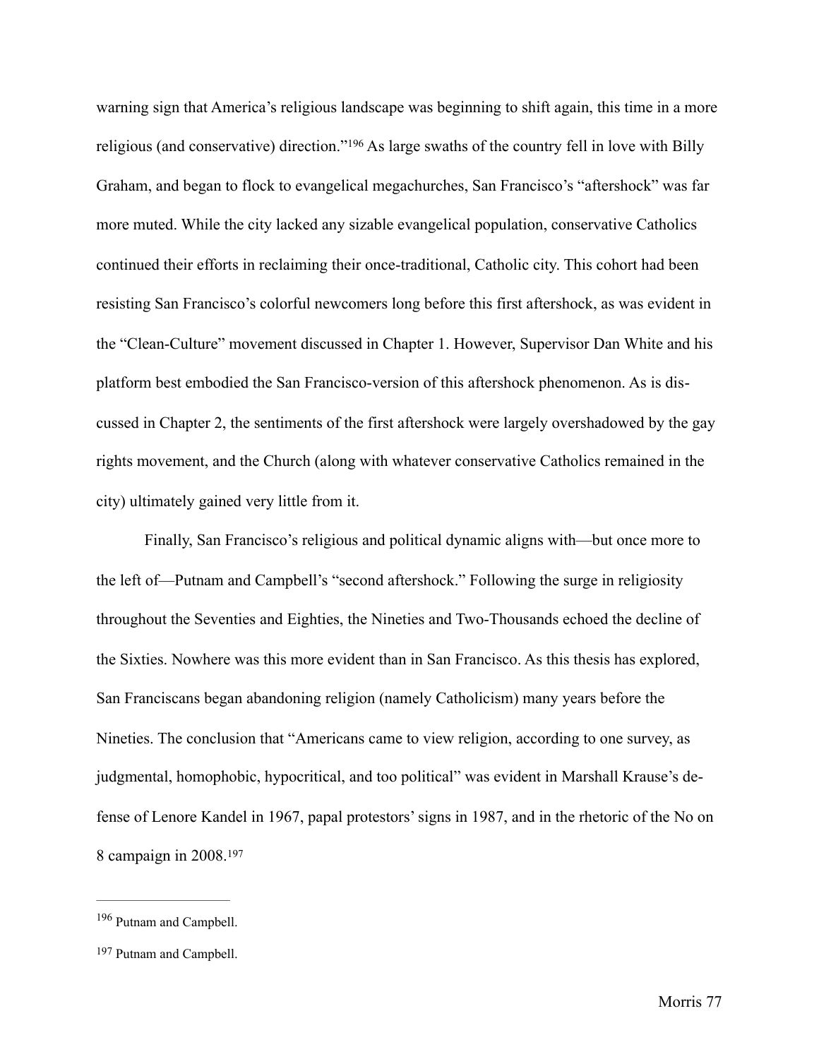warning sign that America's religious landscape was beginning to shift again, this time in a more religious (and conservative) direction."[196] As large swaths of the country fell in love with Billy Graham, and began to flock to evangelical megachurches, San Francisco's "aftershock" was far more muted. While the city lacked any sizable evangelical population, conservative Catholics continued their efforts in reclaiming their once-traditional, Catholic city. This cohort had been resisting San Francisco's colorful newcomers long before this first aftershock, as was evident in the "Clean-Culture" movement discussed in Chapter 1. However, Supervisor Dan White and his platform best embodied the San Francisco-version of this aftershock phenomenon. As is discussed in Chapter 2, the sentiments of the first aftershock were largely overshadowed by the gay rights movement, and the Church (along with whatever conservative Catholics remained in the city) ultimately gained very little from it.

Finally, San Francisco's religious and political dynamic aligns with—but once more to the left of—Putnam and Campbell's "second aftershock." Following the surge in religiosity throughout the Seventies and Eighties, the Nineties and Two-Thousands echoed the decline of the Sixties. Nowhere was this more evident than in San Francisco. As this thesis has explored, San Franciscans began abandoning religion (namely Catholicism) many years before the Nineties. The conclusion that "Americans came to view religion, according to one survey, as judgmental, homophobic, hypocritical, and too political" was evident in Marshall Krause's defense of Lenore Kandel in 1967, papal protestors' signs in 1987, and in the rhetoric of the No on 8 campaign in 2008.[197]

---

[196] Putnam and Campbell.

[197] Putnam and Campbell.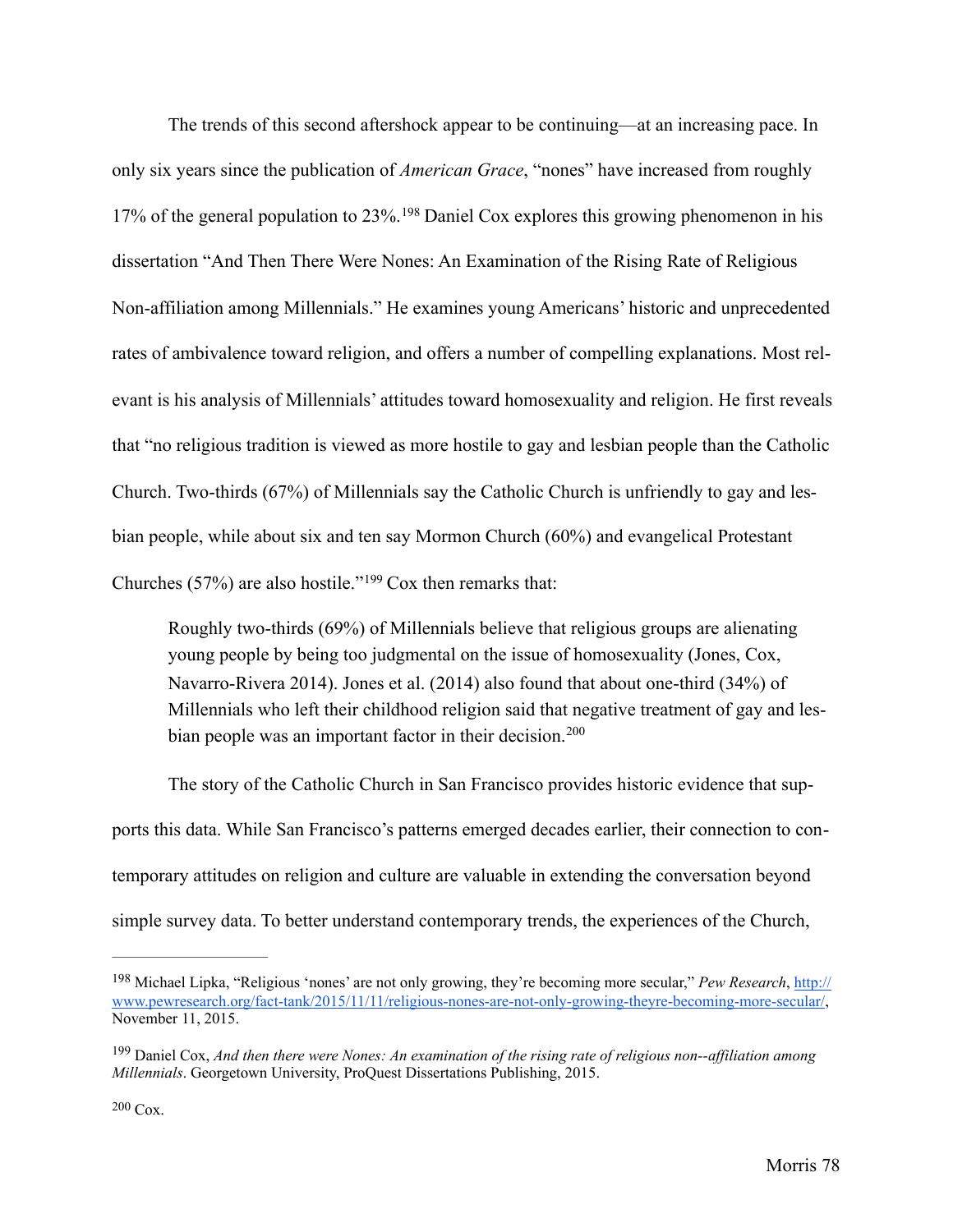The trends of this second aftershock appear to be continuing—at an increasing pace. In only six years since the publication of *American Grace*, "nones" have increased from roughly 17% of the general population to 23%.[198] Daniel Cox explores this growing phenomenon in his dissertation "And Then There Were Nones: An Examination of the Rising Rate of Religious Non-affiliation among Millennials." He examines young Americans' historic and unprecedented rates of ambivalence toward religion, and offers a number of compelling explanations. Most relevant is his analysis of Millennials' attitudes toward homosexuality and religion. He first reveals that "no religious tradition is viewed as more hostile to gay and lesbian people than the Catholic Church. Two-thirds (67%) of Millennials say the Catholic Church is unfriendly to gay and lesbian people, while about six and ten say Mormon Church (60%) and evangelical Protestant Churches (57%) are also hostile."[199] Cox then remarks that:

> Roughly two-thirds (69%) of Millennials believe that religious groups are alienating young people by being too judgmental on the issue of homosexuality (Jones, Cox, Navarro-Rivera 2014). Jones et al. (2014) also found that about one-third (34%) of Millennials who left their childhood religion said that negative treatment of gay and lesbian people was an important factor in their decision.[200]

The story of the Catholic Church in San Francisco provides historic evidence that supports this data. While San Francisco's patterns emerged decades earlier, their connection to contemporary attitudes on religion and culture are valuable in extending the conversation beyond simple survey data. To better understand contemporary trends, the experiences of the Church,

---

[198] Michael Lipka, "Religious 'nones' are not only growing, they're becoming more secular," *Pew Research*, http://www.pewresearch.org/fact-tank/2015/11/11/religious-nones-are-not-only-growing-theyre-becoming-more-secular/, November 11, 2015.

[199] Daniel Cox, *And then there were Nones: An examination of the rising rate of religious non--affiliation among Millennials*. Georgetown University, ProQuest Dissertations Publishing, 2015.

[200] Cox.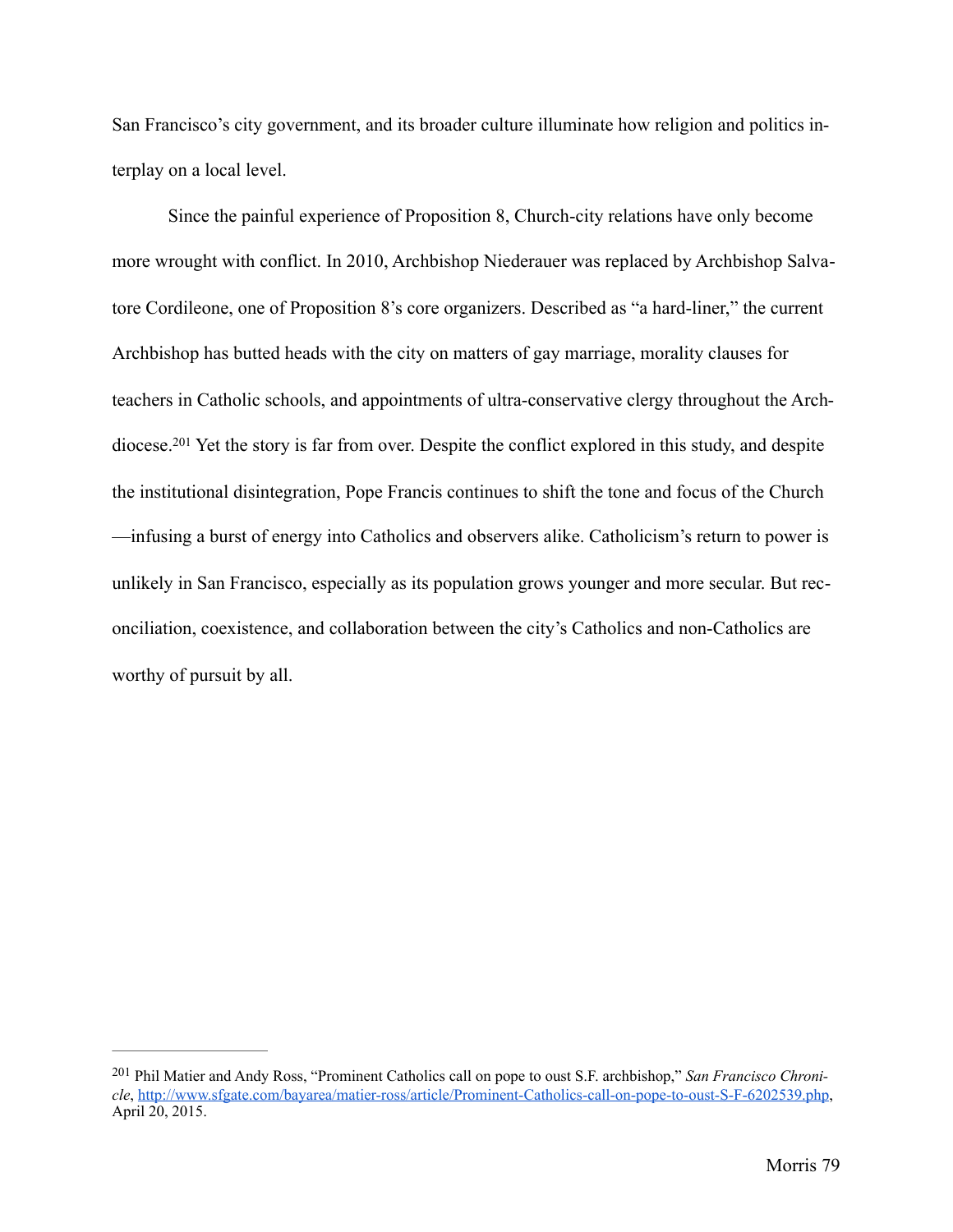San Francisco's city government, and its broader culture illuminate how religion and politics interplay on a local level.

Since the painful experience of Proposition 8, Church-city relations have only become more wrought with conflict. In 2010, Archbishop Niederauer was replaced by Archbishop Salvatore Cordileone, one of Proposition 8's core organizers. Described as "a hard-liner," the current Archbishop has butted heads with the city on matters of gay marriage, morality clauses for teachers in Catholic schools, and appointments of ultra-conservative clergy throughout the Archdiocese.[201] Yet the story is far from over. Despite the conflict explored in this study, and despite the institutional disintegration, Pope Francis continues to shift the tone and focus of the Church—infusing a burst of energy into Catholics and observers alike. Catholicism's return to power is unlikely in San Francisco, especially as its population grows younger and more secular. But reconciliation, coexistence, and collaboration between the city's Catholics and non-Catholics are worthy of pursuit by all.

---

[201] Phil Matier and Andy Ross, "Prominent Catholics call on pope to oust S.F. archbishop," *San Francisco Chronicle*, http://www.sfgate.com/bayarea/matier-ross/article/Prominent-Catholics-call-on-pope-to-oust-S-F-6202539.php, April 20, 2015.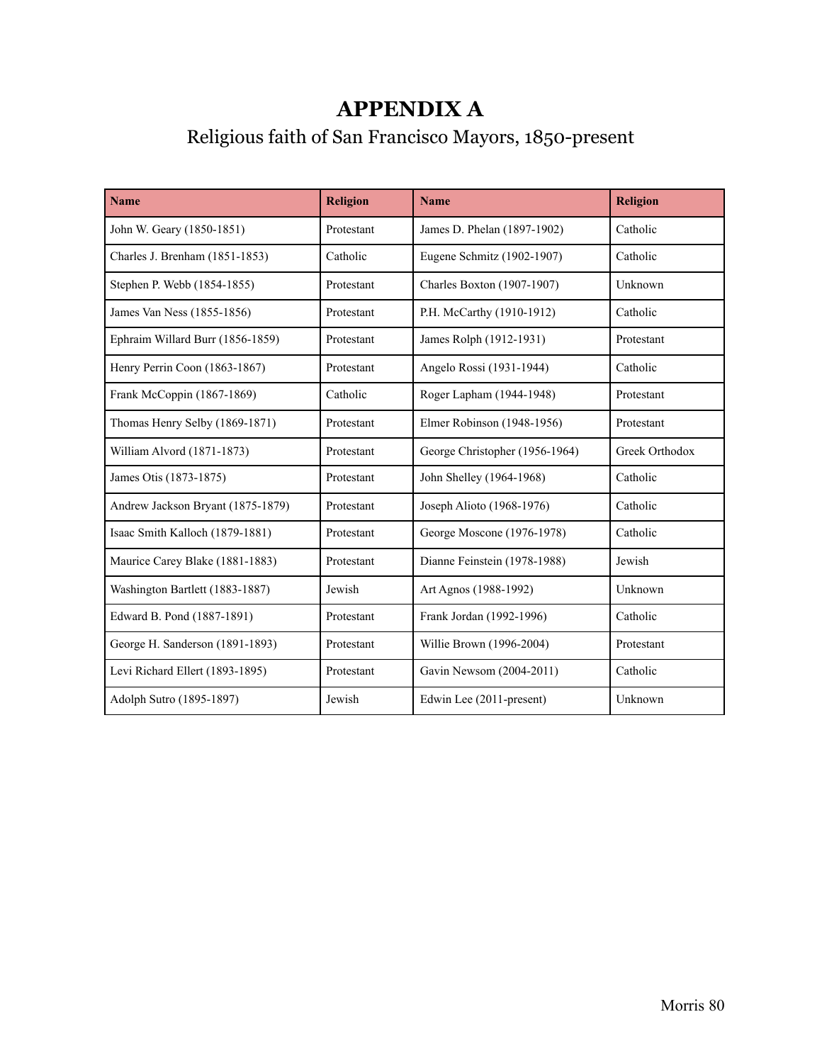# APPENDIX A

## Religious faith of San Francisco Mayors, 1850-present

| Name | Religion | Name | Religion |
|---|---|---|---|
| John W. Geary (1850-1851) | Protestant | James D. Phelan (1897-1902) | Catholic |
| Charles J. Brenham (1851-1853) | Catholic | Eugene Schmitz (1902-1907) | Catholic |
| Stephen P. Webb (1854-1855) | Protestant | Charles Boxton (1907-1907) | Unknown |
| James Van Ness (1855-1856) | Protestant | P.H. McCarthy (1910-1912) | Catholic |
| Ephraim Willard Burr (1856-1859) | Protestant | James Rolph (1912-1931) | Protestant |
| Henry Perrin Coon (1863-1867) | Protestant | Angelo Rossi (1931-1944) | Catholic |
| Frank McCoppin (1867-1869) | Catholic | Roger Lapham (1944-1948) | Protestant |
| Thomas Henry Selby (1869-1871) | Protestant | Elmer Robinson (1948-1956) | Protestant |
| William Alvord (1871-1873) | Protestant | George Christopher (1956-1964) | Greek Orthodox |
| James Otis (1873-1875) | Protestant | John Shelley (1964-1968) | Catholic |
| Andrew Jackson Bryant (1875-1879) | Protestant | Joseph Alioto (1968-1976) | Catholic |
| Isaac Smith Kalloch (1879-1881) | Protestant | George Moscone (1976-1978) | Catholic |
| Maurice Carey Blake (1881-1883) | Protestant | Dianne Feinstein (1978-1988) | Jewish |
| Washington Bartlett (1883-1887) | Jewish | Art Agnos (1988-1992) | Unknown |
| Edward B. Pond (1887-1891) | Protestant | Frank Jordan (1992-1996) | Catholic |
| George H. Sanderson (1891-1893) | Protestant | Willie Brown (1996-2004) | Protestant |
| Levi Richard Ellert (1893-1895) | Protestant | Gavin Newsom (2004-2011) | Catholic |
| Adolph Sutro (1895-1897) | Jewish | Edwin Lee (2011-present) | Unknown |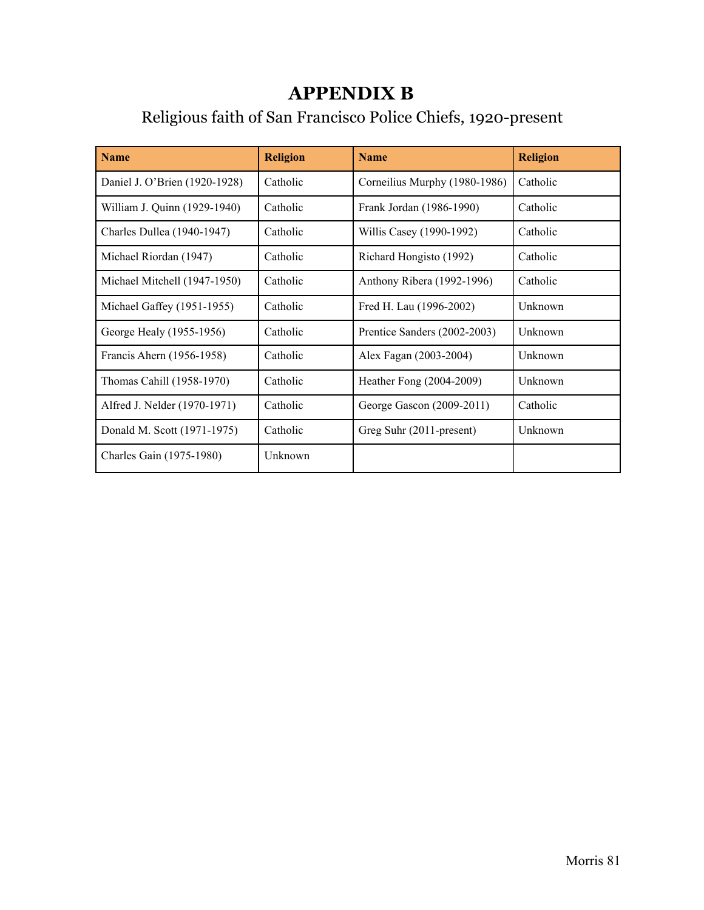# APPENDIX B

Religious faith of San Francisco Police Chiefs, 1920-present

| Name | Religion | Name | Religion |
|---|---|---|---|
| Daniel J. O'Brien (1920-1928) | Catholic | Corneilius Murphy (1980-1986) | Catholic |
| William J. Quinn (1929-1940) | Catholic | Frank Jordan (1986-1990) | Catholic |
| Charles Dullea (1940-1947) | Catholic | Willis Casey (1990-1992) | Catholic |
| Michael Riordan (1947) | Catholic | Richard Hongisto (1992) | Catholic |
| Michael Mitchell (1947-1950) | Catholic | Anthony Ribera (1992-1996) | Catholic |
| Michael Gaffey (1951-1955) | Catholic | Fred H. Lau (1996-2002) | Unknown |
| George Healy (1955-1956) | Catholic | Prentice Sanders (2002-2003) | Unknown |
| Francis Ahern (1956-1958) | Catholic | Alex Fagan (2003-2004) | Unknown |
| Thomas Cahill (1958-1970) | Catholic | Heather Fong (2004-2009) | Unknown |
| Alfred J. Nelder (1970-1971) | Catholic | George Gascon (2009-2011) | Catholic |
| Donald M. Scott (1971-1975) | Catholic | Greg Suhr (2011-present) | Unknown |
| Charles Gain (1975-1980) | Unknown | | |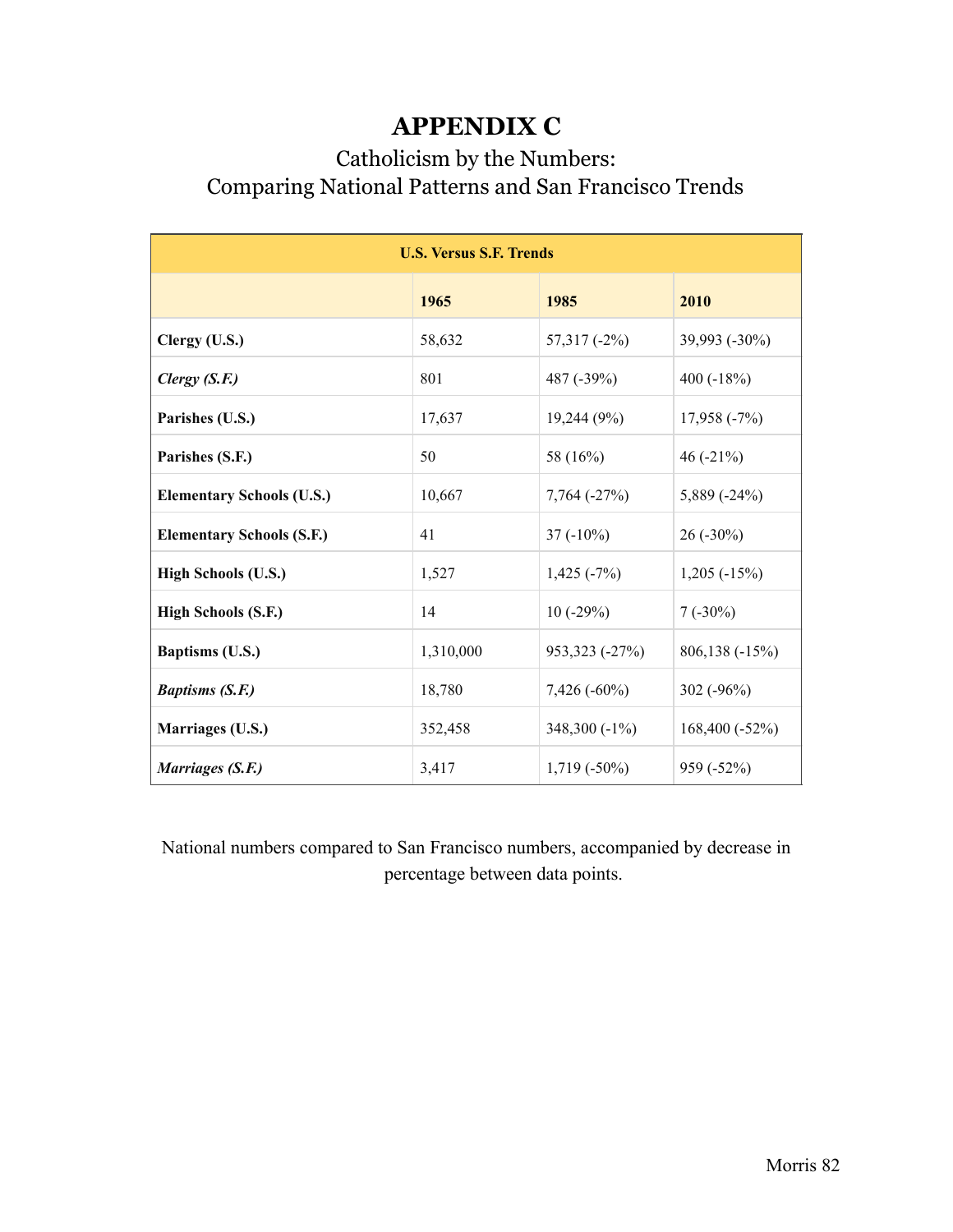# APPENDIX C

## Catholicism by the Numbers: Comparing National Patterns and San Francisco Trends

| U.S. Versus S.F. Trends | | | |
|---|---|---|---|
| | **1965** | **1985** | **2010** |
| **Clergy (U.S.)** | 58,632 | 57,317 (-2%) | 39,993 (-30%) |
| ***Clergy (S.F.)*** | 801 | 487 (-39%) | 400 (-18%) |
| **Parishes (U.S.)** | 17,637 | 19,244 (9%) | 17,958 (-7%) |
| **Parishes (S.F.)** | 50 | 58 (16%) | 46 (-21%) |
| **Elementary Schools (U.S.)** | 10,667 | 7,764 (-27%) | 5,889 (-24%) |
| **Elementary Schools (S.F.)** | 41 | 37 (-10%) | 26 (-30%) |
| **High Schools (U.S.)** | 1,527 | 1,425 (-7%) | 1,205 (-15%) |
| **High Schools (S.F.)** | 14 | 10 (-29%) | 7 (-30%) |
| **Baptisms (U.S.)** | 1,310,000 | 953,323 (-27%) | 806,138 (-15%) |
| ***Baptisms (S.F.)*** | 18,780 | 7,426 (-60%) | 302 (-96%) |
| **Marriages (U.S.)** | 352,458 | 348,300 (-1%) | 168,400 (-52%) |
| ***Marriages (S.F.)*** | 3,417 | 1,719 (-50%) | 959 (-52%) |

National numbers compared to San Francisco numbers, accompanied by decrease in percentage between data points.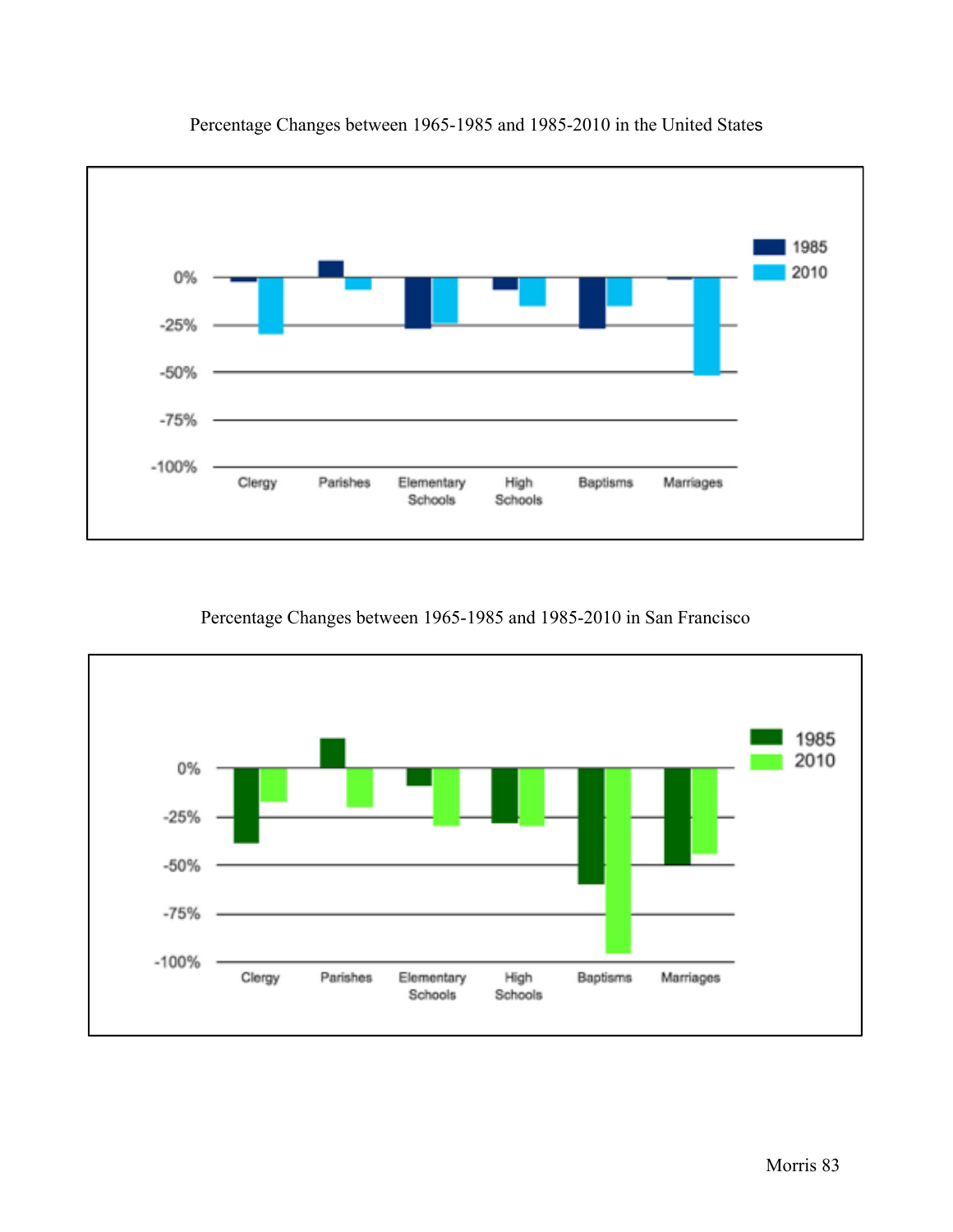Percentage Changes between 1965-1985 and 1985-2010 in the United States

Percentage Changes between 1965-1985 and 1985-2010 in San Francisco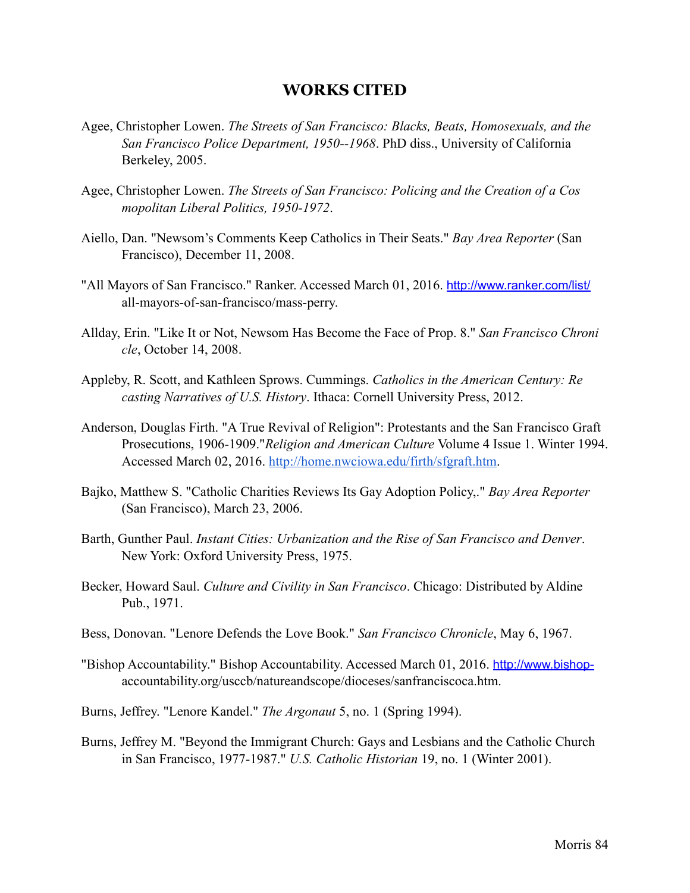# WORKS CITED

Agee, Christopher Lowen. *The Streets of San Francisco: Blacks, Beats, Homosexuals, and the San Francisco Police Department, 1950--1968*. PhD diss., University of California Berkeley, 2005.

Agee, Christopher Lowen. *The Streets of San Francisco: Policing and the Creation of a Cos mopolitan Liberal Politics, 1950-1972*.

Aiello, Dan. "Newsom's Comments Keep Catholics in Their Seats." *Bay Area Reporter* (San Francisco), December 11, 2008.

"All Mayors of San Francisco." Ranker. Accessed March 01, 2016. http://www.ranker.com/list/all-mayors-of-san-francisco/mass-perry.

Allday, Erin. "Like It or Not, Newsom Has Become the Face of Prop. 8." *San Francisco Chroni cle*, October 14, 2008.

Appleby, R. Scott, and Kathleen Sprows. Cummings. *Catholics in the American Century: Re casting Narratives of U.S. History*. Ithaca: Cornell University Press, 2012.

Anderson, Douglas Firth. "A True Revival of Religion": Protestants and the San Francisco Graft Prosecutions, 1906-1909."*Religion and American Culture* Volume 4 Issue 1. Winter 1994. Accessed March 02, 2016. http://home.nwciowa.edu/firth/sfgraft.htm.

Bajko, Matthew S. "Catholic Charities Reviews Its Gay Adoption Policy,." *Bay Area Reporter* (San Francisco), March 23, 2006.

Barth, Gunther Paul. *Instant Cities: Urbanization and the Rise of San Francisco and Denver*. New York: Oxford University Press, 1975.

Becker, Howard Saul. *Culture and Civility in San Francisco*. Chicago: Distributed by Aldine Pub., 1971.

Bess, Donovan. "Lenore Defends the Love Book." *San Francisco Chronicle*, May 6, 1967.

"Bishop Accountability." Bishop Accountability. Accessed March 01, 2016. http://www.bishop-accountability.org/usccb/natureandscope/dioceses/sanfranciscoca.htm.

Burns, Jeffrey. "Lenore Kandel." *The Argonaut* 5, no. 1 (Spring 1994).

Burns, Jeffrey M. "Beyond the Immigrant Church: Gays and Lesbians and the Catholic Church in San Francisco, 1977-1987." *U.S. Catholic Historian* 19, no. 1 (Winter 2001).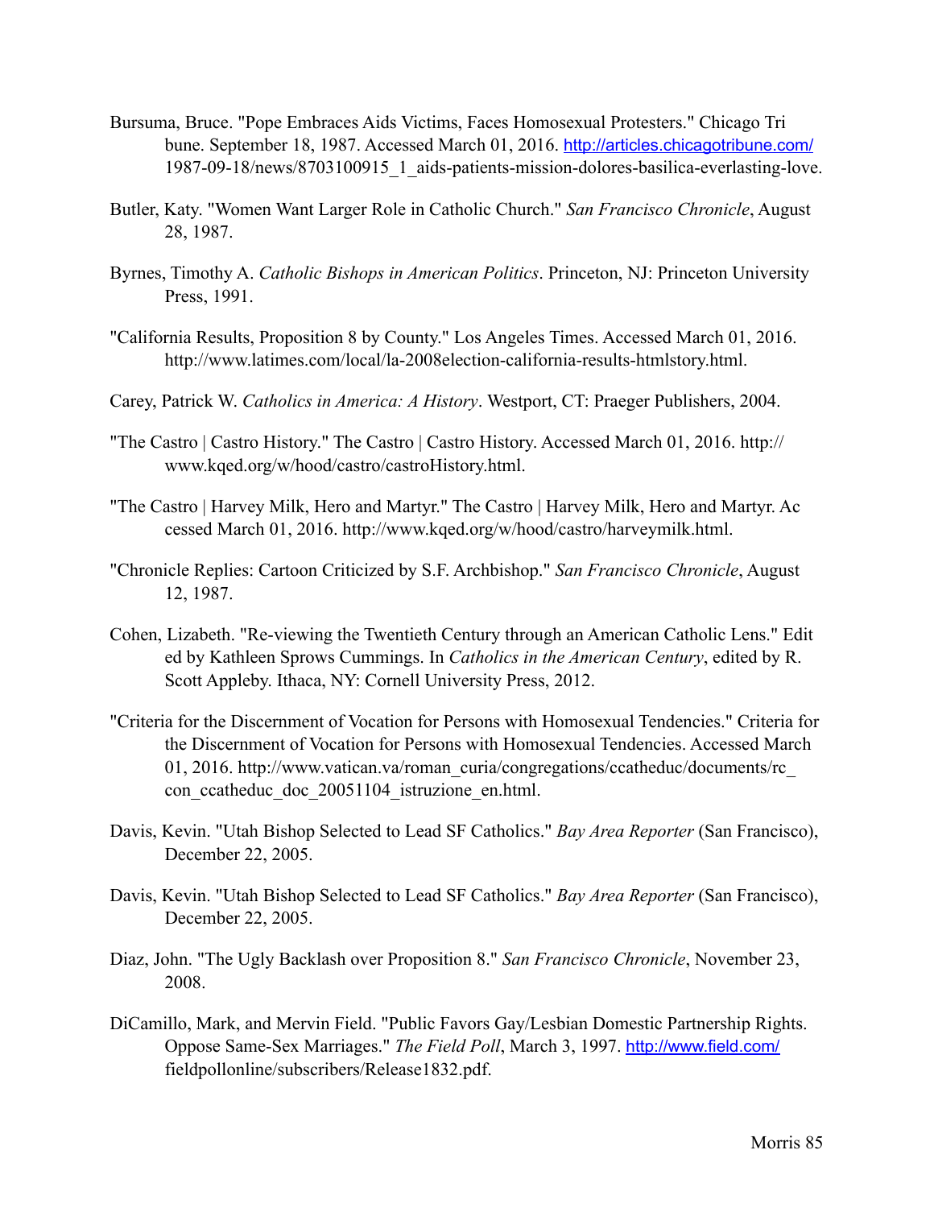Bursuma, Bruce. "Pope Embraces Aids Victims, Faces Homosexual Protesters." Chicago Tribune. September 18, 1987. Accessed March 01, 2016. http://articles.chicagotribune.com/1987-09-18/news/8703100915_1_aids-patients-mission-dolores-basilica-everlasting-love.

Butler, Katy. "Women Want Larger Role in Catholic Church." *San Francisco Chronicle*, August 28, 1987.

Byrnes, Timothy A. *Catholic Bishops in American Politics*. Princeton, NJ: Princeton University Press, 1991.

"California Results, Proposition 8 by County." Los Angeles Times. Accessed March 01, 2016. http://www.latimes.com/local/la-2008election-california-results-htmlstory.html.

Carey, Patrick W. *Catholics in America: A History*. Westport, CT: Praeger Publishers, 2004.

"The Castro | Castro History." The Castro | Castro History. Accessed March 01, 2016. http://www.kqed.org/w/hood/castro/castroHistory.html.

"The Castro | Harvey Milk, Hero and Martyr." The Castro | Harvey Milk, Hero and Martyr. Accessed March 01, 2016. http://www.kqed.org/w/hood/castro/harveymilk.html.

"Chronicle Replies: Cartoon Criticized by S.F. Archbishop." *San Francisco Chronicle*, August 12, 1987.

Cohen, Lizabeth. "Re-viewing the Twentieth Century through an American Catholic Lens." Edited by Kathleen Sprows Cummings. In *Catholics in the American Century*, edited by R. Scott Appleby. Ithaca, NY: Cornell University Press, 2012.

"Criteria for the Discernment of Vocation for Persons with Homosexual Tendencies." Criteria for the Discernment of Vocation for Persons with Homosexual Tendencies. Accessed March 01, 2016. http://www.vatican.va/roman_curia/congregations/ccatheduc/documents/rc_con_ccatheduc_doc_20051104_istruzione_en.html.

Davis, Kevin. "Utah Bishop Selected to Lead SF Catholics." *Bay Area Reporter* (San Francisco), December 22, 2005.

Davis, Kevin. "Utah Bishop Selected to Lead SF Catholics." *Bay Area Reporter* (San Francisco), December 22, 2005.

Diaz, John. "The Ugly Backlash over Proposition 8." *San Francisco Chronicle*, November 23, 2008.

DiCamillo, Mark, and Mervin Field. "Public Favors Gay/Lesbian Domestic Partnership Rights. Oppose Same-Sex Marriages." *The Field Poll*, March 3, 1997. http://www.field.com/fieldpollonline/subscribers/Release1832.pdf.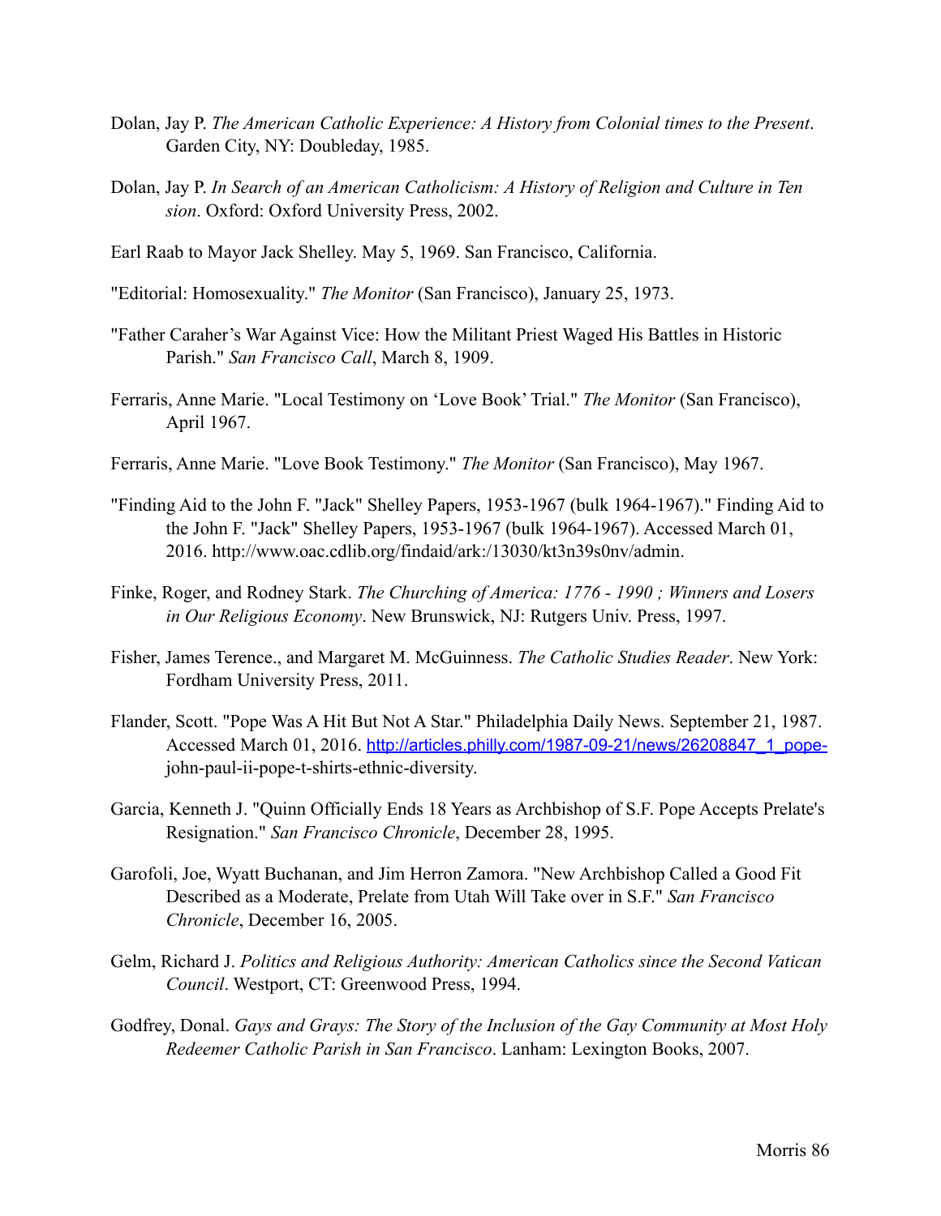Dolan, Jay P. *The American Catholic Experience: A History from Colonial times to the Present*. Garden City, NY: Doubleday, 1985.

Dolan, Jay P. *In Search of an American Catholicism: A History of Religion and Culture in Ten sion*. Oxford: Oxford University Press, 2002.

Earl Raab to Mayor Jack Shelley. May 5, 1969. San Francisco, California.

"Editorial: Homosexuality." *The Monitor* (San Francisco), January 25, 1973.

"Father Caraher's War Against Vice: How the Militant Priest Waged His Battles in Historic Parish." *San Francisco Call*, March 8, 1909.

Ferraris, Anne Marie. "Local Testimony on 'Love Book' Trial." *The Monitor* (San Francisco), April 1967.

Ferraris, Anne Marie. "Love Book Testimony." *The Monitor* (San Francisco), May 1967.

"Finding Aid to the John F. "Jack" Shelley Papers, 1953-1967 (bulk 1964-1967)." Finding Aid to the John F. "Jack" Shelley Papers, 1953-1967 (bulk 1964-1967). Accessed March 01, 2016. http://www.oac.cdlib.org/findaid/ark:/13030/kt3n39s0nv/admin.

Finke, Roger, and Rodney Stark. *The Churching of America: 1776 - 1990 ; Winners and Losers in Our Religious Economy*. New Brunswick, NJ: Rutgers Univ. Press, 1997.

Fisher, James Terence., and Margaret M. McGuinness. *The Catholic Studies Reader*. New York: Fordham University Press, 2011.

Flander, Scott. "Pope Was A Hit But Not A Star." Philadelphia Daily News. September 21, 1987. Accessed March 01, 2016. http://articles.philly.com/1987-09-21/news/26208847_1_pope-john-paul-ii-pope-t-shirts-ethnic-diversity.

Garcia, Kenneth J. "Quinn Officially Ends 18 Years as Archbishop of S.F. Pope Accepts Prelate's Resignation." *San Francisco Chronicle*, December 28, 1995.

Garofoli, Joe, Wyatt Buchanan, and Jim Herron Zamora. "New Archbishop Called a Good Fit Described as a Moderate, Prelate from Utah Will Take over in S.F." *San Francisco Chronicle*, December 16, 2005.

Gelm, Richard J. *Politics and Religious Authority: American Catholics since the Second Vatican Council*. Westport, CT: Greenwood Press, 1994.

Godfrey, Donal. *Gays and Grays: The Story of the Inclusion of the Gay Community at Most Holy Redeemer Catholic Parish in San Francisco*. Lanham: Lexington Books, 2007.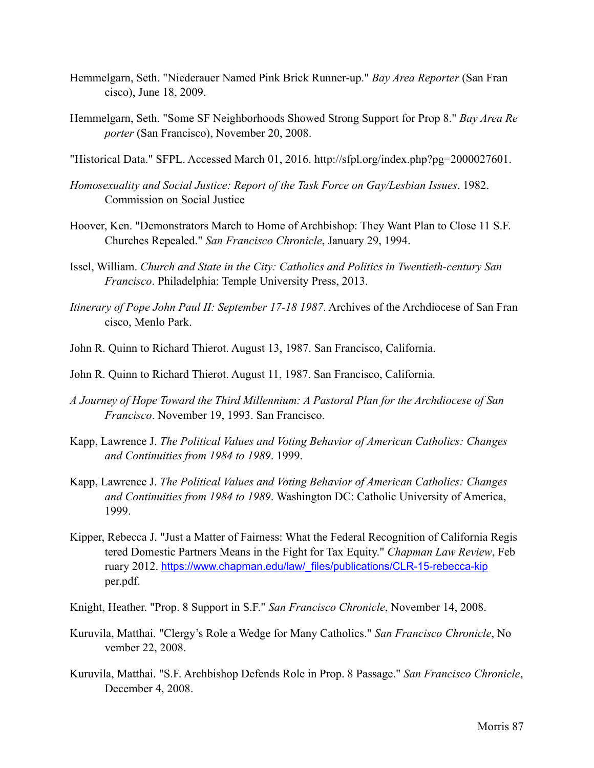Hemmelgarn, Seth. "Niederauer Named Pink Brick Runner-up." *Bay Area Reporter* (San Francisco), June 18, 2009.

Hemmelgarn, Seth. "Some SF Neighborhoods Showed Strong Support for Prop 8." *Bay Area Reporter* (San Francisco), November 20, 2008.

"Historical Data." SFPL. Accessed March 01, 2016. http://sfpl.org/index.php?pg=2000027601.

*Homosexuality and Social Justice: Report of the Task Force on Gay/Lesbian Issues*. 1982. Commission on Social Justice

Hoover, Ken. "Demonstrators March to Home of Archbishop: They Want Plan to Close 11 S.F. Churches Repealed." *San Francisco Chronicle*, January 29, 1994.

Issel, William. *Church and State in the City: Catholics and Politics in Twentieth-century San Francisco*. Philadelphia: Temple University Press, 2013.

*Itinerary of Pope John Paul II: September 17-18 1987*. Archives of the Archdiocese of San Francisco, Menlo Park.

John R. Quinn to Richard Thierot. August 13, 1987. San Francisco, California.

John R. Quinn to Richard Thierot. August 11, 1987. San Francisco, California.

*A Journey of Hope Toward the Third Millennium: A Pastoral Plan for the Archdiocese of San Francisco*. November 19, 1993. San Francisco.

Kapp, Lawrence J. *The Political Values and Voting Behavior of American Catholics: Changes and Continuities from 1984 to 1989*. 1999.

Kapp, Lawrence J. *The Political Values and Voting Behavior of American Catholics: Changes and Continuities from 1984 to 1989*. Washington DC: Catholic University of America, 1999.

Kipper, Rebecca J. "Just a Matter of Fairness: What the Federal Recognition of California Registered Domestic Partners Means in the Fight for Tax Equity." *Chapman Law Review*, February 2012. https://www.chapman.edu/law/_files/publications/CLR-15-rebecca-kipper.pdf.

Knight, Heather. "Prop. 8 Support in S.F." *San Francisco Chronicle*, November 14, 2008.

Kuruvila, Matthai. "Clergy's Role a Wedge for Many Catholics." *San Francisco Chronicle*, November 22, 2008.

Kuruvila, Matthai. "S.F. Archbishop Defends Role in Prop. 8 Passage." *San Francisco Chronicle*, December 4, 2008.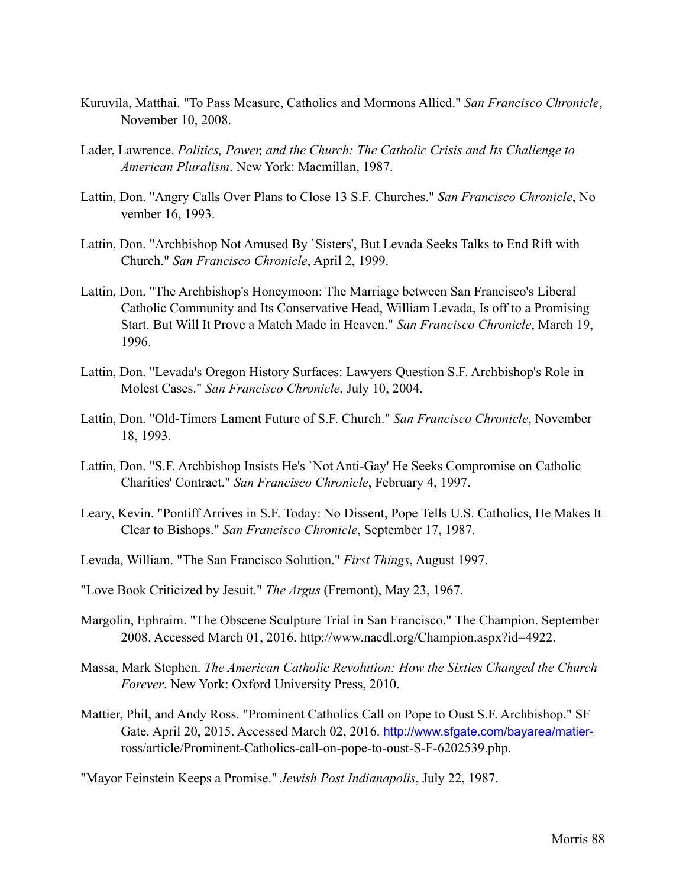Kuruvila, Matthai. "To Pass Measure, Catholics and Mormons Allied." *San Francisco Chronicle*, November 10, 2008.

Lader, Lawrence. *Politics, Power, and the Church: The Catholic Crisis and Its Challenge to American Pluralism*. New York: Macmillan, 1987.

Lattin, Don. "Angry Calls Over Plans to Close 13 S.F. Churches." *San Francisco Chronicle*, No vember 16, 1993.

Lattin, Don. "Archbishop Not Amused By `Sisters', But Levada Seeks Talks to End Rift with Church." *San Francisco Chronicle*, April 2, 1999.

Lattin, Don. "The Archbishop's Honeymoon: The Marriage between San Francisco's Liberal Catholic Community and Its Conservative Head, William Levada, Is off to a Promising Start. But Will It Prove a Match Made in Heaven." *San Francisco Chronicle*, March 19, 1996.

Lattin, Don. "Levada's Oregon History Surfaces: Lawyers Question S.F. Archbishop's Role in Molest Cases." *San Francisco Chronicle*, July 10, 2004.

Lattin, Don. "Old-Timers Lament Future of S.F. Church." *San Francisco Chronicle*, November 18, 1993.

Lattin, Don. "S.F. Archbishop Insists He's `Not Anti-Gay' He Seeks Compromise on Catholic Charities' Contract." *San Francisco Chronicle*, February 4, 1997.

Leary, Kevin. "Pontiff Arrives in S.F. Today: No Dissent, Pope Tells U.S. Catholics, He Makes It Clear to Bishops." *San Francisco Chronicle*, September 17, 1987.

Levada, William. "The San Francisco Solution." *First Things*, August 1997.

"Love Book Criticized by Jesuit." *The Argus* (Fremont), May 23, 1967.

Margolin, Ephraim. "The Obscene Sculpture Trial in San Francisco." The Champion. September 2008. Accessed March 01, 2016. http://www.nacdl.org/Champion.aspx?id=4922.

Massa, Mark Stephen. *The American Catholic Revolution: How the Sixties Changed the Church Forever*. New York: Oxford University Press, 2010.

Mattier, Phil, and Andy Ross. "Prominent Catholics Call on Pope to Oust S.F. Archbishop." SF Gate. April 20, 2015. Accessed March 02, 2016. http://www.sfgate.com/bayarea/matier-ross/article/Prominent-Catholics-call-on-pope-to-oust-S-F-6202539.php.

"Mayor Feinstein Keeps a Promise." *Jewish Post Indianapolis*, July 22, 1987.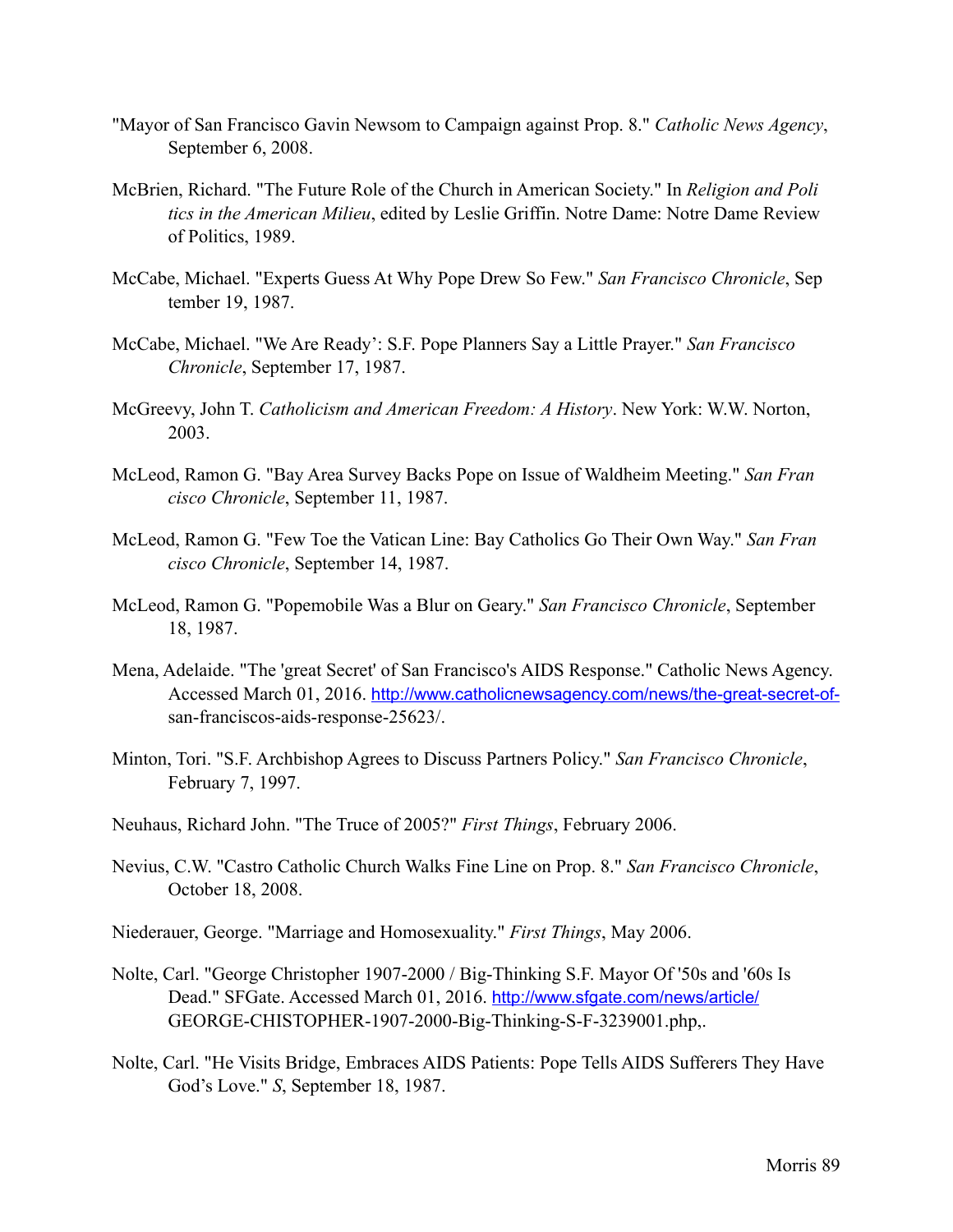"Mayor of San Francisco Gavin Newsom to Campaign against Prop. 8." *Catholic News Agency*, September 6, 2008.

McBrien, Richard. "The Future Role of the Church in American Society." In *Religion and Politics in the American Milieu*, edited by Leslie Griffin. Notre Dame: Notre Dame Review of Politics, 1989.

McCabe, Michael. "Experts Guess At Why Pope Drew So Few." *San Francisco Chronicle*, September 19, 1987.

McCabe, Michael. "We Are Ready': S.F. Pope Planners Say a Little Prayer." *San Francisco Chronicle*, September 17, 1987.

McGreevy, John T. *Catholicism and American Freedom: A History*. New York: W.W. Norton, 2003.

McLeod, Ramon G. "Bay Area Survey Backs Pope on Issue of Waldheim Meeting." *San Francisco Chronicle*, September 11, 1987.

McLeod, Ramon G. "Few Toe the Vatican Line: Bay Catholics Go Their Own Way." *San Francisco Chronicle*, September 14, 1987.

McLeod, Ramon G. "Popemobile Was a Blur on Geary." *San Francisco Chronicle*, September 18, 1987.

Mena, Adelaide. "The 'great Secret' of San Francisco's AIDS Response." Catholic News Agency. Accessed March 01, 2016. http://www.catholicnewsagency.com/news/the-great-secret-of-san-franciscos-aids-response-25623/.

Minton, Tori. "S.F. Archbishop Agrees to Discuss Partners Policy." *San Francisco Chronicle*, February 7, 1997.

Neuhaus, Richard John. "The Truce of 2005?" *First Things*, February 2006.

Nevius, C.W. "Castro Catholic Church Walks Fine Line on Prop. 8." *San Francisco Chronicle*, October 18, 2008.

Niederauer, George. "Marriage and Homosexuality." *First Things*, May 2006.

Nolte, Carl. "George Christopher 1907-2000 / Big-Thinking S.F. Mayor Of '50s and '60s Is Dead." SFGate. Accessed March 01, 2016. http://www.sfgate.com/news/article/GEORGE-CHISTOPHER-1907-2000-Big-Thinking-S-F-3239001.php,.

Nolte, Carl. "He Visits Bridge, Embraces AIDS Patients: Pope Tells AIDS Sufferers They Have God's Love." *S*, September 18, 1987.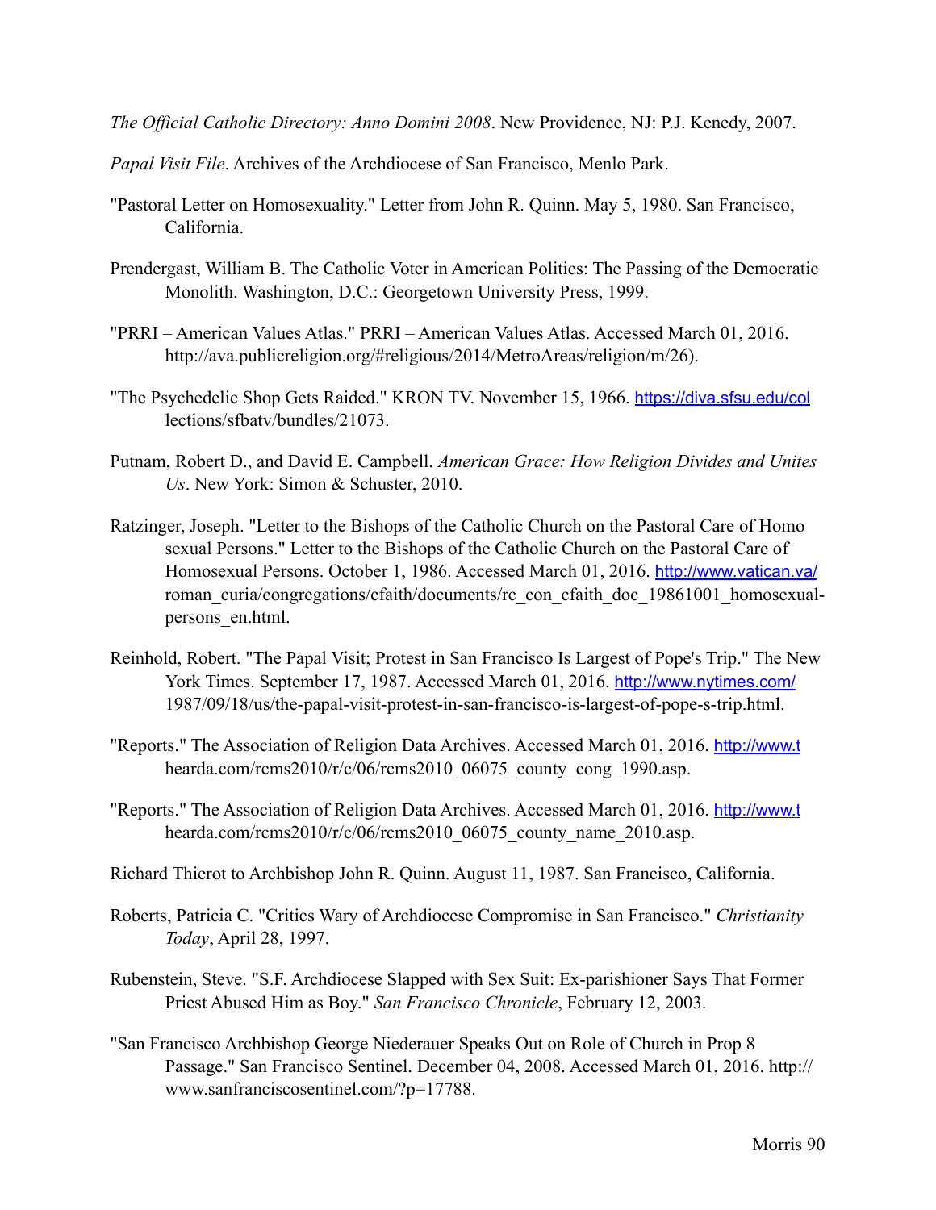*The Official Catholic Directory: Anno Domini 2008*. New Providence, NJ: P.J. Kenedy, 2007.

*Papal Visit File*. Archives of the Archdiocese of San Francisco, Menlo Park.

"Pastoral Letter on Homosexuality." Letter from John R. Quinn. May 5, 1980. San Francisco, California.

Prendergast, William B. The Catholic Voter in American Politics: The Passing of the Democratic Monolith. Washington, D.C.: Georgetown University Press, 1999.

"PRRI – American Values Atlas." PRRI – American Values Atlas. Accessed March 01, 2016. http://ava.publicreligion.org/#religious/2014/MetroAreas/religion/m/26).

"The Psychedelic Shop Gets Raided." KRON TV. November 15, 1966. https://diva.sfsu.edu/collections/sfbatv/bundles/21073.

Putnam, Robert D., and David E. Campbell. *American Grace: How Religion Divides and Unites Us*. New York: Simon & Schuster, 2010.

Ratzinger, Joseph. "Letter to the Bishops of the Catholic Church on the Pastoral Care of Homo sexual Persons." Letter to the Bishops of the Catholic Church on the Pastoral Care of Homosexual Persons. October 1, 1986. Accessed March 01, 2016. http://www.vatican.va/roman_curia/congregations/cfaith/documents/rc_con_cfaith_doc_19861001_homosexual-persons_en.html.

Reinhold, Robert. "The Papal Visit; Protest in San Francisco Is Largest of Pope's Trip." The New York Times. September 17, 1987. Accessed March 01, 2016. http://www.nytimes.com/1987/09/18/us/the-papal-visit-protest-in-san-francisco-is-largest-of-pope-s-trip.html.

"Reports." The Association of Religion Data Archives. Accessed March 01, 2016. http://www.thearda.com/rcms2010/r/c/06/rcms2010_06075_county_cong_1990.asp.

"Reports." The Association of Religion Data Archives. Accessed March 01, 2016. http://www.thearda.com/rcms2010/r/c/06/rcms2010_06075_county_name_2010.asp.

Richard Thierot to Archbishop John R. Quinn. August 11, 1987. San Francisco, California.

Roberts, Patricia C. "Critics Wary of Archdiocese Compromise in San Francisco." *Christianity Today*, April 28, 1997.

Rubenstein, Steve. "S.F. Archdiocese Slapped with Sex Suit: Ex-parishioner Says That Former Priest Abused Him as Boy." *San Francisco Chronicle*, February 12, 2003.

"San Francisco Archbishop George Niederauer Speaks Out on Role of Church in Prop 8 Passage." San Francisco Sentinel. December 04, 2008. Accessed March 01, 2016. http://www.sanfranciscosentinel.com/?p=17788.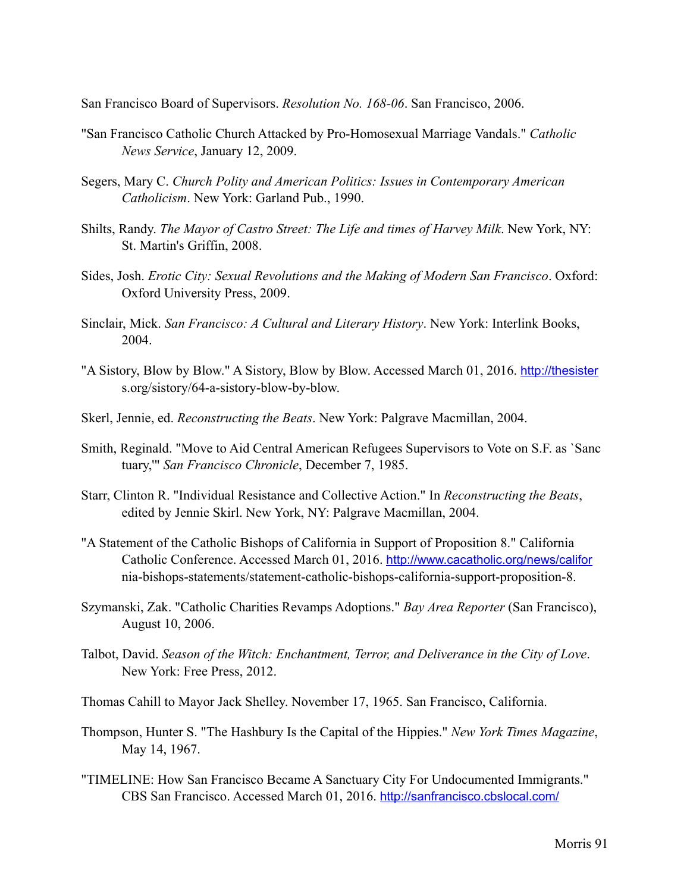San Francisco Board of Supervisors. *Resolution No. 168-06*. San Francisco, 2006.

"San Francisco Catholic Church Attacked by Pro-Homosexual Marriage Vandals." *Catholic News Service*, January 12, 2009.

Segers, Mary C. *Church Polity and American Politics: Issues in Contemporary American Catholicism*. New York: Garland Pub., 1990.

Shilts, Randy. *The Mayor of Castro Street: The Life and times of Harvey Milk*. New York, NY: St. Martin's Griffin, 2008.

Sides, Josh. *Erotic City: Sexual Revolutions and the Making of Modern San Francisco*. Oxford: Oxford University Press, 2009.

Sinclair, Mick. *San Francisco: A Cultural and Literary History*. New York: Interlink Books, 2004.

"A Sistory, Blow by Blow." A Sistory, Blow by Blow. Accessed March 01, 2016. http://thesisters.org/sistory/64-a-sistory-blow-by-blow.

Skerl, Jennie, ed. *Reconstructing the Beats*. New York: Palgrave Macmillan, 2004.

Smith, Reginald. "Move to Aid Central American Refugees Supervisors to Vote on S.F. as `Sanctuary,'" *San Francisco Chronicle*, December 7, 1985.

Starr, Clinton R. "Individual Resistance and Collective Action." In *Reconstructing the Beats*, edited by Jennie Skirl. New York, NY: Palgrave Macmillan, 2004.

"A Statement of the Catholic Bishops of California in Support of Proposition 8." California Catholic Conference. Accessed March 01, 2016. http://www.cacatholic.org/news/california-bishops-statements/statement-catholic-bishops-california-support-proposition-8.

Szymanski, Zak. "Catholic Charities Revamps Adoptions." *Bay Area Reporter* (San Francisco), August 10, 2006.

Talbot, David. *Season of the Witch: Enchantment, Terror, and Deliverance in the City of Love*. New York: Free Press, 2012.

Thomas Cahill to Mayor Jack Shelley. November 17, 1965. San Francisco, California.

Thompson, Hunter S. "The Hashbury Is the Capital of the Hippies." *New York Times Magazine*, May 14, 1967.

"TIMELINE: How San Francisco Became A Sanctuary City For Undocumented Immigrants." CBS San Francisco. Accessed March 01, 2016. http://sanfrancisco.cbslocal.com/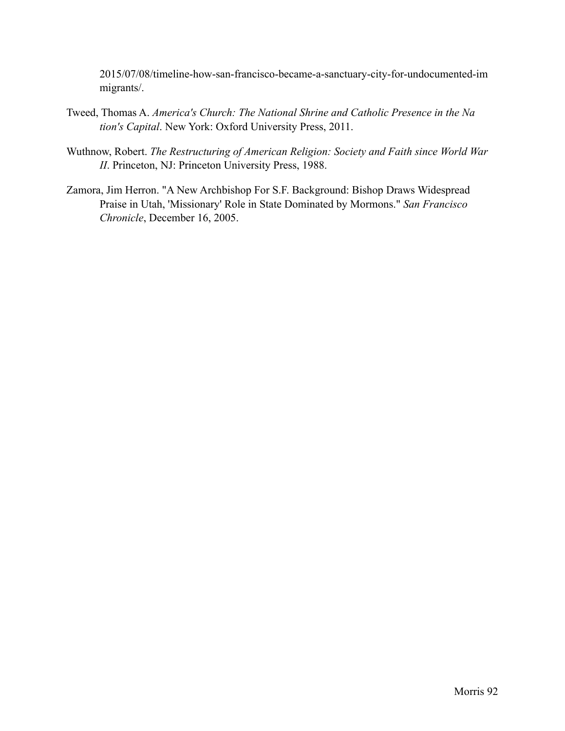2015/07/08/timeline-how-san-francisco-became-a-sanctuary-city-for-undocumented-immigrants/.

Tweed, Thomas A. *America's Church: The National Shrine and Catholic Presence in the Nation's Capital*. New York: Oxford University Press, 2011.

Wuthnow, Robert. *The Restructuring of American Religion: Society and Faith since World War II*. Princeton, NJ: Princeton University Press, 1988.

Zamora, Jim Herron. "A New Archbishop For S.F. Background: Bishop Draws Widespread Praise in Utah, 'Missionary' Role in State Dominated by Mormons." *San Francisco Chronicle*, December 16, 2005.